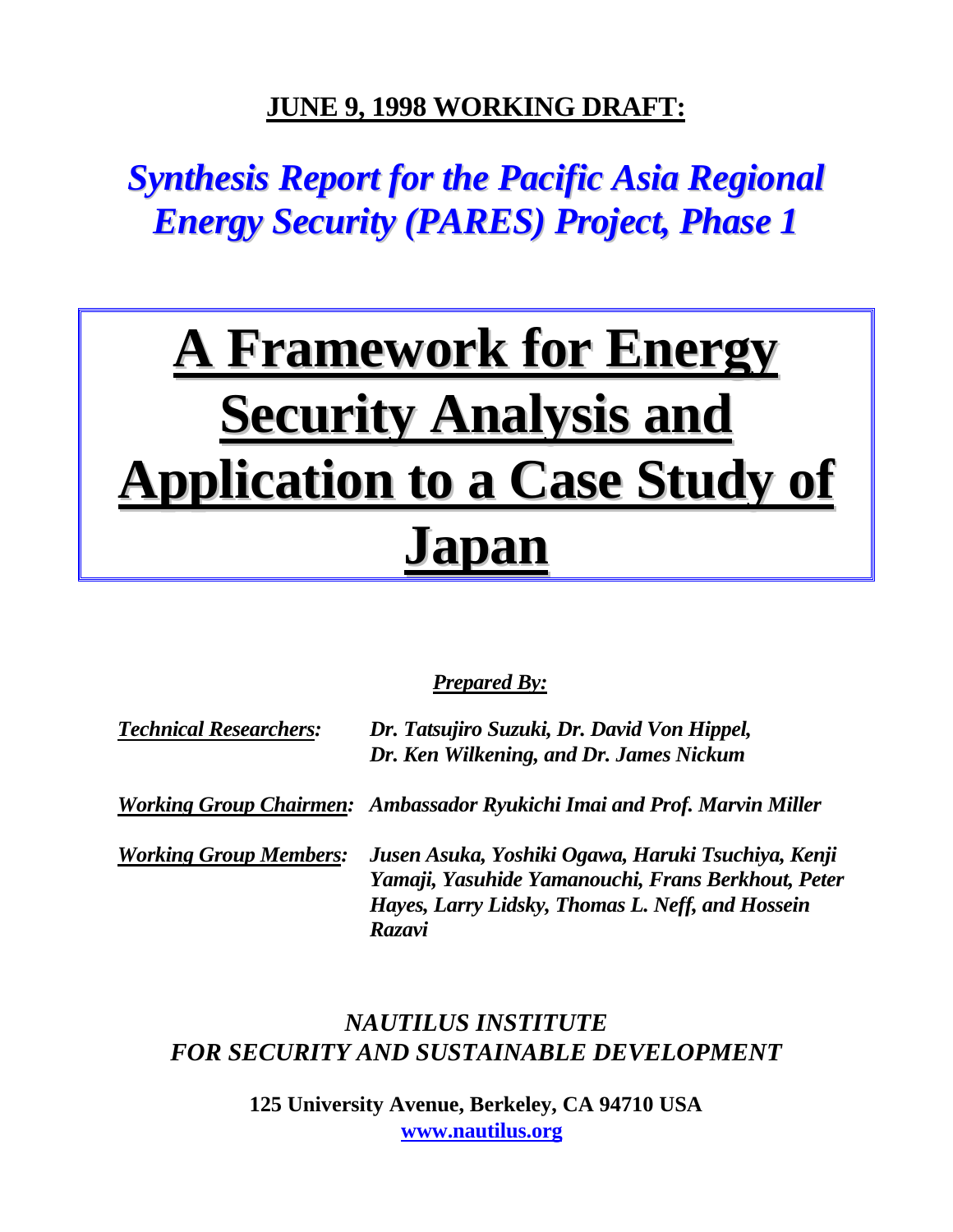**JUNE 9, 1998 WORKING DRAFT:**

## *Synthesis Report for the Pacific Asia Regional Energy Security (PARES) Project, Phase 1*

# A Framework for Energy Security Analysis and Application to a Case Study of Japan

***Prepared By:***

***Technical Researchers:*** ***Dr. Tatsujiro Suzuki, Dr. David Von Hippel, Dr. Ken Wilkening, and Dr. James Nickum***

***Working Group Chairmen:*** ***Ambassador Ryukichi Imai and Prof. Marvin Miller***

***Working Group Members:*** ***Jusen Asuka, Yoshiki Ogawa, Haruki Tsuchiya, Kenji Yamaji, Yasuhide Yamanouchi, Frans Berkhout, Peter Hayes, Larry Lidsky, Thomas L. Neff, and Hossein Razavi***

*NAUTILUS INSTITUTE*
*FOR SECURITY AND SUSTAINABLE DEVELOPMENT*

**125 University Avenue, Berkeley, CA 94710 USA**
**www.nautilus.org**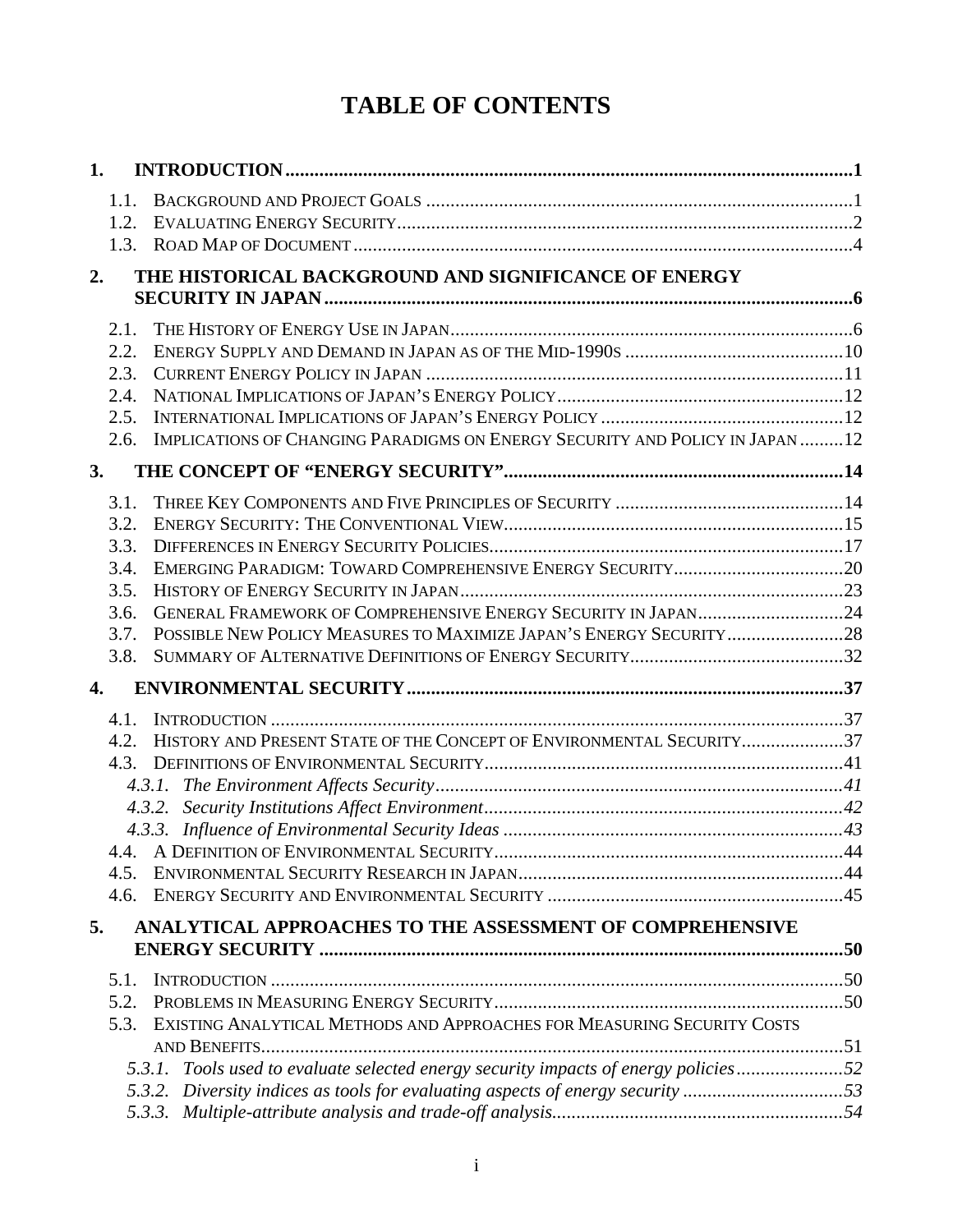# TABLE OF CONTENTS

**1. INTRODUCTION .....1**

- 1.1. BACKGROUND AND PROJECT GOALS .....1
- 1.2. EVALUATING ENERGY SECURITY .....2
- 1.3. ROAD MAP OF DOCUMENT .....4

**2. THE HISTORICAL BACKGROUND AND SIGNIFICANCE OF ENERGY SECURITY IN JAPAN .....6**

- 2.1. THE HISTORY OF ENERGY USE IN JAPAN .....6
- 2.2. ENERGY SUPPLY AND DEMAND IN JAPAN AS OF THE MID-1990S .....10
- 2.3. CURRENT ENERGY POLICY IN JAPAN .....11
- 2.4. NATIONAL IMPLICATIONS OF JAPAN'S ENERGY POLICY .....12
- 2.5. INTERNATIONAL IMPLICATIONS OF JAPAN'S ENERGY POLICY .....12
- 2.6. IMPLICATIONS OF CHANGING PARADIGMS ON ENERGY SECURITY AND POLICY IN JAPAN .....12

**3. THE CONCEPT OF "ENERGY SECURITY" .....14**

- 3.1. THREE KEY COMPONENTS AND FIVE PRINCIPLES OF SECURITY .....14
- 3.2. ENERGY SECURITY: THE CONVENTIONAL VIEW .....15
- 3.3. DIFFERENCES IN ENERGY SECURITY POLICIES .....17
- 3.4. EMERGING PARADIGM: TOWARD COMPREHENSIVE ENERGY SECURITY .....20
- 3.5. HISTORY OF ENERGY SECURITY IN JAPAN .....23
- 3.6. GENERAL FRAMEWORK OF COMPREHENSIVE ENERGY SECURITY IN JAPAN .....24
- 3.7. POSSIBLE NEW POLICY MEASURES TO MAXIMIZE JAPAN'S ENERGY SECURITY .....28
- 3.8. SUMMARY OF ALTERNATIVE DEFINITIONS OF ENERGY SECURITY .....32

**4. ENVIRONMENTAL SECURITY .....37**

- 4.1. INTRODUCTION .....37
- 4.2. HISTORY AND PRESENT STATE OF THE CONCEPT OF ENVIRONMENTAL SECURITY .....37
- 4.3. DEFINITIONS OF ENVIRONMENTAL SECURITY .....41
  - *4.3.1. The Environment Affects Security .....41*
  - *4.3.2. Security Institutions Affect Environment .....42*
  - *4.3.3. Influence of Environmental Security Ideas .....43*
- 4.4. A DEFINITION OF ENVIRONMENTAL SECURITY .....44
- 4.5. ENVIRONMENTAL SECURITY RESEARCH IN JAPAN .....44
- 4.6. ENERGY SECURITY AND ENVIRONMENTAL SECURITY .....45

**5. ANALYTICAL APPROACHES TO THE ASSESSMENT OF COMPREHENSIVE ENERGY SECURITY .....50**

- 5.1. INTRODUCTION .....50
- 5.2. PROBLEMS IN MEASURING ENERGY SECURITY .....50
- 5.3. EXISTING ANALYTICAL METHODS AND APPROACHES FOR MEASURING SECURITY COSTS AND BENEFITS .....51
  - *5.3.1. Tools used to evaluate selected energy security impacts of energy policies .....52*
  - *5.3.2. Diversity indices as tools for evaluating aspects of energy security .....53*
  - *5.3.3. Multiple-attribute analysis and trade-off analysis .....54*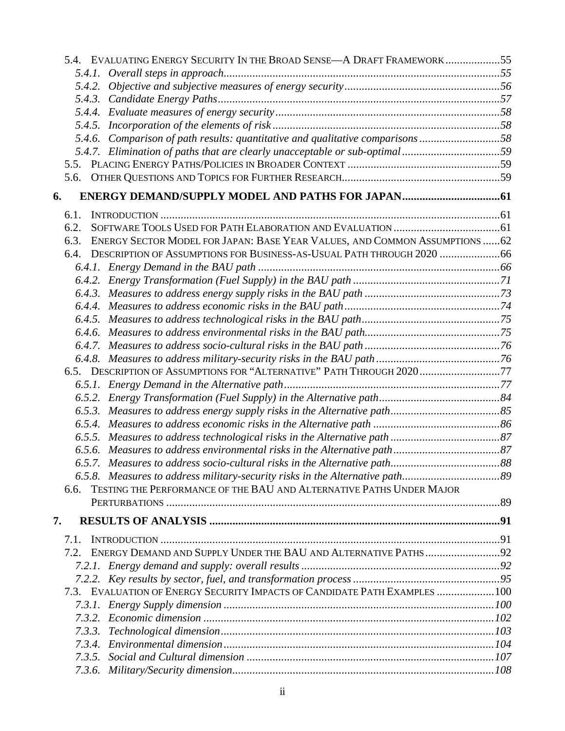5.4. EVALUATING ENERGY SECURITY IN THE BROAD SENSE—A DRAFT FRAMEWORK ..................55

*5.4.1. Overall steps in approach ...............................................................................55*

*5.4.2. Objective and subjective measures of energy security.....................................................56*

*5.4.3. Candidate Energy Paths ...............................................................................57*

*5.4.4. Evaluate measures of energy security .............................................................................58*

*5.4.5. Incorporation of the elements of risk .............................................................................58*

*5.4.6. Comparison of path results: quantitative and qualitative comparisons ............................58*

*5.4.7. Elimination of paths that are clearly unacceptable or sub-optimal ..................................59*

5.5. PLACING ENERGY PATHS/POLICIES IN BROADER CONTEXT ....................................................59

5.6. OTHER QUESTIONS AND TOPICS FOR FURTHER RESEARCH......................................................59

**6. ENERGY DEMAND/SUPPLY MODEL AND PATHS FOR JAPAN.................................61**

6.1. INTRODUCTION ......................................................................................................61

6.2. SOFTWARE TOOLS USED FOR PATH ELABORATION AND EVALUATION .....................................61

6.3. ENERGY SECTOR MODEL FOR JAPAN: BASE YEAR VALUES, AND COMMON ASSUMPTIONS ......62

6.4. DESCRIPTION OF ASSUMPTIONS FOR BUSINESS-AS-USUAL PATH THROUGH 2020 .....................66

*6.4.1. Energy Demand in the BAU path ...................................................................................66*

*6.4.2. Energy Transformation (Fuel Supply) in the BAU path ..................................................71*

*6.4.3. Measures to address energy supply risks in the BAU path ..............................................73*

*6.4.4. Measures to address economic risks in the BAU path .....................................................74*

*6.4.5. Measures to address technological risks in the BAU path ...............................................75*

*6.4.6. Measures to address environmental risks in the BAU path..............................................75*

*6.4.7. Measures to address socio-cultural risks in the BAU path ..............................................76*

*6.4.8. Measures to address military-security risks in the BAU path ..........................................76*

6.5. DESCRIPTION OF ASSUMPTIONS FOR "ALTERNATIVE" PATH THROUGH 2020 ............................77

*6.5.1. Energy Demand in the Alternative path..........................................................................77*

*6.5.2. Energy Transformation (Fuel Supply) in the Alternative path..........................................84*

*6.5.3. Measures to address energy supply risks in the Alternative path......................................85*

*6.5.4. Measures to address economic risks in the Alternative path ...........................................86*

*6.5.5. Measures to address technological risks in the Alternative path ......................................87*

*6.5.6. Measures to address environmental risks in the Alternative path.....................................87*

*6.5.7. Measures to address socio-cultural risks in the Alternative path......................................88*

*6.5.8. Measures to address military-security risks in the Alternative path.................................89*

6.6. TESTING THE PERFORMANCE OF THE BAU AND ALTERNATIVE PATHS UNDER MAJOR PERTURBATIONS ....................................................................................................89

**7. RESULTS OF ANALYSIS ....................................................................................91**

7.1. INTRODUCTION ......................................................................................................91

7.2. ENERGY DEMAND AND SUPPLY UNDER THE BAU AND ALTERNATIVE PATHS ..........................92

*7.2.1. Energy demand and supply: overall results ....................................................................92*

*7.2.2. Key results by sector, fuel, and transformation process ..................................................95*

7.3. EVALUATION OF ENERGY SECURITY IMPACTS OF CANDIDATE PATH EXAMPLES ....................100

*7.3.1. Energy Supply dimension .............................................................................100*

*7.3.2. Economic dimension .....................................................................................102*

*7.3.3. Technological dimension...............................................................................103*

*7.3.4. Environmental dimension..............................................................................104*

*7.3.5. Social and Cultural dimension .......................................................................107*

*7.3.6. Military/Security dimension...........................................................................108*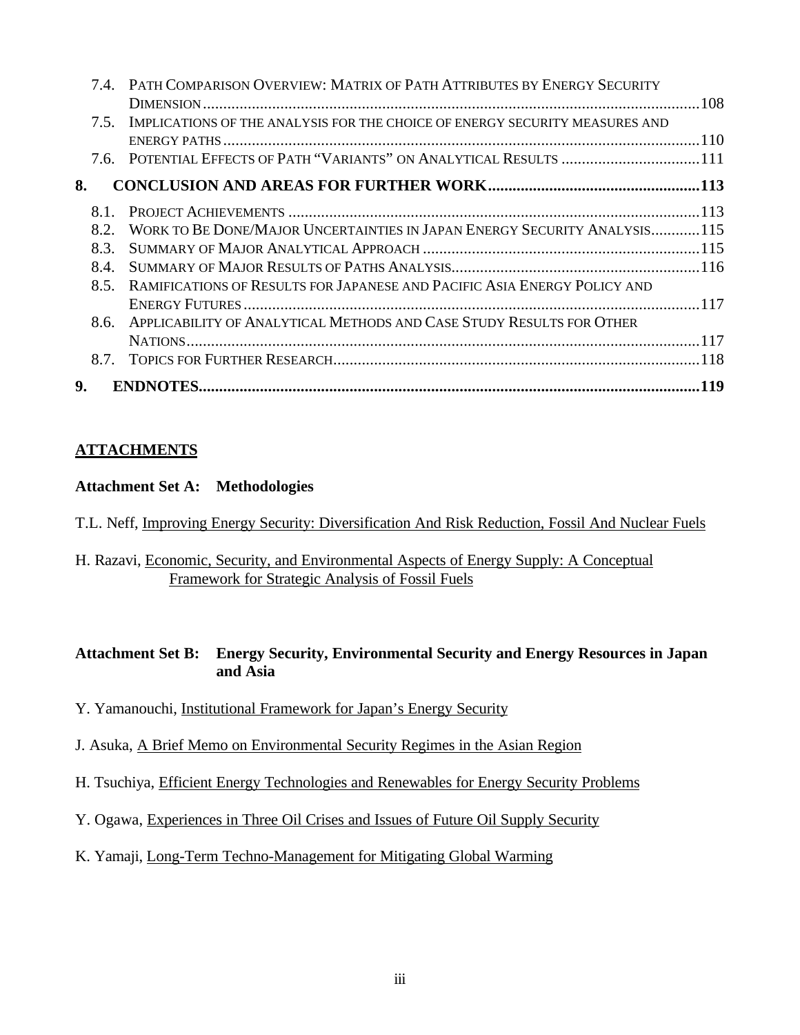7.4. PATH COMPARISON OVERVIEW: MATRIX OF PATH ATTRIBUTES BY ENERGY SECURITY DIMENSION ....108
7.5. IMPLICATIONS OF THE ANALYSIS FOR THE CHOICE OF ENERGY SECURITY MEASURES AND ENERGY PATHS ....110
7.6. POTENTIAL EFFECTS OF PATH "VARIANTS" ON ANALYTICAL RESULTS ....111

**8. CONCLUSION AND AREAS FOR FURTHER WORK ....113**

8.1. PROJECT ACHIEVEMENTS ....113
8.2. WORK TO BE DONE/MAJOR UNCERTAINTIES IN JAPAN ENERGY SECURITY ANALYSIS ....115
8.3. SUMMARY OF MAJOR ANALYTICAL APPROACH ....115
8.4. SUMMARY OF MAJOR RESULTS OF PATHS ANALYSIS ....116
8.5. RAMIFICATIONS OF RESULTS FOR JAPANESE AND PACIFIC ASIA ENERGY POLICY AND ENERGY FUTURES ....117
8.6. APPLICABILITY OF ANALYTICAL METHODS AND CASE STUDY RESULTS FOR OTHER NATIONS ....117
8.7. TOPICS FOR FURTHER RESEARCH ....118

**9. ENDNOTES ....119**

## ATTACHMENTS

**Attachment Set A: Methodologies**

T.L. Neff, Improving Energy Security: Diversification And Risk Reduction, Fossil And Nuclear Fuels

H. Razavi, Economic, Security, and Environmental Aspects of Energy Supply: A Conceptual Framework for Strategic Analysis of Fossil Fuels

**Attachment Set B: Energy Security, Environmental Security and Energy Resources in Japan and Asia**

Y. Yamanouchi, Institutional Framework for Japan's Energy Security

J. Asuka, A Brief Memo on Environmental Security Regimes in the Asian Region

H. Tsuchiya, Efficient Energy Technologies and Renewables for Energy Security Problems

Y. Ogawa, Experiences in Three Oil Crises and Issues of Future Oil Supply Security

K. Yamaji, Long-Term Techno-Management for Mitigating Global Warming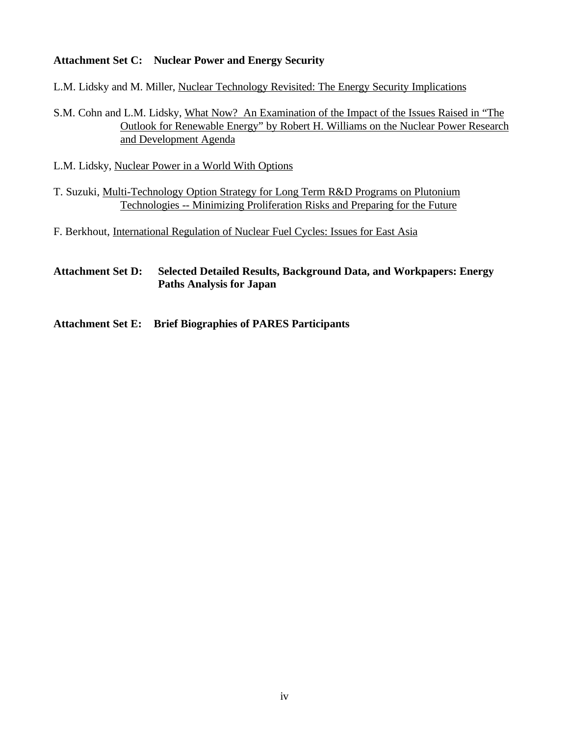**Attachment Set C: Nuclear Power and Energy Security**

L.M. Lidsky and M. Miller, Nuclear Technology Revisited: The Energy Security Implications

S.M. Cohn and L.M. Lidsky, What Now? An Examination of the Impact of the Issues Raised in "The Outlook for Renewable Energy" by Robert H. Williams on the Nuclear Power Research and Development Agenda

L.M. Lidsky, Nuclear Power in a World With Options

T. Suzuki, Multi-Technology Option Strategy for Long Term R&D Programs on Plutonium Technologies -- Minimizing Proliferation Risks and Preparing for the Future

F. Berkhout, International Regulation of Nuclear Fuel Cycles: Issues for East Asia

**Attachment Set D: Selected Detailed Results, Background Data, and Workpapers: Energy Paths Analysis for Japan**

**Attachment Set E: Brief Biographies of PARES Participants**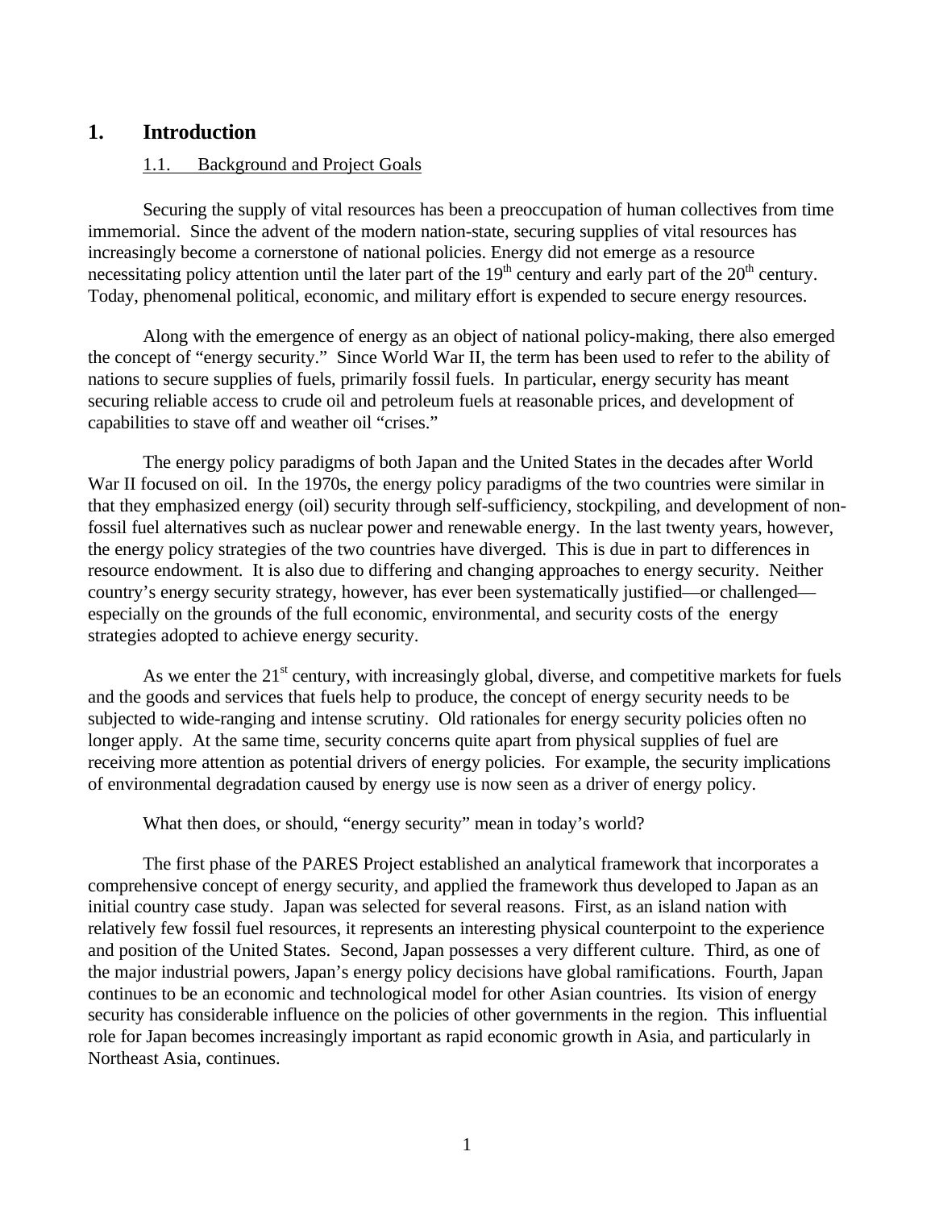# 1. Introduction

## 1.1. Background and Project Goals

Securing the supply of vital resources has been a preoccupation of human collectives from time immemorial. Since the advent of the modern nation-state, securing supplies of vital resources has increasingly become a cornerstone of national policies. Energy did not emerge as a resource necessitating policy attention until the later part of the 19th century and early part of the 20th century. Today, phenomenal political, economic, and military effort is expended to secure energy resources.

Along with the emergence of energy as an object of national policy-making, there also emerged the concept of "energy security." Since World War II, the term has been used to refer to the ability of nations to secure supplies of fuels, primarily fossil fuels. In particular, energy security has meant securing reliable access to crude oil and petroleum fuels at reasonable prices, and development of capabilities to stave off and weather oil "crises."

The energy policy paradigms of both Japan and the United States in the decades after World War II focused on oil. In the 1970s, the energy policy paradigms of the two countries were similar in that they emphasized energy (oil) security through self-sufficiency, stockpiling, and development of non-fossil fuel alternatives such as nuclear power and renewable energy. In the last twenty years, however, the energy policy strategies of the two countries have diverged. This is due in part to differences in resource endowment. It is also due to differing and changing approaches to energy security. Neither country's energy security strategy, however, has ever been systematically justified—or challenged—especially on the grounds of the full economic, environmental, and security costs of the energy strategies adopted to achieve energy security.

As we enter the 21st century, with increasingly global, diverse, and competitive markets for fuels and the goods and services that fuels help to produce, the concept of energy security needs to be subjected to wide-ranging and intense scrutiny. Old rationales for energy security policies often no longer apply. At the same time, security concerns quite apart from physical supplies of fuel are receiving more attention as potential drivers of energy policies. For example, the security implications of environmental degradation caused by energy use is now seen as a driver of energy policy.

What then does, or should, "energy security" mean in today's world?

The first phase of the PARES Project established an analytical framework that incorporates a comprehensive concept of energy security, and applied the framework thus developed to Japan as an initial country case study. Japan was selected for several reasons. First, as an island nation with relatively few fossil fuel resources, it represents an interesting physical counterpoint to the experience and position of the United States. Second, Japan possesses a very different culture. Third, as one of the major industrial powers, Japan's energy policy decisions have global ramifications. Fourth, Japan continues to be an economic and technological model for other Asian countries. Its vision of energy security has considerable influence on the policies of other governments in the region. This influential role for Japan becomes increasingly important as rapid economic growth in Asia, and particularly in Northeast Asia, continues.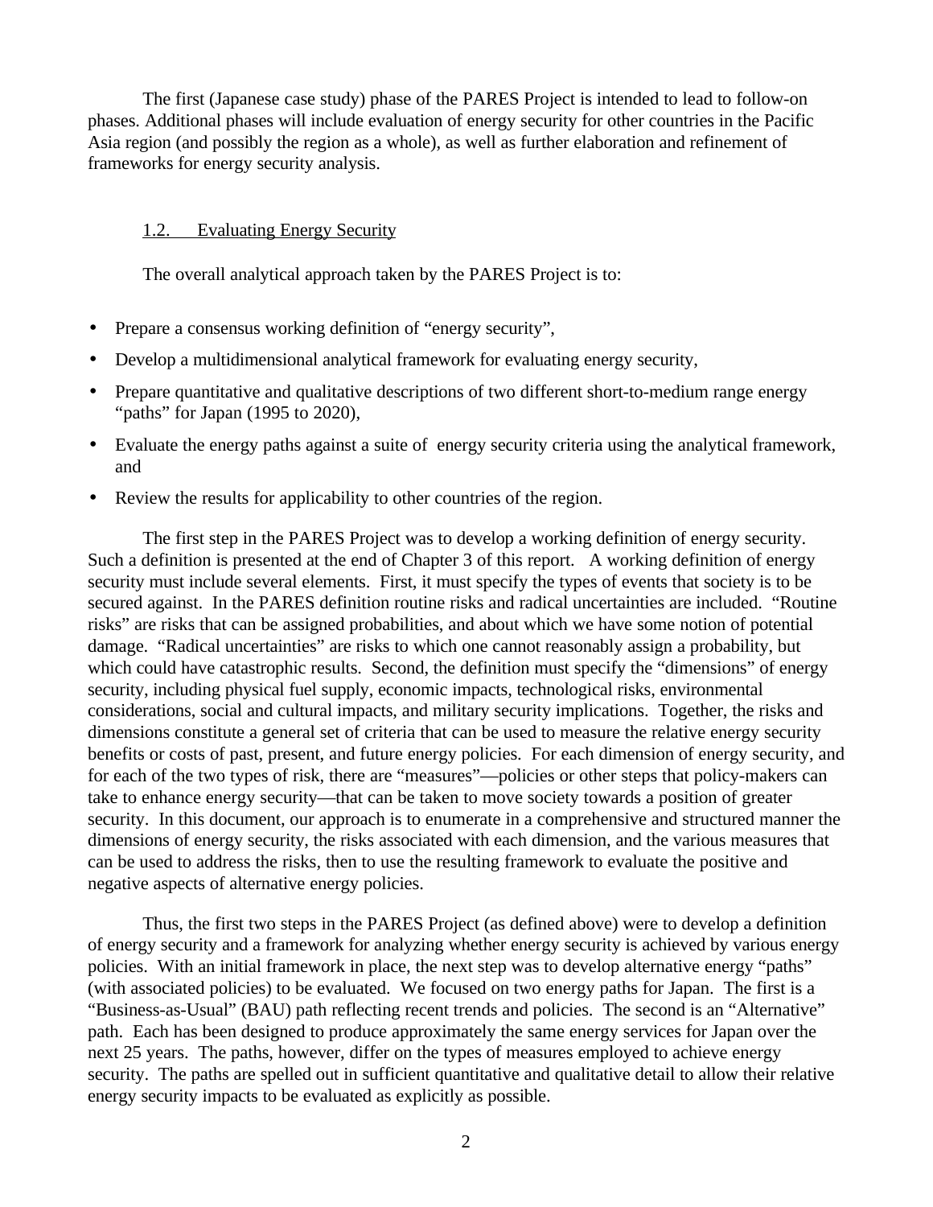The first (Japanese case study) phase of the PARES Project is intended to lead to follow-on phases. Additional phases will include evaluation of energy security for other countries in the Pacific Asia region (and possibly the region as a whole), as well as further elaboration and refinement of frameworks for energy security analysis.

### 1.2. Evaluating Energy Security

The overall analytical approach taken by the PARES Project is to:

- Prepare a consensus working definition of "energy security",
- Develop a multidimensional analytical framework for evaluating energy security,
- Prepare quantitative and qualitative descriptions of two different short-to-medium range energy "paths" for Japan (1995 to 2020),
- Evaluate the energy paths against a suite of energy security criteria using the analytical framework, and
- Review the results for applicability to other countries of the region.

The first step in the PARES Project was to develop a working definition of energy security. Such a definition is presented at the end of Chapter 3 of this report. A working definition of energy security must include several elements. First, it must specify the types of events that society is to be secured against. In the PARES definition routine risks and radical uncertainties are included. "Routine risks" are risks that can be assigned probabilities, and about which we have some notion of potential damage. "Radical uncertainties" are risks to which one cannot reasonably assign a probability, but which could have catastrophic results. Second, the definition must specify the "dimensions" of energy security, including physical fuel supply, economic impacts, technological risks, environmental considerations, social and cultural impacts, and military security implications. Together, the risks and dimensions constitute a general set of criteria that can be used to measure the relative energy security benefits or costs of past, present, and future energy policies. For each dimension of energy security, and for each of the two types of risk, there are "measures"—policies or other steps that policy-makers can take to enhance energy security—that can be taken to move society towards a position of greater security. In this document, our approach is to enumerate in a comprehensive and structured manner the dimensions of energy security, the risks associated with each dimension, and the various measures that can be used to address the risks, then to use the resulting framework to evaluate the positive and negative aspects of alternative energy policies.

Thus, the first two steps in the PARES Project (as defined above) were to develop a definition of energy security and a framework for analyzing whether energy security is achieved by various energy policies. With an initial framework in place, the next step was to develop alternative energy "paths" (with associated policies) to be evaluated. We focused on two energy paths for Japan. The first is a "Business-as-Usual" (BAU) path reflecting recent trends and policies. The second is an "Alternative" path. Each has been designed to produce approximately the same energy services for Japan over the next 25 years. The paths, however, differ on the types of measures employed to achieve energy security. The paths are spelled out in sufficient quantitative and qualitative detail to allow their relative energy security impacts to be evaluated as explicitly as possible.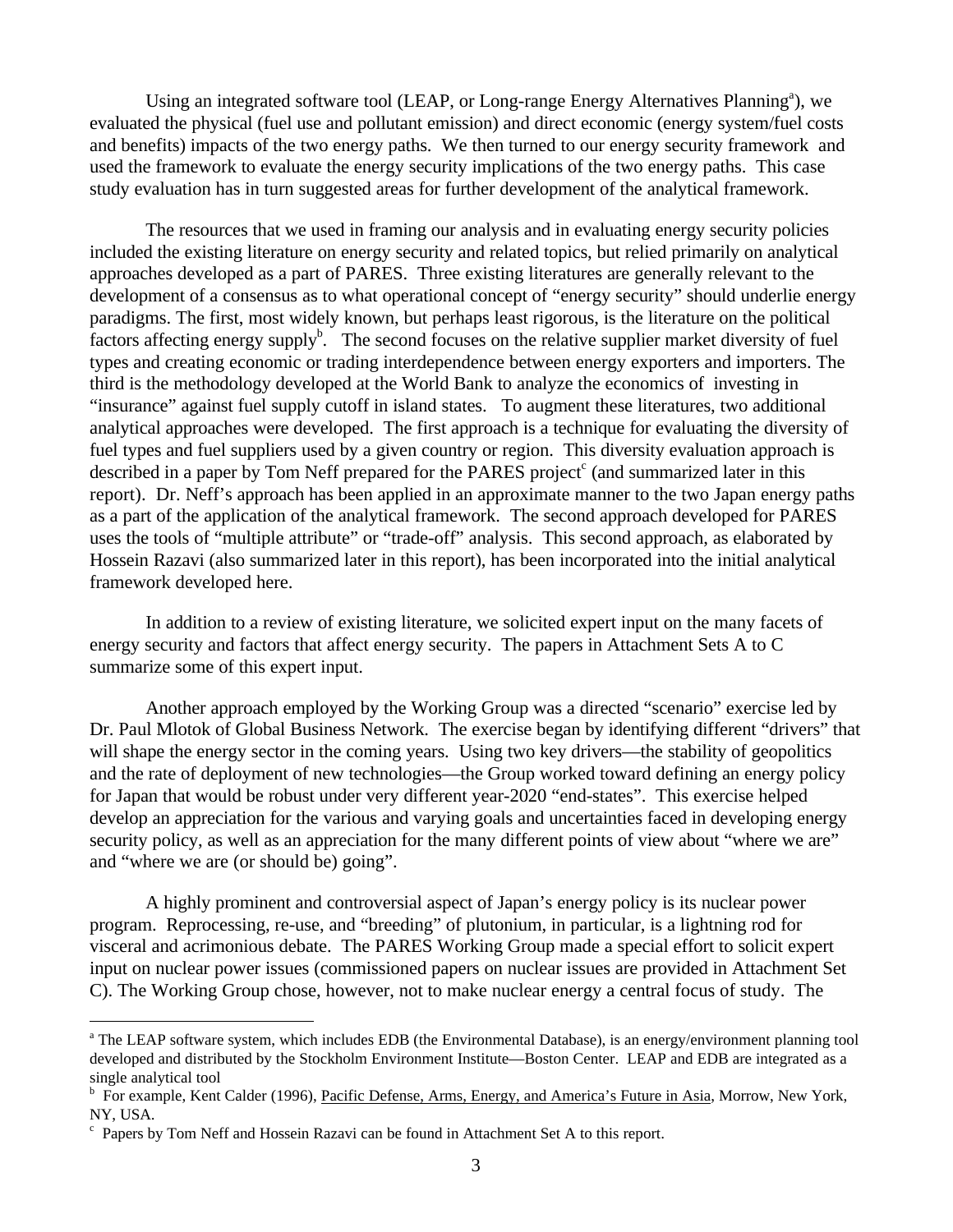Using an integrated software tool (LEAP, or Long-range Energy Alternatives Planning[a]), we evaluated the physical (fuel use and pollutant emission) and direct economic (energy system/fuel costs and benefits) impacts of the two energy paths. We then turned to our energy security framework and used the framework to evaluate the energy security implications of the two energy paths. This case study evaluation has in turn suggested areas for further development of the analytical framework.

The resources that we used in framing our analysis and in evaluating energy security policies included the existing literature on energy security and related topics, but relied primarily on analytical approaches developed as a part of PARES. Three existing literatures are generally relevant to the development of a consensus as to what operational concept of "energy security" should underlie energy paradigms. The first, most widely known, but perhaps least rigorous, is the literature on the political factors affecting energy supply[b]. The second focuses on the relative supplier market diversity of fuel types and creating economic or trading interdependence between energy exporters and importers. The third is the methodology developed at the World Bank to analyze the economics of investing in "insurance" against fuel supply cutoff in island states. To augment these literatures, two additional analytical approaches were developed. The first approach is a technique for evaluating the diversity of fuel types and fuel suppliers used by a given country or region. This diversity evaluation approach is described in a paper by Tom Neff prepared for the PARES project[c] (and summarized later in this report). Dr. Neff's approach has been applied in an approximate manner to the two Japan energy paths as a part of the application of the analytical framework. The second approach developed for PARES uses the tools of "multiple attribute" or "trade-off" analysis. This second approach, as elaborated by Hossein Razavi (also summarized later in this report), has been incorporated into the initial analytical framework developed here.

In addition to a review of existing literature, we solicited expert input on the many facets of energy security and factors that affect energy security. The papers in Attachment Sets A to C summarize some of this expert input.

Another approach employed by the Working Group was a directed "scenario" exercise led by Dr. Paul Mlotok of Global Business Network. The exercise began by identifying different "drivers" that will shape the energy sector in the coming years. Using two key drivers—the stability of geopolitics and the rate of deployment of new technologies—the Group worked toward defining an energy policy for Japan that would be robust under very different year-2020 "end-states". This exercise helped develop an appreciation for the various and varying goals and uncertainties faced in developing energy security policy, as well as an appreciation for the many different points of view about "where we are" and "where we are (or should be) going".

A highly prominent and controversial aspect of Japan's energy policy is its nuclear power program. Reprocessing, re-use, and "breeding" of plutonium, in particular, is a lightning rod for visceral and acrimonious debate. The PARES Working Group made a special effort to solicit expert input on nuclear power issues (commissioned papers on nuclear issues are provided in Attachment Set C). The Working Group chose, however, not to make nuclear energy a central focus of study. The

---

[a] The LEAP software system, which includes EDB (the Environmental Database), is an energy/environment planning tool developed and distributed by the Stockholm Environment Institute—Boston Center. LEAP and EDB are integrated as a single analytical tool

[b] For example, Kent Calder (1996), Pacific Defense, Arms, Energy, and America's Future in Asia, Morrow, New York, NY, USA.

[c] Papers by Tom Neff and Hossein Razavi can be found in Attachment Set A to this report.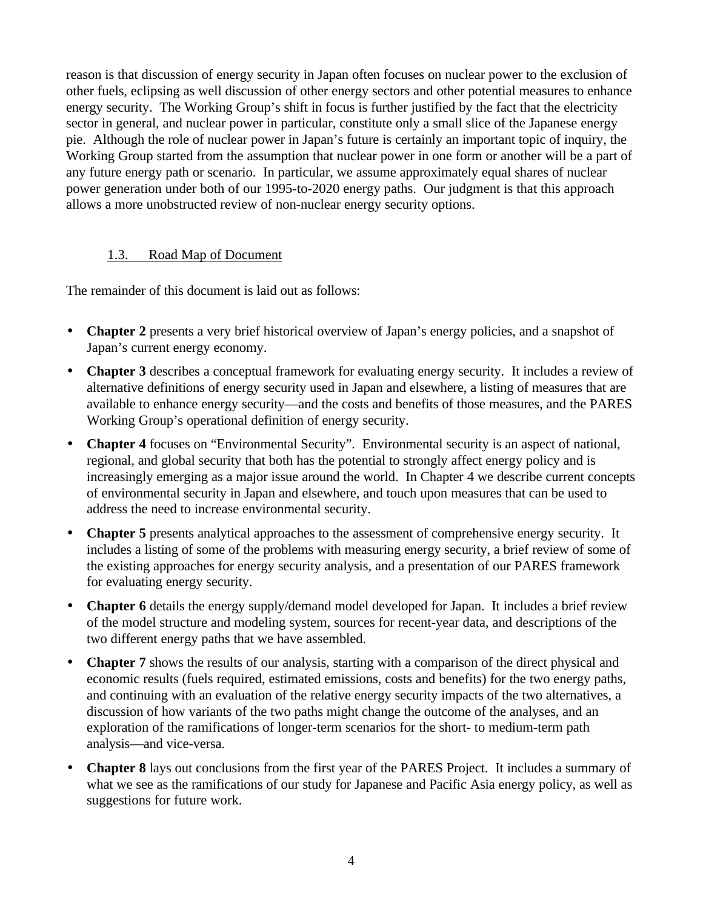reason is that discussion of energy security in Japan often focuses on nuclear power to the exclusion of other fuels, eclipsing as well discussion of other energy sectors and other potential measures to enhance energy security. The Working Group's shift in focus is further justified by the fact that the electricity sector in general, and nuclear power in particular, constitute only a small slice of the Japanese energy pie. Although the role of nuclear power in Japan's future is certainly an important topic of inquiry, the Working Group started from the assumption that nuclear power in one form or another will be a part of any future energy path or scenario. In particular, we assume approximately equal shares of nuclear power generation under both of our 1995-to-2020 energy paths. Our judgment is that this approach allows a more unobstructed review of non-nuclear energy security options.

### 1.3. Road Map of Document

The remainder of this document is laid out as follows:

- **Chapter 2** presents a very brief historical overview of Japan's energy policies, and a snapshot of Japan's current energy economy.
- **Chapter 3** describes a conceptual framework for evaluating energy security. It includes a review of alternative definitions of energy security used in Japan and elsewhere, a listing of measures that are available to enhance energy security—and the costs and benefits of those measures, and the PARES Working Group's operational definition of energy security.
- **Chapter 4** focuses on "Environmental Security". Environmental security is an aspect of national, regional, and global security that both has the potential to strongly affect energy policy and is increasingly emerging as a major issue around the world. In Chapter 4 we describe current concepts of environmental security in Japan and elsewhere, and touch upon measures that can be used to address the need to increase environmental security.
- **Chapter 5** presents analytical approaches to the assessment of comprehensive energy security. It includes a listing of some of the problems with measuring energy security, a brief review of some of the existing approaches for energy security analysis, and a presentation of our PARES framework for evaluating energy security.
- **Chapter 6** details the energy supply/demand model developed for Japan. It includes a brief review of the model structure and modeling system, sources for recent-year data, and descriptions of the two different energy paths that we have assembled.
- **Chapter 7** shows the results of our analysis, starting with a comparison of the direct physical and economic results (fuels required, estimated emissions, costs and benefits) for the two energy paths, and continuing with an evaluation of the relative energy security impacts of the two alternatives, a discussion of how variants of the two paths might change the outcome of the analyses, and an exploration of the ramifications of longer-term scenarios for the short- to medium-term path analysis—and vice-versa.
- **Chapter 8** lays out conclusions from the first year of the PARES Project. It includes a summary of what we see as the ramifications of our study for Japanese and Pacific Asia energy policy, as well as suggestions for future work.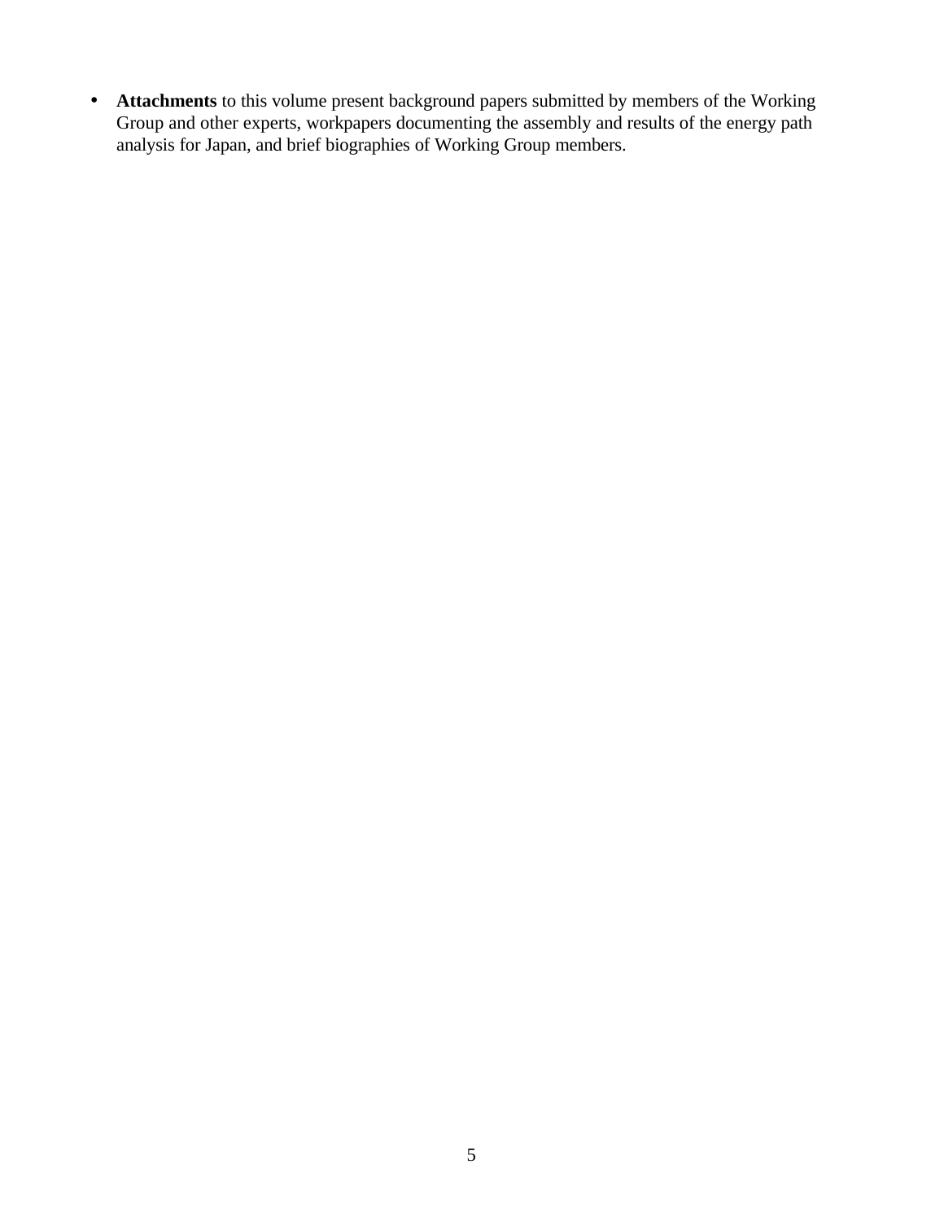- **Attachments** to this volume present background papers submitted by members of the Working Group and other experts, workpapers documenting the assembly and results of the energy path analysis for Japan, and brief biographies of Working Group members.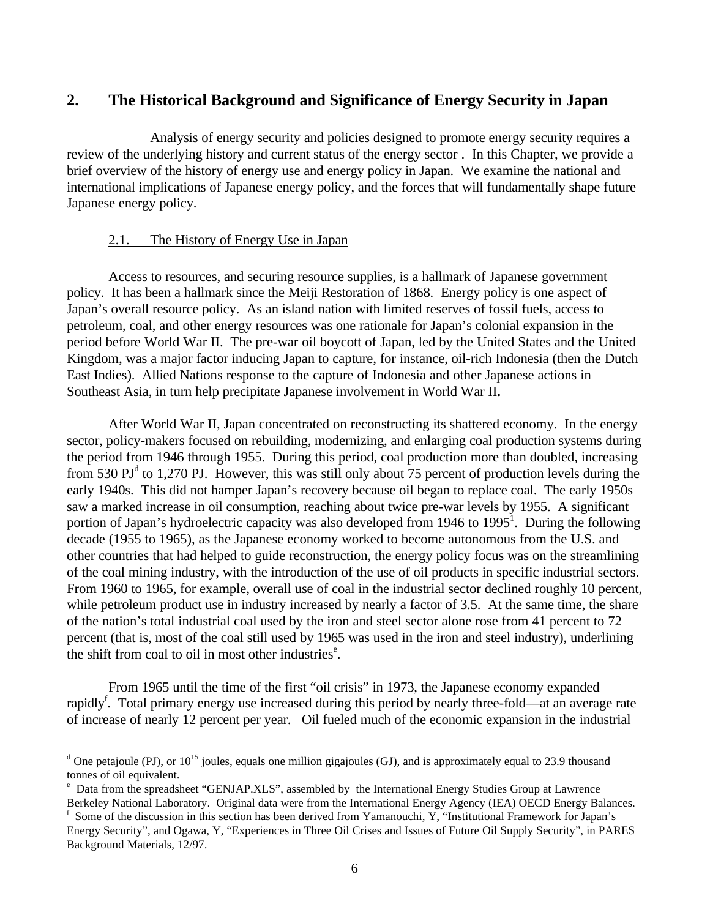## 2. The Historical Background and Significance of Energy Security in Japan

Analysis of energy security and policies designed to promote energy security requires a review of the underlying history and current status of the energy sector . In this Chapter, we provide a brief overview of the history of energy use and energy policy in Japan. We examine the national and international implications of Japanese energy policy, and the forces that will fundamentally shape future Japanese energy policy.

### 2.1. The History of Energy Use in Japan

Access to resources, and securing resource supplies, is a hallmark of Japanese government policy. It has been a hallmark since the Meiji Restoration of 1868. Energy policy is one aspect of Japan's overall resource policy. As an island nation with limited reserves of fossil fuels, access to petroleum, coal, and other energy resources was one rationale for Japan's colonial expansion in the period before World War II. The pre-war oil boycott of Japan, led by the United States and the United Kingdom, was a major factor inducing Japan to capture, for instance, oil-rich Indonesia (then the Dutch East Indies). Allied Nations response to the capture of Indonesia and other Japanese actions in Southeast Asia, in turn help precipitate Japanese involvement in World War II**.**

After World War II, Japan concentrated on reconstructing its shattered economy. In the energy sector, policy-makers focused on rebuilding, modernizing, and enlarging coal production systems during the period from 1946 through 1955. During this period, coal production more than doubled, increasing from 530 PJ[d] to 1,270 PJ. However, this was still only about 75 percent of production levels during the early 1940s. This did not hamper Japan's recovery because oil began to replace coal. The early 1950s saw a marked increase in oil consumption, reaching about twice pre-war levels by 1955. A significant portion of Japan's hydroelectric capacity was also developed from 1946 to 1995[1]. During the following decade (1955 to 1965), as the Japanese economy worked to become autonomous from the U.S. and other countries that had helped to guide reconstruction, the energy policy focus was on the streamlining of the coal mining industry, with the introduction of the use of oil products in specific industrial sectors. From 1960 to 1965, for example, overall use of coal in the industrial sector declined roughly 10 percent, while petroleum product use in industry increased by nearly a factor of 3.5. At the same time, the share of the nation's total industrial coal used by the iron and steel sector alone rose from 41 percent to 72 percent (that is, most of the coal still used by 1965 was used in the iron and steel industry), underlining the shift from coal to oil in most other industries[e].

From 1965 until the time of the first "oil crisis" in 1973, the Japanese economy expanded rapidly[f]. Total primary energy use increased during this period by nearly three-fold—at an average rate of increase of nearly 12 percent per year. Oil fueled much of the economic expansion in the industrial

---

[d] One petajoule (PJ), or $10^{15}$ joules, equals one million gigajoules (GJ), and is approximately equal to 23.9 thousand tonnes of oil equivalent.

[e] Data from the spreadsheet "GENJAP.XLS", assembled by the International Energy Studies Group at Lawrence Berkeley National Laboratory. Original data were from the International Energy Agency (IEA) OECD Energy Balances.

[f] Some of the discussion in this section has been derived from Yamanouchi, Y, "Institutional Framework for Japan's Energy Security", and Ogawa, Y, "Experiences in Three Oil Crises and Issues of Future Oil Supply Security", in PARES Background Materials, 12/97.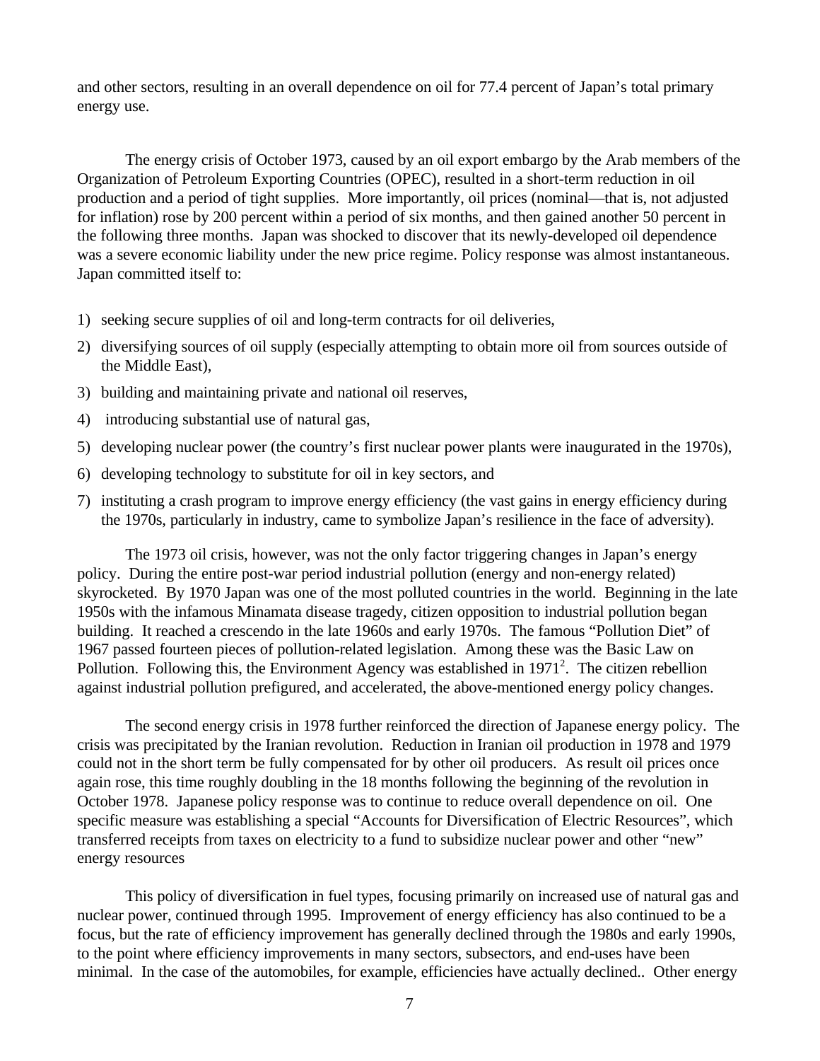and other sectors, resulting in an overall dependence on oil for 77.4 percent of Japan's total primary energy use.

The energy crisis of October 1973, caused by an oil export embargo by the Arab members of the Organization of Petroleum Exporting Countries (OPEC), resulted in a short-term reduction in oil production and a period of tight supplies. More importantly, oil prices (nominal—that is, not adjusted for inflation) rose by 200 percent within a period of six months, and then gained another 50 percent in the following three months. Japan was shocked to discover that its newly-developed oil dependence was a severe economic liability under the new price regime. Policy response was almost instantaneous. Japan committed itself to:

1) seeking secure supplies of oil and long-term contracts for oil deliveries,
2) diversifying sources of oil supply (especially attempting to obtain more oil from sources outside of the Middle East),
3) building and maintaining private and national oil reserves,
4) introducing substantial use of natural gas,
5) developing nuclear power (the country's first nuclear power plants were inaugurated in the 1970s),
6) developing technology to substitute for oil in key sectors, and
7) instituting a crash program to improve energy efficiency (the vast gains in energy efficiency during the 1970s, particularly in industry, came to symbolize Japan's resilience in the face of adversity).

The 1973 oil crisis, however, was not the only factor triggering changes in Japan's energy policy. During the entire post-war period industrial pollution (energy and non-energy related) skyrocketed. By 1970 Japan was one of the most polluted countries in the world. Beginning in the late 1950s with the infamous Minamata disease tragedy, citizen opposition to industrial pollution began building. It reached a crescendo in the late 1960s and early 1970s. The famous "Pollution Diet" of 1967 passed fourteen pieces of pollution-related legislation. Among these was the Basic Law on Pollution. Following this, the Environment Agency was established in 1971[2]. The citizen rebellion against industrial pollution prefigured, and accelerated, the above-mentioned energy policy changes.

The second energy crisis in 1978 further reinforced the direction of Japanese energy policy. The crisis was precipitated by the Iranian revolution. Reduction in Iranian oil production in 1978 and 1979 could not in the short term be fully compensated for by other oil producers. As result oil prices once again rose, this time roughly doubling in the 18 months following the beginning of the revolution in October 1978. Japanese policy response was to continue to reduce overall dependence on oil. One specific measure was establishing a special "Accounts for Diversification of Electric Resources", which transferred receipts from taxes on electricity to a fund to subsidize nuclear power and other "new" energy resources

This policy of diversification in fuel types, focusing primarily on increased use of natural gas and nuclear power, continued through 1995. Improvement of energy efficiency has also continued to be a focus, but the rate of efficiency improvement has generally declined through the 1980s and early 1990s, to the point where efficiency improvements in many sectors, subsectors, and end-uses have been minimal. In the case of the automobiles, for example, efficiencies have actually declined.. Other energy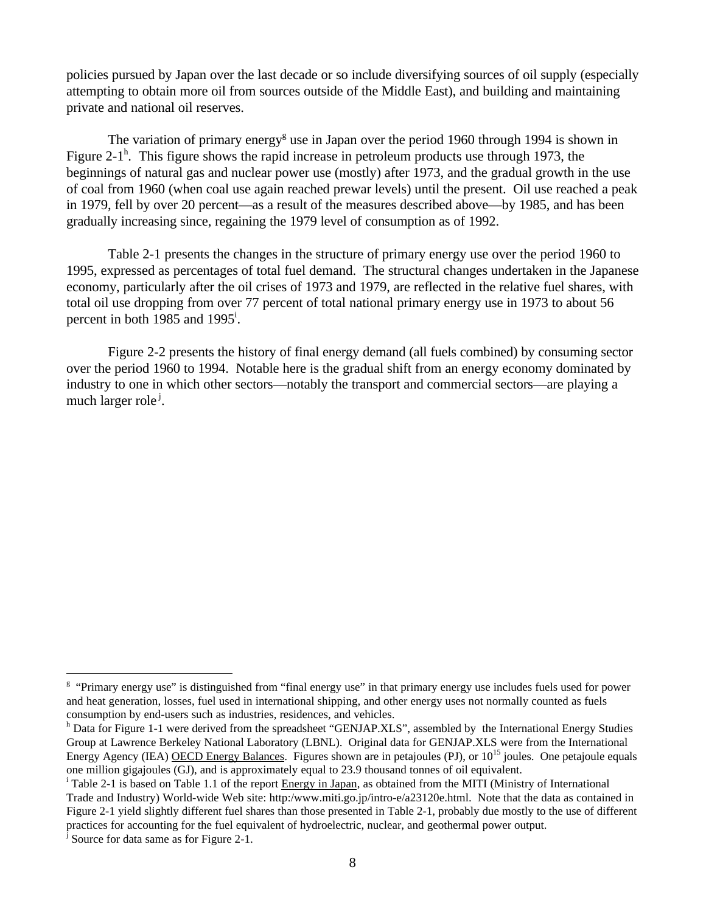policies pursued by Japan over the last decade or so include diversifying sources of oil supply (especially attempting to obtain more oil from sources outside of the Middle East), and building and maintaining private and national oil reserves.

The variation of primary energy[g] use in Japan over the period 1960 through 1994 is shown in Figure 2-1[h]. This figure shows the rapid increase in petroleum products use through 1973, the beginnings of natural gas and nuclear power use (mostly) after 1973, and the gradual growth in the use of coal from 1960 (when coal use again reached prewar levels) until the present. Oil use reached a peak in 1979, fell by over 20 percent—as a result of the measures described above—by 1985, and has been gradually increasing since, regaining the 1979 level of consumption as of 1992.

Table 2-1 presents the changes in the structure of primary energy use over the period 1960 to 1995, expressed as percentages of total fuel demand. The structural changes undertaken in the Japanese economy, particularly after the oil crises of 1973 and 1979, are reflected in the relative fuel shares, with total oil use dropping from over 77 percent of total national primary energy use in 1973 to about 56 percent in both 1985 and 1995[i].

Figure 2-2 presents the history of final energy demand (all fuels combined) by consuming sector over the period 1960 to 1994. Notable here is the gradual shift from an energy economy dominated by industry to one in which other sectors—notably the transport and commercial sectors—are playing a much larger role[j].

---

[g] "Primary energy use" is distinguished from "final energy use" in that primary energy use includes fuels used for power and heat generation, losses, fuel used in international shipping, and other energy uses not normally counted as fuels consumption by end-users such as industries, residences, and vehicles.

[h] Data for Figure 1-1 were derived from the spreadsheet "GENJAP.XLS", assembled by the International Energy Studies Group at Lawrence Berkeley National Laboratory (LBNL). Original data for GENJAP.XLS were from the International Energy Agency (IEA) OECD Energy Balances. Figures shown are in petajoules (PJ), or $10^{15}$ joules. One petajoule equals one million gigajoules (GJ), and is approximately equal to 23.9 thousand tonnes of oil equivalent.

[i] Table 2-1 is based on Table 1.1 of the report Energy in Japan, as obtained from the MITI (Ministry of International Trade and Industry) World-wide Web site: http:/www.miti.go.jp/intro-e/a23120e.html. Note that the data as contained in Figure 2-1 yield slightly different fuel shares than those presented in Table 2-1, probably due mostly to the use of different practices for accounting for the fuel equivalent of hydroelectric, nuclear, and geothermal power output.

[j] Source for data same as for Figure 2-1.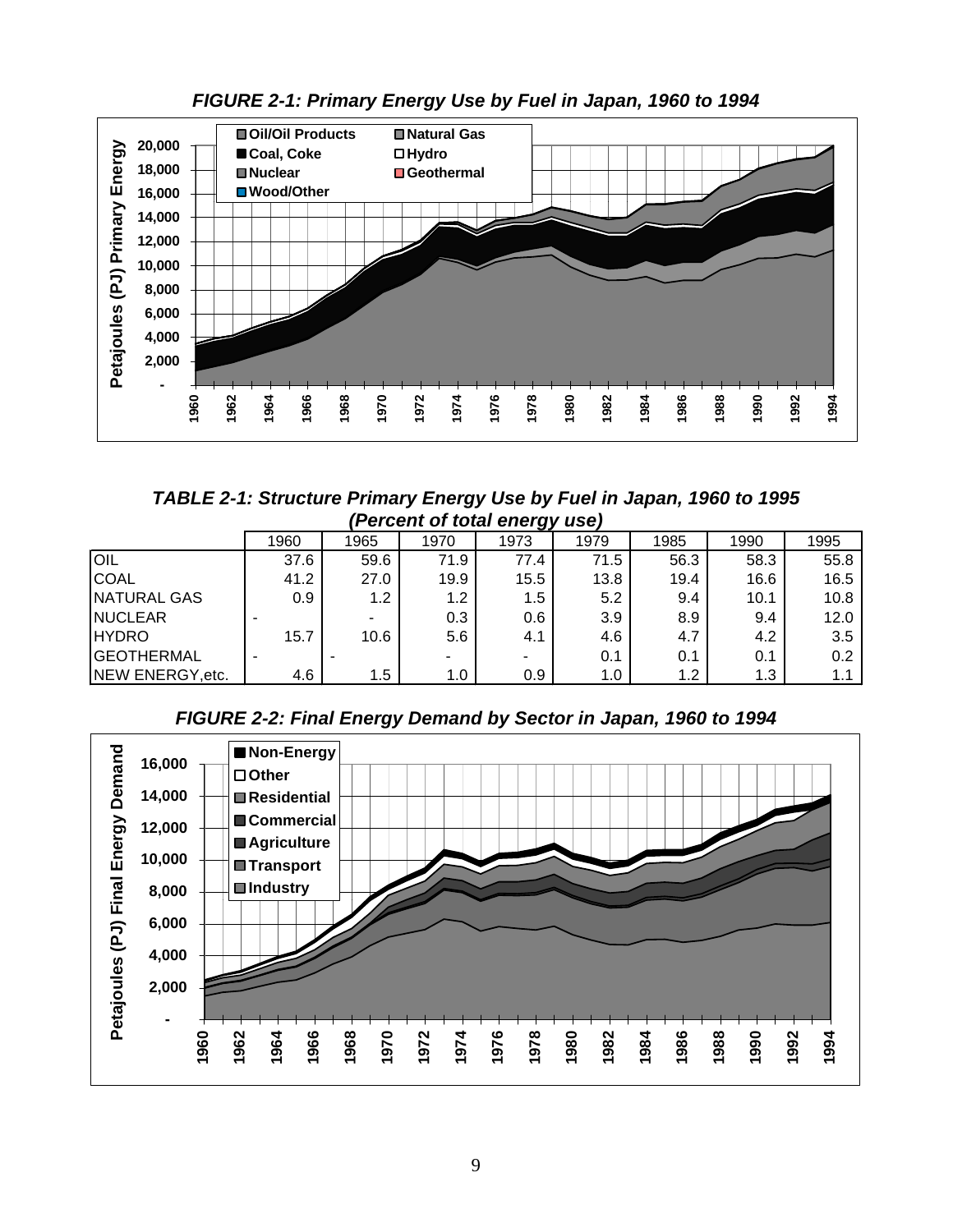***FIGURE 2-1: Primary Energy Use by Fuel in Japan, 1960 to 1994***

***TABLE 2-1: Structure Primary Energy Use by Fuel in Japan, 1960 to 1995 (Percent of total energy use)***

| | 1960 | 1965 | 1970 | 1973 | 1979 | 1985 | 1990 | 1995 |
|---|---|---|---|---|---|---|---|---|
| OIL | 37.6 | 59.6 | 71.9 | 77.4 | 71.5 | 56.3 | 58.3 | 55.8 |
| COAL | 41.2 | 27.0 | 19.9 | 15.5 | 13.8 | 19.4 | 16.6 | 16.5 |
| NATURAL GAS | 0.9 | 1.2 | 1.2 | 1.5 | 5.2 | 9.4 | 10.1 | 10.8 |
| NUCLEAR | - | - | 0.3 | 0.6 | 3.9 | 8.9 | 9.4 | 12.0 |
| HYDRO | 15.7 | 10.6 | 5.6 | 4.1 | 4.6 | 4.7 | 4.2 | 3.5 |
| GEOTHERMAL | - | - | - | - | 0.1 | 0.1 | 0.1 | 0.2 |
| NEW ENERGY,etc. | 4.6 | 1.5 | 1.0 | 0.9 | 1.0 | 1.2 | 1.3 | 1.1 |

***FIGURE 2-2: Final Energy Demand by Sector in Japan, 1960 to 1994***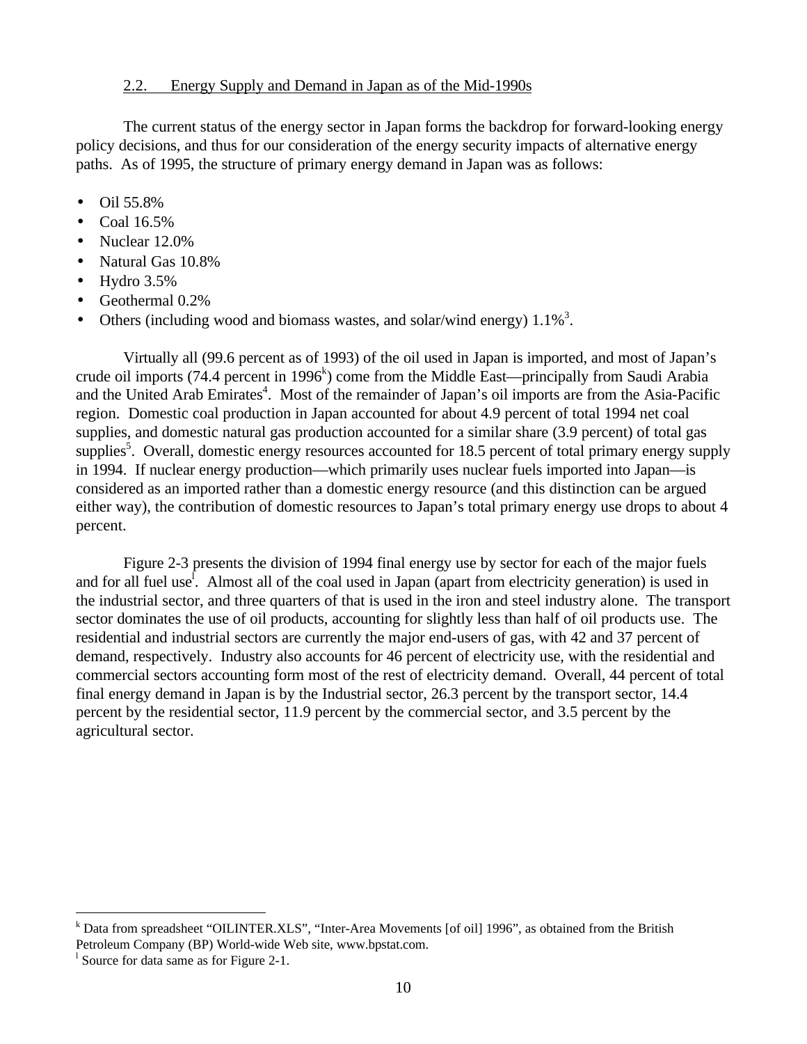## 2.2. Energy Supply and Demand in Japan as of the Mid-1990s

The current status of the energy sector in Japan forms the backdrop for forward-looking energy policy decisions, and thus for our consideration of the energy security impacts of alternative energy paths. As of 1995, the structure of primary energy demand in Japan was as follows:

- Oil 55.8%
- Coal 16.5%
- Nuclear 12.0%
- Natural Gas 10.8%
- Hydro 3.5%
- Geothermal 0.2%
- Others (including wood and biomass wastes, and solar/wind energy) 1.1%[3].

Virtually all (99.6 percent as of 1993) of the oil used in Japan is imported, and most of Japan's crude oil imports (74.4 percent in 1996[k]) come from the Middle East—principally from Saudi Arabia and the United Arab Emirates[4]. Most of the remainder of Japan's oil imports are from the Asia-Pacific region. Domestic coal production in Japan accounted for about 4.9 percent of total 1994 net coal supplies, and domestic natural gas production accounted for a similar share (3.9 percent) of total gas supplies[5]. Overall, domestic energy resources accounted for 18.5 percent of total primary energy supply in 1994. If nuclear energy production—which primarily uses nuclear fuels imported into Japan—is considered as an imported rather than a domestic energy resource (and this distinction can be argued either way), the contribution of domestic resources to Japan's total primary energy use drops to about 4 percent.

Figure 2-3 presents the division of 1994 final energy use by sector for each of the major fuels and for all fuel use[l]. Almost all of the coal used in Japan (apart from electricity generation) is used in the industrial sector, and three quarters of that is used in the iron and steel industry alone. The transport sector dominates the use of oil products, accounting for slightly less than half of oil products use. The residential and industrial sectors are currently the major end-users of gas, with 42 and 37 percent of demand, respectively. Industry also accounts for 46 percent of electricity use, with the residential and commercial sectors accounting form most of the rest of electricity demand. Overall, 44 percent of total final energy demand in Japan is by the Industrial sector, 26.3 percent by the transport sector, 14.4 percent by the residential sector, 11.9 percent by the commercial sector, and 3.5 percent by the agricultural sector.

---

[k] Data from spreadsheet "OILINTER.XLS", "Inter-Area Movements [of oil] 1996", as obtained from the British Petroleum Company (BP) World-wide Web site, www.bpstat.com.

[l] Source for data same as for Figure 2-1.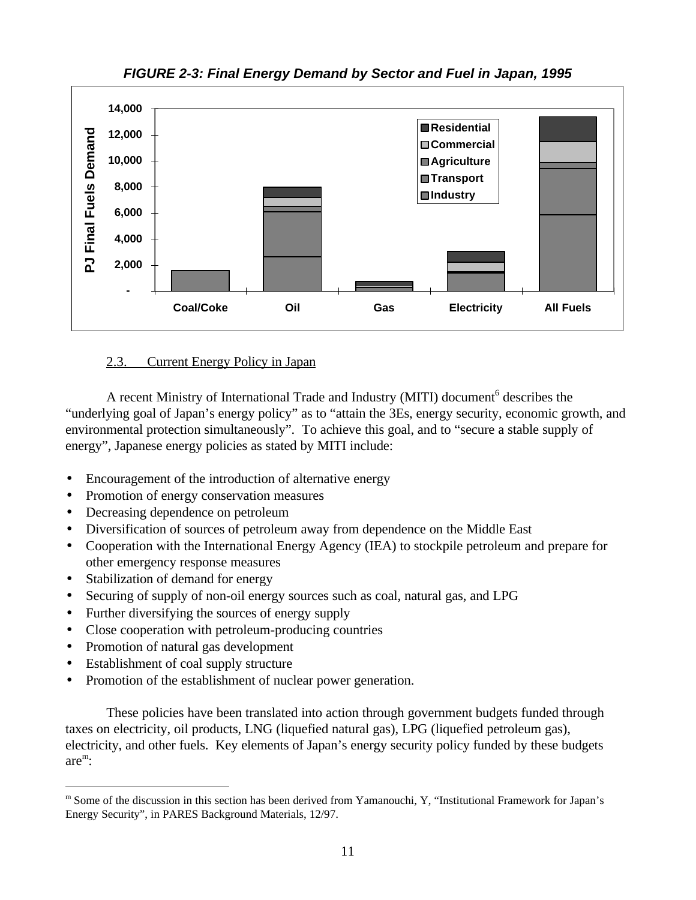*FIGURE 2-3: Final Energy Demand by Sector and Fuel in Japan, 1995*

### 2.3. Current Energy Policy in Japan

A recent Ministry of International Trade and Industry (MITI) document[6] describes the "underlying goal of Japan's energy policy" as to "attain the 3Es, energy security, economic growth, and environmental protection simultaneously". To achieve this goal, and to "secure a stable supply of energy", Japanese energy policies as stated by MITI include:

- Encouragement of the introduction of alternative energy
- Promotion of energy conservation measures
- Decreasing dependence on petroleum
- Diversification of sources of petroleum away from dependence on the Middle East
- Cooperation with the International Energy Agency (IEA) to stockpile petroleum and prepare for other emergency response measures
- Stabilization of demand for energy
- Securing of supply of non-oil energy sources such as coal, natural gas, and LPG
- Further diversifying the sources of energy supply
- Close cooperation with petroleum-producing countries
- Promotion of natural gas development
- Establishment of coal supply structure
- Promotion of the establishment of nuclear power generation.

These policies have been translated into action through government budgets funded through taxes on electricity, oil products, LNG (liquefied natural gas), LPG (liquefied petroleum gas), electricity, and other fuels. Key elements of Japan's energy security policy funded by these budgets are[m]:

[m] Some of the discussion in this section has been derived from Yamanouchi, Y, "Institutional Framework for Japan's Energy Security", in PARES Background Materials, 12/97.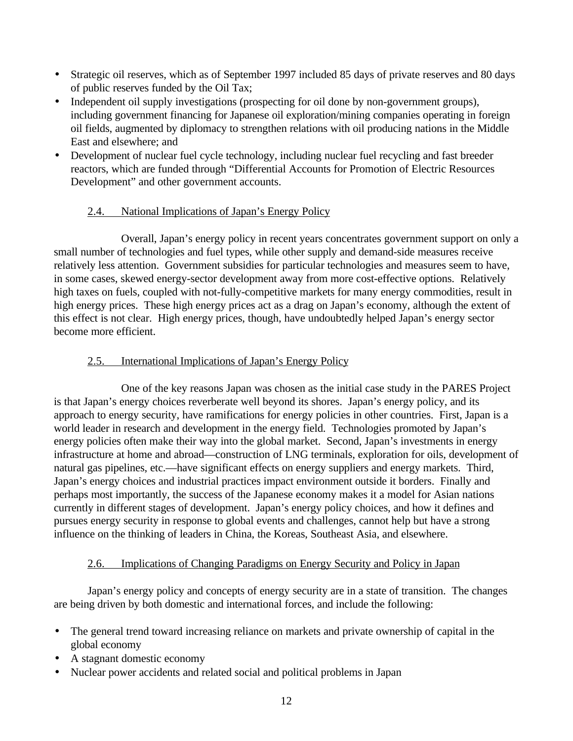- Strategic oil reserves, which as of September 1997 included 85 days of private reserves and 80 days of public reserves funded by the Oil Tax;
- Independent oil supply investigations (prospecting for oil done by non-government groups), including government financing for Japanese oil exploration/mining companies operating in foreign oil fields, augmented by diplomacy to strengthen relations with oil producing nations in the Middle East and elsewhere; and
- Development of nuclear fuel cycle technology, including nuclear fuel recycling and fast breeder reactors, which are funded through "Differential Accounts for Promotion of Electric Resources Development" and other government accounts.

### 2.4. National Implications of Japan's Energy Policy

Overall, Japan's energy policy in recent years concentrates government support on only a small number of technologies and fuel types, while other supply and demand-side measures receive relatively less attention. Government subsidies for particular technologies and measures seem to have, in some cases, skewed energy-sector development away from more cost-effective options. Relatively high taxes on fuels, coupled with not-fully-competitive markets for many energy commodities, result in high energy prices. These high energy prices act as a drag on Japan's economy, although the extent of this effect is not clear. High energy prices, though, have undoubtedly helped Japan's energy sector become more efficient.

### 2.5. International Implications of Japan's Energy Policy

One of the key reasons Japan was chosen as the initial case study in the PARES Project is that Japan's energy choices reverberate well beyond its shores. Japan's energy policy, and its approach to energy security, have ramifications for energy policies in other countries. First, Japan is a world leader in research and development in the energy field. Technologies promoted by Japan's energy policies often make their way into the global market. Second, Japan's investments in energy infrastructure at home and abroad—construction of LNG terminals, exploration for oils, development of natural gas pipelines, etc.—have significant effects on energy suppliers and energy markets. Third, Japan's energy choices and industrial practices impact environment outside it borders. Finally and perhaps most importantly, the success of the Japanese economy makes it a model for Asian nations currently in different stages of development. Japan's energy policy choices, and how it defines and pursues energy security in response to global events and challenges, cannot help but have a strong influence on the thinking of leaders in China, the Koreas, Southeast Asia, and elsewhere.

### 2.6. Implications of Changing Paradigms on Energy Security and Policy in Japan

Japan's energy policy and concepts of energy security are in a state of transition. The changes are being driven by both domestic and international forces, and include the following:

- The general trend toward increasing reliance on markets and private ownership of capital in the global economy
- A stagnant domestic economy
- Nuclear power accidents and related social and political problems in Japan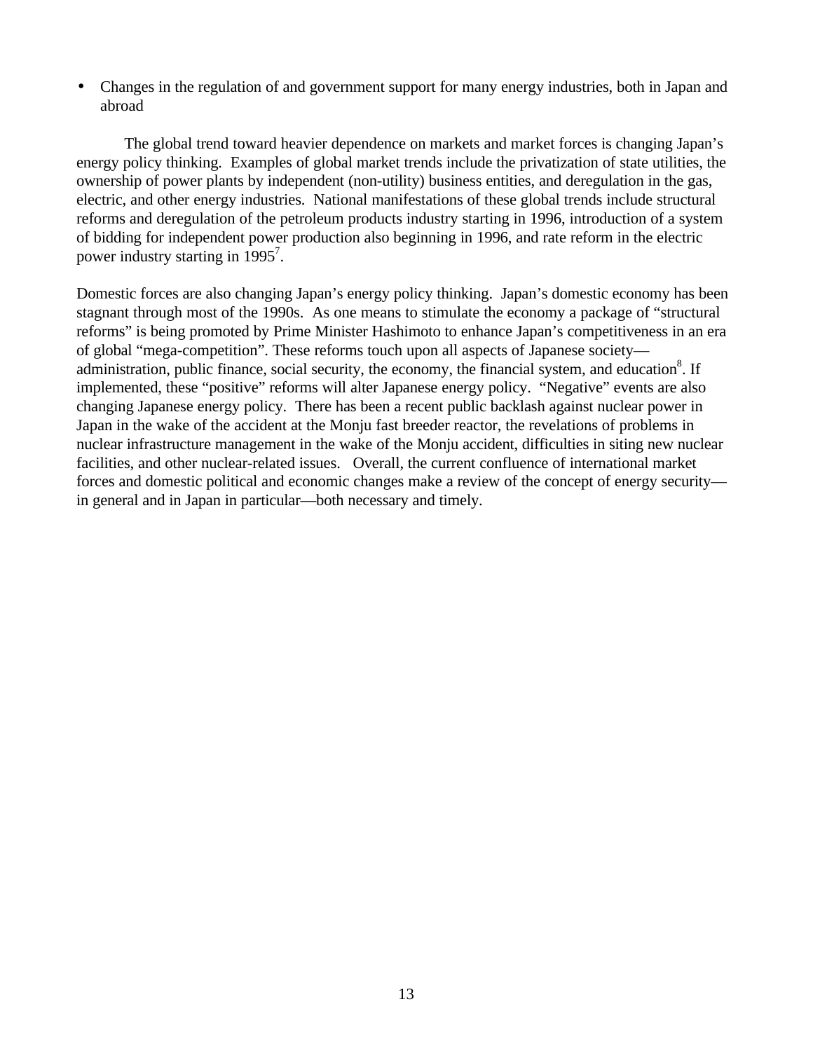- Changes in the regulation of and government support for many energy industries, both in Japan and abroad

The global trend toward heavier dependence on markets and market forces is changing Japan's energy policy thinking. Examples of global market trends include the privatization of state utilities, the ownership of power plants by independent (non-utility) business entities, and deregulation in the gas, electric, and other energy industries. National manifestations of these global trends include structural reforms and deregulation of the petroleum products industry starting in 1996, introduction of a system of bidding for independent power production also beginning in 1996, and rate reform in the electric power industry starting in 1995[7].

Domestic forces are also changing Japan's energy policy thinking. Japan's domestic economy has been stagnant through most of the 1990s. As one means to stimulate the economy a package of "structural reforms" is being promoted by Prime Minister Hashimoto to enhance Japan's competitiveness in an era of global "mega-competition". These reforms touch upon all aspects of Japanese society—administration, public finance, social security, the economy, the financial system, and education[8]. If implemented, these "positive" reforms will alter Japanese energy policy. "Negative" events are also changing Japanese energy policy. There has been a recent public backlash against nuclear power in Japan in the wake of the accident at the Monju fast breeder reactor, the revelations of problems in nuclear infrastructure management in the wake of the Monju accident, difficulties in siting new nuclear facilities, and other nuclear-related issues. Overall, the current confluence of international market forces and domestic political and economic changes make a review of the concept of energy security—in general and in Japan in particular—both necessary and timely.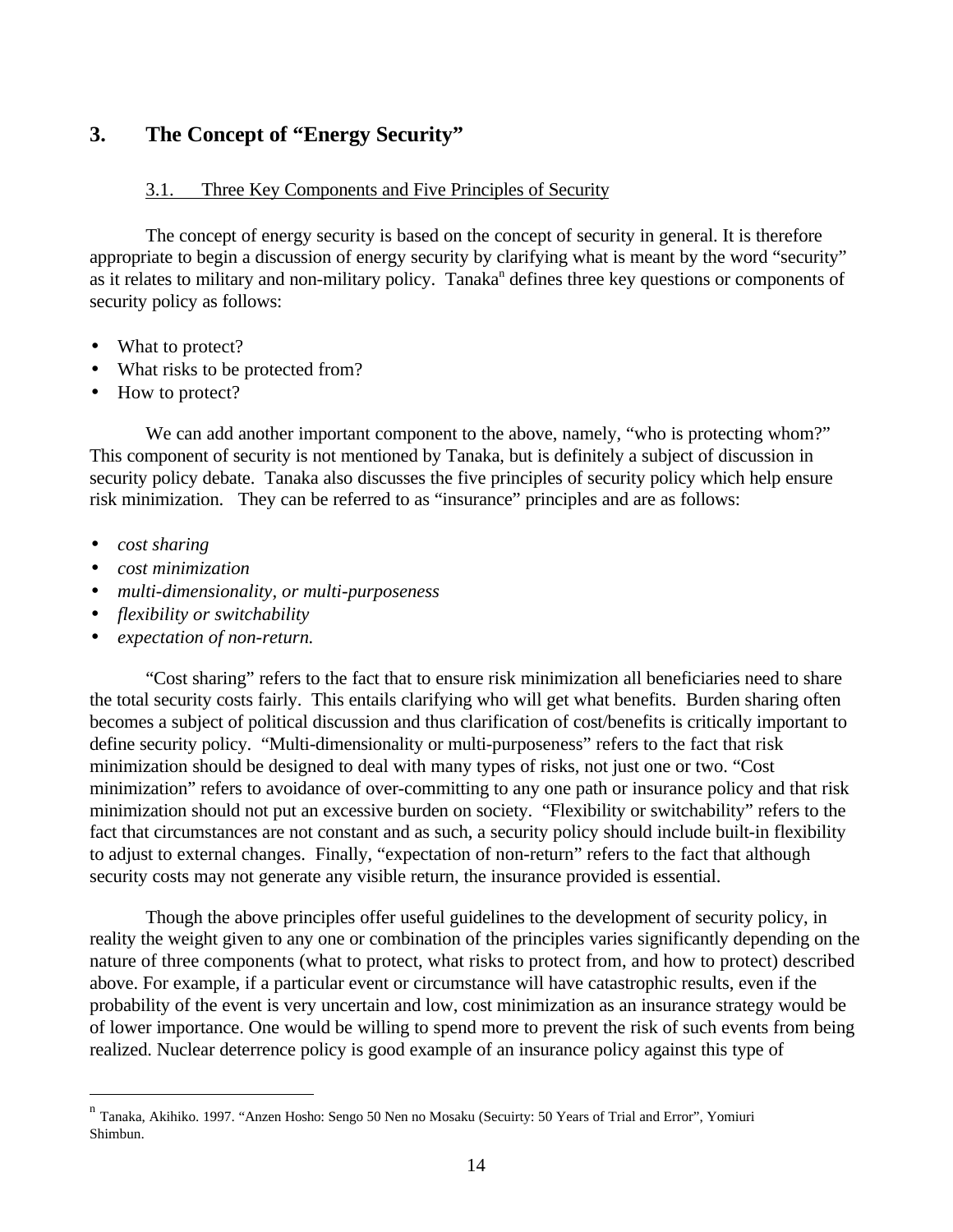# 3. The Concept of "Energy Security"

## 3.1. Three Key Components and Five Principles of Security

The concept of energy security is based on the concept of security in general. It is therefore appropriate to begin a discussion of energy security by clarifying what is meant by the word "security" as it relates to military and non-military policy. Tanaka[n] defines three key questions or components of security policy as follows:

- What to protect?
- What risks to be protected from?
- How to protect?

We can add another important component to the above, namely, "who is protecting whom?" This component of security is not mentioned by Tanaka, but is definitely a subject of discussion in security policy debate. Tanaka also discusses the five principles of security policy which help ensure risk minimization. They can be referred to as "insurance" principles and are as follows:

- *cost sharing*
- *cost minimization*
- *multi-dimensionality, or multi-purposeness*
- *flexibility or switchability*
- *expectation of non-return.*

"Cost sharing" refers to the fact that to ensure risk minimization all beneficiaries need to share the total security costs fairly. This entails clarifying who will get what benefits. Burden sharing often becomes a subject of political discussion and thus clarification of cost/benefits is critically important to define security policy. "Multi-dimensionality or multi-purposeness" refers to the fact that risk minimization should be designed to deal with many types of risks, not just one or two. "Cost minimization" refers to avoidance of over-committing to any one path or insurance policy and that risk minimization should not put an excessive burden on society. "Flexibility or switchability" refers to the fact that circumstances are not constant and as such, a security policy should include built-in flexibility to adjust to external changes. Finally, "expectation of non-return" refers to the fact that although security costs may not generate any visible return, the insurance provided is essential.

Though the above principles offer useful guidelines to the development of security policy, in reality the weight given to any one or combination of the principles varies significantly depending on the nature of three components (what to protect, what risks to protect from, and how to protect) described above. For example, if a particular event or circumstance will have catastrophic results, even if the probability of the event is very uncertain and low, cost minimization as an insurance strategy would be of lower importance. One would be willing to spend more to prevent the risk of such events from being realized. Nuclear deterrence policy is good example of an insurance policy against this type of

---

[n] Tanaka, Akihiko. 1997. "Anzen Hosho: Sengo 50 Nen no Mosaku (Secuirty: 50 Years of Trial and Error", Yomiuri Shimbun.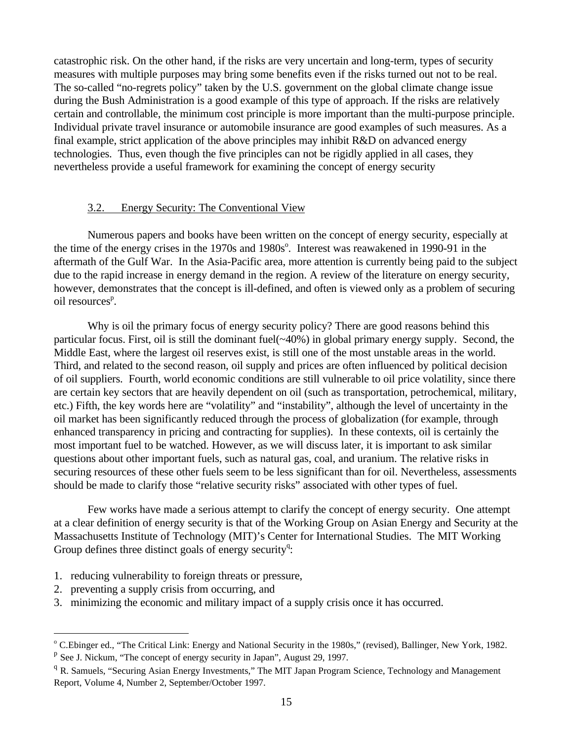catastrophic risk. On the other hand, if the risks are very uncertain and long-term, types of security measures with multiple purposes may bring some benefits even if the risks turned out not to be real. The so-called "no-regrets policy" taken by the U.S. government on the global climate change issue during the Bush Administration is a good example of this type of approach. If the risks are relatively certain and controllable, the minimum cost principle is more important than the multi-purpose principle. Individual private travel insurance or automobile insurance are good examples of such measures. As a final example, strict application of the above principles may inhibit R&D on advanced energy technologies. Thus, even though the five principles can not be rigidly applied in all cases, they nevertheless provide a useful framework for examining the concept of energy security

### 3.2. Energy Security: The Conventional View

Numerous papers and books have been written on the concept of energy security, especially at the time of the energy crises in the 1970s and 1980s[o]. Interest was reawakened in 1990-91 in the aftermath of the Gulf War. In the Asia-Pacific area, more attention is currently being paid to the subject due to the rapid increase in energy demand in the region. A review of the literature on energy security, however, demonstrates that the concept is ill-defined, and often is viewed only as a problem of securing oil resources[p].

Why is oil the primary focus of energy security policy? There are good reasons behind this particular focus. First, oil is still the dominant fuel(~40%) in global primary energy supply. Second, the Middle East, where the largest oil reserves exist, is still one of the most unstable areas in the world. Third, and related to the second reason, oil supply and prices are often influenced by political decision of oil suppliers. Fourth, world economic conditions are still vulnerable to oil price volatility, since there are certain key sectors that are heavily dependent on oil (such as transportation, petrochemical, military, etc.) Fifth, the key words here are "volatility" and "instability", although the level of uncertainty in the oil market has been significantly reduced through the process of globalization (for example, through enhanced transparency in pricing and contracting for supplies). In these contexts, oil is certainly the most important fuel to be watched. However, as we will discuss later, it is important to ask similar questions about other important fuels, such as natural gas, coal, and uranium. The relative risks in securing resources of these other fuels seem to be less significant than for oil. Nevertheless, assessments should be made to clarify those "relative security risks" associated with other types of fuel.

Few works have made a serious attempt to clarify the concept of energy security. One attempt at a clear definition of energy security is that of the Working Group on Asian Energy and Security at the Massachusetts Institute of Technology (MIT)'s Center for International Studies. The MIT Working Group defines three distinct goals of energy security[q]:

1. reducing vulnerability to foreign threats or pressure,
2. preventing a supply crisis from occurring, and
3. minimizing the economic and military impact of a supply crisis once it has occurred.

---

[o] C.Ebinger ed., "The Critical Link: Energy and National Security in the 1980s," (revised), Ballinger, New York, 1982.

[p] See J. Nickum, "The concept of energy security in Japan", August 29, 1997.

[q] R. Samuels, "Securing Asian Energy Investments," The MIT Japan Program Science, Technology and Management Report, Volume 4, Number 2, September/October 1997.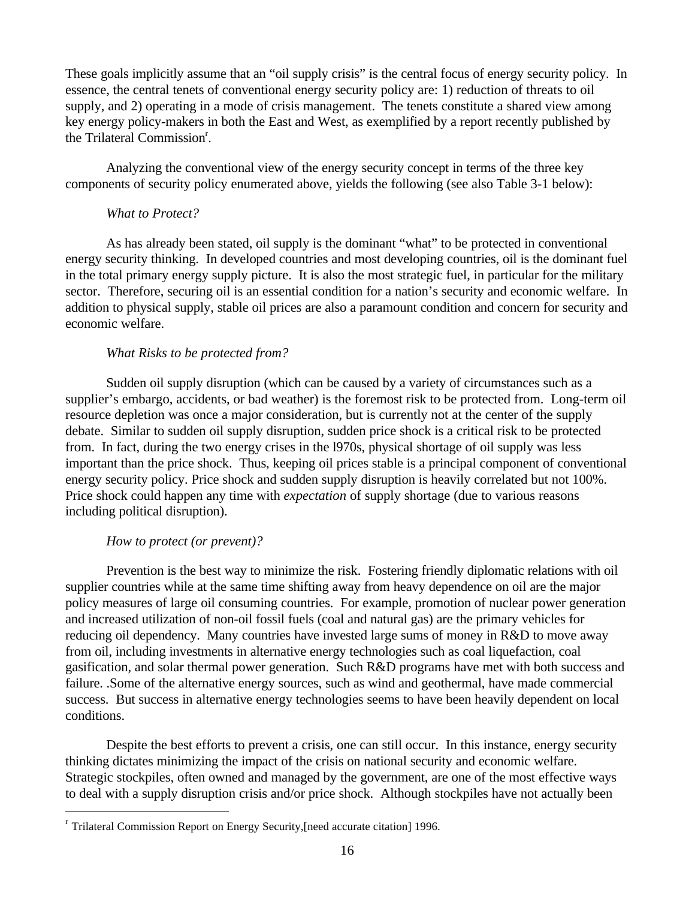These goals implicitly assume that an "oil supply crisis" is the central focus of energy security policy. In essence, the central tenets of conventional energy security policy are: 1) reduction of threats to oil supply, and 2) operating in a mode of crisis management. The tenets constitute a shared view among key energy policy-makers in both the East and West, as exemplified by a report recently published by the Trilateral Commission[r].

Analyzing the conventional view of the energy security concept in terms of the three key components of security policy enumerated above, yields the following (see also Table 3-1 below):

*What to Protect?*

As has already been stated, oil supply is the dominant "what" to be protected in conventional energy security thinking. In developed countries and most developing countries, oil is the dominant fuel in the total primary energy supply picture. It is also the most strategic fuel, in particular for the military sector. Therefore, securing oil is an essential condition for a nation's security and economic welfare. In addition to physical supply, stable oil prices are also a paramount condition and concern for security and economic welfare.

*What Risks to be protected from?*

Sudden oil supply disruption (which can be caused by a variety of circumstances such as a supplier's embargo, accidents, or bad weather) is the foremost risk to be protected from. Long-term oil resource depletion was once a major consideration, but is currently not at the center of the supply debate. Similar to sudden oil supply disruption, sudden price shock is a critical risk to be protected from. In fact, during the two energy crises in the l970s, physical shortage of oil supply was less important than the price shock. Thus, keeping oil prices stable is a principal component of conventional energy security policy. Price shock and sudden supply disruption is heavily correlated but not 100%. Price shock could happen any time with *expectation* of supply shortage (due to various reasons including political disruption).

*How to protect (or prevent)?*

Prevention is the best way to minimize the risk. Fostering friendly diplomatic relations with oil supplier countries while at the same time shifting away from heavy dependence on oil are the major policy measures of large oil consuming countries. For example, promotion of nuclear power generation and increased utilization of non-oil fossil fuels (coal and natural gas) are the primary vehicles for reducing oil dependency. Many countries have invested large sums of money in R&D to move away from oil, including investments in alternative energy technologies such as coal liquefaction, coal gasification, and solar thermal power generation. Such R&D programs have met with both success and failure. .Some of the alternative energy sources, such as wind and geothermal, have made commercial success. But success in alternative energy technologies seems to have been heavily dependent on local conditions.

Despite the best efforts to prevent a crisis, one can still occur. In this instance, energy security thinking dictates minimizing the impact of the crisis on national security and economic welfare. Strategic stockpiles, often owned and managed by the government, are one of the most effective ways to deal with a supply disruption crisis and/or price shock. Although stockpiles have not actually been

[r] Trilateral Commission Report on Energy Security,[need accurate citation] 1996.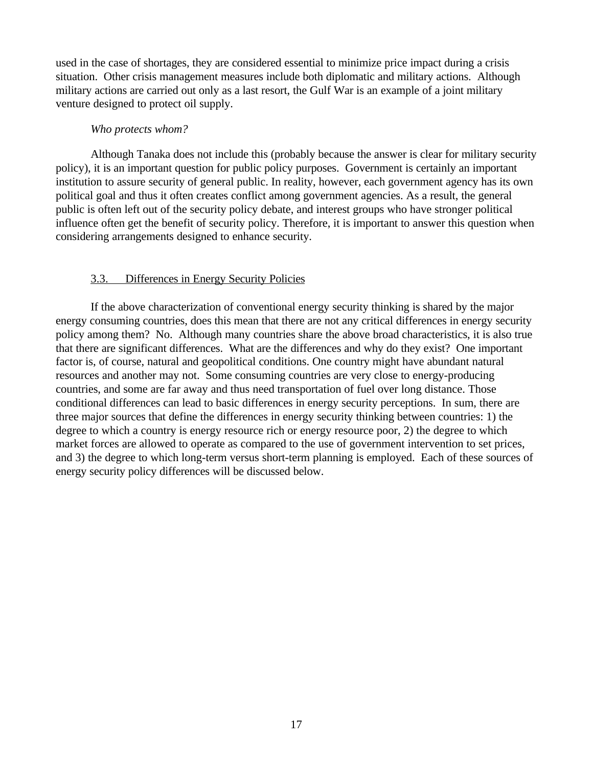used in the case of shortages, they are considered essential to minimize price impact during a crisis situation. Other crisis management measures include both diplomatic and military actions. Although military actions are carried out only as a last resort, the Gulf War is an example of a joint military venture designed to protect oil supply.

*Who protects whom?*

Although Tanaka does not include this (probably because the answer is clear for military security policy), it is an important question for public policy purposes. Government is certainly an important institution to assure security of general public. In reality, however, each government agency has its own political goal and thus it often creates conflict among government agencies. As a result, the general public is often left out of the security policy debate, and interest groups who have stronger political influence often get the benefit of security policy. Therefore, it is important to answer this question when considering arrangements designed to enhance security.

### 3.3. Differences in Energy Security Policies

If the above characterization of conventional energy security thinking is shared by the major energy consuming countries, does this mean that there are not any critical differences in energy security policy among them? No. Although many countries share the above broad characteristics, it is also true that there are significant differences. What are the differences and why do they exist? One important factor is, of course, natural and geopolitical conditions. One country might have abundant natural resources and another may not. Some consuming countries are very close to energy-producing countries, and some are far away and thus need transportation of fuel over long distance. Those conditional differences can lead to basic differences in energy security perceptions. In sum, there are three major sources that define the differences in energy security thinking between countries: 1) the degree to which a country is energy resource rich or energy resource poor, 2) the degree to which market forces are allowed to operate as compared to the use of government intervention to set prices, and 3) the degree to which long-term versus short-term planning is employed. Each of these sources of energy security policy differences will be discussed below.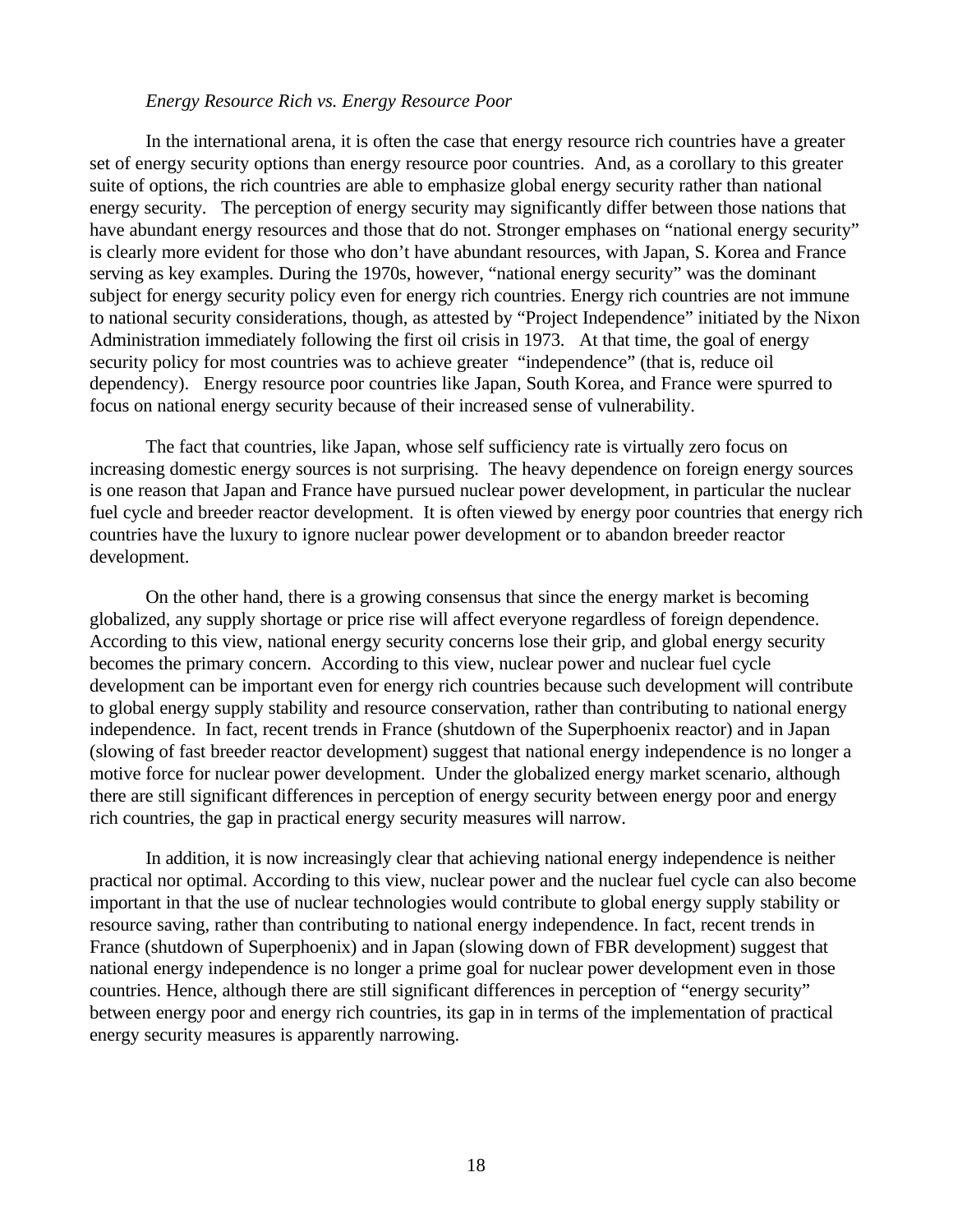*Energy Resource Rich vs. Energy Resource Poor*

In the international arena, it is often the case that energy resource rich countries have a greater set of energy security options than energy resource poor countries. And, as a corollary to this greater suite of options, the rich countries are able to emphasize global energy security rather than national energy security. The perception of energy security may significantly differ between those nations that have abundant energy resources and those that do not. Stronger emphases on "national energy security" is clearly more evident for those who don't have abundant resources, with Japan, S. Korea and France serving as key examples. During the 1970s, however, "national energy security" was the dominant subject for energy security policy even for energy rich countries. Energy rich countries are not immune to national security considerations, though, as attested by "Project Independence" initiated by the Nixon Administration immediately following the first oil crisis in 1973. At that time, the goal of energy security policy for most countries was to achieve greater "independence" (that is, reduce oil dependency). Energy resource poor countries like Japan, South Korea, and France were spurred to focus on national energy security because of their increased sense of vulnerability.

The fact that countries, like Japan, whose self sufficiency rate is virtually zero focus on increasing domestic energy sources is not surprising. The heavy dependence on foreign energy sources is one reason that Japan and France have pursued nuclear power development, in particular the nuclear fuel cycle and breeder reactor development. It is often viewed by energy poor countries that energy rich countries have the luxury to ignore nuclear power development or to abandon breeder reactor development.

On the other hand, there is a growing consensus that since the energy market is becoming globalized, any supply shortage or price rise will affect everyone regardless of foreign dependence. According to this view, national energy security concerns lose their grip, and global energy security becomes the primary concern. According to this view, nuclear power and nuclear fuel cycle development can be important even for energy rich countries because such development will contribute to global energy supply stability and resource conservation, rather than contributing to national energy independence. In fact, recent trends in France (shutdown of the Superphoenix reactor) and in Japan (slowing of fast breeder reactor development) suggest that national energy independence is no longer a motive force for nuclear power development. Under the globalized energy market scenario, although there are still significant differences in perception of energy security between energy poor and energy rich countries, the gap in practical energy security measures will narrow.

In addition, it is now increasingly clear that achieving national energy independence is neither practical nor optimal. According to this view, nuclear power and the nuclear fuel cycle can also become important in that the use of nuclear technologies would contribute to global energy supply stability or resource saving, rather than contributing to national energy independence. In fact, recent trends in France (shutdown of Superphoenix) and in Japan (slowing down of FBR development) suggest that national energy independence is no longer a prime goal for nuclear power development even in those countries. Hence, although there are still significant differences in perception of "energy security" between energy poor and energy rich countries, its gap in in terms of the implementation of practical energy security measures is apparently narrowing.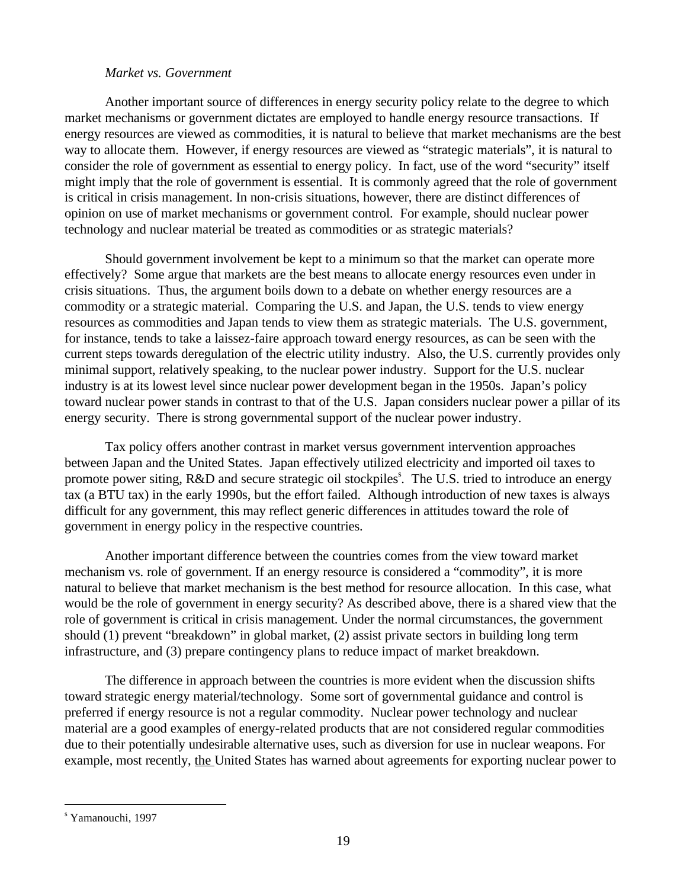*Market vs. Government*

Another important source of differences in energy security policy relate to the degree to which market mechanisms or government dictates are employed to handle energy resource transactions. If energy resources are viewed as commodities, it is natural to believe that market mechanisms are the best way to allocate them. However, if energy resources are viewed as "strategic materials", it is natural to consider the role of government as essential to energy policy. In fact, use of the word "security" itself might imply that the role of government is essential. It is commonly agreed that the role of government is critical in crisis management. In non-crisis situations, however, there are distinct differences of opinion on use of market mechanisms or government control. For example, should nuclear power technology and nuclear material be treated as commodities or as strategic materials?

Should government involvement be kept to a minimum so that the market can operate more effectively? Some argue that markets are the best means to allocate energy resources even under in crisis situations. Thus, the argument boils down to a debate on whether energy resources are a commodity or a strategic material. Comparing the U.S. and Japan, the U.S. tends to view energy resources as commodities and Japan tends to view them as strategic materials. The U.S. government, for instance, tends to take a laissez-faire approach toward energy resources, as can be seen with the current steps towards deregulation of the electric utility industry. Also, the U.S. currently provides only minimal support, relatively speaking, to the nuclear power industry. Support for the U.S. nuclear industry is at its lowest level since nuclear power development began in the 1950s. Japan's policy toward nuclear power stands in contrast to that of the U.S. Japan considers nuclear power a pillar of its energy security. There is strong governmental support of the nuclear power industry.

Tax policy offers another contrast in market versus government intervention approaches between Japan and the United States. Japan effectively utilized electricity and imported oil taxes to promote power siting, R&D and secure strategic oil stockpiles[s]. The U.S. tried to introduce an energy tax (a BTU tax) in the early 1990s, but the effort failed. Although introduction of new taxes is always difficult for any government, this may reflect generic differences in attitudes toward the role of government in energy policy in the respective countries.

Another important difference between the countries comes from the view toward market mechanism vs. role of government. If an energy resource is considered a "commodity", it is more natural to believe that market mechanism is the best method for resource allocation. In this case, what would be the role of government in energy security? As described above, there is a shared view that the role of government is critical in crisis management. Under the normal circumstances, the government should (1) prevent "breakdown" in global market, (2) assist private sectors in building long term infrastructure, and (3) prepare contingency plans to reduce impact of market breakdown.

The difference in approach between the countries is more evident when the discussion shifts toward strategic energy material/technology. Some sort of governmental guidance and control is preferred if energy resource is not a regular commodity. Nuclear power technology and nuclear material are a good examples of energy-related products that are not considered regular commodities due to their potentially undesirable alternative uses, such as diversion for use in nuclear weapons. For example, most recently, the United States has warned about agreements for exporting nuclear power to

[s] Yamanouchi, 1997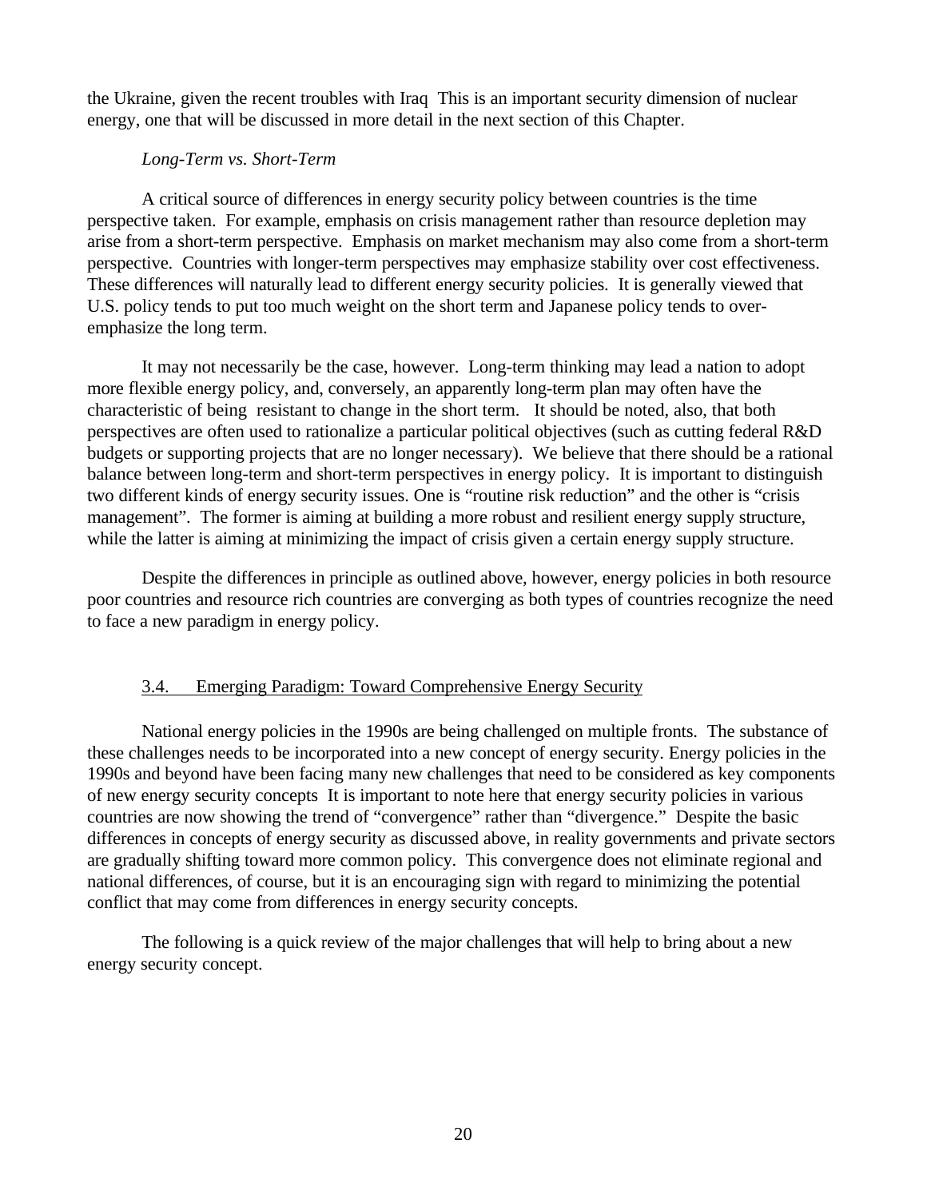the Ukraine, given the recent troubles with Iraq This is an important security dimension of nuclear energy, one that will be discussed in more detail in the next section of this Chapter.

*Long-Term vs. Short-Term*

A critical source of differences in energy security policy between countries is the time perspective taken. For example, emphasis on crisis management rather than resource depletion may arise from a short-term perspective. Emphasis on market mechanism may also come from a short-term perspective. Countries with longer-term perspectives may emphasize stability over cost effectiveness. These differences will naturally lead to different energy security policies. It is generally viewed that U.S. policy tends to put too much weight on the short term and Japanese policy tends to over-emphasize the long term.

It may not necessarily be the case, however. Long-term thinking may lead a nation to adopt more flexible energy policy, and, conversely, an apparently long-term plan may often have the characteristic of being resistant to change in the short term. It should be noted, also, that both perspectives are often used to rationalize a particular political objectives (such as cutting federal R&D budgets or supporting projects that are no longer necessary). We believe that there should be a rational balance between long-term and short-term perspectives in energy policy. It is important to distinguish two different kinds of energy security issues. One is "routine risk reduction" and the other is "crisis management". The former is aiming at building a more robust and resilient energy supply structure, while the latter is aiming at minimizing the impact of crisis given a certain energy supply structure.

Despite the differences in principle as outlined above, however, energy policies in both resource poor countries and resource rich countries are converging as both types of countries recognize the need to face a new paradigm in energy policy.

## 3.4. Emerging Paradigm: Toward Comprehensive Energy Security

National energy policies in the 1990s are being challenged on multiple fronts. The substance of these challenges needs to be incorporated into a new concept of energy security. Energy policies in the 1990s and beyond have been facing many new challenges that need to be considered as key components of new energy security concepts It is important to note here that energy security policies in various countries are now showing the trend of "convergence" rather than "divergence." Despite the basic differences in concepts of energy security as discussed above, in reality governments and private sectors are gradually shifting toward more common policy. This convergence does not eliminate regional and national differences, of course, but it is an encouraging sign with regard to minimizing the potential conflict that may come from differences in energy security concepts.

The following is a quick review of the major challenges that will help to bring about a new energy security concept.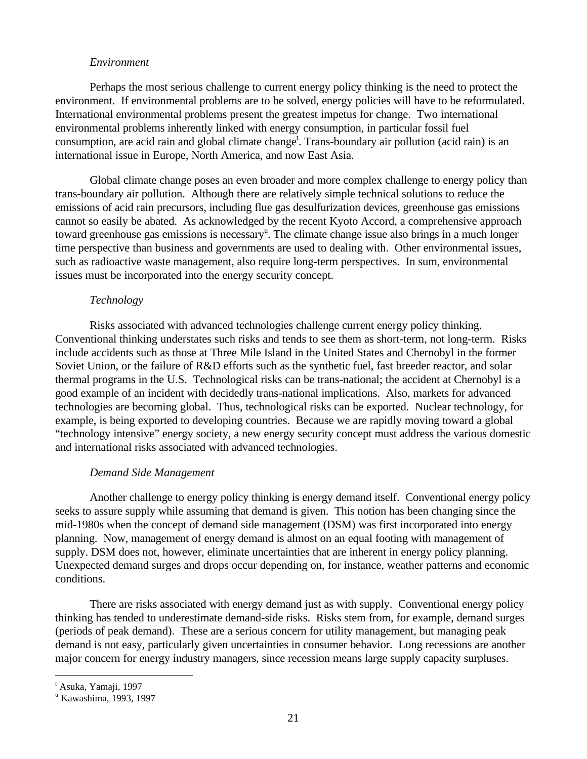*Environment*

Perhaps the most serious challenge to current energy policy thinking is the need to protect the environment. If environmental problems are to be solved, energy policies will have to be reformulated. International environmental problems present the greatest impetus for change. Two international environmental problems inherently linked with energy consumption, in particular fossil fuel consumption, are acid rain and global climate change[t]. Trans-boundary air pollution (acid rain) is an international issue in Europe, North America, and now East Asia.

Global climate change poses an even broader and more complex challenge to energy policy than trans-boundary air pollution. Although there are relatively simple technical solutions to reduce the emissions of acid rain precursors, including flue gas desulfurization devices, greenhouse gas emissions cannot so easily be abated. As acknowledged by the recent Kyoto Accord, a comprehensive approach toward greenhouse gas emissions is necessary[u]. The climate change issue also brings in a much longer time perspective than business and governments are used to dealing with. Other environmental issues, such as radioactive waste management, also require long-term perspectives. In sum, environmental issues must be incorporated into the energy security concept.

*Technology*

Risks associated with advanced technologies challenge current energy policy thinking. Conventional thinking understates such risks and tends to see them as short-term, not long-term. Risks include accidents such as those at Three Mile Island in the United States and Chernobyl in the former Soviet Union, or the failure of R&D efforts such as the synthetic fuel, fast breeder reactor, and solar thermal programs in the U.S. Technological risks can be trans-national; the accident at Chernobyl is a good example of an incident with decidedly trans-national implications. Also, markets for advanced technologies are becoming global. Thus, technological risks can be exported. Nuclear technology, for example, is being exported to developing countries. Because we are rapidly moving toward a global "technology intensive" energy society, a new energy security concept must address the various domestic and international risks associated with advanced technologies.

*Demand Side Management*

Another challenge to energy policy thinking is energy demand itself. Conventional energy policy seeks to assure supply while assuming that demand is given. This notion has been changing since the mid-1980s when the concept of demand side management (DSM) was first incorporated into energy planning. Now, management of energy demand is almost on an equal footing with management of supply. DSM does not, however, eliminate uncertainties that are inherent in energy policy planning. Unexpected demand surges and drops occur depending on, for instance, weather patterns and economic conditions.

There are risks associated with energy demand just as with supply. Conventional energy policy thinking has tended to underestimate demand-side risks. Risks stem from, for example, demand surges (periods of peak demand). These are a serious concern for utility management, but managing peak demand is not easy, particularly given uncertainties in consumer behavior. Long recessions are another major concern for energy industry managers, since recession means large supply capacity surpluses.

---

[t] Asuka, Yamaji, 1997

[u] Kawashima, 1993, 1997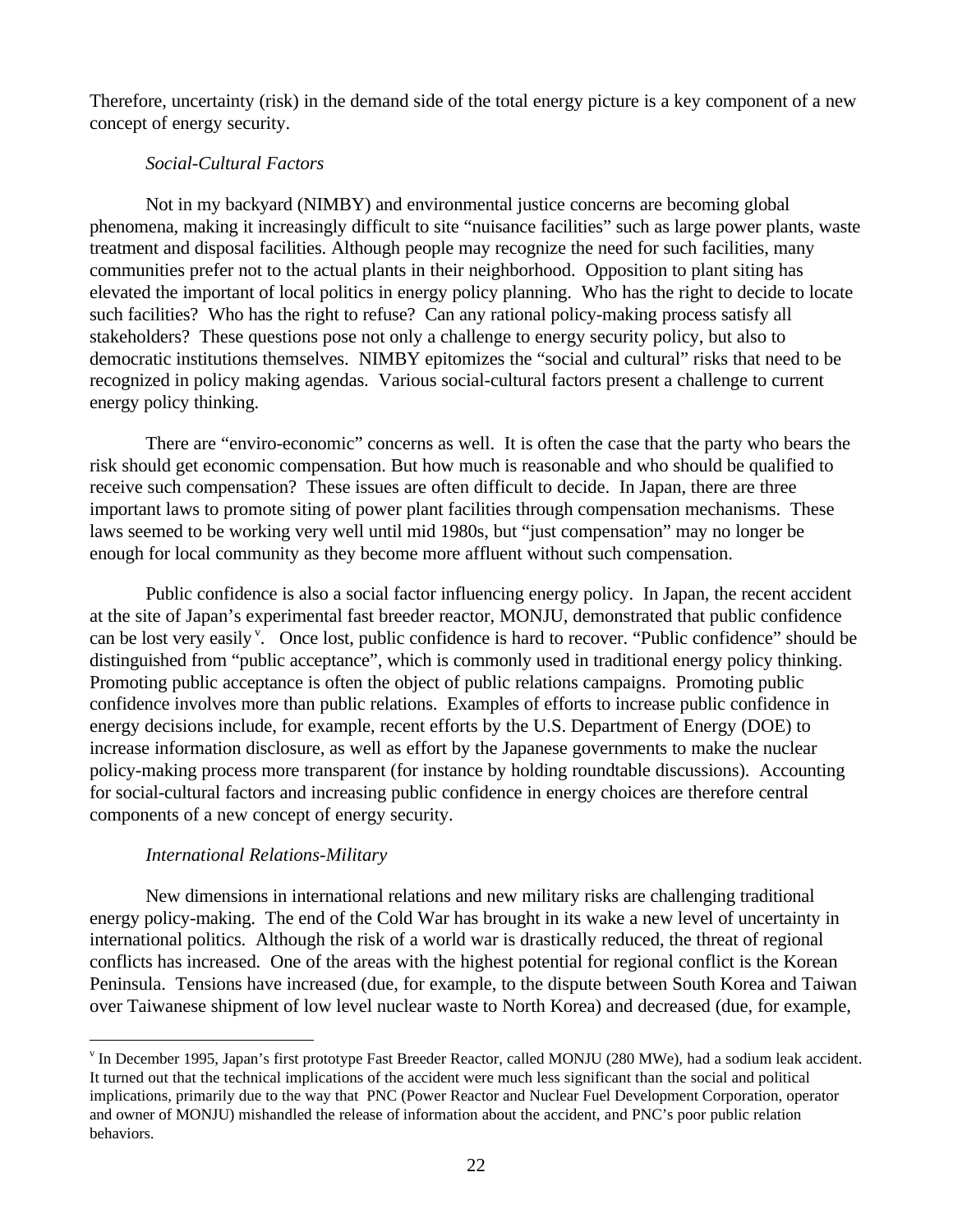Therefore, uncertainty (risk) in the demand side of the total energy picture is a key component of a new concept of energy security.

*Social-Cultural Factors*

Not in my backyard (NIMBY) and environmental justice concerns are becoming global phenomena, making it increasingly difficult to site "nuisance facilities" such as large power plants, waste treatment and disposal facilities. Although people may recognize the need for such facilities, many communities prefer not to the actual plants in their neighborhood. Opposition to plant siting has elevated the important of local politics in energy policy planning. Who has the right to decide to locate such facilities? Who has the right to refuse? Can any rational policy-making process satisfy all stakeholders? These questions pose not only a challenge to energy security policy, but also to democratic institutions themselves. NIMBY epitomizes the "social and cultural" risks that need to be recognized in policy making agendas. Various social-cultural factors present a challenge to current energy policy thinking.

There are "enviro-economic" concerns as well. It is often the case that the party who bears the risk should get economic compensation. But how much is reasonable and who should be qualified to receive such compensation? These issues are often difficult to decide. In Japan, there are three important laws to promote siting of power plant facilities through compensation mechanisms. These laws seemed to be working very well until mid 1980s, but "just compensation" may no longer be enough for local community as they become more affluent without such compensation.

Public confidence is also a social factor influencing energy policy. In Japan, the recent accident at the site of Japan's experimental fast breeder reactor, MONJU, demonstrated that public confidence can be lost very easily [v]. Once lost, public confidence is hard to recover. "Public confidence" should be distinguished from "public acceptance", which is commonly used in traditional energy policy thinking. Promoting public acceptance is often the object of public relations campaigns. Promoting public confidence involves more than public relations. Examples of efforts to increase public confidence in energy decisions include, for example, recent efforts by the U.S. Department of Energy (DOE) to increase information disclosure, as well as effort by the Japanese governments to make the nuclear policy-making process more transparent (for instance by holding roundtable discussions). Accounting for social-cultural factors and increasing public confidence in energy choices are therefore central components of a new concept of energy security.

*International Relations-Military*

New dimensions in international relations and new military risks are challenging traditional energy policy-making. The end of the Cold War has brought in its wake a new level of uncertainty in international politics. Although the risk of a world war is drastically reduced, the threat of regional conflicts has increased. One of the areas with the highest potential for regional conflict is the Korean Peninsula. Tensions have increased (due, for example, to the dispute between South Korea and Taiwan over Taiwanese shipment of low level nuclear waste to North Korea) and decreased (due, for example,

---

[v] In December 1995, Japan's first prototype Fast Breeder Reactor, called MONJU (280 MWe), had a sodium leak accident. It turned out that the technical implications of the accident were much less significant than the social and political implications, primarily due to the way that PNC (Power Reactor and Nuclear Fuel Development Corporation, operator and owner of MONJU) mishandled the release of information about the accident, and PNC's poor public relation behaviors.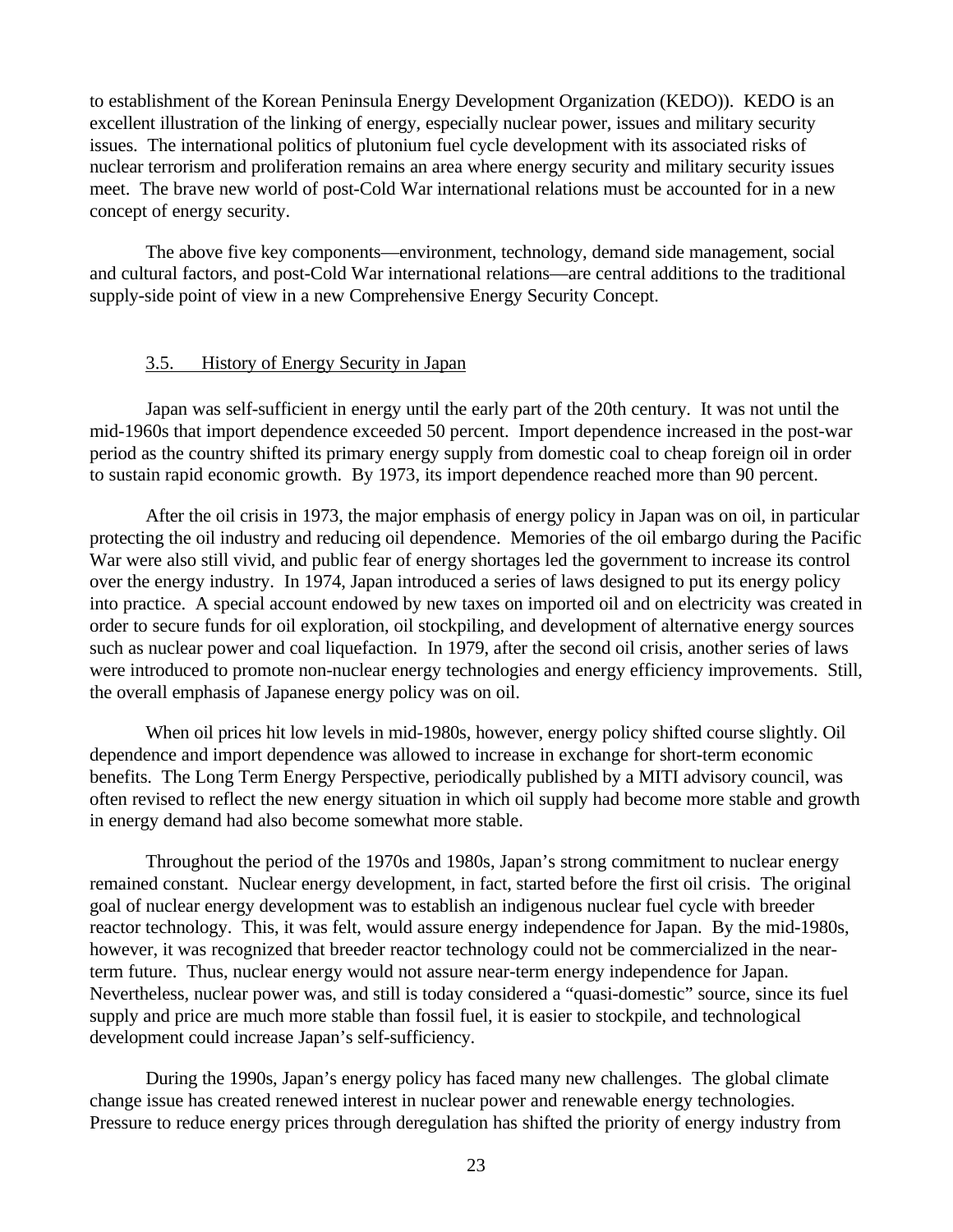to establishment of the Korean Peninsula Energy Development Organization (KEDO)). KEDO is an excellent illustration of the linking of energy, especially nuclear power, issues and military security issues. The international politics of plutonium fuel cycle development with its associated risks of nuclear terrorism and proliferation remains an area where energy security and military security issues meet. The brave new world of post-Cold War international relations must be accounted for in a new concept of energy security.

The above five key components—environment, technology, demand side management, social and cultural factors, and post-Cold War international relations—are central additions to the traditional supply-side point of view in a new Comprehensive Energy Security Concept.

### 3.5. History of Energy Security in Japan

Japan was self-sufficient in energy until the early part of the 20th century. It was not until the mid-1960s that import dependence exceeded 50 percent. Import dependence increased in the post-war period as the country shifted its primary energy supply from domestic coal to cheap foreign oil in order to sustain rapid economic growth. By 1973, its import dependence reached more than 90 percent.

After the oil crisis in 1973, the major emphasis of energy policy in Japan was on oil, in particular protecting the oil industry and reducing oil dependence. Memories of the oil embargo during the Pacific War were also still vivid, and public fear of energy shortages led the government to increase its control over the energy industry. In 1974, Japan introduced a series of laws designed to put its energy policy into practice. A special account endowed by new taxes on imported oil and on electricity was created in order to secure funds for oil exploration, oil stockpiling, and development of alternative energy sources such as nuclear power and coal liquefaction. In 1979, after the second oil crisis, another series of laws were introduced to promote non-nuclear energy technologies and energy efficiency improvements. Still, the overall emphasis of Japanese energy policy was on oil.

When oil prices hit low levels in mid-1980s, however, energy policy shifted course slightly. Oil dependence and import dependence was allowed to increase in exchange for short-term economic benefits. The Long Term Energy Perspective, periodically published by a MITI advisory council, was often revised to reflect the new energy situation in which oil supply had become more stable and growth in energy demand had also become somewhat more stable.

Throughout the period of the 1970s and 1980s, Japan's strong commitment to nuclear energy remained constant. Nuclear energy development, in fact, started before the first oil crisis. The original goal of nuclear energy development was to establish an indigenous nuclear fuel cycle with breeder reactor technology. This, it was felt, would assure energy independence for Japan. By the mid-1980s, however, it was recognized that breeder reactor technology could not be commercialized in the near-term future. Thus, nuclear energy would not assure near-term energy independence for Japan. Nevertheless, nuclear power was, and still is today considered a "quasi-domestic" source, since its fuel supply and price are much more stable than fossil fuel, it is easier to stockpile, and technological development could increase Japan's self-sufficiency.

During the 1990s, Japan's energy policy has faced many new challenges. The global climate change issue has created renewed interest in nuclear power and renewable energy technologies. Pressure to reduce energy prices through deregulation has shifted the priority of energy industry from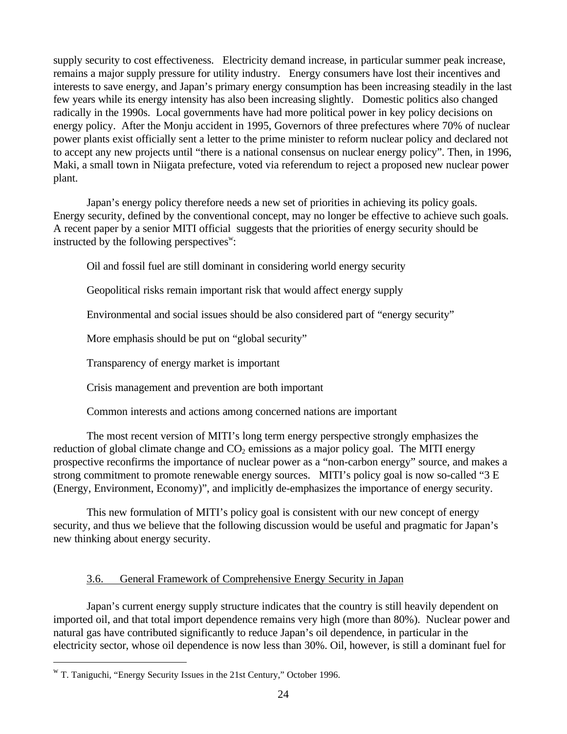supply security to cost effectiveness. Electricity demand increase, in particular summer peak increase, remains a major supply pressure for utility industry. Energy consumers have lost their incentives and interests to save energy, and Japan's primary energy consumption has been increasing steadily in the last few years while its energy intensity has also been increasing slightly. Domestic politics also changed radically in the 1990s. Local governments have had more political power in key policy decisions on energy policy. After the Monju accident in 1995, Governors of three prefectures where 70% of nuclear power plants exist officially sent a letter to the prime minister to reform nuclear policy and declared not to accept any new projects until "there is a national consensus on nuclear energy policy". Then, in 1996, Maki, a small town in Niigata prefecture, voted via referendum to reject a proposed new nuclear power plant.

Japan's energy policy therefore needs a new set of priorities in achieving its policy goals. Energy security, defined by the conventional concept, may no longer be effective to achieve such goals. A recent paper by a senior MITI official suggests that the priorities of energy security should be instructed by the following perspectives[w]:

Oil and fossil fuel are still dominant in considering world energy security

Geopolitical risks remain important risk that would affect energy supply

Environmental and social issues should be also considered part of "energy security"

More emphasis should be put on "global security"

Transparency of energy market is important

Crisis management and prevention are both important

Common interests and actions among concerned nations are important

The most recent version of MITI's long term energy perspective strongly emphasizes the reduction of global climate change and $CO_2$ emissions as a major policy goal. The MITI energy prospective reconfirms the importance of nuclear power as a "non-carbon energy" source, and makes a strong commitment to promote renewable energy sources. MITI's policy goal is now so-called "3 E (Energy, Environment, Economy)", and implicitly de-emphasizes the importance of energy security.

This new formulation of MITI's policy goal is consistent with our new concept of energy security, and thus we believe that the following discussion would be useful and pragmatic for Japan's new thinking about energy security.

### 3.6. General Framework of Comprehensive Energy Security in Japan

Japan's current energy supply structure indicates that the country is still heavily dependent on imported oil, and that total import dependence remains very high (more than 80%). Nuclear power and natural gas have contributed significantly to reduce Japan's oil dependence, in particular in the electricity sector, whose oil dependence is now less than 30%. Oil, however, is still a dominant fuel for

---

[w] T. Taniguchi, "Energy Security Issues in the 21st Century," October 1996.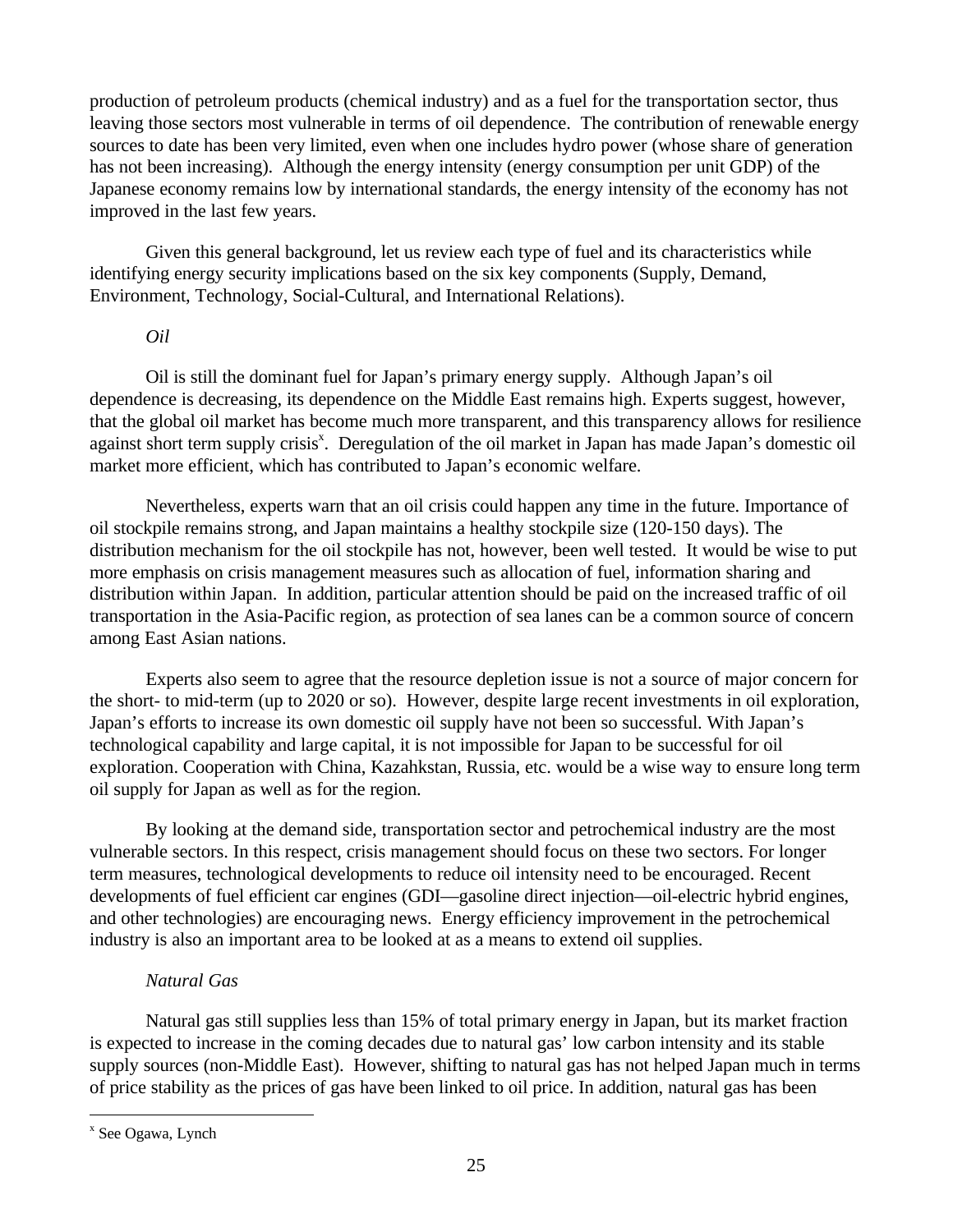production of petroleum products (chemical industry) and as a fuel for the transportation sector, thus leaving those sectors most vulnerable in terms of oil dependence. The contribution of renewable energy sources to date has been very limited, even when one includes hydro power (whose share of generation has not been increasing). Although the energy intensity (energy consumption per unit GDP) of the Japanese economy remains low by international standards, the energy intensity of the economy has not improved in the last few years.

Given this general background, let us review each type of fuel and its characteristics while identifying energy security implications based on the six key components (Supply, Demand, Environment, Technology, Social-Cultural, and International Relations).

*Oil*

Oil is still the dominant fuel for Japan's primary energy supply. Although Japan's oil dependence is decreasing, its dependence on the Middle East remains high. Experts suggest, however, that the global oil market has become much more transparent, and this transparency allows for resilience against short term supply crisis[x]. Deregulation of the oil market in Japan has made Japan's domestic oil market more efficient, which has contributed to Japan's economic welfare.

Nevertheless, experts warn that an oil crisis could happen any time in the future. Importance of oil stockpile remains strong, and Japan maintains a healthy stockpile size (120-150 days). The distribution mechanism for the oil stockpile has not, however, been well tested. It would be wise to put more emphasis on crisis management measures such as allocation of fuel, information sharing and distribution within Japan. In addition, particular attention should be paid on the increased traffic of oil transportation in the Asia-Pacific region, as protection of sea lanes can be a common source of concern among East Asian nations.

Experts also seem to agree that the resource depletion issue is not a source of major concern for the short- to mid-term (up to 2020 or so). However, despite large recent investments in oil exploration, Japan's efforts to increase its own domestic oil supply have not been so successful. With Japan's technological capability and large capital, it is not impossible for Japan to be successful for oil exploration. Cooperation with China, Kazahkstan, Russia, etc. would be a wise way to ensure long term oil supply for Japan as well as for the region.

By looking at the demand side, transportation sector and petrochemical industry are the most vulnerable sectors. In this respect, crisis management should focus on these two sectors. For longer term measures, technological developments to reduce oil intensity need to be encouraged. Recent developments of fuel efficient car engines (GDI—gasoline direct injection—oil-electric hybrid engines, and other technologies) are encouraging news. Energy efficiency improvement in the petrochemical industry is also an important area to be looked at as a means to extend oil supplies.

*Natural Gas*

Natural gas still supplies less than 15% of total primary energy in Japan, but its market fraction is expected to increase in the coming decades due to natural gas' low carbon intensity and its stable supply sources (non-Middle East). However, shifting to natural gas has not helped Japan much in terms of price stability as the prices of gas have been linked to oil price. In addition, natural gas has been

[x] See Ogawa, Lynch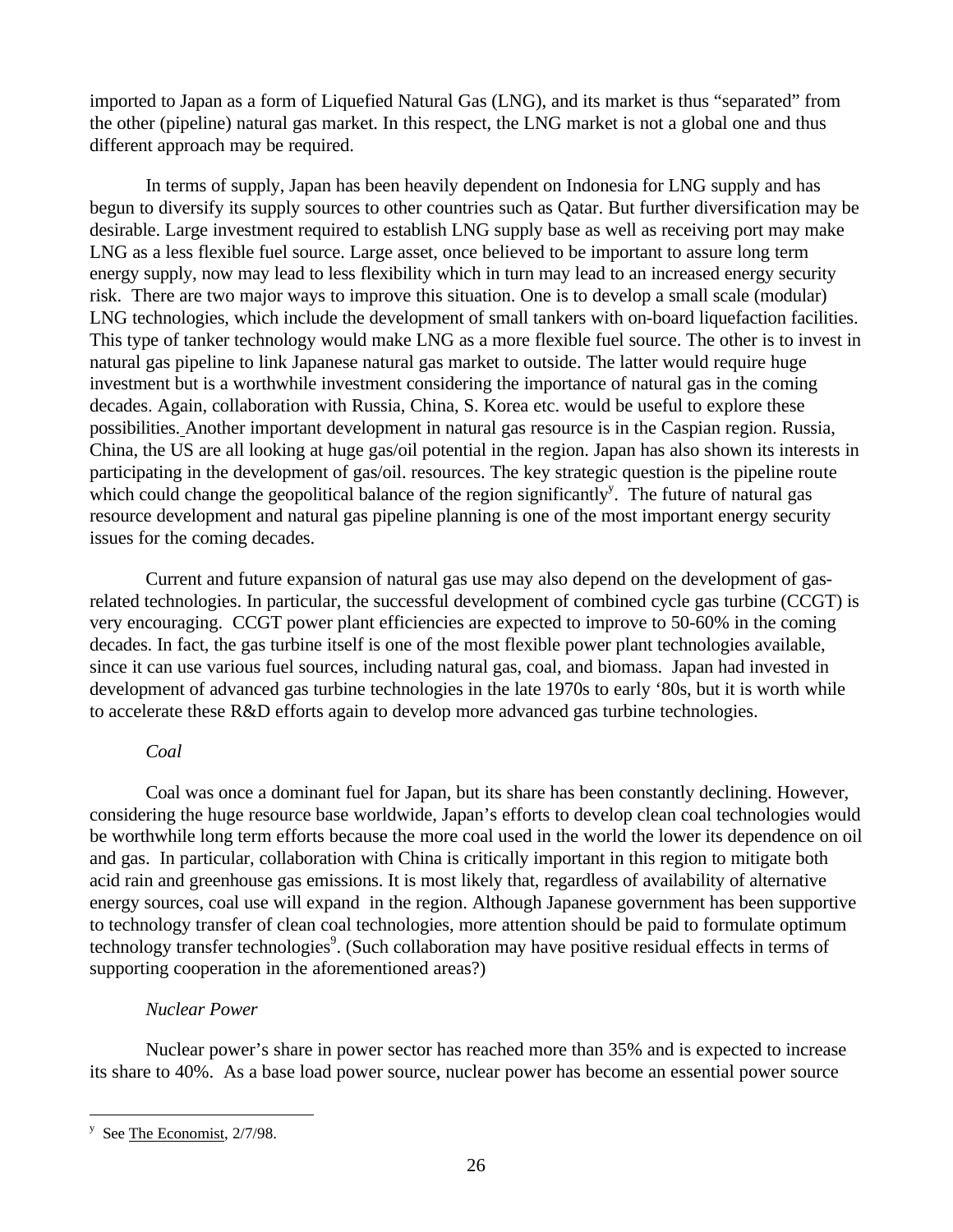imported to Japan as a form of Liquefied Natural Gas (LNG), and its market is thus "separated" from the other (pipeline) natural gas market. In this respect, the LNG market is not a global one and thus different approach may be required.

In terms of supply, Japan has been heavily dependent on Indonesia for LNG supply and has begun to diversify its supply sources to other countries such as Qatar. But further diversification may be desirable. Large investment required to establish LNG supply base as well as receiving port may make LNG as a less flexible fuel source. Large asset, once believed to be important to assure long term energy supply, now may lead to less flexibility which in turn may lead to an increased energy security risk. There are two major ways to improve this situation. One is to develop a small scale (modular) LNG technologies, which include the development of small tankers with on-board liquefaction facilities. This type of tanker technology would make LNG as a more flexible fuel source. The other is to invest in natural gas pipeline to link Japanese natural gas market to outside. The latter would require huge investment but is a worthwhile investment considering the importance of natural gas in the coming decades. Again, collaboration with Russia, China, S. Korea etc. would be useful to explore these possibilities. Another important development in natural gas resource is in the Caspian region. Russia, China, the US are all looking at huge gas/oil potential in the region. Japan has also shown its interests in participating in the development of gas/oil. resources. The key strategic question is the pipeline route which could change the geopolitical balance of the region significantly[y]. The future of natural gas resource development and natural gas pipeline planning is one of the most important energy security issues for the coming decades.

Current and future expansion of natural gas use may also depend on the development of gas-related technologies. In particular, the successful development of combined cycle gas turbine (CCGT) is very encouraging. CCGT power plant efficiencies are expected to improve to 50-60% in the coming decades. In fact, the gas turbine itself is one of the most flexible power plant technologies available, since it can use various fuel sources, including natural gas, coal, and biomass. Japan had invested in development of advanced gas turbine technologies in the late 1970s to early '80s, but it is worth while to accelerate these R&D efforts again to develop more advanced gas turbine technologies.

*Coal*

Coal was once a dominant fuel for Japan, but its share has been constantly declining. However, considering the huge resource base worldwide, Japan's efforts to develop clean coal technologies would be worthwhile long term efforts because the more coal used in the world the lower its dependence on oil and gas. In particular, collaboration with China is critically important in this region to mitigate both acid rain and greenhouse gas emissions. It is most likely that, regardless of availability of alternative energy sources, coal use will expand in the region. Although Japanese government has been supportive to technology transfer of clean coal technologies, more attention should be paid to formulate optimum technology transfer technologies[9]. (Such collaboration may have positive residual effects in terms of supporting cooperation in the aforementioned areas?)

*Nuclear Power*

Nuclear power's share in power sector has reached more than 35% and is expected to increase its share to 40%. As a base load power source, nuclear power has become an essential power source

---

[y] See The Economist, 2/7/98.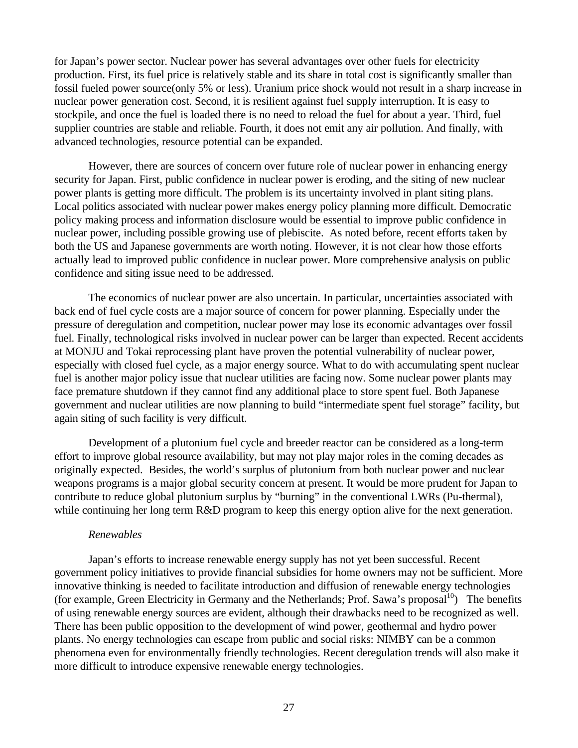for Japan's power sector. Nuclear power has several advantages over other fuels for electricity production. First, its fuel price is relatively stable and its share in total cost is significantly smaller than fossil fueled power source(only 5% or less). Uranium price shock would not result in a sharp increase in nuclear power generation cost. Second, it is resilient against fuel supply interruption. It is easy to stockpile, and once the fuel is loaded there is no need to reload the fuel for about a year. Third, fuel supplier countries are stable and reliable. Fourth, it does not emit any air pollution. And finally, with advanced technologies, resource potential can be expanded.

However, there are sources of concern over future role of nuclear power in enhancing energy security for Japan. First, public confidence in nuclear power is eroding, and the siting of new nuclear power plants is getting more difficult. The problem is its uncertainty involved in plant siting plans. Local politics associated with nuclear power makes energy policy planning more difficult. Democratic policy making process and information disclosure would be essential to improve public confidence in nuclear power, including possible growing use of plebiscite. As noted before, recent efforts taken by both the US and Japanese governments are worth noting. However, it is not clear how those efforts actually lead to improved public confidence in nuclear power. More comprehensive analysis on public confidence and siting issue need to be addressed.

The economics of nuclear power are also uncertain. In particular, uncertainties associated with back end of fuel cycle costs are a major source of concern for power planning. Especially under the pressure of deregulation and competition, nuclear power may lose its economic advantages over fossil fuel. Finally, technological risks involved in nuclear power can be larger than expected. Recent accidents at MONJU and Tokai reprocessing plant have proven the potential vulnerability of nuclear power, especially with closed fuel cycle, as a major energy source. What to do with accumulating spent nuclear fuel is another major policy issue that nuclear utilities are facing now. Some nuclear power plants may face premature shutdown if they cannot find any additional place to store spent fuel. Both Japanese government and nuclear utilities are now planning to build "intermediate spent fuel storage" facility, but again siting of such facility is very difficult.

Development of a plutonium fuel cycle and breeder reactor can be considered as a long-term effort to improve global resource availability, but may not play major roles in the coming decades as originally expected. Besides, the world's surplus of plutonium from both nuclear power and nuclear weapons programs is a major global security concern at present. It would be more prudent for Japan to contribute to reduce global plutonium surplus by "burning" in the conventional LWRs (Pu-thermal), while continuing her long term R&D program to keep this energy option alive for the next generation.

*Renewables*

Japan's efforts to increase renewable energy supply has not yet been successful. Recent government policy initiatives to provide financial subsidies for home owners may not be sufficient. More innovative thinking is needed to facilitate introduction and diffusion of renewable energy technologies (for example, Green Electricity in Germany and the Netherlands; Prof. Sawa's proposal[10]) The benefits of using renewable energy sources are evident, although their drawbacks need to be recognized as well. There has been public opposition to the development of wind power, geothermal and hydro power plants. No energy technologies can escape from public and social risks: NIMBY can be a common phenomena even for environmentally friendly technologies. Recent deregulation trends will also make it more difficult to introduce expensive renewable energy technologies.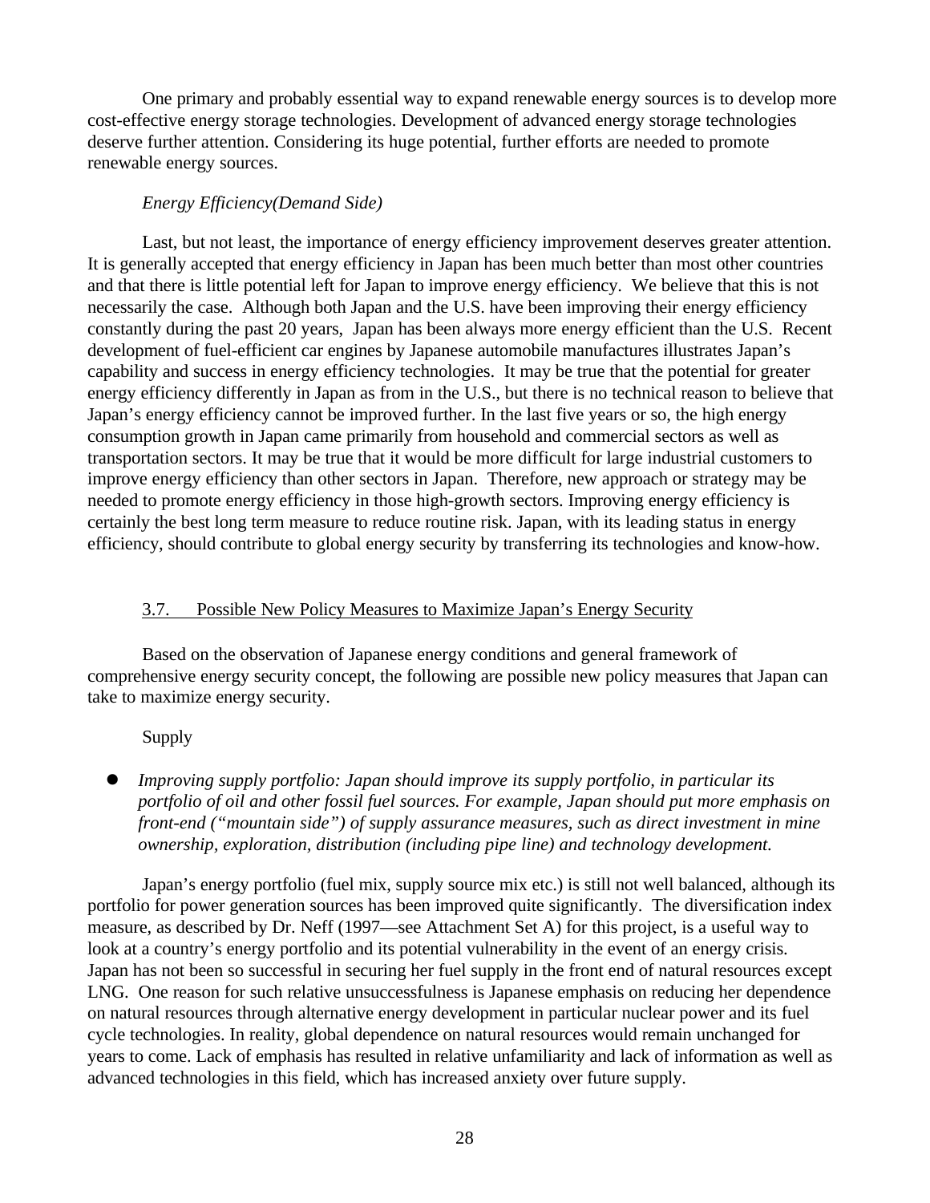One primary and probably essential way to expand renewable energy sources is to develop more cost-effective energy storage technologies. Development of advanced energy storage technologies deserve further attention. Considering its huge potential, further efforts are needed to promote renewable energy sources.

*Energy Efficiency(Demand Side)*

Last, but not least, the importance of energy efficiency improvement deserves greater attention. It is generally accepted that energy efficiency in Japan has been much better than most other countries and that there is little potential left for Japan to improve energy efficiency. We believe that this is not necessarily the case. Although both Japan and the U.S. have been improving their energy efficiency constantly during the past 20 years, Japan has been always more energy efficient than the U.S. Recent development of fuel-efficient car engines by Japanese automobile manufactures illustrates Japan's capability and success in energy efficiency technologies. It may be true that the potential for greater energy efficiency differently in Japan as from in the U.S., but there is no technical reason to believe that Japan's energy efficiency cannot be improved further. In the last five years or so, the high energy consumption growth in Japan came primarily from household and commercial sectors as well as transportation sectors. It may be true that it would be more difficult for large industrial customers to improve energy efficiency than other sectors in Japan. Therefore, new approach or strategy may be needed to promote energy efficiency in those high-growth sectors. Improving energy efficiency is certainly the best long term measure to reduce routine risk. Japan, with its leading status in energy efficiency, should contribute to global energy security by transferring its technologies and know-how.

## 3.7. Possible New Policy Measures to Maximize Japan's Energy Security

Based on the observation of Japanese energy conditions and general framework of comprehensive energy security concept, the following are possible new policy measures that Japan can take to maximize energy security.

Supply

- *Improving supply portfolio: Japan should improve its supply portfolio, in particular its portfolio of oil and other fossil fuel sources. For example, Japan should put more emphasis on front-end ("mountain side") of supply assurance measures, such as direct investment in mine ownership, exploration, distribution (including pipe line) and technology development.*

Japan's energy portfolio (fuel mix, supply source mix etc.) is still not well balanced, although its portfolio for power generation sources has been improved quite significantly. The diversification index measure, as described by Dr. Neff (1997—see Attachment Set A) for this project, is a useful way to look at a country's energy portfolio and its potential vulnerability in the event of an energy crisis. Japan has not been so successful in securing her fuel supply in the front end of natural resources except LNG. One reason for such relative unsuccessfulness is Japanese emphasis on reducing her dependence on natural resources through alternative energy development in particular nuclear power and its fuel cycle technologies. In reality, global dependence on natural resources would remain unchanged for years to come. Lack of emphasis has resulted in relative unfamiliarity and lack of information as well as advanced technologies in this field, which has increased anxiety over future supply.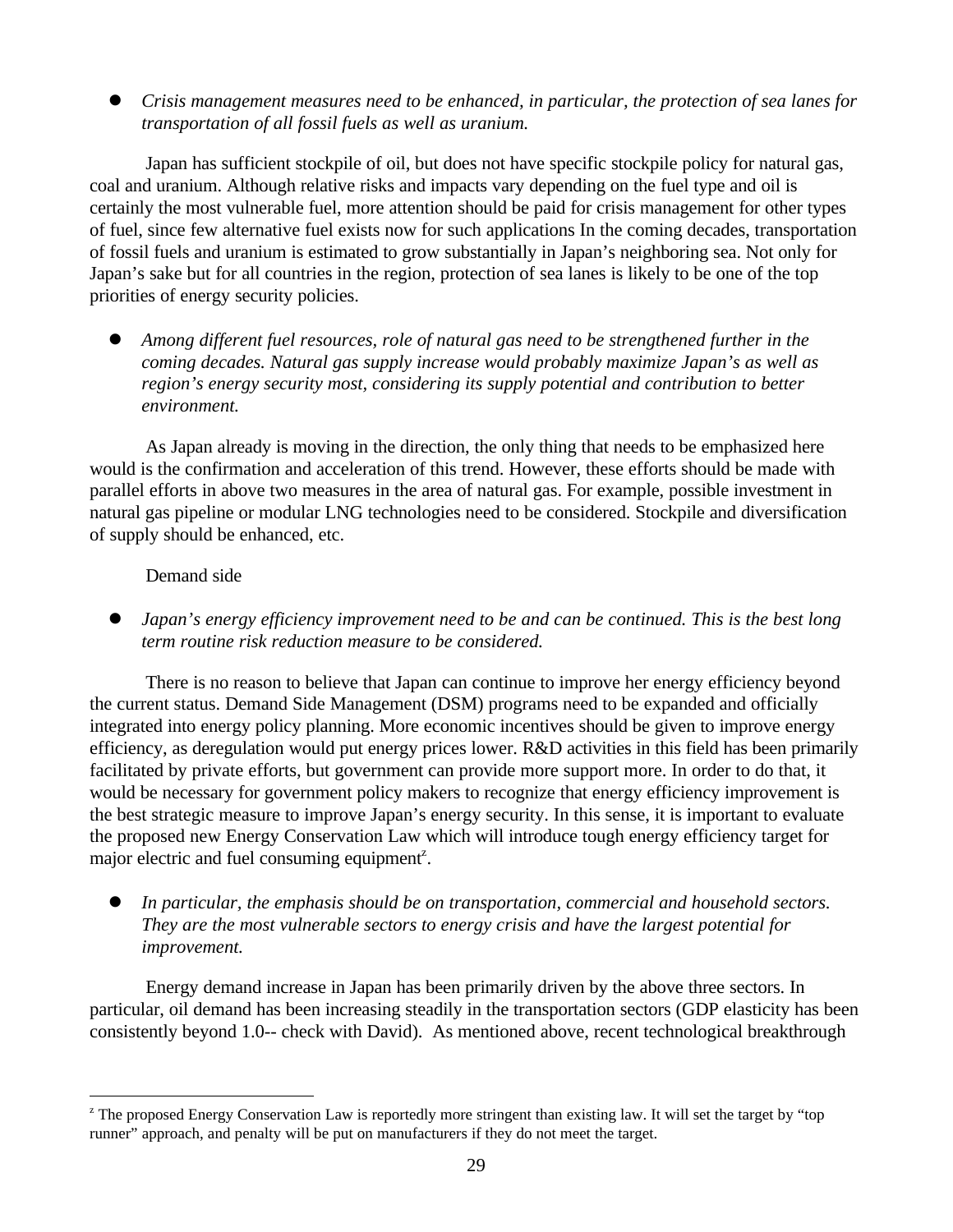- *Crisis management measures need to be enhanced, in particular, the protection of sea lanes for transportation of all fossil fuels as well as uranium.*

Japan has sufficient stockpile of oil, but does not have specific stockpile policy for natural gas, coal and uranium. Although relative risks and impacts vary depending on the fuel type and oil is certainly the most vulnerable fuel, more attention should be paid for crisis management for other types of fuel, since few alternative fuel exists now for such applications In the coming decades, transportation of fossil fuels and uranium is estimated to grow substantially in Japan's neighboring sea. Not only for Japan's sake but for all countries in the region, protection of sea lanes is likely to be one of the top priorities of energy security policies.

- *Among different fuel resources, role of natural gas need to be strengthened further in the coming decades. Natural gas supply increase would probably maximize Japan's as well as region's energy security most, considering its supply potential and contribution to better environment.*

As Japan already is moving in the direction, the only thing that needs to be emphasized here would is the confirmation and acceleration of this trend. However, these efforts should be made with parallel efforts in above two measures in the area of natural gas. For example, possible investment in natural gas pipeline or modular LNG technologies need to be considered. Stockpile and diversification of supply should be enhanced, etc.

Demand side

- *Japan's energy efficiency improvement need to be and can be continued. This is the best long term routine risk reduction measure to be considered.*

There is no reason to believe that Japan can continue to improve her energy efficiency beyond the current status. Demand Side Management (DSM) programs need to be expanded and officially integrated into energy policy planning. More economic incentives should be given to improve energy efficiency, as deregulation would put energy prices lower. R&D activities in this field has been primarily facilitated by private efforts, but government can provide more support more. In order to do that, it would be necessary for government policy makers to recognize that energy efficiency improvement is the best strategic measure to improve Japan's energy security. In this sense, it is important to evaluate the proposed new Energy Conservation Law which will introduce tough energy efficiency target for major electric and fuel consuming equipment[z].

- *In particular, the emphasis should be on transportation, commercial and household sectors. They are the most vulnerable sectors to energy crisis and have the largest potential for improvement.*

Energy demand increase in Japan has been primarily driven by the above three sectors. In particular, oil demand has been increasing steadily in the transportation sectors (GDP elasticity has been consistently beyond 1.0-- check with David). As mentioned above, recent technological breakthrough

---

[z] The proposed Energy Conservation Law is reportedly more stringent than existing law. It will set the target by "top runner" approach, and penalty will be put on manufacturers if they do not meet the target.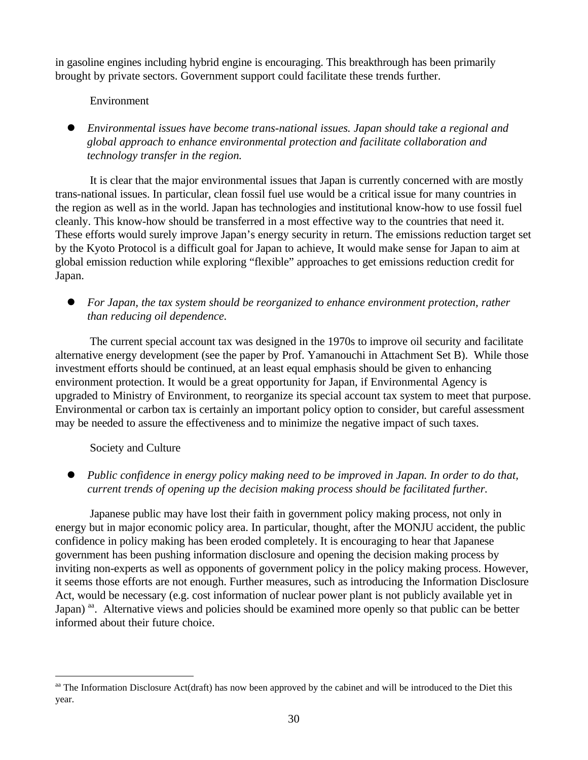in gasoline engines including hybrid engine is encouraging. This breakthrough has been primarily brought by private sectors. Government support could facilitate these trends further.

### Environment

- *Environmental issues have become trans-national issues. Japan should take a regional and global approach to enhance environmental protection and facilitate collaboration and technology transfer in the region.*

It is clear that the major environmental issues that Japan is currently concerned with are mostly trans-national issues. In particular, clean fossil fuel use would be a critical issue for many countries in the region as well as in the world. Japan has technologies and institutional know-how to use fossil fuel cleanly. This know-how should be transferred in a most effective way to the countries that need it. These efforts would surely improve Japan's energy security in return. The emissions reduction target set by the Kyoto Protocol is a difficult goal for Japan to achieve, It would make sense for Japan to aim at global emission reduction while exploring "flexible" approaches to get emissions reduction credit for Japan.

- *For Japan, the tax system should be reorganized to enhance environment protection, rather than reducing oil dependence.*

The current special account tax was designed in the 1970s to improve oil security and facilitate alternative energy development (see the paper by Prof. Yamanouchi in Attachment Set B). While those investment efforts should be continued, at an least equal emphasis should be given to enhancing environment protection. It would be a great opportunity for Japan, if Environmental Agency is upgraded to Ministry of Environment, to reorganize its special account tax system to meet that purpose. Environmental or carbon tax is certainly an important policy option to consider, but careful assessment may be needed to assure the effectiveness and to minimize the negative impact of such taxes.

### Society and Culture

- *Public confidence in energy policy making need to be improved in Japan. In order to do that, current trends of opening up the decision making process should be facilitated further.*

Japanese public may have lost their faith in government policy making process, not only in energy but in major economic policy area. In particular, thought, after the MONJU accident, the public confidence in policy making has been eroded completely. It is encouraging to hear that Japanese government has been pushing information disclosure and opening the decision making process by inviting non-experts as well as opponents of government policy in the policy making process. However, it seems those efforts are not enough. Further measures, such as introducing the Information Disclosure Act, would be necessary (e.g. cost information of nuclear power plant is not publicly available yet in Japan) [aa]. Alternative views and policies should be examined more openly so that public can be better informed about their future choice.

---

[aa] The Information Disclosure Act(draft) has now been approved by the cabinet and will be introduced to the Diet this year.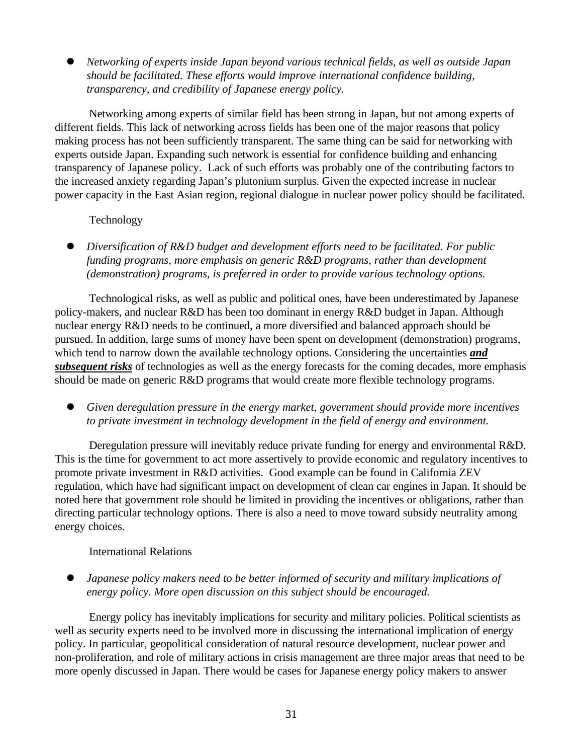- *Networking of experts inside Japan beyond various technical fields, as well as outside Japan should be facilitated. These efforts would improve international confidence building, transparency, and credibility of Japanese energy policy.*

Networking among experts of similar field has been strong in Japan, but not among experts of different fields. This lack of networking across fields has been one of the major reasons that policy making process has not been sufficiently transparent. The same thing can be said for networking with experts outside Japan. Expanding such network is essential for confidence building and enhancing transparency of Japanese policy. Lack of such efforts was probably one of the contributing factors to the increased anxiety regarding Japan's plutonium surplus. Given the expected increase in nuclear power capacity in the East Asian region, regional dialogue in nuclear power policy should be facilitated.

Technology

- *Diversification of R&D budget and development efforts need to be facilitated. For public funding programs, more emphasis on generic R&D programs, rather than development (demonstration) programs, is preferred in order to provide various technology options.*

Technological risks, as well as public and political ones, have been underestimated by Japanese policy-makers, and nuclear R&D has been too dominant in energy R&D budget in Japan. Although nuclear energy R&D needs to be continued, a more diversified and balanced approach should be pursued. In addition, large sums of money have been spent on development (demonstration) programs, which tend to narrow down the available technology options. Considering the uncertainties ***and subsequent risks*** of technologies as well as the energy forecasts for the coming decades, more emphasis should be made on generic R&D programs that would create more flexible technology programs.

- *Given deregulation pressure in the energy market, government should provide more incentives to private investment in technology development in the field of energy and environment.*

Deregulation pressure will inevitably reduce private funding for energy and environmental R&D. This is the time for government to act more assertively to provide economic and regulatory incentives to promote private investment in R&D activities. Good example can be found in California ZEV regulation, which have had significant impact on development of clean car engines in Japan. It should be noted here that government role should be limited in providing the incentives or obligations, rather than directing particular technology options. There is also a need to move toward subsidy neutrality among energy choices.

International Relations

- *Japanese policy makers need to be better informed of security and military implications of energy policy. More open discussion on this subject should be encouraged.*

Energy policy has inevitably implications for security and military policies. Political scientists as well as security experts need to be involved more in discussing the international implication of energy policy. In particular, geopolitical consideration of natural resource development, nuclear power and non-proliferation, and role of military actions in crisis management are three major areas that need to be more openly discussed in Japan. There would be cases for Japanese energy policy makers to answer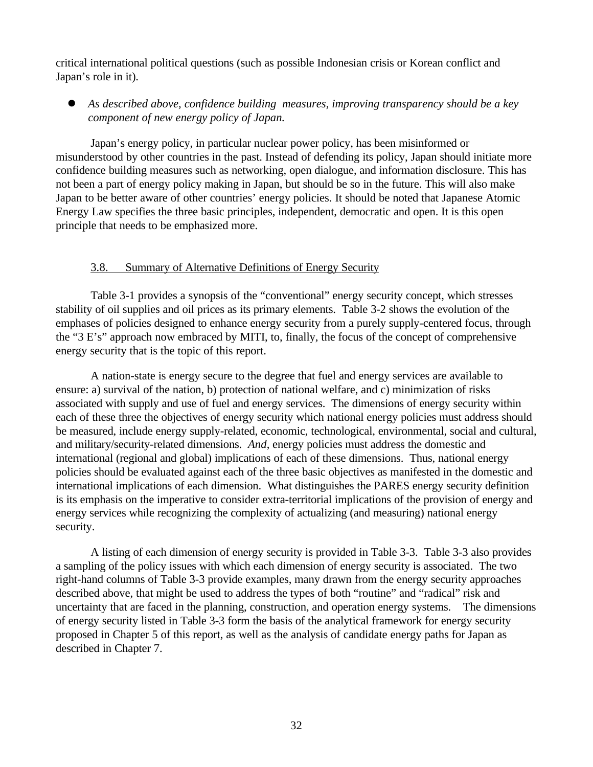critical international political questions (such as possible Indonesian crisis or Korean conflict and Japan's role in it).

- *As described above, confidence building measures, improving transparency should be a key component of new energy policy of Japan.*

Japan's energy policy, in particular nuclear power policy, has been misinformed or misunderstood by other countries in the past. Instead of defending its policy, Japan should initiate more confidence building measures such as networking, open dialogue, and information disclosure. This has not been a part of energy policy making in Japan, but should be so in the future. This will also make Japan to be better aware of other countries' energy policies. It should be noted that Japanese Atomic Energy Law specifies the three basic principles, independent, democratic and open. It is this open principle that needs to be emphasized more.

### 3.8. Summary of Alternative Definitions of Energy Security

Table 3-1 provides a synopsis of the "conventional" energy security concept, which stresses stability of oil supplies and oil prices as its primary elements. Table 3-2 shows the evolution of the emphases of policies designed to enhance energy security from a purely supply-centered focus, through the "3 E's" approach now embraced by MITI, to, finally, the focus of the concept of comprehensive energy security that is the topic of this report.

A nation-state is energy secure to the degree that fuel and energy services are available to ensure: a) survival of the nation, b) protection of national welfare, and c) minimization of risks associated with supply and use of fuel and energy services. The dimensions of energy security within each of these three the objectives of energy security which national energy policies must address should be measured, include energy supply-related, economic, technological, environmental, social and cultural, and military/security-related dimensions. *And*, energy policies must address the domestic and international (regional and global) implications of each of these dimensions. Thus, national energy policies should be evaluated against each of the three basic objectives as manifested in the domestic and international implications of each dimension. What distinguishes the PARES energy security definition is its emphasis on the imperative to consider extra-territorial implications of the provision of energy and energy services while recognizing the complexity of actualizing (and measuring) national energy security.

A listing of each dimension of energy security is provided in Table 3-3. Table 3-3 also provides a sampling of the policy issues with which each dimension of energy security is associated. The two right-hand columns of Table 3-3 provide examples, many drawn from the energy security approaches described above, that might be used to address the types of both "routine" and "radical" risk and uncertainty that are faced in the planning, construction, and operation energy systems. The dimensions of energy security listed in Table 3-3 form the basis of the analytical framework for energy security proposed in Chapter 5 of this report, as well as the analysis of candidate energy paths for Japan as described in Chapter 7.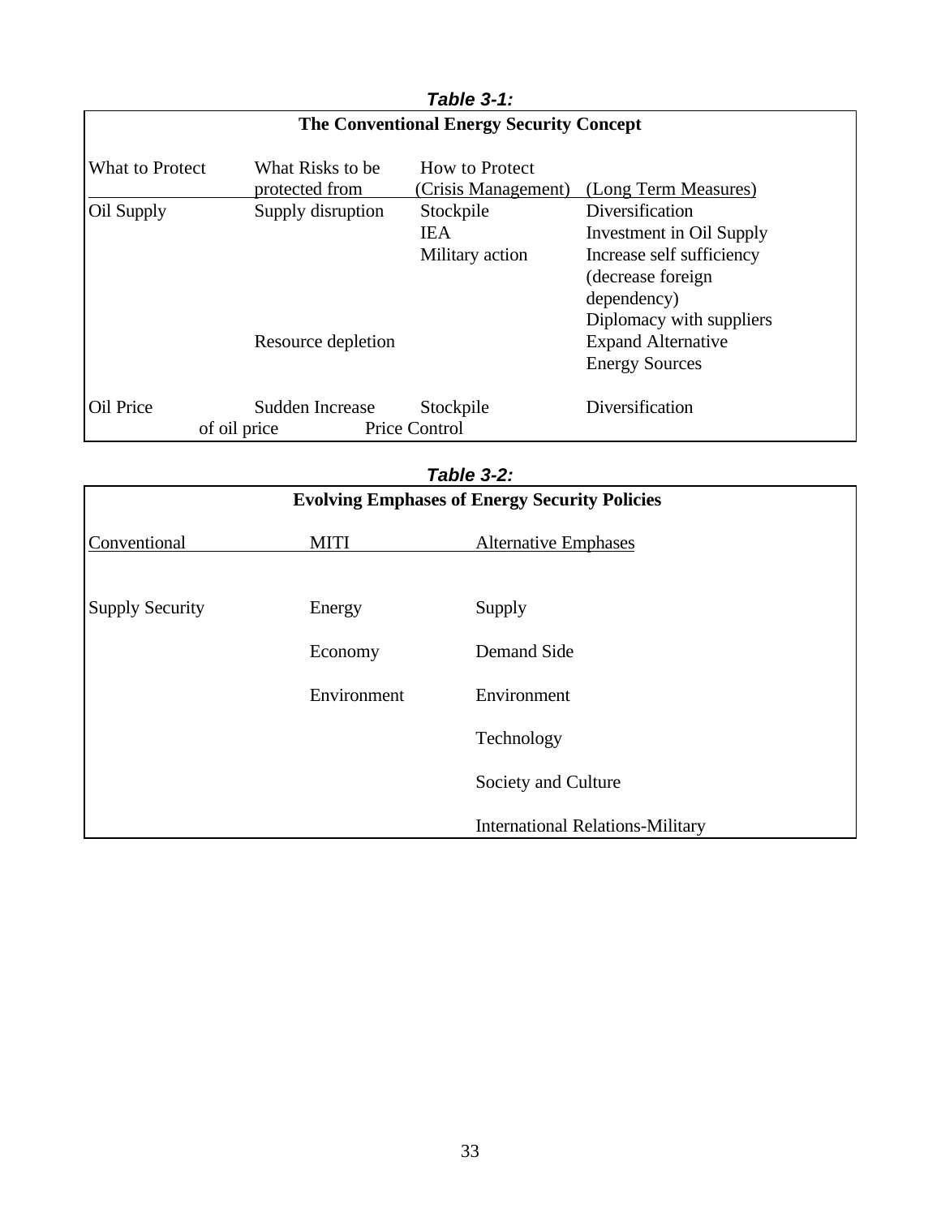***Table 3-1:***

**The Conventional Energy Security Concept**

| What to Protect | What Risks to be protected from | How to Protect (Crisis Management) | (Long Term Measures) |
|---|---|---|---|
| Oil Supply | Supply disruption | Stockpile<br>IEA<br>Military action | Diversification<br>Investment in Oil Supply<br>Increase self sufficiency (decrease foreign dependency)<br>Diplomacy with suppliers |
| | Resource depletion | | Expand Alternative Energy Sources |
| Oil Price | Sudden Increase of oil price | Stockpile<br>Price Control | Diversification |

***Table 3-2:***

**Evolving Emphases of Energy Security Policies**

| Conventional | MITI | Alternative Emphases |
|---|---|---|
| Supply Security | Energy | Supply |
| | Economy | Demand Side |
| | Environment | Environment |
| | | Technology |
| | | Society and Culture |
| | | International Relations-Military |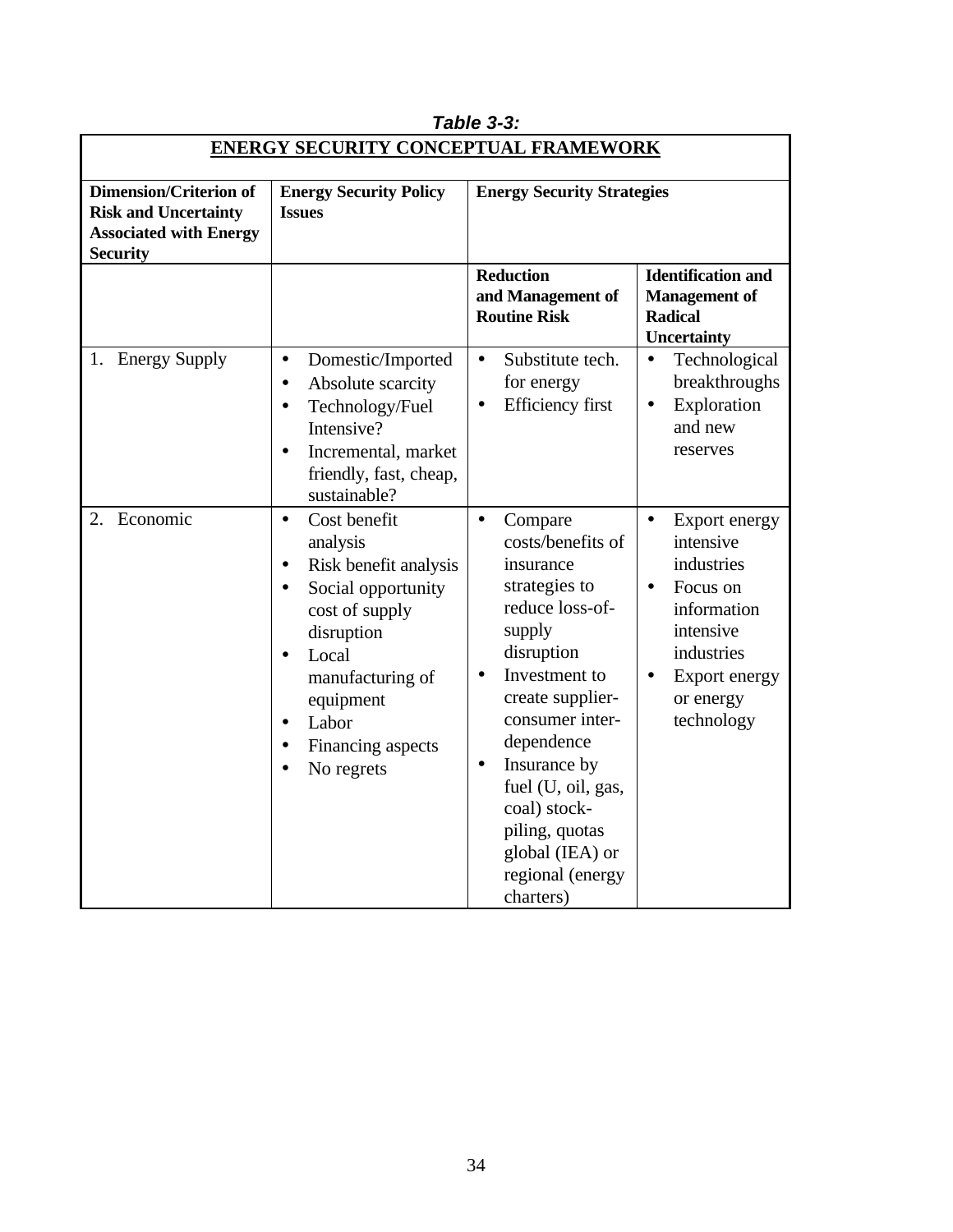*Table 3-3:*

| ENERGY SECURITY CONCEPTUAL FRAMEWORK | | | |
|---|---|---|---|
| **Dimension/Criterion of Risk and Uncertainty Associated with Energy Security** | **Energy Security Policy Issues** | **Energy Security Strategies** | |
| | | **Reduction and Management of Routine Risk** | **Identification and Management of Radical Uncertainty** |
| 1. Energy Supply | • Domestic/Imported<br>• Absolute scarcity<br>• Technology/Fuel Intensive?<br>• Incremental, market friendly, fast, cheap, sustainable? | • Substitute tech. for energy<br>• Efficiency first | • Technological breakthroughs<br>• Exploration and new reserves |
| 2. Economic | • Cost benefit analysis<br>• Risk benefit analysis<br>• Social opportunity cost of supply disruption<br>• Local manufacturing of equipment<br>• Labor<br>• Financing aspects<br>• No regrets | • Compare costs/benefits of insurance strategies to reduce loss-of-supply disruption<br>• Investment to create supplier-consumer inter-dependence<br>• Insurance by fuel (U, oil, gas, coal) stock-piling, quotas global (IEA) or regional (energy charters) | • Export energy intensive industries<br>• Focus on information intensive industries<br>• Export energy or energy technology |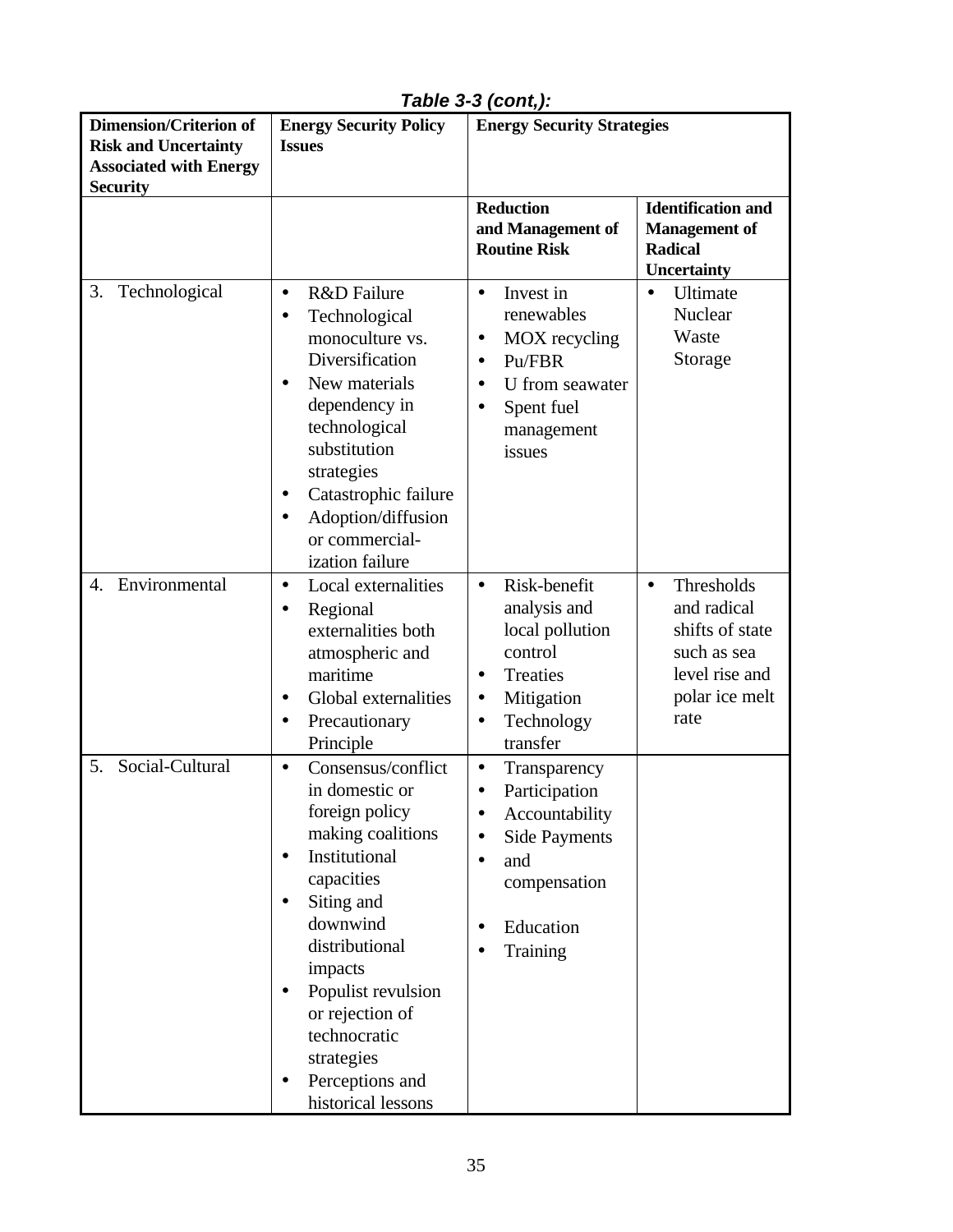***Table 3-3 (cont,):***

| **Dimension/Criterion of Risk and Uncertainty Associated with Energy Security** | **Energy Security Policy Issues** | **Energy Security Strategies** | |
|---|---|---|---|
| | | **Reduction and Management of Routine Risk** | **Identification and Management of Radical Uncertainty** |
| 3. Technological | • R&D Failure<br>• Technological monoculture vs. Diversification<br>• New materials dependency in technological substitution strategies<br>• Catastrophic failure<br>• Adoption/diffusion or commercial-ization failure | • Invest in renewables<br>• MOX recycling<br>• Pu/FBR<br>• U from seawater<br>• Spent fuel management issues | • Ultimate Nuclear Waste Storage |
| 4. Environmental | • Local externalities<br>• Regional externalities both atmospheric and maritime<br>• Global externalities<br>• Precautionary Principle | • Risk-benefit analysis and local pollution control<br>• Treaties<br>• Mitigation<br>• Technology transfer | • Thresholds and radical shifts of state such as sea level rise and polar ice melt rate |
| 5. Social-Cultural | • Consensus/conflict in domestic or foreign policy making coalitions<br>• Institutional capacities<br>• Siting and downwind distributional impacts<br>• Populist revulsion or rejection of technocratic strategies<br>• Perceptions and historical lessons | • Transparency<br>• Participation<br>• Accountability<br>• Side Payments<br>• and compensation<br>• Education<br>• Training | |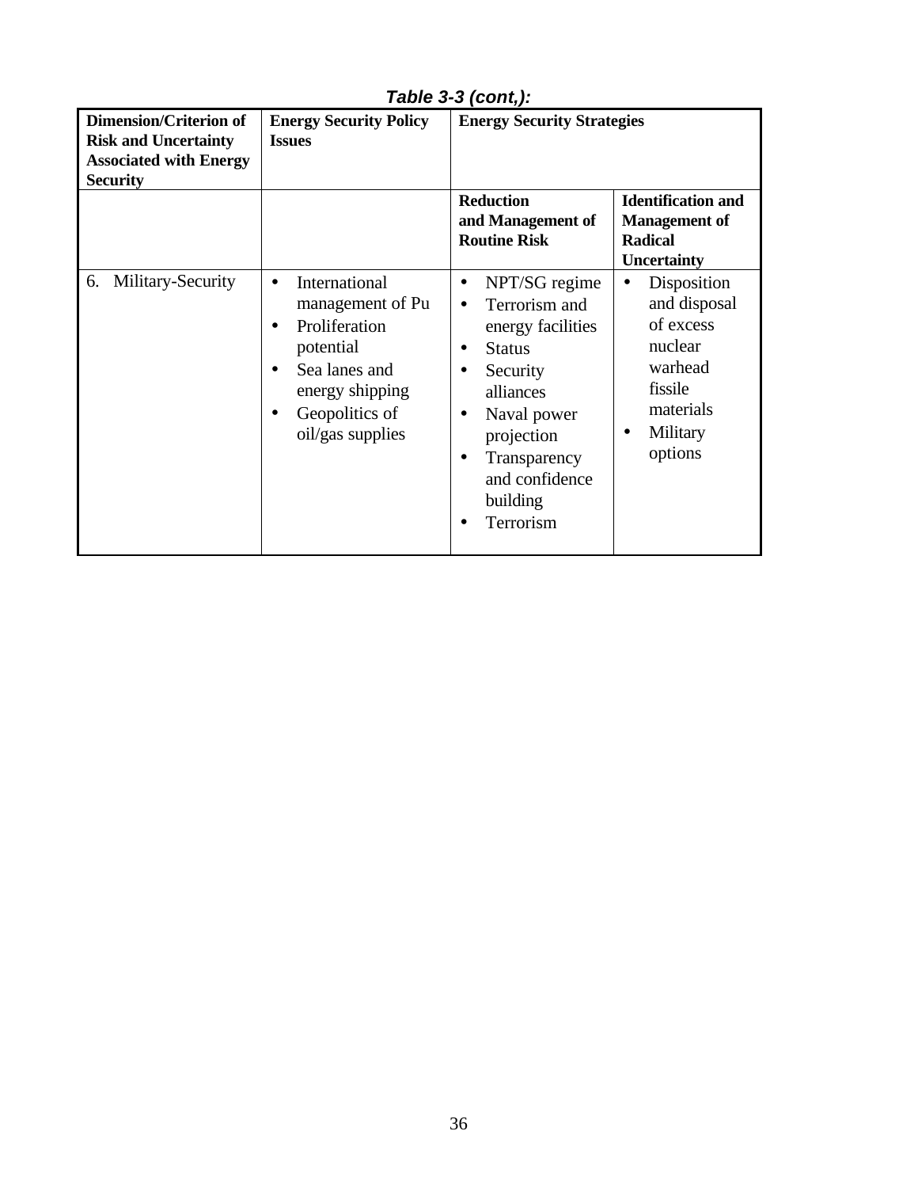**_Table 3-3 (cont,):_**

| Dimension/Criterion of Risk and Uncertainty Associated with Energy Security | Energy Security Policy Issues | Energy Security Strategies | |
|---|---|---|---|
| | | **Reduction and Management of Routine Risk** | **Identification and Management of Radical Uncertainty** |
| 6. Military-Security | • International management of Pu<br>• Proliferation potential<br>• Sea lanes and energy shipping<br>• Geopolitics of oil/gas supplies | • NPT/SG regime<br>• Terrorism and energy facilities<br>• Status<br>• Security alliances<br>• Naval power projection<br>• Transparency and confidence building<br>• Terrorism | • Disposition and disposal of excess nuclear warhead fissile materials<br>• Military options |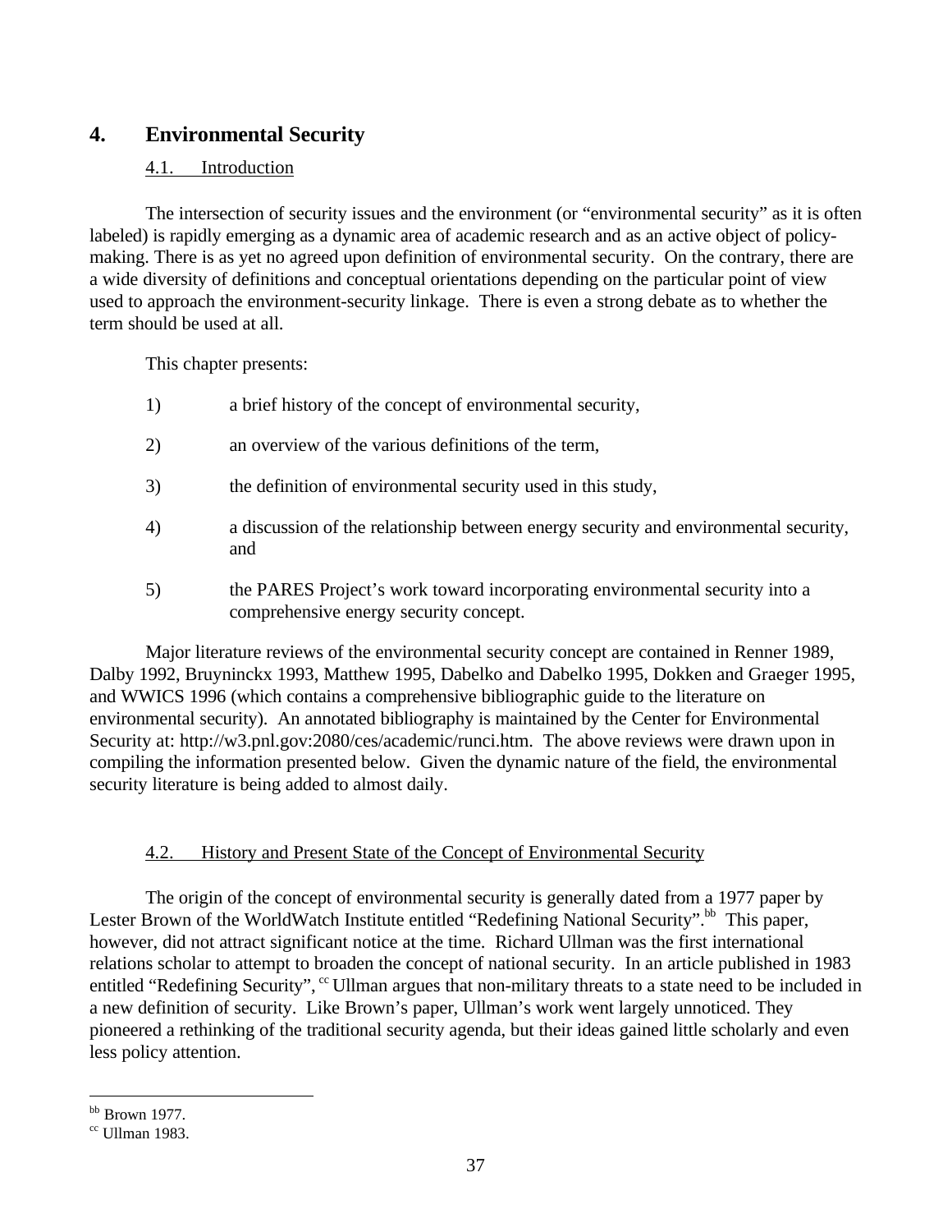# 4. Environmental Security

## 4.1. Introduction

The intersection of security issues and the environment (or "environmental security" as it is often labeled) is rapidly emerging as a dynamic area of academic research and as an active object of policy-making. There is as yet no agreed upon definition of environmental security. On the contrary, there are a wide diversity of definitions and conceptual orientations depending on the particular point of view used to approach the environment-security linkage. There is even a strong debate as to whether the term should be used at all.

This chapter presents:

1) a brief history of the concept of environmental security,

2) an overview of the various definitions of the term,

3) the definition of environmental security used in this study,

4) a discussion of the relationship between energy security and environmental security, and

5) the PARES Project's work toward incorporating environmental security into a comprehensive energy security concept.

Major literature reviews of the environmental security concept are contained in Renner 1989, Dalby 1992, Bruyninckx 1993, Matthew 1995, Dabelko and Dabelko 1995, Dokken and Graeger 1995, and WWICS 1996 (which contains a comprehensive bibliographic guide to the literature on environmental security). An annotated bibliography is maintained by the Center for Environmental Security at: http://w3.pnl.gov:2080/ces/academic/runci.htm. The above reviews were drawn upon in compiling the information presented below. Given the dynamic nature of the field, the environmental security literature is being added to almost daily.

## 4.2. History and Present State of the Concept of Environmental Security

The origin of the concept of environmental security is generally dated from a 1977 paper by Lester Brown of the WorldWatch Institute entitled "Redefining National Security".[bb] This paper, however, did not attract significant notice at the time. Richard Ullman was the first international relations scholar to attempt to broaden the concept of national security. In an article published in 1983 entitled "Redefining Security", [cc] Ullman argues that non-military threats to a state need to be included in a new definition of security. Like Brown's paper, Ullman's work went largely unnoticed. They pioneered a rethinking of the traditional security agenda, but their ideas gained little scholarly and even less policy attention.

[bb] Brown 1977.

[cc] Ullman 1983.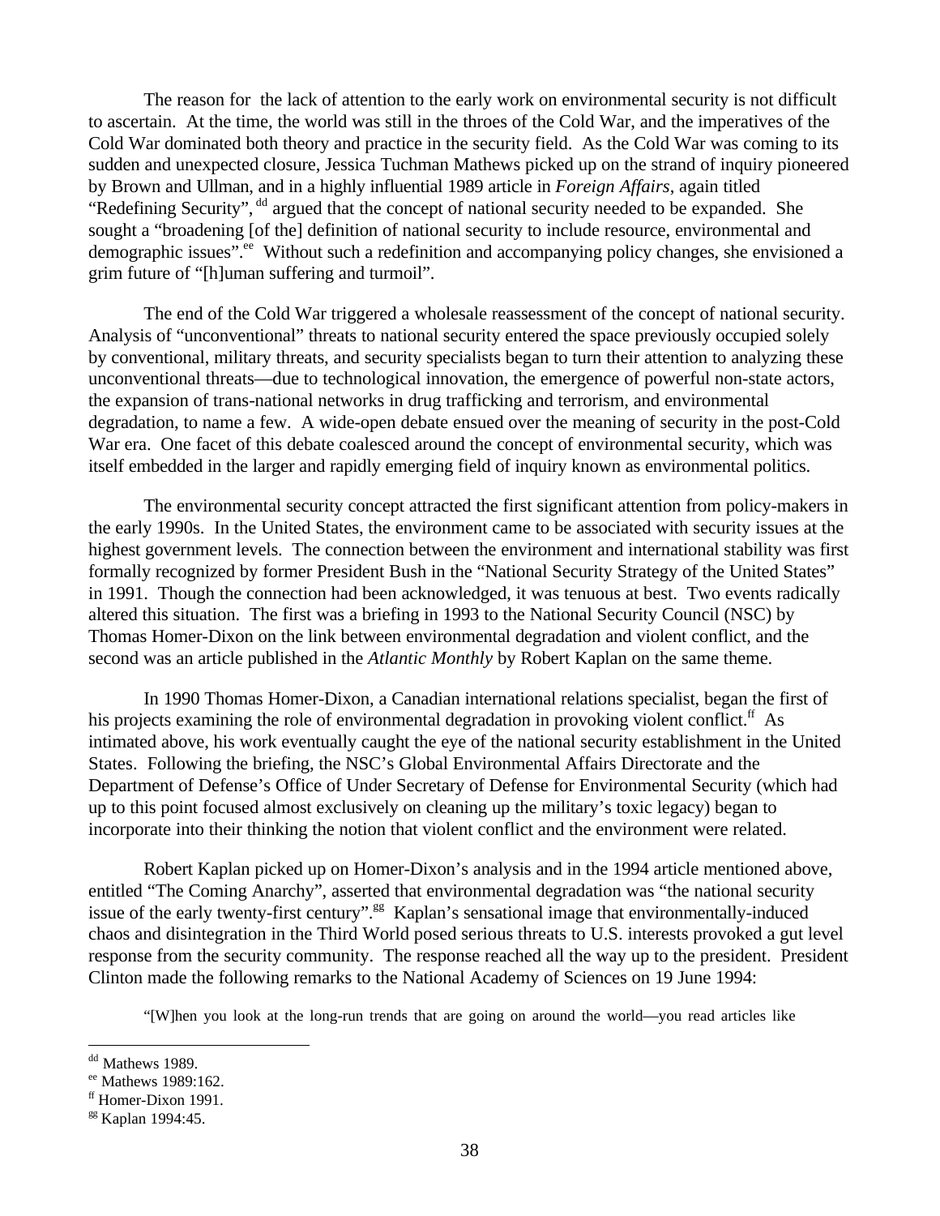The reason for the lack of attention to the early work on environmental security is not difficult to ascertain. At the time, the world was still in the throes of the Cold War, and the imperatives of the Cold War dominated both theory and practice in the security field. As the Cold War was coming to its sudden and unexpected closure, Jessica Tuchman Mathews picked up on the strand of inquiry pioneered by Brown and Ullman, and in a highly influential 1989 article in *Foreign Affairs*, again titled "Redefining Security", [dd] argued that the concept of national security needed to be expanded. She sought a "broadening [of the] definition of national security to include resource, environmental and demographic issues".[ee] Without such a redefinition and accompanying policy changes, she envisioned a grim future of "[h]uman suffering and turmoil".

The end of the Cold War triggered a wholesale reassessment of the concept of national security. Analysis of "unconventional" threats to national security entered the space previously occupied solely by conventional, military threats, and security specialists began to turn their attention to analyzing these unconventional threats—due to technological innovation, the emergence of powerful non-state actors, the expansion of trans-national networks in drug trafficking and terrorism, and environmental degradation, to name a few. A wide-open debate ensued over the meaning of security in the post-Cold War era. One facet of this debate coalesced around the concept of environmental security, which was itself embedded in the larger and rapidly emerging field of inquiry known as environmental politics.

The environmental security concept attracted the first significant attention from policy-makers in the early 1990s. In the United States, the environment came to be associated with security issues at the highest government levels. The connection between the environment and international stability was first formally recognized by former President Bush in the "National Security Strategy of the United States" in 1991. Though the connection had been acknowledged, it was tenuous at best. Two events radically altered this situation. The first was a briefing in 1993 to the National Security Council (NSC) by Thomas Homer-Dixon on the link between environmental degradation and violent conflict, and the second was an article published in the *Atlantic Monthly* by Robert Kaplan on the same theme.

In 1990 Thomas Homer-Dixon, a Canadian international relations specialist, began the first of his projects examining the role of environmental degradation in provoking violent conflict.[ff] As intimated above, his work eventually caught the eye of the national security establishment in the United States. Following the briefing, the NSC's Global Environmental Affairs Directorate and the Department of Defense's Office of Under Secretary of Defense for Environmental Security (which had up to this point focused almost exclusively on cleaning up the military's toxic legacy) began to incorporate into their thinking the notion that violent conflict and the environment were related.

Robert Kaplan picked up on Homer-Dixon's analysis and in the 1994 article mentioned above, entitled "The Coming Anarchy", asserted that environmental degradation was "the national security issue of the early twenty-first century".[gg] Kaplan's sensational image that environmentally-induced chaos and disintegration in the Third World posed serious threats to U.S. interests provoked a gut level response from the security community. The response reached all the way up to the president. President Clinton made the following remarks to the National Academy of Sciences on 19 June 1994:

> "[W]hen you look at the long-run trends that are going on around the world—you read articles like

---

[dd] Mathews 1989.
[ee] Mathews 1989:162.
[ff] Homer-Dixon 1991.
[gg] Kaplan 1994:45.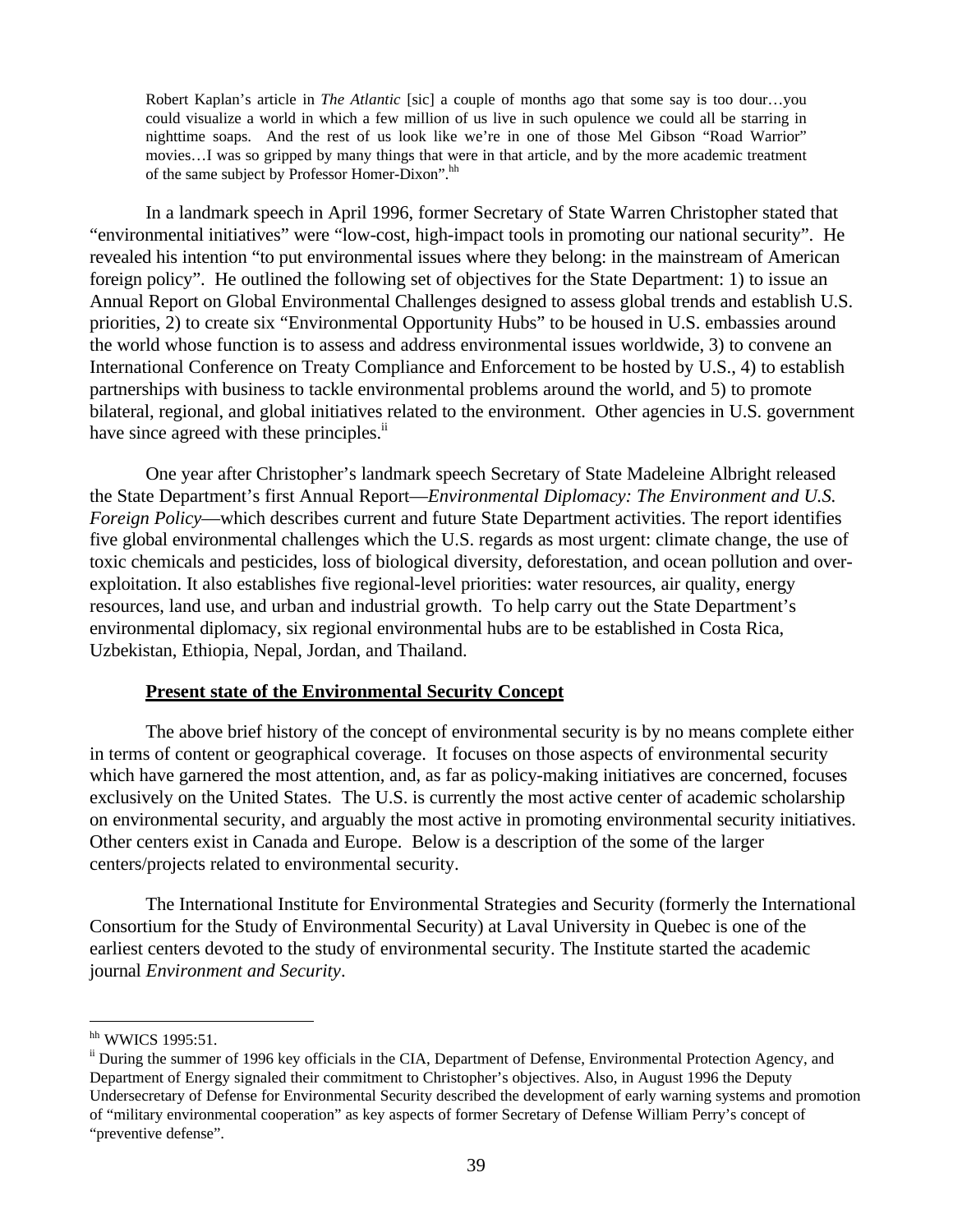> Robert Kaplan's article in *The Atlantic* [sic] a couple of months ago that some say is too dour…you could visualize a world in which a few million of us live in such opulence we could all be starring in nighttime soaps. And the rest of us look like we're in one of those Mel Gibson "Road Warrior" movies…I was so gripped by many things that were in that article, and by the more academic treatment of the same subject by Professor Homer-Dixon".[hh]

In a landmark speech in April 1996, former Secretary of State Warren Christopher stated that "environmental initiatives" were "low-cost, high-impact tools in promoting our national security". He revealed his intention "to put environmental issues where they belong: in the mainstream of American foreign policy". He outlined the following set of objectives for the State Department: 1) to issue an Annual Report on Global Environmental Challenges designed to assess global trends and establish U.S. priorities, 2) to create six "Environmental Opportunity Hubs" to be housed in U.S. embassies around the world whose function is to assess and address environmental issues worldwide, 3) to convene an International Conference on Treaty Compliance and Enforcement to be hosted by U.S., 4) to establish partnerships with business to tackle environmental problems around the world, and 5) to promote bilateral, regional, and global initiatives related to the environment. Other agencies in U.S. government have since agreed with these principles.[ii]

One year after Christopher's landmark speech Secretary of State Madeleine Albright released the State Department's first Annual Report—*Environmental Diplomacy: The Environment and U.S. Foreign Policy*—which describes current and future State Department activities. The report identifies five global environmental challenges which the U.S. regards as most urgent: climate change, the use of toxic chemicals and pesticides, loss of biological diversity, deforestation, and ocean pollution and over-exploitation. It also establishes five regional-level priorities: water resources, air quality, energy resources, land use, and urban and industrial growth. To help carry out the State Department's environmental diplomacy, six regional environmental hubs are to be established in Costa Rica, Uzbekistan, Ethiopia, Nepal, Jordan, and Thailand.

**Present state of the Environmental Security Concept**

The above brief history of the concept of environmental security is by no means complete either in terms of content or geographical coverage. It focuses on those aspects of environmental security which have garnered the most attention, and, as far as policy-making initiatives are concerned, focuses exclusively on the United States. The U.S. is currently the most active center of academic scholarship on environmental security, and arguably the most active in promoting environmental security initiatives. Other centers exist in Canada and Europe. Below is a description of the some of the larger centers/projects related to environmental security.

The International Institute for Environmental Strategies and Security (formerly the International Consortium for the Study of Environmental Security) at Laval University in Quebec is one of the earliest centers devoted to the study of environmental security. The Institute started the academic journal *Environment and Security*.

---

[hh] WWICS 1995:51.

[ii] During the summer of 1996 key officials in the CIA, Department of Defense, Environmental Protection Agency, and Department of Energy signaled their commitment to Christopher's objectives. Also, in August 1996 the Deputy Undersecretary of Defense for Environmental Security described the development of early warning systems and promotion of "military environmental cooperation" as key aspects of former Secretary of Defense William Perry's concept of "preventive defense".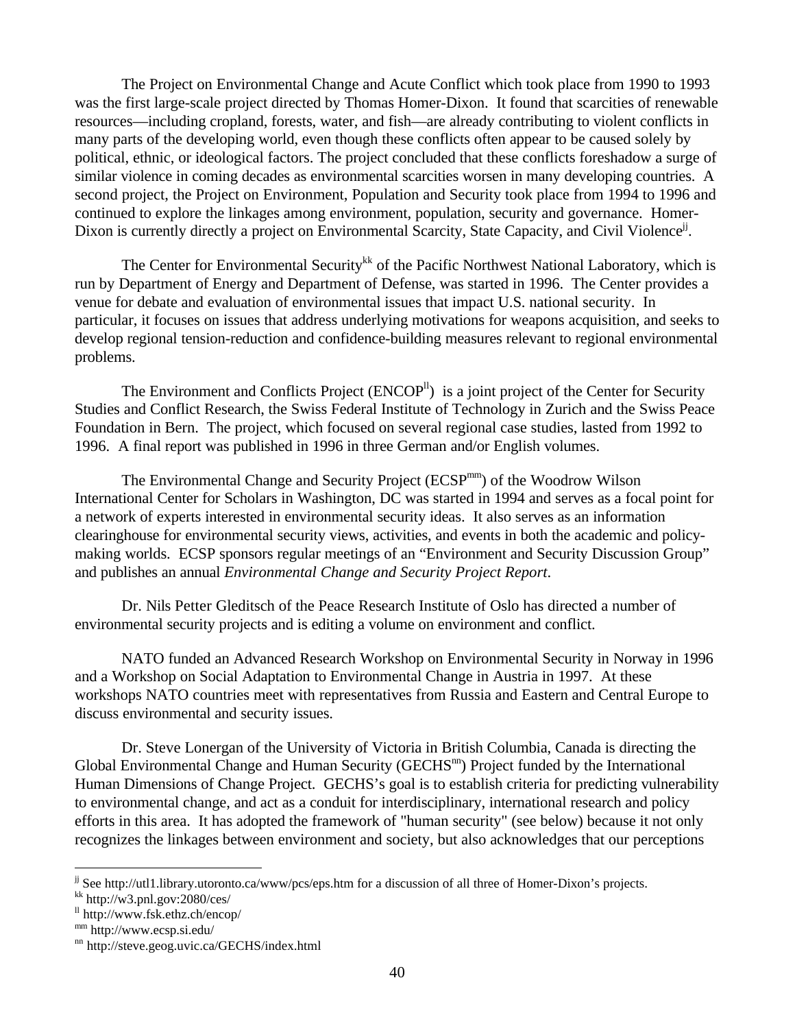The Project on Environmental Change and Acute Conflict which took place from 1990 to 1993 was the first large-scale project directed by Thomas Homer-Dixon. It found that scarcities of renewable resources—including cropland, forests, water, and fish—are already contributing to violent conflicts in many parts of the developing world, even though these conflicts often appear to be caused solely by political, ethnic, or ideological factors. The project concluded that these conflicts foreshadow a surge of similar violence in coming decades as environmental scarcities worsen in many developing countries. A second project, the Project on Environment, Population and Security took place from 1994 to 1996 and continued to explore the linkages among environment, population, security and governance. Homer-Dixon is currently directly a project on Environmental Scarcity, State Capacity, and Civil Violence[jj].

The Center for Environmental Security[kk] of the Pacific Northwest National Laboratory, which is run by Department of Energy and Department of Defense, was started in 1996. The Center provides a venue for debate and evaluation of environmental issues that impact U.S. national security. In particular, it focuses on issues that address underlying motivations for weapons acquisition, and seeks to develop regional tension-reduction and confidence-building measures relevant to regional environmental problems.

The Environment and Conflicts Project (ENCOP[ll]) is a joint project of the Center for Security Studies and Conflict Research, the Swiss Federal Institute of Technology in Zurich and the Swiss Peace Foundation in Bern. The project, which focused on several regional case studies, lasted from 1992 to 1996. A final report was published in 1996 in three German and/or English volumes.

The Environmental Change and Security Project (ECSP[mm]) of the Woodrow Wilson International Center for Scholars in Washington, DC was started in 1994 and serves as a focal point for a network of experts interested in environmental security ideas. It also serves as an information clearinghouse for environmental security views, activities, and events in both the academic and policy-making worlds. ECSP sponsors regular meetings of an "Environment and Security Discussion Group" and publishes an annual *Environmental Change and Security Project Report*.

Dr. Nils Petter Gleditsch of the Peace Research Institute of Oslo has directed a number of environmental security projects and is editing a volume on environment and conflict.

NATO funded an Advanced Research Workshop on Environmental Security in Norway in 1996 and a Workshop on Social Adaptation to Environmental Change in Austria in 1997. At these workshops NATO countries meet with representatives from Russia and Eastern and Central Europe to discuss environmental and security issues.

Dr. Steve Lonergan of the University of Victoria in British Columbia, Canada is directing the Global Environmental Change and Human Security (GECHS[nn]) Project funded by the International Human Dimensions of Change Project. GECHS's goal is to establish criteria for predicting vulnerability to environmental change, and act as a conduit for interdisciplinary, international research and policy efforts in this area. It has adopted the framework of "human security" (see below) because it not only recognizes the linkages between environment and society, but also acknowledges that our perceptions

---

[jj] See http://utl1.library.utoronto.ca/www/pcs/eps.htm for a discussion of all three of Homer-Dixon's projects.

[kk] http://w3.pnl.gov:2080/ces/

[ll] http://www.fsk.ethz.ch/encop/

[mm] http://www.ecsp.si.edu/

[nn] http://steve.geog.uvic.ca/GECHS/index.html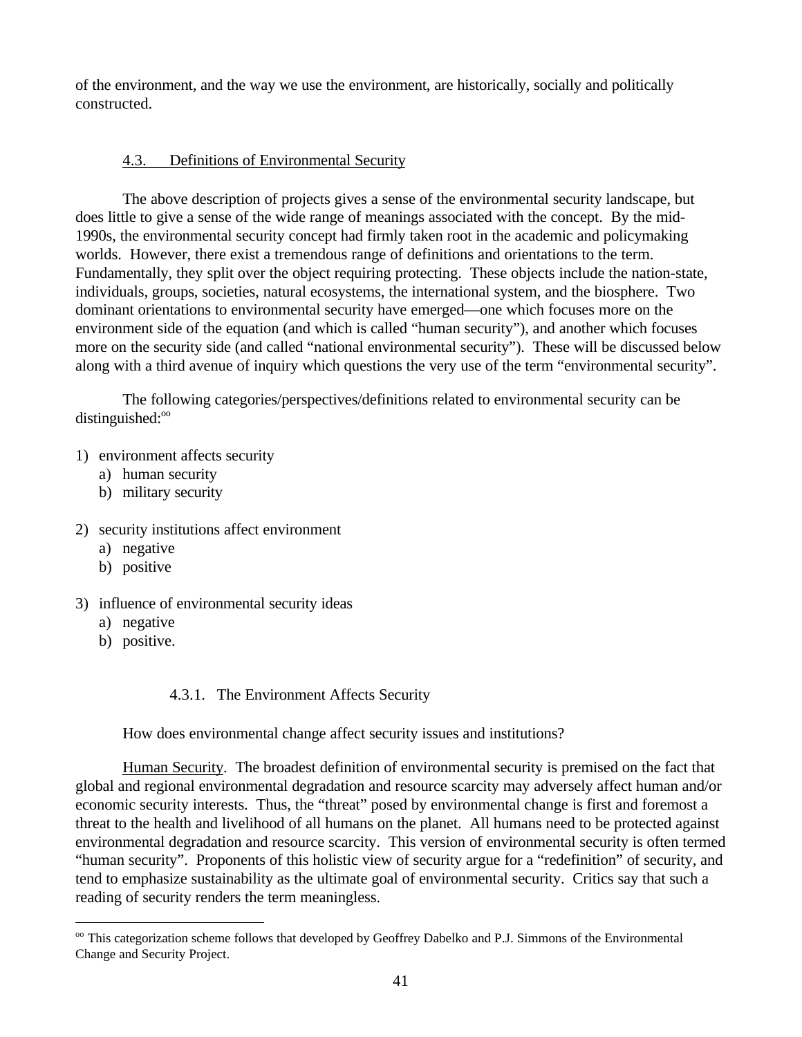of the environment, and the way we use the environment, are historically, socially and politically constructed.

### 4.3. Definitions of Environmental Security

The above description of projects gives a sense of the environmental security landscape, but does little to give a sense of the wide range of meanings associated with the concept. By the mid-1990s, the environmental security concept had firmly taken root in the academic and policymaking worlds. However, there exist a tremendous range of definitions and orientations to the term. Fundamentally, they split over the object requiring protecting. These objects include the nation-state, individuals, groups, societies, natural ecosystems, the international system, and the biosphere. Two dominant orientations to environmental security have emerged—one which focuses more on the environment side of the equation (and which is called "human security"), and another which focuses more on the security side (and called "national environmental security"). These will be discussed below along with a third avenue of inquiry which questions the very use of the term "environmental security".

The following categories/perspectives/definitions related to environmental security can be distinguished:[oo]

1) environment affects security
   a) human security
   b) military security

2) security institutions affect environment
   a) negative
   b) positive

3) influence of environmental security ideas
   a) negative
   b) positive.

#### 4.3.1. The Environment Affects Security

How does environmental change affect security issues and institutions?

Human Security. The broadest definition of environmental security is premised on the fact that global and regional environmental degradation and resource scarcity may adversely affect human and/or economic security interests. Thus, the "threat" posed by environmental change is first and foremost a threat to the health and livelihood of all humans on the planet. All humans need to be protected against environmental degradation and resource scarcity. This version of environmental security is often termed "human security". Proponents of this holistic view of security argue for a "redefinition" of security, and tend to emphasize sustainability as the ultimate goal of environmental security. Critics say that such a reading of security renders the term meaningless.

[oo] This categorization scheme follows that developed by Geoffrey Dabelko and P.J. Simmons of the Environmental Change and Security Project.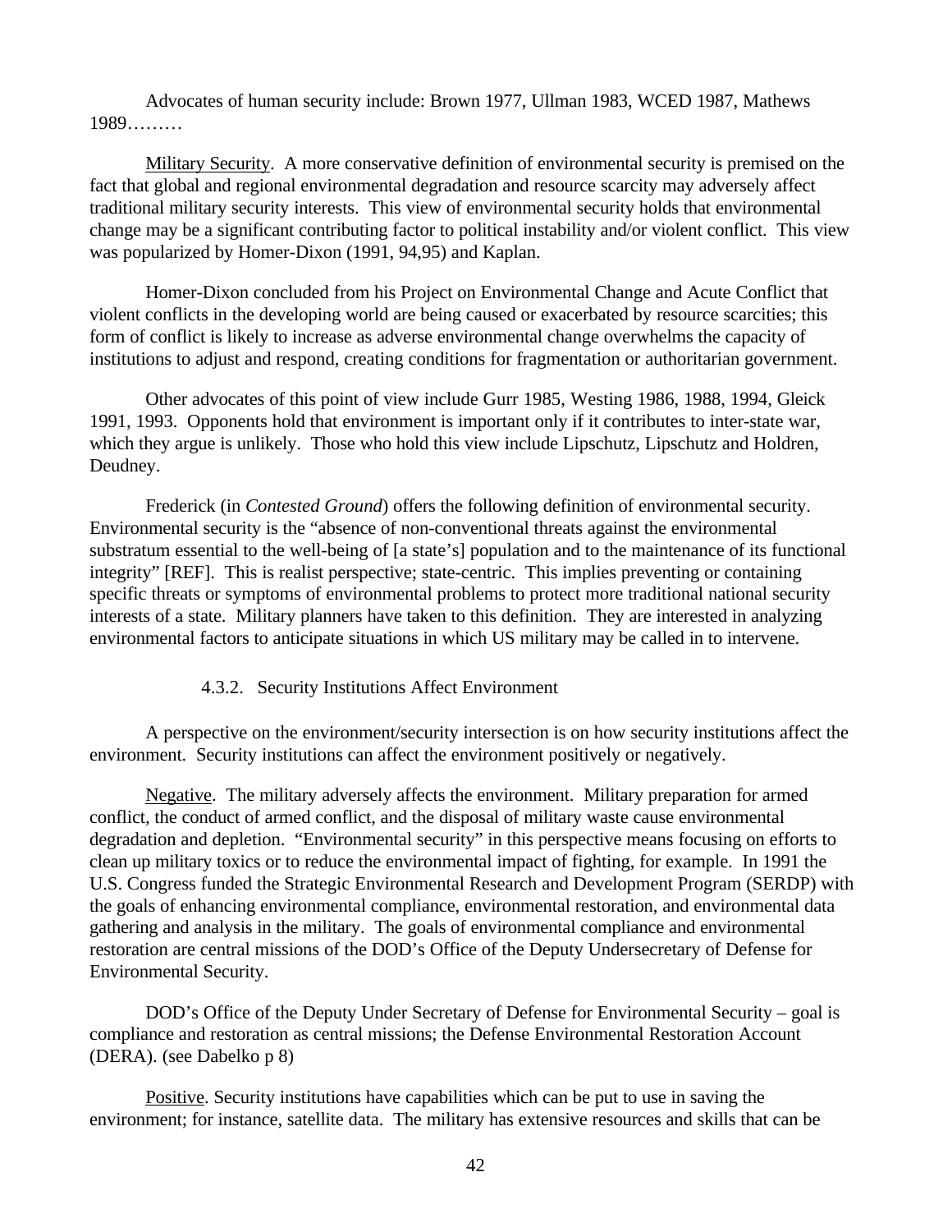Advocates of human security include: Brown 1977, Ullman 1983, WCED 1987, Mathews 1989………

Military Security. A more conservative definition of environmental security is premised on the fact that global and regional environmental degradation and resource scarcity may adversely affect traditional military security interests. This view of environmental security holds that environmental change may be a significant contributing factor to political instability and/or violent conflict. This view was popularized by Homer-Dixon (1991, 94,95) and Kaplan.

Homer-Dixon concluded from his Project on Environmental Change and Acute Conflict that violent conflicts in the developing world are being caused or exacerbated by resource scarcities; this form of conflict is likely to increase as adverse environmental change overwhelms the capacity of institutions to adjust and respond, creating conditions for fragmentation or authoritarian government.

Other advocates of this point of view include Gurr 1985, Westing 1986, 1988, 1994, Gleick 1991, 1993. Opponents hold that environment is important only if it contributes to inter-state war, which they argue is unlikely. Those who hold this view include Lipschutz, Lipschutz and Holdren, Deudney.

Frederick (in *Contested Ground*) offers the following definition of environmental security. Environmental security is the "absence of non-conventional threats against the environmental substratum essential to the well-being of [a state's] population and to the maintenance of its functional integrity" [REF]. This is realist perspective; state-centric. This implies preventing or containing specific threats or symptoms of environmental problems to protect more traditional national security interests of a state. Military planners have taken to this definition. They are interested in analyzing environmental factors to anticipate situations in which US military may be called in to intervene.

### 4.3.2. Security Institutions Affect Environment

A perspective on the environment/security intersection is on how security institutions affect the environment. Security institutions can affect the environment positively or negatively.

Negative. The military adversely affects the environment. Military preparation for armed conflict, the conduct of armed conflict, and the disposal of military waste cause environmental degradation and depletion. "Environmental security" in this perspective means focusing on efforts to clean up military toxics or to reduce the environmental impact of fighting, for example. In 1991 the U.S. Congress funded the Strategic Environmental Research and Development Program (SERDP) with the goals of enhancing environmental compliance, environmental restoration, and environmental data gathering and analysis in the military. The goals of environmental compliance and environmental restoration are central missions of the DOD's Office of the Deputy Undersecretary of Defense for Environmental Security.

DOD's Office of the Deputy Under Secretary of Defense for Environmental Security – goal is compliance and restoration as central missions; the Defense Environmental Restoration Account (DERA). (see Dabelko p 8)

Positive. Security institutions have capabilities which can be put to use in saving the environment; for instance, satellite data. The military has extensive resources and skills that can be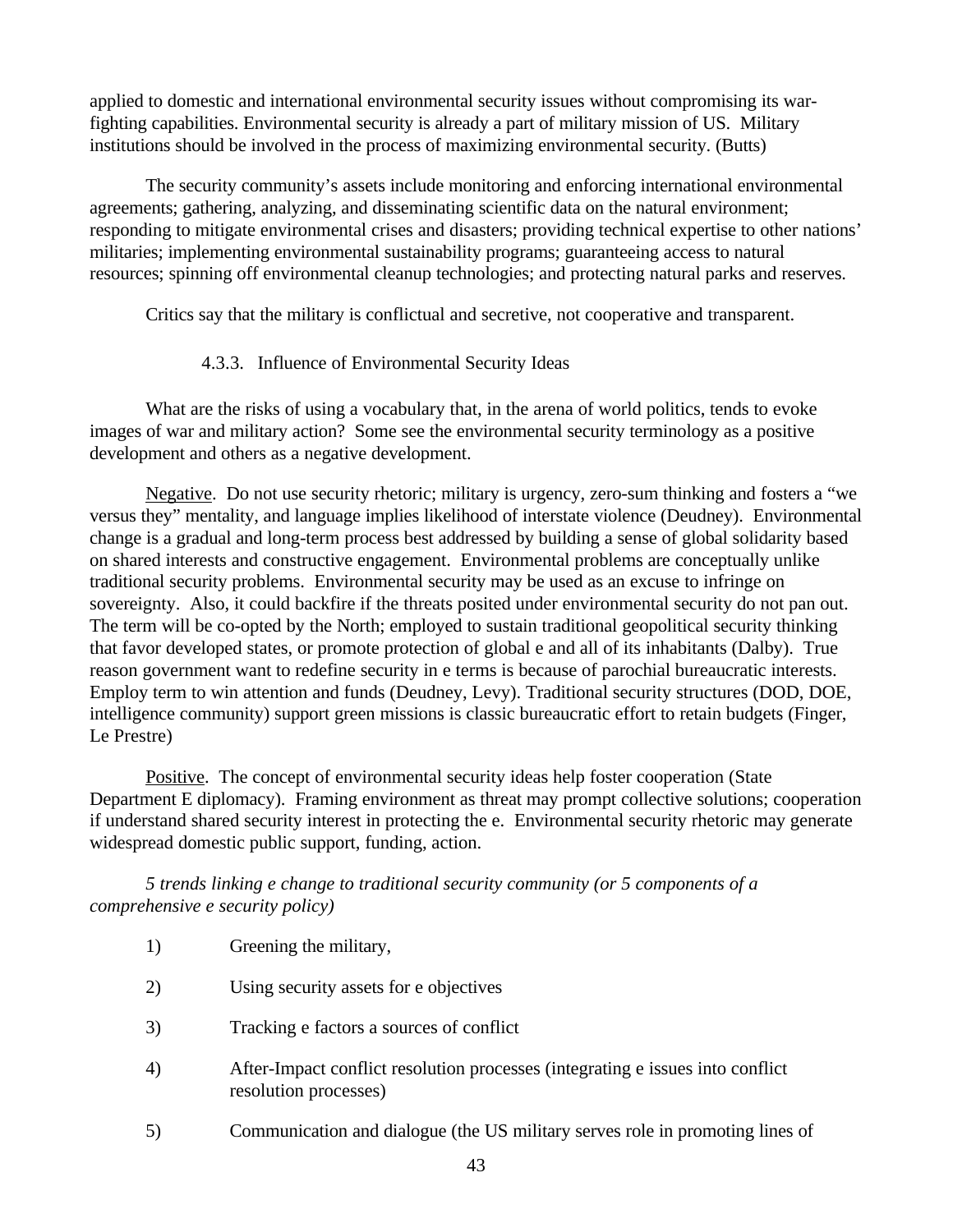applied to domestic and international environmental security issues without compromising its war-fighting capabilities. Environmental security is already a part of military mission of US. Military institutions should be involved in the process of maximizing environmental security. (Butts)

The security community's assets include monitoring and enforcing international environmental agreements; gathering, analyzing, and disseminating scientific data on the natural environment; responding to mitigate environmental crises and disasters; providing technical expertise to other nations' militaries; implementing environmental sustainability programs; guaranteeing access to natural resources; spinning off environmental cleanup technologies; and protecting natural parks and reserves.

Critics say that the military is conflictual and secretive, not cooperative and transparent.

#### 4.3.3. Influence of Environmental Security Ideas

What are the risks of using a vocabulary that, in the arena of world politics, tends to evoke images of war and military action? Some see the environmental security terminology as a positive development and others as a negative development.

<u>Negative</u>. Do not use security rhetoric; military is urgency, zero-sum thinking and fosters a "we versus they" mentality, and language implies likelihood of interstate violence (Deudney). Environmental change is a gradual and long-term process best addressed by building a sense of global solidarity based on shared interests and constructive engagement. Environmental problems are conceptually unlike traditional security problems. Environmental security may be used as an excuse to infringe on sovereignty. Also, it could backfire if the threats posited under environmental security do not pan out. The term will be co-opted by the North; employed to sustain traditional geopolitical security thinking that favor developed states, or promote protection of global e and all of its inhabitants (Dalby). True reason government want to redefine security in e terms is because of parochial bureaucratic interests. Employ term to win attention and funds (Deudney, Levy). Traditional security structures (DOD, DOE, intelligence community) support green missions is classic bureaucratic effort to retain budgets (Finger, Le Prestre)

<u>Positive</u>. The concept of environmental security ideas help foster cooperation (State Department E diplomacy). Framing environment as threat may prompt collective solutions; cooperation if understand shared security interest in protecting the e. Environmental security rhetoric may generate widespread domestic public support, funding, action.

*5 trends linking e change to traditional security community (or 5 components of a comprehensive e security policy)*

1) Greening the military,

2) Using security assets for e objectives

3) Tracking e factors a sources of conflict

4) After-Impact conflict resolution processes (integrating e issues into conflict resolution processes)

5) Communication and dialogue (the US military serves role in promoting lines of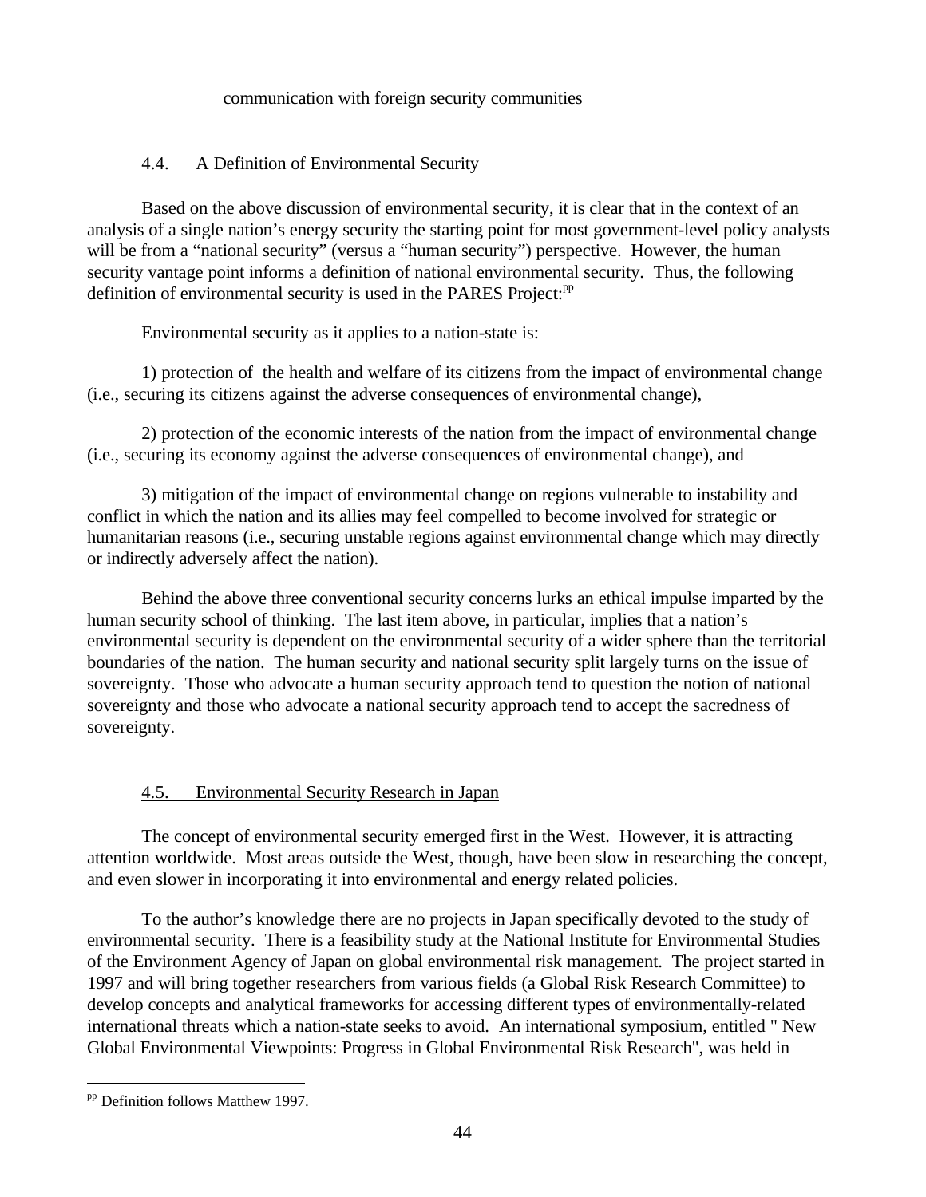communication with foreign security communities

### 4.4. A Definition of Environmental Security

Based on the above discussion of environmental security, it is clear that in the context of an analysis of a single nation's energy security the starting point for most government-level policy analysts will be from a "national security" (versus a "human security") perspective. However, the human security vantage point informs a definition of national environmental security. Thus, the following definition of environmental security is used in the PARES Project:[pp]

Environmental security as it applies to a nation-state is:

1) protection of the health and welfare of its citizens from the impact of environmental change (i.e., securing its citizens against the adverse consequences of environmental change),

2) protection of the economic interests of the nation from the impact of environmental change (i.e., securing its economy against the adverse consequences of environmental change), and

3) mitigation of the impact of environmental change on regions vulnerable to instability and conflict in which the nation and its allies may feel compelled to become involved for strategic or humanitarian reasons (i.e., securing unstable regions against environmental change which may directly or indirectly adversely affect the nation).

Behind the above three conventional security concerns lurks an ethical impulse imparted by the human security school of thinking. The last item above, in particular, implies that a nation's environmental security is dependent on the environmental security of a wider sphere than the territorial boundaries of the nation. The human security and national security split largely turns on the issue of sovereignty. Those who advocate a human security approach tend to question the notion of national sovereignty and those who advocate a national security approach tend to accept the sacredness of sovereignty.

### 4.5. Environmental Security Research in Japan

The concept of environmental security emerged first in the West. However, it is attracting attention worldwide. Most areas outside the West, though, have been slow in researching the concept, and even slower in incorporating it into environmental and energy related policies.

To the author's knowledge there are no projects in Japan specifically devoted to the study of environmental security. There is a feasibility study at the National Institute for Environmental Studies of the Environment Agency of Japan on global environmental risk management. The project started in 1997 and will bring together researchers from various fields (a Global Risk Research Committee) to develop concepts and analytical frameworks for accessing different types of environmentally-related international threats which a nation-state seeks to avoid. An international symposium, entitled " New Global Environmental Viewpoints: Progress in Global Environmental Risk Research", was held in

---

[pp] Definition follows Matthew 1997.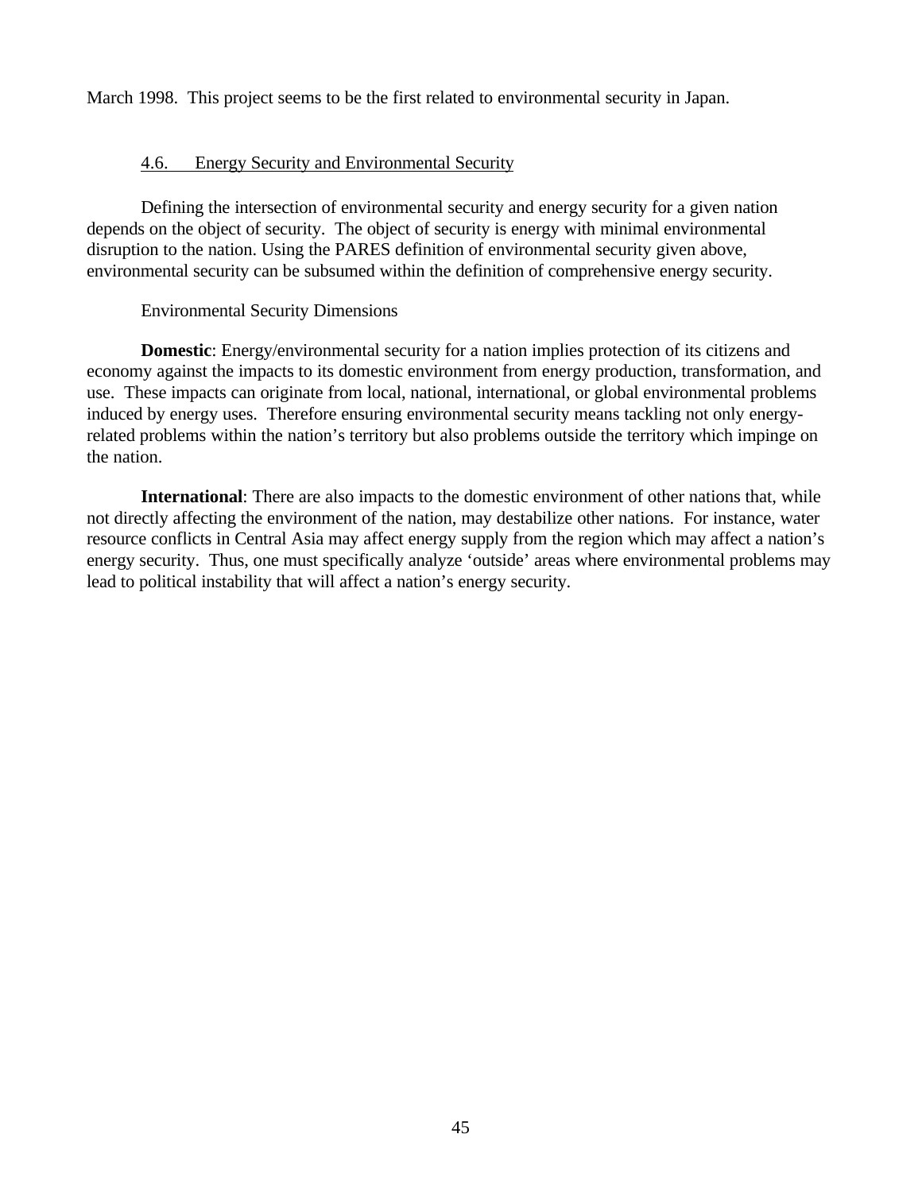March 1998. This project seems to be the first related to environmental security in Japan.

### 4.6. Energy Security and Environmental Security

Defining the intersection of environmental security and energy security for a given nation depends on the object of security. The object of security is energy with minimal environmental disruption to the nation. Using the PARES definition of environmental security given above, environmental security can be subsumed within the definition of comprehensive energy security.

Environmental Security Dimensions

**Domestic**: Energy/environmental security for a nation implies protection of its citizens and economy against the impacts to its domestic environment from energy production, transformation, and use. These impacts can originate from local, national, international, or global environmental problems induced by energy uses. Therefore ensuring environmental security means tackling not only energy-related problems within the nation's territory but also problems outside the territory which impinge on the nation.

**International**: There are also impacts to the domestic environment of other nations that, while not directly affecting the environment of the nation, may destabilize other nations. For instance, water resource conflicts in Central Asia may affect energy supply from the region which may affect a nation's energy security. Thus, one must specifically analyze 'outside' areas where environmental problems may lead to political instability that will affect a nation's energy security.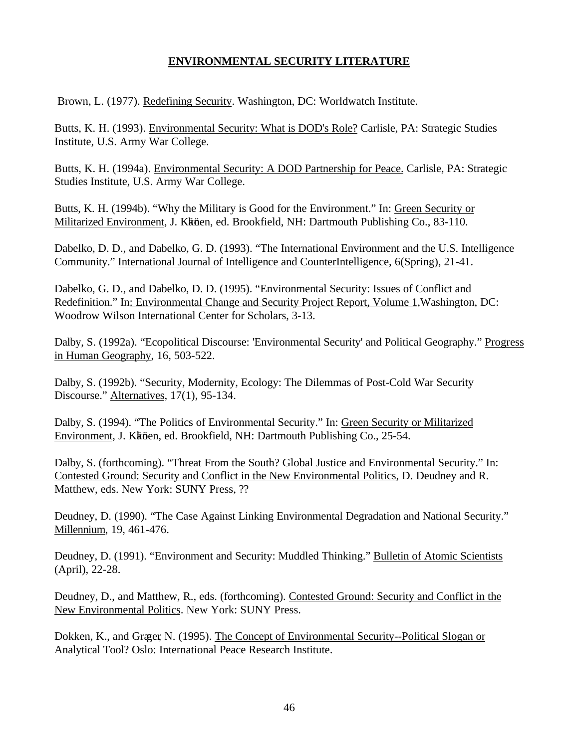## ENVIRONMENTAL SECURITY LITERATURE

Brown, L. (1977). Redefining Security. Washington, DC: Worldwatch Institute.

Butts, K. H. (1993). Environmental Security: What is DOD's Role? Carlisle, PA: Strategic Studies Institute, U.S. Army War College.

Butts, K. H. (1994a). Environmental Security: A DOD Partnership for Peace. Carlisle, PA: Strategic Studies Institute, U.S. Army War College.

Butts, K. H. (1994b). "Why the Military is Good for the Environment." In: Green Security or Militarized Environment, J. Käkönen, ed. Brookfield, NH: Dartmouth Publishing Co., 83-110.

Dabelko, D. D., and Dabelko, G. D. (1993). "The International Environment and the U.S. Intelligence Community." International Journal of Intelligence and CounterIntelligence, 6(Spring), 21-41.

Dabelko, G. D., and Dabelko, D. D. (1995). "Environmental Security: Issues of Conflict and Redefinition." In: Environmental Change and Security Project Report, Volume 1, Washington, DC: Woodrow Wilson International Center for Scholars, 3-13.

Dalby, S. (1992a). "Ecopolitical Discourse: 'Environmental Security' and Political Geography." Progress in Human Geography, 16, 503-522.

Dalby, S. (1992b). "Security, Modernity, Ecology: The Dilemmas of Post-Cold War Security Discourse." Alternatives, 17(1), 95-134.

Dalby, S. (1994). "The Politics of Environmental Security." In: Green Security or Militarized Environment, J. Käkönen, ed. Brookfield, NH: Dartmouth Publishing Co., 25-54.

Dalby, S. (forthcoming). "Threat From the South? Global Justice and Environmental Security." In: Contested Ground: Security and Conflict in the New Environmental Politics, D. Deudney and R. Matthew, eds. New York: SUNY Press, ??

Deudney, D. (1990). "The Case Against Linking Environmental Degradation and National Security." Millennium, 19, 461-476.

Deudney, D. (1991). "Environment and Security: Muddled Thinking." Bulletin of Atomic Scientists (April), 22-28.

Deudney, D., and Matthew, R., eds. (forthcoming). Contested Ground: Security and Conflict in the New Environmental Politics. New York: SUNY Press.

Dokken, K., and Græger, N. (1995). The Concept of Environmental Security--Political Slogan or Analytical Tool? Oslo: International Peace Research Institute.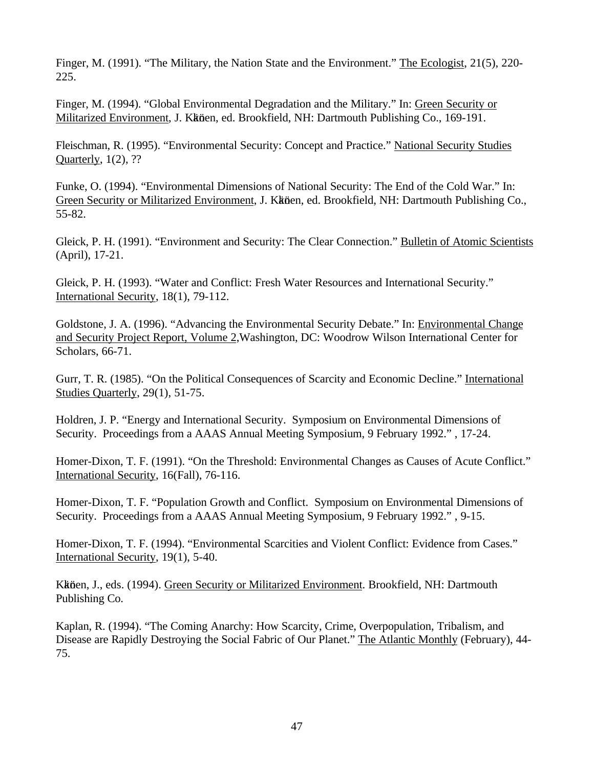Finger, M. (1991). "The Military, the Nation State and the Environment." The Ecologist, 21(5), 220-225.

Finger, M. (1994). "Global Environmental Degradation and the Military." In: Green Security or Militarized Environment, J. Käkönen, ed. Brookfield, NH: Dartmouth Publishing Co., 169-191.

Fleischman, R. (1995). "Environmental Security: Concept and Practice." National Security Studies Quarterly, 1(2), ??

Funke, O. (1994). "Environmental Dimensions of National Security: The End of the Cold War." In: Green Security or Militarized Environment, J. Käkönen, ed. Brookfield, NH: Dartmouth Publishing Co., 55-82.

Gleick, P. H. (1991). "Environment and Security: The Clear Connection." Bulletin of Atomic Scientists (April), 17-21.

Gleick, P. H. (1993). "Water and Conflict: Fresh Water Resources and International Security." International Security, 18(1), 79-112.

Goldstone, J. A. (1996). "Advancing the Environmental Security Debate." In: Environmental Change and Security Project Report, Volume 2, Washington, DC: Woodrow Wilson International Center for Scholars, 66-71.

Gurr, T. R. (1985). "On the Political Consequences of Scarcity and Economic Decline." International Studies Quarterly, 29(1), 51-75.

Holdren, J. P. "Energy and International Security. Symposium on Environmental Dimensions of Security. Proceedings from a AAAS Annual Meeting Symposium, 9 February 1992." , 17-24.

Homer-Dixon, T. F. (1991). "On the Threshold: Environmental Changes as Causes of Acute Conflict." International Security, 16(Fall), 76-116.

Homer-Dixon, T. F. "Population Growth and Conflict. Symposium on Environmental Dimensions of Security. Proceedings from a AAAS Annual Meeting Symposium, 9 February 1992." , 9-15.

Homer-Dixon, T. F. (1994). "Environmental Scarcities and Violent Conflict: Evidence from Cases." International Security, 19(1), 5-40.

Käkönen, J., eds. (1994). Green Security or Militarized Environment. Brookfield, NH: Dartmouth Publishing Co.

Kaplan, R. (1994). "The Coming Anarchy: How Scarcity, Crime, Overpopulation, Tribalism, and Disease are Rapidly Destroying the Social Fabric of Our Planet." The Atlantic Monthly (February), 44-75.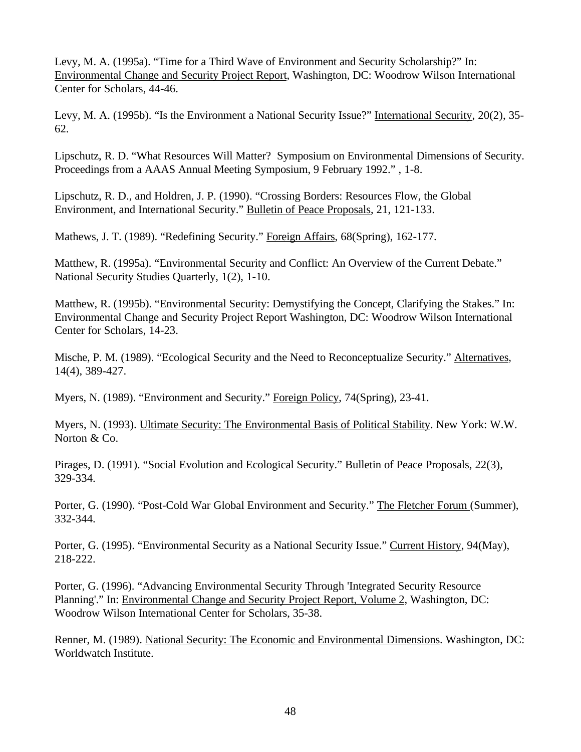Levy, M. A. (1995a). “Time for a Third Wave of Environment and Security Scholarship?” In: <u>Environmental Change and Security Project Report</u>, Washington, DC: Woodrow Wilson International Center for Scholars, 44-46.

Levy, M. A. (1995b). “Is the Environment a National Security Issue?” <u>International Security</u>, 20(2), 35-62.

Lipschutz, R. D. “What Resources Will Matter? Symposium on Environmental Dimensions of Security. Proceedings from a AAAS Annual Meeting Symposium, 9 February 1992.” , 1-8.

Lipschutz, R. D., and Holdren, J. P. (1990). “Crossing Borders: Resources Flow, the Global Environment, and International Security.” <u>Bulletin of Peace Proposals</u>, 21, 121-133.

Mathews, J. T. (1989). “Redefining Security.” <u>Foreign Affairs</u>, 68(Spring), 162-177.

Matthew, R. (1995a). “Environmental Security and Conflict: An Overview of the Current Debate.” <u>National Security Studies Quarterly</u>, 1(2), 1-10.

Matthew, R. (1995b). “Environmental Security: Demystifying the Concept, Clarifying the Stakes.” In: Environmental Change and Security Project Report Washington, DC: Woodrow Wilson International Center for Scholars, 14-23.

Mische, P. M. (1989). “Ecological Security and the Need to Reconceptualize Security.” <u>Alternatives</u>, 14(4), 389-427.

Myers, N. (1989). “Environment and Security.” <u>Foreign Policy</u>, 74(Spring), 23-41.

Myers, N. (1993). <u>Ultimate Security: The Environmental Basis of Political Stability</u>. New York: W.W. Norton & Co.

Pirages, D. (1991). “Social Evolution and Ecological Security.” <u>Bulletin of Peace Proposals</u>, 22(3), 329-334.

Porter, G. (1990). “Post-Cold War Global Environment and Security.” <u>The Fletcher Forum</u> (Summer), 332-344.

Porter, G. (1995). “Environmental Security as a National Security Issue.” <u>Current History</u>, 94(May), 218-222.

Porter, G. (1996). “Advancing Environmental Security Through 'Integrated Security Resource Planning'.” In: <u>Environmental Change and Security Project Report, Volume 2</u>, Washington, DC: Woodrow Wilson International Center for Scholars, 35-38.

Renner, M. (1989). <u>National Security: The Economic and Environmental Dimensions</u>. Washington, DC: Worldwatch Institute.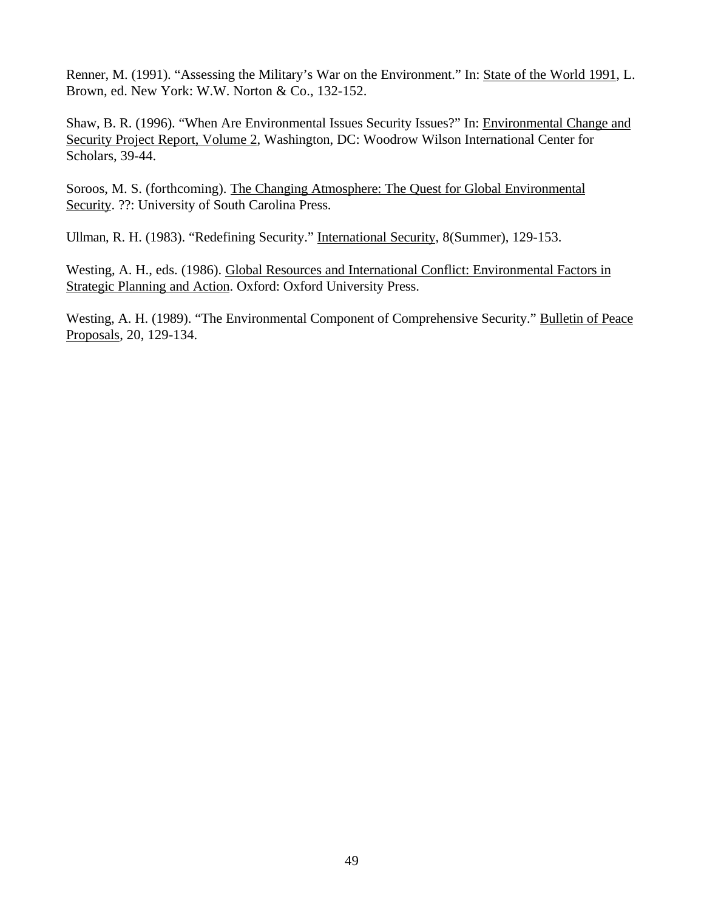Renner, M. (1991). "Assessing the Military's War on the Environment." In: State of the World 1991, L. Brown, ed. New York: W.W. Norton & Co., 132-152.

Shaw, B. R. (1996). "When Are Environmental Issues Security Issues?" In: Environmental Change and Security Project Report, Volume 2, Washington, DC: Woodrow Wilson International Center for Scholars, 39-44.

Soroos, M. S. (forthcoming). The Changing Atmosphere: The Quest for Global Environmental Security. ??: University of South Carolina Press.

Ullman, R. H. (1983). "Redefining Security." International Security, 8(Summer), 129-153.

Westing, A. H., eds. (1986). Global Resources and International Conflict: Environmental Factors in Strategic Planning and Action. Oxford: Oxford University Press.

Westing, A. H. (1989). "The Environmental Component of Comprehensive Security." Bulletin of Peace Proposals, 20, 129-134.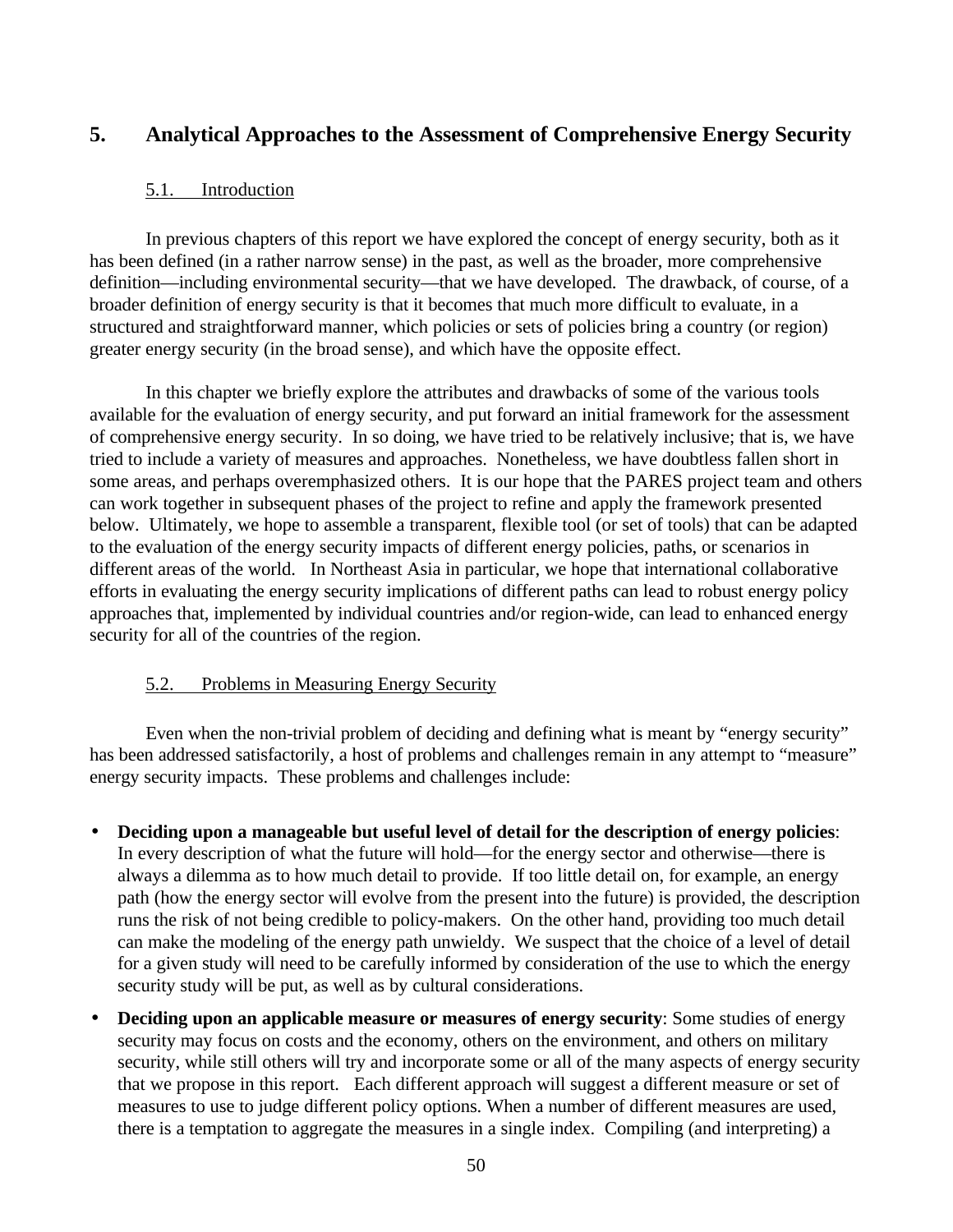# 5. Analytical Approaches to the Assessment of Comprehensive Energy Security

## 5.1. Introduction

In previous chapters of this report we have explored the concept of energy security, both as it has been defined (in a rather narrow sense) in the past, as well as the broader, more comprehensive definition—including environmental security—that we have developed. The drawback, of course, of a broader definition of energy security is that it becomes that much more difficult to evaluate, in a structured and straightforward manner, which policies or sets of policies bring a country (or region) greater energy security (in the broad sense), and which have the opposite effect.

In this chapter we briefly explore the attributes and drawbacks of some of the various tools available for the evaluation of energy security, and put forward an initial framework for the assessment of comprehensive energy security. In so doing, we have tried to be relatively inclusive; that is, we have tried to include a variety of measures and approaches. Nonetheless, we have doubtless fallen short in some areas, and perhaps overemphasized others. It is our hope that the PARES project team and others can work together in subsequent phases of the project to refine and apply the framework presented below. Ultimately, we hope to assemble a transparent, flexible tool (or set of tools) that can be adapted to the evaluation of the energy security impacts of different energy policies, paths, or scenarios in different areas of the world. In Northeast Asia in particular, we hope that international collaborative efforts in evaluating the energy security implications of different paths can lead to robust energy policy approaches that, implemented by individual countries and/or region-wide, can lead to enhanced energy security for all of the countries of the region.

## 5.2. Problems in Measuring Energy Security

Even when the non-trivial problem of deciding and defining what is meant by "energy security" has been addressed satisfactorily, a host of problems and challenges remain in any attempt to "measure" energy security impacts. These problems and challenges include:

- **Deciding upon a manageable but useful level of detail for the description of energy policies**: In every description of what the future will hold—for the energy sector and otherwise—there is always a dilemma as to how much detail to provide. If too little detail on, for example, an energy path (how the energy sector will evolve from the present into the future) is provided, the description runs the risk of not being credible to policy-makers. On the other hand, providing too much detail can make the modeling of the energy path unwieldy. We suspect that the choice of a level of detail for a given study will need to be carefully informed by consideration of the use to which the energy security study will be put, as well as by cultural considerations.
- **Deciding upon an applicable measure or measures of energy security**: Some studies of energy security may focus on costs and the economy, others on the environment, and others on military security, while still others will try and incorporate some or all of the many aspects of energy security that we propose in this report. Each different approach will suggest a different measure or set of measures to use to judge different policy options. When a number of different measures are used, there is a temptation to aggregate the measures in a single index. Compiling (and interpreting) a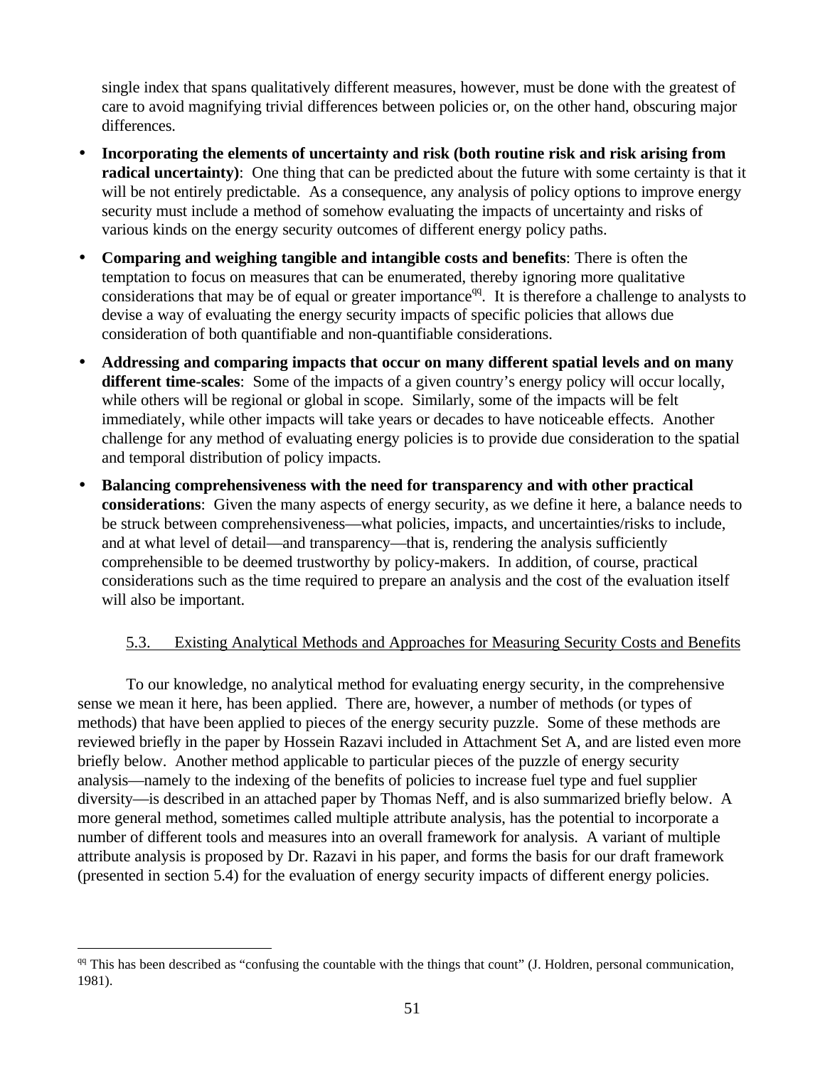single index that spans qualitatively different measures, however, must be done with the greatest of care to avoid magnifying trivial differences between policies or, on the other hand, obscuring major differences.

- **Incorporating the elements of uncertainty and risk (both routine risk and risk arising from radical uncertainty)**: One thing that can be predicted about the future with some certainty is that it will be not entirely predictable. As a consequence, any analysis of policy options to improve energy security must include a method of somehow evaluating the impacts of uncertainty and risks of various kinds on the energy security outcomes of different energy policy paths.
- **Comparing and weighing tangible and intangible costs and benefits**: There is often the temptation to focus on measures that can be enumerated, thereby ignoring more qualitative considerations that may be of equal or greater importance[qq]. It is therefore a challenge to analysts to devise a way of evaluating the energy security impacts of specific policies that allows due consideration of both quantifiable and non-quantifiable considerations.
- **Addressing and comparing impacts that occur on many different spatial levels and on many different time-scales**: Some of the impacts of a given country's energy policy will occur locally, while others will be regional or global in scope. Similarly, some of the impacts will be felt immediately, while other impacts will take years or decades to have noticeable effects. Another challenge for any method of evaluating energy policies is to provide due consideration to the spatial and temporal distribution of policy impacts.
- **Balancing comprehensiveness with the need for transparency and with other practical considerations**: Given the many aspects of energy security, as we define it here, a balance needs to be struck between comprehensiveness—what policies, impacts, and uncertainties/risks to include, and at what level of detail—and transparency—that is, rendering the analysis sufficiently comprehensible to be deemed trustworthy by policy-makers. In addition, of course, practical considerations such as the time required to prepare an analysis and the cost of the evaluation itself will also be important.

### 5.3. Existing Analytical Methods and Approaches for Measuring Security Costs and Benefits

To our knowledge, no analytical method for evaluating energy security, in the comprehensive sense we mean it here, has been applied. There are, however, a number of methods (or types of methods) that have been applied to pieces of the energy security puzzle. Some of these methods are reviewed briefly in the paper by Hossein Razavi included in Attachment Set A, and are listed even more briefly below. Another method applicable to particular pieces of the puzzle of energy security analysis—namely to the indexing of the benefits of policies to increase fuel type and fuel supplier diversity—is described in an attached paper by Thomas Neff, and is also summarized briefly below. A more general method, sometimes called multiple attribute analysis, has the potential to incorporate a number of different tools and measures into an overall framework for analysis. A variant of multiple attribute analysis is proposed by Dr. Razavi in his paper, and forms the basis for our draft framework (presented in section 5.4) for the evaluation of energy security impacts of different energy policies.

---

[qq] This has been described as "confusing the countable with the things that count" (J. Holdren, personal communication, 1981).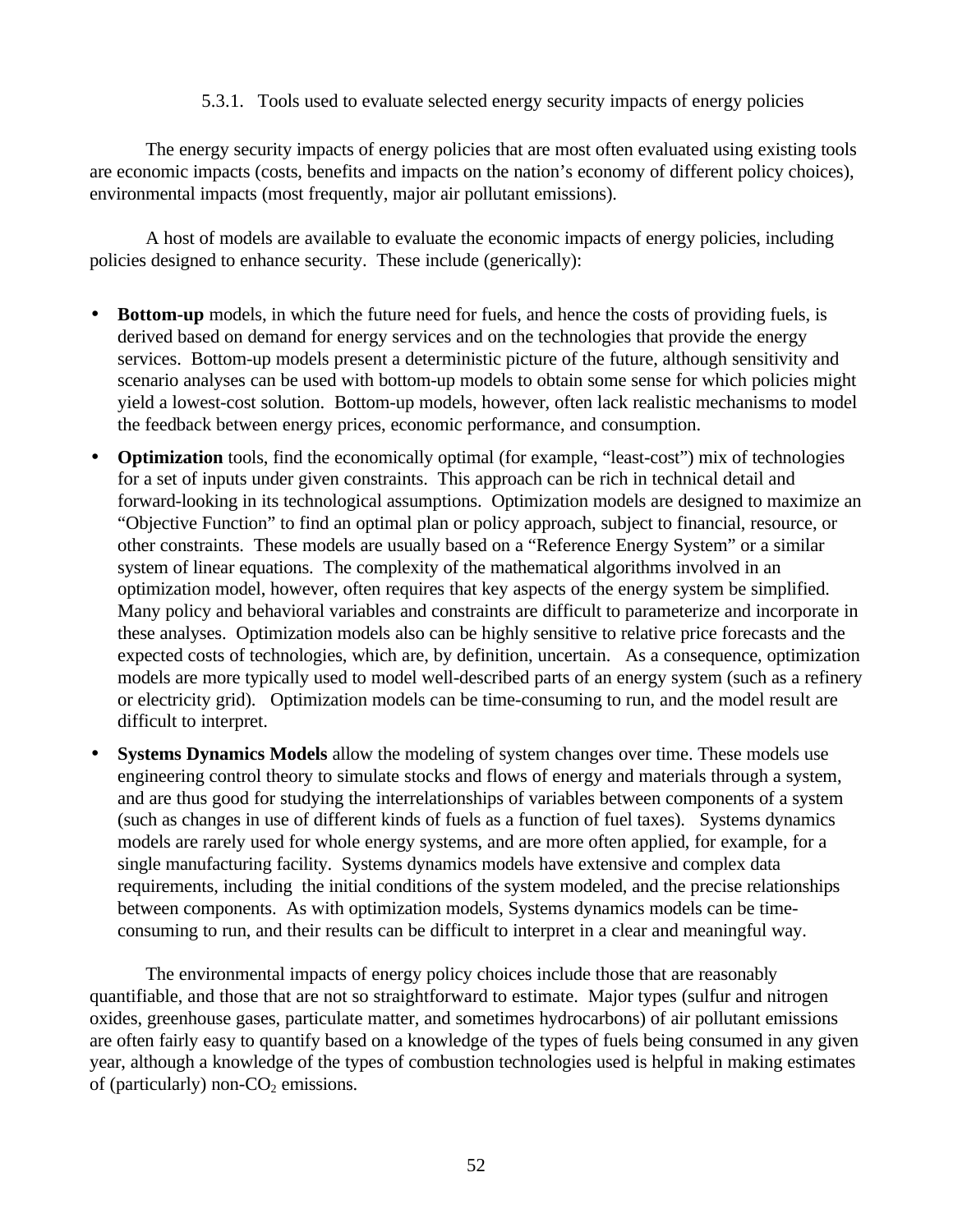#### 5.3.1. Tools used to evaluate selected energy security impacts of energy policies

The energy security impacts of energy policies that are most often evaluated using existing tools are economic impacts (costs, benefits and impacts on the nation's economy of different policy choices), environmental impacts (most frequently, major air pollutant emissions).

A host of models are available to evaluate the economic impacts of energy policies, including policies designed to enhance security. These include (generically):

- **Bottom-up** models, in which the future need for fuels, and hence the costs of providing fuels, is derived based on demand for energy services and on the technologies that provide the energy services. Bottom-up models present a deterministic picture of the future, although sensitivity and scenario analyses can be used with bottom-up models to obtain some sense for which policies might yield a lowest-cost solution. Bottom-up models, however, often lack realistic mechanisms to model the feedback between energy prices, economic performance, and consumption.
- **Optimization** tools, find the economically optimal (for example, "least-cost") mix of technologies for a set of inputs under given constraints. This approach can be rich in technical detail and forward-looking in its technological assumptions. Optimization models are designed to maximize an "Objective Function" to find an optimal plan or policy approach, subject to financial, resource, or other constraints. These models are usually based on a "Reference Energy System" or a similar system of linear equations. The complexity of the mathematical algorithms involved in an optimization model, however, often requires that key aspects of the energy system be simplified. Many policy and behavioral variables and constraints are difficult to parameterize and incorporate in these analyses. Optimization models also can be highly sensitive to relative price forecasts and the expected costs of technologies, which are, by definition, uncertain. As a consequence, optimization models are more typically used to model well-described parts of an energy system (such as a refinery or electricity grid). Optimization models can be time-consuming to run, and the model result are difficult to interpret.
- **Systems Dynamics Models** allow the modeling of system changes over time. These models use engineering control theory to simulate stocks and flows of energy and materials through a system, and are thus good for studying the interrelationships of variables between components of a system (such as changes in use of different kinds of fuels as a function of fuel taxes). Systems dynamics models are rarely used for whole energy systems, and are more often applied, for example, for a single manufacturing facility. Systems dynamics models have extensive and complex data requirements, including the initial conditions of the system modeled, and the precise relationships between components. As with optimization models, Systems dynamics models can be time-consuming to run, and their results can be difficult to interpret in a clear and meaningful way.

The environmental impacts of energy policy choices include those that are reasonably quantifiable, and those that are not so straightforward to estimate. Major types (sulfur and nitrogen oxides, greenhouse gases, particulate matter, and sometimes hydrocarbons) of air pollutant emissions are often fairly easy to quantify based on a knowledge of the types of fuels being consumed in any given year, although a knowledge of the types of combustion technologies used is helpful in making estimates of (particularly) non-$CO_2$ emissions.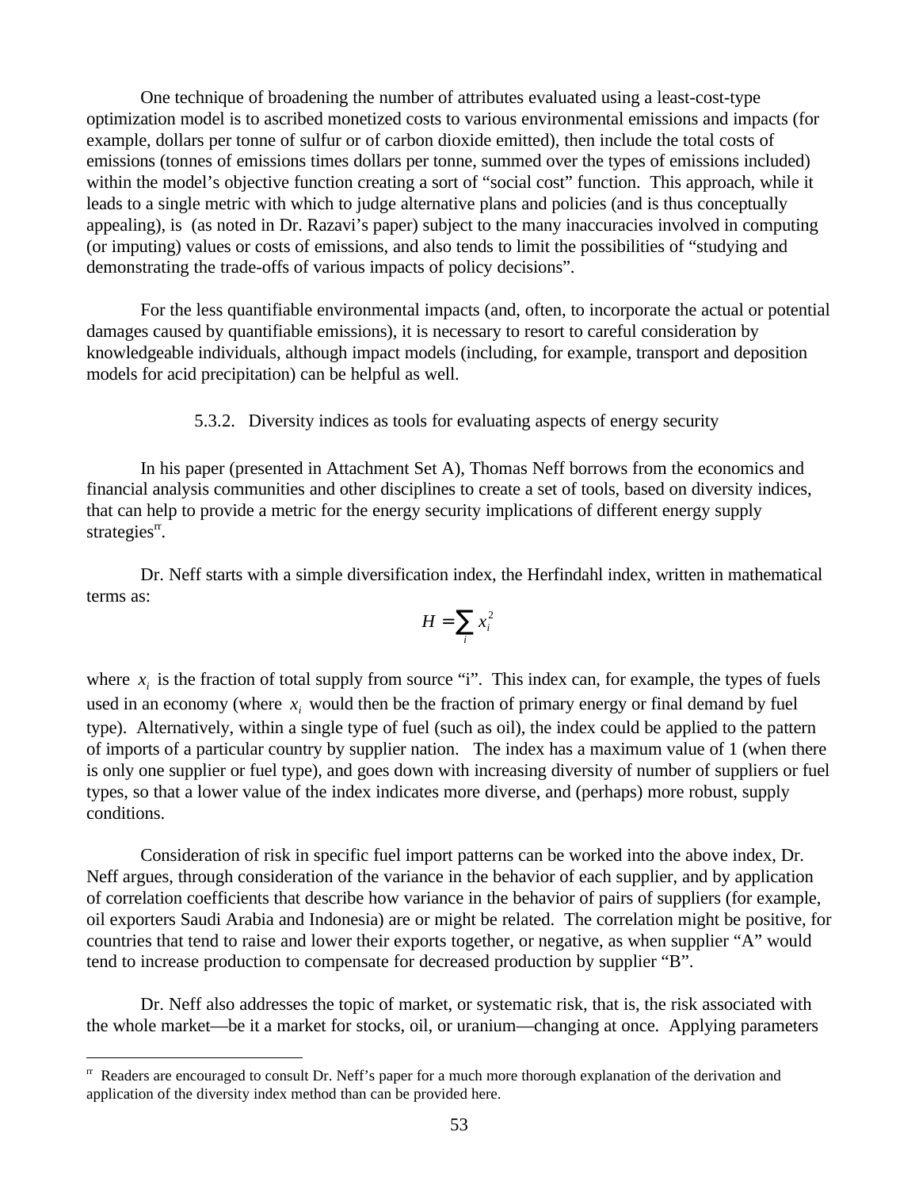One technique of broadening the number of attributes evaluated using a least-cost-type optimization model is to ascribed monetized costs to various environmental emissions and impacts (for example, dollars per tonne of sulfur or of carbon dioxide emitted), then include the total costs of emissions (tonnes of emissions times dollars per tonne, summed over the types of emissions included) within the model's objective function creating a sort of "social cost" function. This approach, while it leads to a single metric with which to judge alternative plans and policies (and is thus conceptually appealing), is (as noted in Dr. Razavi's paper) subject to the many inaccuracies involved in computing (or imputing) values or costs of emissions, and also tends to limit the possibilities of "studying and demonstrating the trade-offs of various impacts of policy decisions".

For the less quantifiable environmental impacts (and, often, to incorporate the actual or potential damages caused by quantifiable emissions), it is necessary to resort to careful consideration by knowledgeable individuals, although impact models (including, for example, transport and deposition models for acid precipitation) can be helpful as well.

### 5.3.2. Diversity indices as tools for evaluating aspects of energy security

In his paper (presented in Attachment Set A), Thomas Neff borrows from the economics and financial analysis communities and other disciplines to create a set of tools, based on diversity indices, that can help to provide a metric for the energy security implications of different energy supply strategies[rr].

Dr. Neff starts with a simple diversification index, the Herfindahl index, written in mathematical terms as:

$$H = \sum_i x_i^2$$

where $x_i$ is the fraction of total supply from source "i". This index can, for example, the types of fuels used in an economy (where $x_i$ would then be the fraction of primary energy or final demand by fuel type). Alternatively, within a single type of fuel (such as oil), the index could be applied to the pattern of imports of a particular country by supplier nation. The index has a maximum value of 1 (when there is only one supplier or fuel type), and goes down with increasing diversity of number of suppliers or fuel types, so that a lower value of the index indicates more diverse, and (perhaps) more robust, supply conditions.

Consideration of risk in specific fuel import patterns can be worked into the above index, Dr. Neff argues, through consideration of the variance in the behavior of each supplier, and by application of correlation coefficients that describe how variance in the behavior of pairs of suppliers (for example, oil exporters Saudi Arabia and Indonesia) are or might be related. The correlation might be positive, for countries that tend to raise and lower their exports together, or negative, as when supplier "A" would tend to increase production to compensate for decreased production by supplier "B".

Dr. Neff also addresses the topic of market, or systematic risk, that is, the risk associated with the whole market—be it a market for stocks, oil, or uranium—changing at once. Applying parameters

---

[rr] Readers are encouraged to consult Dr. Neff's paper for a much more thorough explanation of the derivation and application of the diversity index method than can be provided here.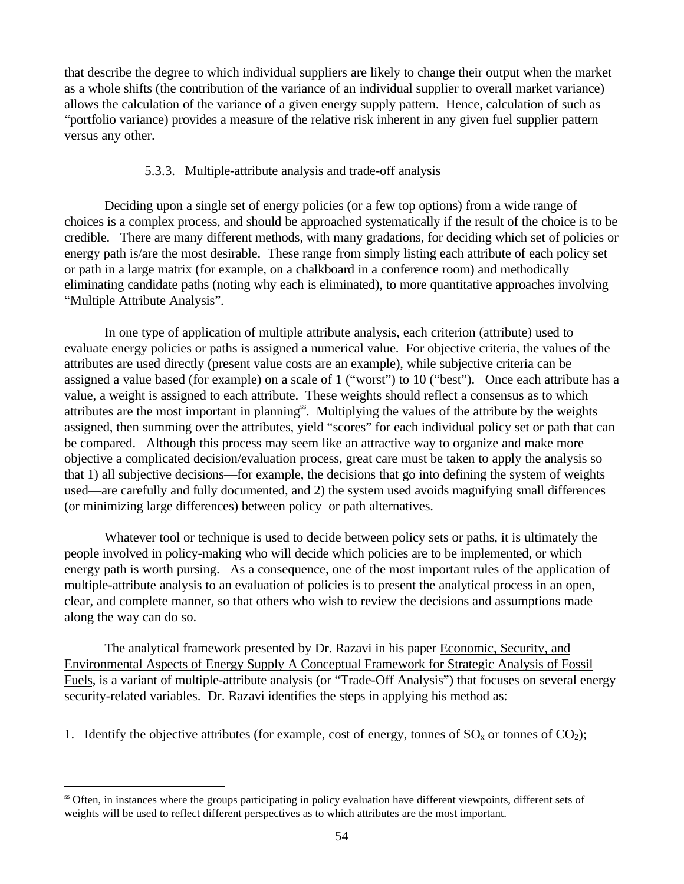that describe the degree to which individual suppliers are likely to change their output when the market as a whole shifts (the contribution of the variance of an individual supplier to overall market variance) allows the calculation of the variance of a given energy supply pattern. Hence, calculation of such as "portfolio variance) provides a measure of the relative risk inherent in any given fuel supplier pattern versus any other.

### 5.3.3. Multiple-attribute analysis and trade-off analysis

Deciding upon a single set of energy policies (or a few top options) from a wide range of choices is a complex process, and should be approached systematically if the result of the choice is to be credible. There are many different methods, with many gradations, for deciding which set of policies or energy path is/are the most desirable. These range from simply listing each attribute of each policy set or path in a large matrix (for example, on a chalkboard in a conference room) and methodically eliminating candidate paths (noting why each is eliminated), to more quantitative approaches involving "Multiple Attribute Analysis".

In one type of application of multiple attribute analysis, each criterion (attribute) used to evaluate energy policies or paths is assigned a numerical value. For objective criteria, the values of the attributes are used directly (present value costs are an example), while subjective criteria can be assigned a value based (for example) on a scale of 1 ("worst") to 10 ("best"). Once each attribute has a value, a weight is assigned to each attribute. These weights should reflect a consensus as to which attributes are the most important in planning[ss]. Multiplying the values of the attribute by the weights assigned, then summing over the attributes, yield "scores" for each individual policy set or path that can be compared. Although this process may seem like an attractive way to organize and make more objective a complicated decision/evaluation process, great care must be taken to apply the analysis so that 1) all subjective decisions—for example, the decisions that go into defining the system of weights used—are carefully and fully documented, and 2) the system used avoids magnifying small differences (or minimizing large differences) between policy or path alternatives.

Whatever tool or technique is used to decide between policy sets or paths, it is ultimately the people involved in policy-making who will decide which policies are to be implemented, or which energy path is worth pursing. As a consequence, one of the most important rules of the application of multiple-attribute analysis to an evaluation of policies is to present the analytical process in an open, clear, and complete manner, so that others who wish to review the decisions and assumptions made along the way can do so.

The analytical framework presented by Dr. Razavi in his paper Economic, Security, and Environmental Aspects of Energy Supply A Conceptual Framework for Strategic Analysis of Fossil Fuels, is a variant of multiple-attribute analysis (or "Trade-Off Analysis") that focuses on several energy security-related variables. Dr. Razavi identifies the steps in applying his method as:

1. Identify the objective attributes (for example, cost of energy, tonnes of $SO_x$ or tonnes of $CO_2$);

---

[ss] Often, in instances where the groups participating in policy evaluation have different viewpoints, different sets of weights will be used to reflect different perspectives as to which attributes are the most important.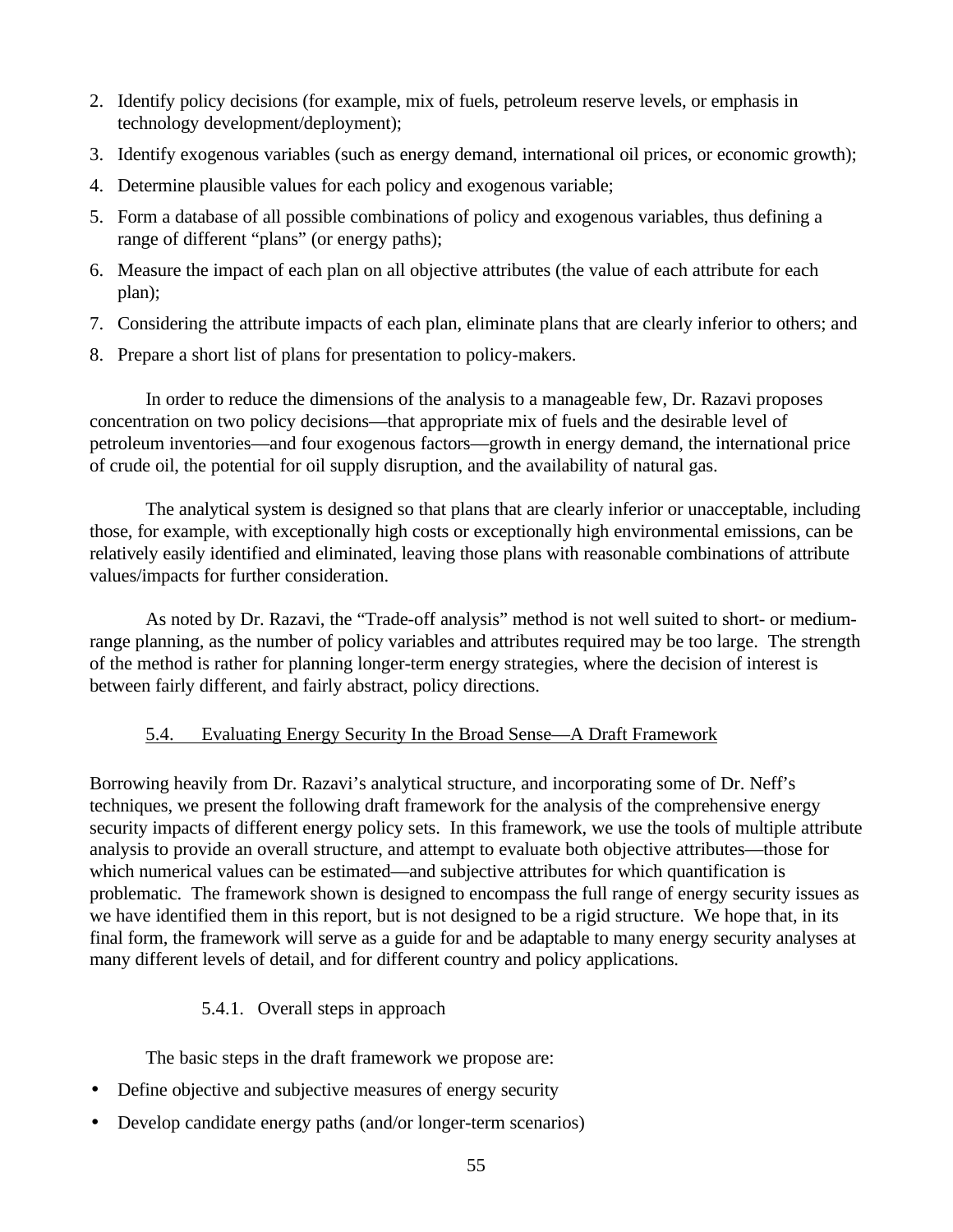2. Identify policy decisions (for example, mix of fuels, petroleum reserve levels, or emphasis in technology development/deployment);
3. Identify exogenous variables (such as energy demand, international oil prices, or economic growth);
4. Determine plausible values for each policy and exogenous variable;
5. Form a database of all possible combinations of policy and exogenous variables, thus defining a range of different "plans" (or energy paths);
6. Measure the impact of each plan on all objective attributes (the value of each attribute for each plan);
7. Considering the attribute impacts of each plan, eliminate plans that are clearly inferior to others; and
8. Prepare a short list of plans for presentation to policy-makers.

In order to reduce the dimensions of the analysis to a manageable few, Dr. Razavi proposes concentration on two policy decisions—that appropriate mix of fuels and the desirable level of petroleum inventories—and four exogenous factors—growth in energy demand, the international price of crude oil, the potential for oil supply disruption, and the availability of natural gas.

The analytical system is designed so that plans that are clearly inferior or unacceptable, including those, for example, with exceptionally high costs or exceptionally high environmental emissions, can be relatively easily identified and eliminated, leaving those plans with reasonable combinations of attribute values/impacts for further consideration.

As noted by Dr. Razavi, the "Trade-off analysis" method is not well suited to short- or medium-range planning, as the number of policy variables and attributes required may be too large. The strength of the method is rather for planning longer-term energy strategies, where the decision of interest is between fairly different, and fairly abstract, policy directions.

### 5.4. Evaluating Energy Security In the Broad Sense—A Draft Framework

Borrowing heavily from Dr. Razavi's analytical structure, and incorporating some of Dr. Neff's techniques, we present the following draft framework for the analysis of the comprehensive energy security impacts of different energy policy sets. In this framework, we use the tools of multiple attribute analysis to provide an overall structure, and attempt to evaluate both objective attributes—those for which numerical values can be estimated—and subjective attributes for which quantification is problematic. The framework shown is designed to encompass the full range of energy security issues as we have identified them in this report, but is not designed to be a rigid structure. We hope that, in its final form, the framework will serve as a guide for and be adaptable to many energy security analyses at many different levels of detail, and for different country and policy applications.

#### 5.4.1. Overall steps in approach

The basic steps in the draft framework we propose are:

- Define objective and subjective measures of energy security
- Develop candidate energy paths (and/or longer-term scenarios)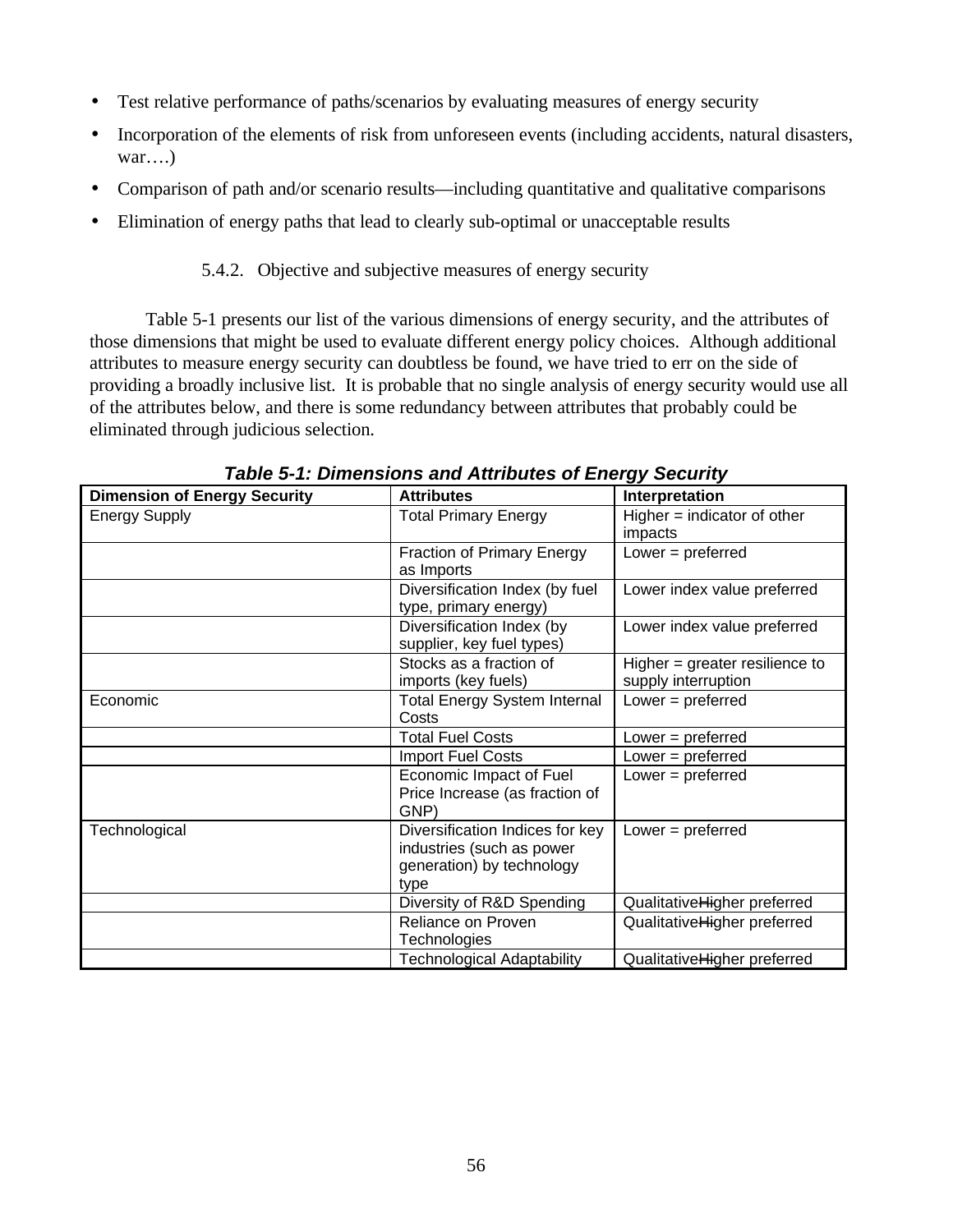- Test relative performance of paths/scenarios by evaluating measures of energy security
- Incorporation of the elements of risk from unforeseen events (including accidents, natural disasters, war….)
- Comparison of path and/or scenario results—including quantitative and qualitative comparisons
- Elimination of energy paths that lead to clearly sub-optimal or unacceptable results

### 5.4.2. Objective and subjective measures of energy security

Table 5-1 presents our list of the various dimensions of energy security, and the attributes of those dimensions that might be used to evaluate different energy policy choices. Although additional attributes to measure energy security can doubtless be found, we have tried to err on the side of providing a broadly inclusive list. It is probable that no single analysis of energy security would use all of the attributes below, and there is some redundancy between attributes that probably could be eliminated through judicious selection.

***Table 5-1: Dimensions and Attributes of Energy Security***

| Dimension of Energy Security | Attributes | Interpretation |
|---|---|---|
| Energy Supply | Total Primary Energy | Higher = indicator of other impacts |
| | Fraction of Primary Energy as Imports | Lower = preferred |
| | Diversification Index (by fuel type, primary energy) | Lower index value preferred |
| | Diversification Index (by supplier, key fuel types) | Lower index value preferred |
| | Stocks as a fraction of imports (key fuels) | Higher = greater resilience to supply interruption |
| Economic | Total Energy System Internal Costs | Lower = preferred |
| | Total Fuel Costs | Lower = preferred |
| | Import Fuel Costs | Lower = preferred |
| | Economic Impact of Fuel Price Increase (as fraction of GNP) | Lower = preferred |
| Technological | Diversification Indices for key industries (such as power generation) by technology type | Lower = preferred |
| | Diversity of R&D Spending | QualitativeHigher preferred |
| | Reliance on Proven Technologies | QualitativeHigher preferred |
| | Technological Adaptability | QualitativeHigher preferred |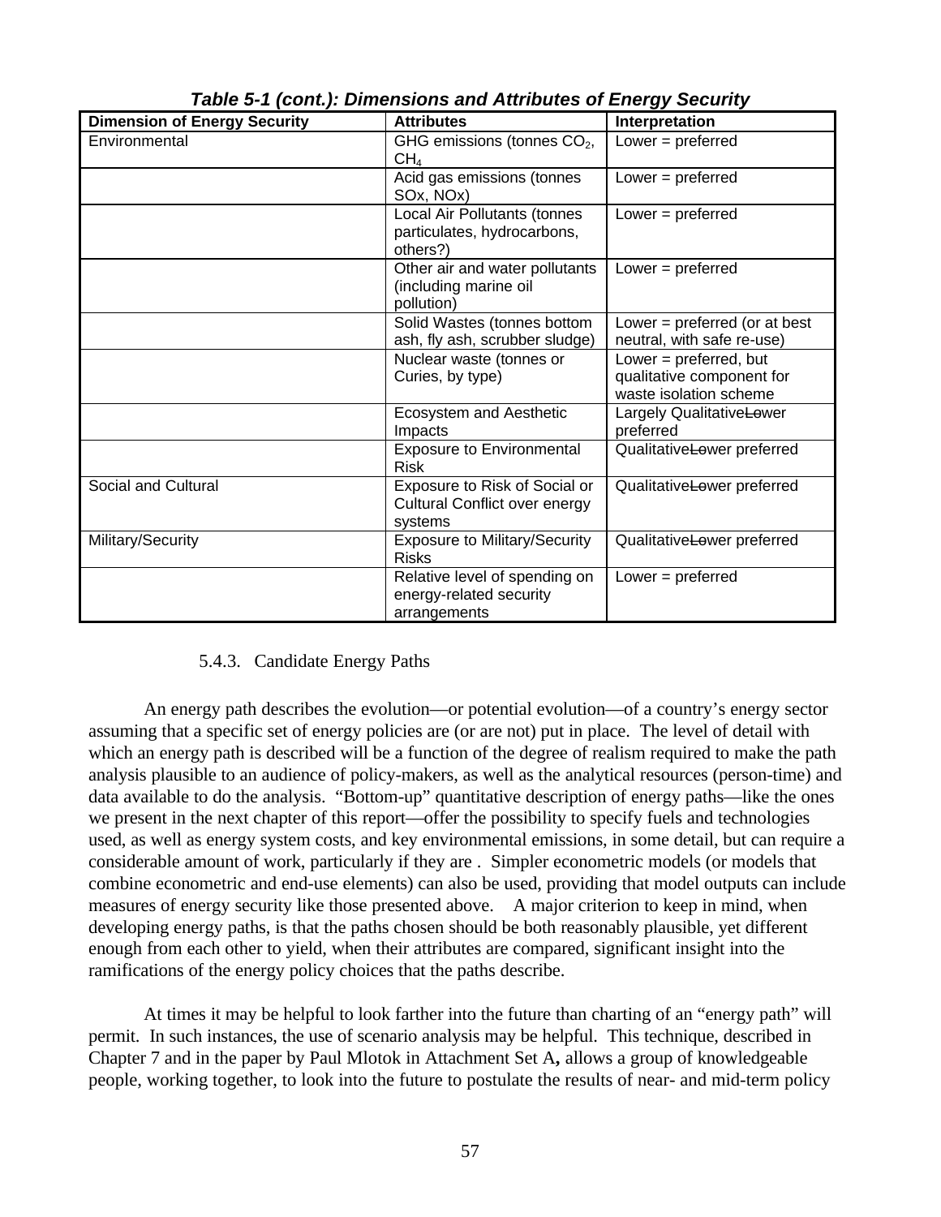**Table 5-1 (cont.): Dimensions and Attributes of Energy Security**

| Dimension of Energy Security | Attributes | Interpretation |
|---|---|---|
| Environmental | GHG emissions (tonnes $CO_2$, $CH_4$ | Lower = preferred |
| | Acid gas emissions (tonnes SOx, NOx) | Lower = preferred |
| | Local Air Pollutants (tonnes particulates, hydrocarbons, others?) | Lower = preferred |
| | Other air and water pollutants (including marine oil pollution) | Lower = preferred |
| | Solid Wastes (tonnes bottom ash, fly ash, scrubber sludge) | Lower = preferred (or at best neutral, with safe re-use) |
| | Nuclear waste (tonnes or Curies, by type) | Lower = preferred, but qualitative component for waste isolation scheme |
| | Ecosystem and Aesthetic Impacts | Largely QualitativeLower preferred |
| | Exposure to Environmental Risk | QualitativeLower preferred |
| Social and Cultural | Exposure to Risk of Social or Cultural Conflict over energy systems | QualitativeLower preferred |
| Military/Security | Exposure to Military/Security Risks | QualitativeLower preferred |
| | Relative level of spending on energy-related security arrangements | Lower = preferred |

### 5.4.3. Candidate Energy Paths

An energy path describes the evolution—or potential evolution—of a country's energy sector assuming that a specific set of energy policies are (or are not) put in place. The level of detail with which an energy path is described will be a function of the degree of realism required to make the path analysis plausible to an audience of policy-makers, as well as the analytical resources (person-time) and data available to do the analysis. "Bottom-up" quantitative description of energy paths—like the ones we present in the next chapter of this report—offer the possibility to specify fuels and technologies used, as well as energy system costs, and key environmental emissions, in some detail, but can require a considerable amount of work, particularly if they are . Simpler econometric models (or models that combine econometric and end-use elements) can also be used, providing that model outputs can include measures of energy security like those presented above. A major criterion to keep in mind, when developing energy paths, is that the paths chosen should be both reasonably plausible, yet different enough from each other to yield, when their attributes are compared, significant insight into the ramifications of the energy policy choices that the paths describe.

At times it may be helpful to look farther into the future than charting of an "energy path" will permit. In such instances, the use of scenario analysis may be helpful. This technique, described in Chapter 7 and in the paper by Paul Mlotok in Attachment Set A**,** allows a group of knowledgeable people, working together, to look into the future to postulate the results of near- and mid-term policy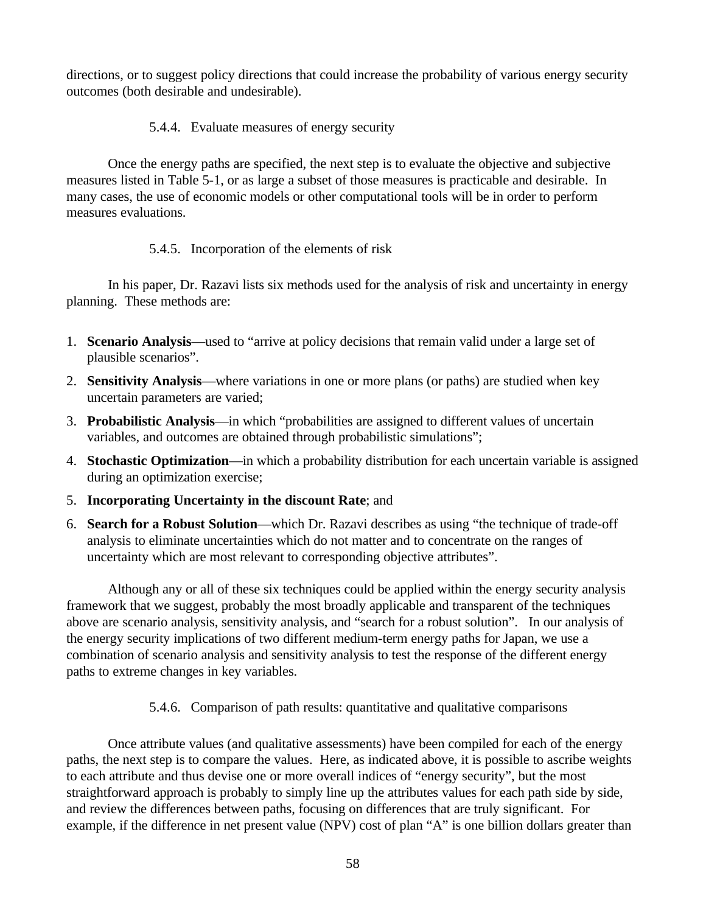directions, or to suggest policy directions that could increase the probability of various energy security outcomes (both desirable and undesirable).

#### 5.4.4. Evaluate measures of energy security

Once the energy paths are specified, the next step is to evaluate the objective and subjective measures listed in Table 5-1, or as large a subset of those measures is practicable and desirable. In many cases, the use of economic models or other computational tools will be in order to perform measures evaluations.

#### 5.4.5. Incorporation of the elements of risk

In his paper, Dr. Razavi lists six methods used for the analysis of risk and uncertainty in energy planning. These methods are:

1. **Scenario Analysis**—used to "arrive at policy decisions that remain valid under a large set of plausible scenarios".
2. **Sensitivity Analysis**—where variations in one or more plans (or paths) are studied when key uncertain parameters are varied;
3. **Probabilistic Analysis**—in which "probabilities are assigned to different values of uncertain variables, and outcomes are obtained through probabilistic simulations";
4. **Stochastic Optimization**—in which a probability distribution for each uncertain variable is assigned during an optimization exercise;
5. **Incorporating Uncertainty in the discount Rate**; and
6. **Search for a Robust Solution**—which Dr. Razavi describes as using "the technique of trade-off analysis to eliminate uncertainties which do not matter and to concentrate on the ranges of uncertainty which are most relevant to corresponding objective attributes".

Although any or all of these six techniques could be applied within the energy security analysis framework that we suggest, probably the most broadly applicable and transparent of the techniques above are scenario analysis, sensitivity analysis, and "search for a robust solution". In our analysis of the energy security implications of two different medium-term energy paths for Japan, we use a combination of scenario analysis and sensitivity analysis to test the response of the different energy paths to extreme changes in key variables.

#### 5.4.6. Comparison of path results: quantitative and qualitative comparisons

Once attribute values (and qualitative assessments) have been compiled for each of the energy paths, the next step is to compare the values. Here, as indicated above, it is possible to ascribe weights to each attribute and thus devise one or more overall indices of "energy security", but the most straightforward approach is probably to simply line up the attributes values for each path side by side, and review the differences between paths, focusing on differences that are truly significant. For example, if the difference in net present value (NPV) cost of plan "A" is one billion dollars greater than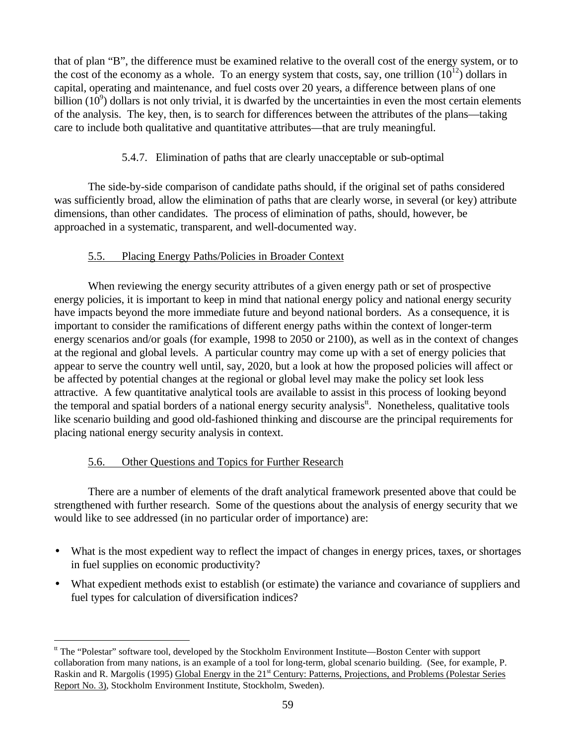that of plan "B", the difference must be examined relative to the overall cost of the energy system, or to the cost of the economy as a whole. To an energy system that costs, say, one trillion ($10^{12}$) dollars in capital, operating and maintenance, and fuel costs over 20 years, a difference between plans of one billion ($10^{9}$) dollars is not only trivial, it is dwarfed by the uncertainties in even the most certain elements of the analysis. The key, then, is to search for differences between the attributes of the plans—taking care to include both qualitative and quantitative attributes—that are truly meaningful.

#### 5.4.7. Elimination of paths that are clearly unacceptable or sub-optimal

The side-by-side comparison of candidate paths should, if the original set of paths considered was sufficiently broad, allow the elimination of paths that are clearly worse, in several (or key) attribute dimensions, than other candidates. The process of elimination of paths, should, however, be approached in a systematic, transparent, and well-documented way.

### 5.5. Placing Energy Paths/Policies in Broader Context

When reviewing the energy security attributes of a given energy path or set of prospective energy policies, it is important to keep in mind that national energy policy and national energy security have impacts beyond the more immediate future and beyond national borders. As a consequence, it is important to consider the ramifications of different energy paths within the context of longer-term energy scenarios and/or goals (for example, 1998 to 2050 or 2100), as well as in the context of changes at the regional and global levels. A particular country may come up with a set of energy policies that appear to serve the country well until, say, 2020, but a look at how the proposed policies will affect or be affected by potential changes at the regional or global level may make the policy set look less attractive. A few quantitative analytical tools are available to assist in this process of looking beyond the temporal and spatial borders of a national energy security analysis[tt]. Nonetheless, qualitative tools like scenario building and good old-fashioned thinking and discourse are the principal requirements for placing national energy security analysis in context.

### 5.6. Other Questions and Topics for Further Research

There are a number of elements of the draft analytical framework presented above that could be strengthened with further research. Some of the questions about the analysis of energy security that we would like to see addressed (in no particular order of importance) are:

- What is the most expedient way to reflect the impact of changes in energy prices, taxes, or shortages in fuel supplies on economic productivity?
- What expedient methods exist to establish (or estimate) the variance and covariance of suppliers and fuel types for calculation of diversification indices?

---

[tt] The "Polestar" software tool, developed by the Stockholm Environment Institute—Boston Center with support collaboration from many nations, is an example of a tool for long-term, global scenario building. (See, for example, P. Raskin and R. Margolis (1995) Global Energy in the 21st Century: Patterns, Projections, and Problems (Polestar Series Report No. 3), Stockholm Environment Institute, Stockholm, Sweden).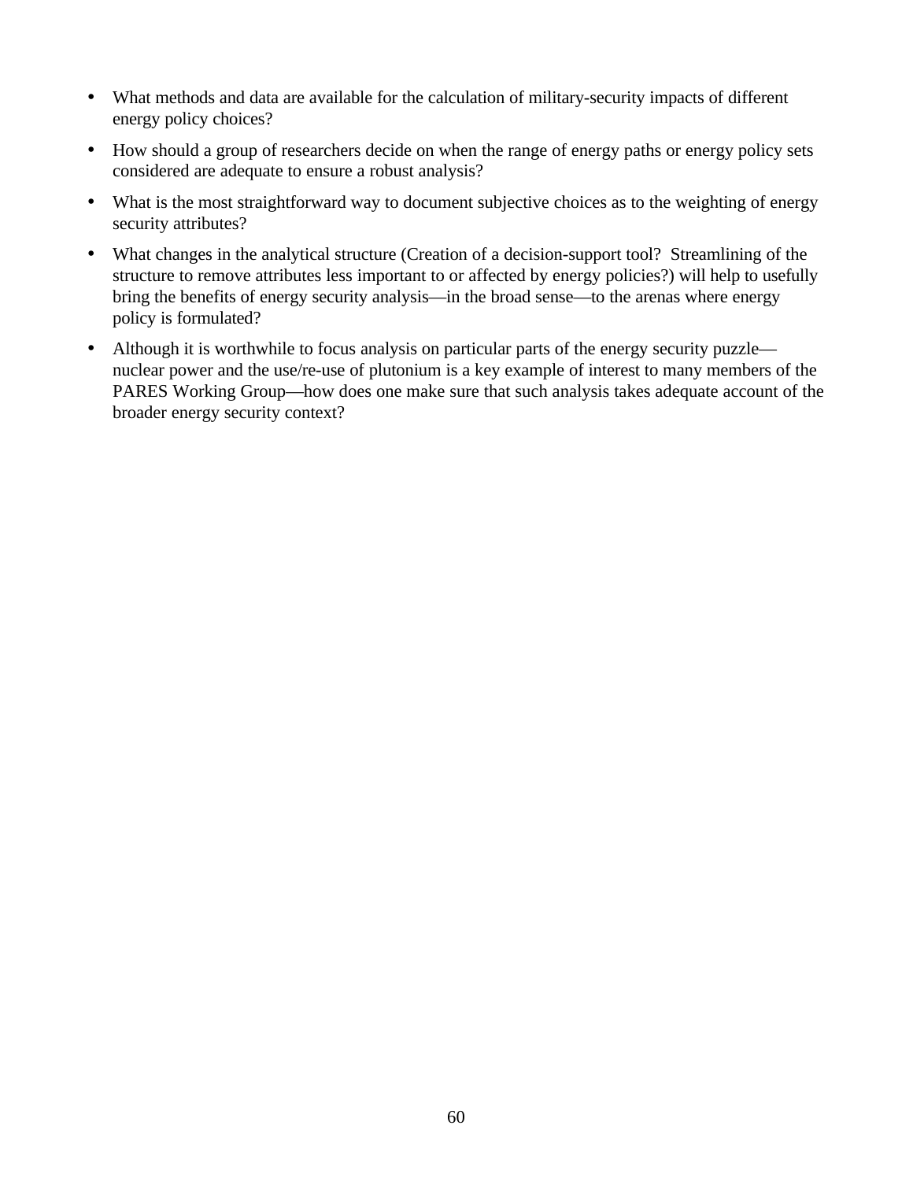- What methods and data are available for the calculation of military-security impacts of different energy policy choices?
- How should a group of researchers decide on when the range of energy paths or energy policy sets considered are adequate to ensure a robust analysis?
- What is the most straightforward way to document subjective choices as to the weighting of energy security attributes?
- What changes in the analytical structure (Creation of a decision-support tool? Streamlining of the structure to remove attributes less important to or affected by energy policies?) will help to usefully bring the benefits of energy security analysis—in the broad sense—to the arenas where energy policy is formulated?
- Although it is worthwhile to focus analysis on particular parts of the energy security puzzle—nuclear power and the use/re-use of plutonium is a key example of interest to many members of the PARES Working Group—how does one make sure that such analysis takes adequate account of the broader energy security context?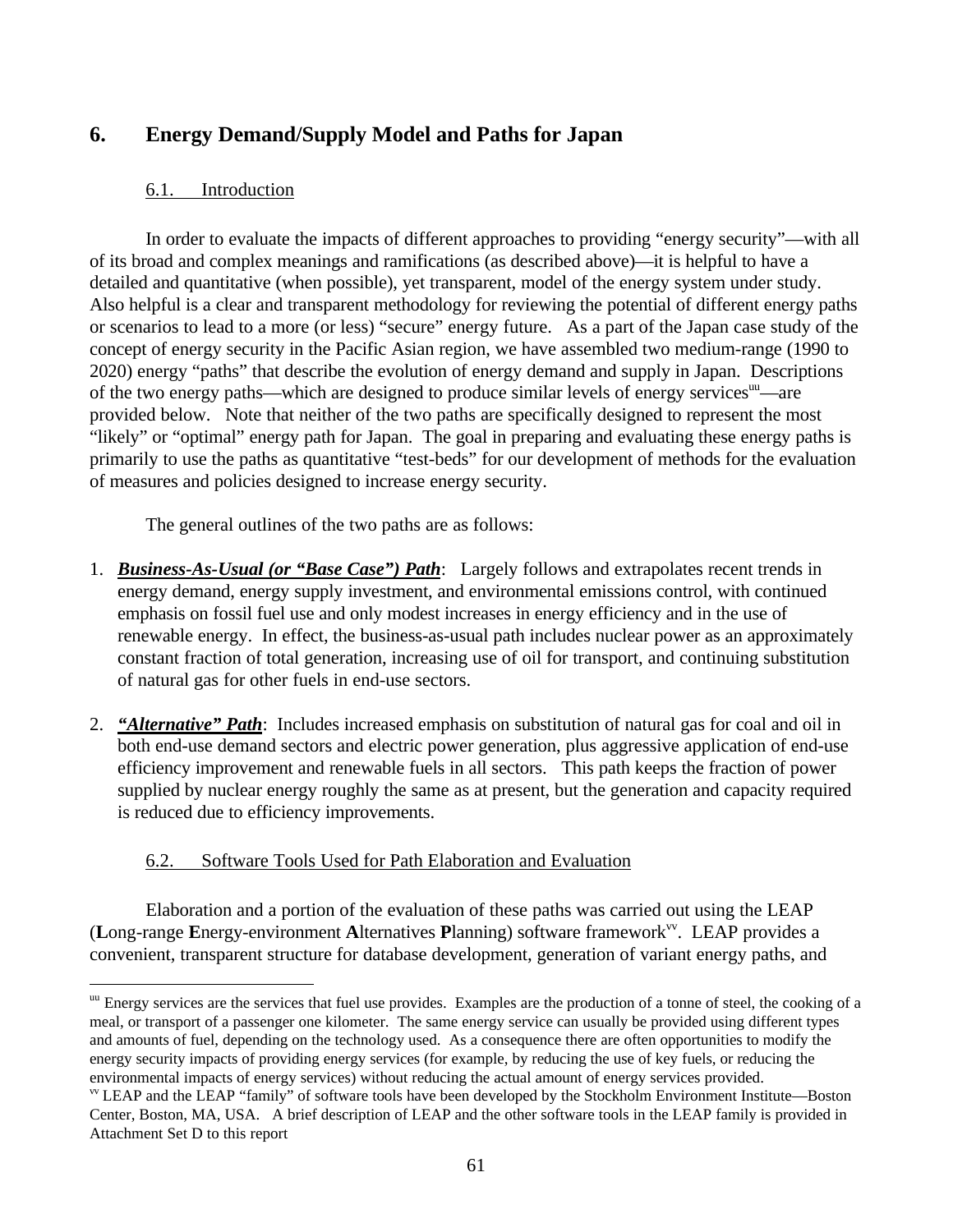## 6. Energy Demand/Supply Model and Paths for Japan

### 6.1. Introduction

In order to evaluate the impacts of different approaches to providing "energy security"—with all of its broad and complex meanings and ramifications (as described above)—it is helpful to have a detailed and quantitative (when possible), yet transparent, model of the energy system under study. Also helpful is a clear and transparent methodology for reviewing the potential of different energy paths or scenarios to lead to a more (or less) "secure" energy future. As a part of the Japan case study of the concept of energy security in the Pacific Asian region, we have assembled two medium-range (1990 to 2020) energy "paths" that describe the evolution of energy demand and supply in Japan. Descriptions of the two energy paths—which are designed to produce similar levels of energy services[uu]—are provided below. Note that neither of the two paths are specifically designed to represent the most "likely" or "optimal" energy path for Japan. The goal in preparing and evaluating these energy paths is primarily to use the paths as quantitative "test-beds" for our development of methods for the evaluation of measures and policies designed to increase energy security.

The general outlines of the two paths are as follows:

1. ***Business-As-Usual (or "Base Case") Path***: Largely follows and extrapolates recent trends in energy demand, energy supply investment, and environmental emissions control, with continued emphasis on fossil fuel use and only modest increases in energy efficiency and in the use of renewable energy. In effect, the business-as-usual path includes nuclear power as an approximately constant fraction of total generation, increasing use of oil for transport, and continuing substitution of natural gas for other fuels in end-use sectors.

2. ***"Alternative" Path***: Includes increased emphasis on substitution of natural gas for coal and oil in both end-use demand sectors and electric power generation, plus aggressive application of end-use efficiency improvement and renewable fuels in all sectors. This path keeps the fraction of power supplied by nuclear energy roughly the same as at present, but the generation and capacity required is reduced due to efficiency improvements.

### 6.2. Software Tools Used for Path Elaboration and Evaluation

Elaboration and a portion of the evaluation of these paths was carried out using the LEAP (**L**ong-range **E**nergy-environment **A**lternatives **P**lanning) software framework[vv]. LEAP provides a convenient, transparent structure for database development, generation of variant energy paths, and

---

[uu] Energy services are the services that fuel use provides. Examples are the production of a tonne of steel, the cooking of a meal, or transport of a passenger one kilometer. The same energy service can usually be provided using different types and amounts of fuel, depending on the technology used. As a consequence there are often opportunities to modify the energy security impacts of providing energy services (for example, by reducing the use of key fuels, or reducing the environmental impacts of energy services) without reducing the actual amount of energy services provided.

[vv] LEAP and the LEAP "family" of software tools have been developed by the Stockholm Environment Institute—Boston Center, Boston, MA, USA. A brief description of LEAP and the other software tools in the LEAP family is provided in Attachment Set D to this report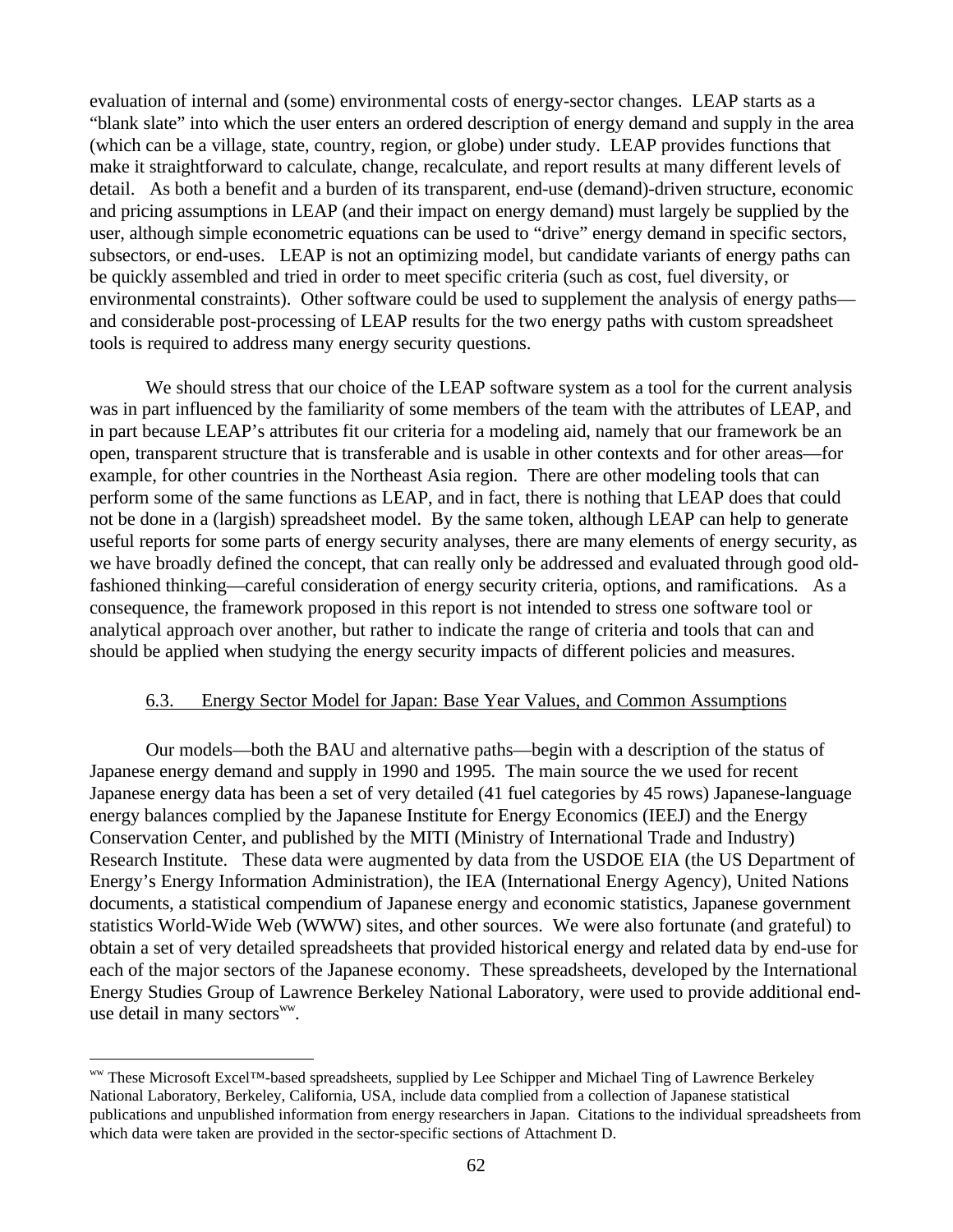evaluation of internal and (some) environmental costs of energy-sector changes. LEAP starts as a "blank slate" into which the user enters an ordered description of energy demand and supply in the area (which can be a village, state, country, region, or globe) under study. LEAP provides functions that make it straightforward to calculate, change, recalculate, and report results at many different levels of detail. As both a benefit and a burden of its transparent, end-use (demand)-driven structure, economic and pricing assumptions in LEAP (and their impact on energy demand) must largely be supplied by the user, although simple econometric equations can be used to "drive" energy demand in specific sectors, subsectors, or end-uses. LEAP is not an optimizing model, but candidate variants of energy paths can be quickly assembled and tried in order to meet specific criteria (such as cost, fuel diversity, or environmental constraints). Other software could be used to supplement the analysis of energy paths—and considerable post-processing of LEAP results for the two energy paths with custom spreadsheet tools is required to address many energy security questions.

We should stress that our choice of the LEAP software system as a tool for the current analysis was in part influenced by the familiarity of some members of the team with the attributes of LEAP, and in part because LEAP's attributes fit our criteria for a modeling aid, namely that our framework be an open, transparent structure that is transferable and is usable in other contexts and for other areas—for example, for other countries in the Northeast Asia region. There are other modeling tools that can perform some of the same functions as LEAP, and in fact, there is nothing that LEAP does that could not be done in a (largish) spreadsheet model. By the same token, although LEAP can help to generate useful reports for some parts of energy security analyses, there are many elements of energy security, as we have broadly defined the concept, that can really only be addressed and evaluated through good old-fashioned thinking—careful consideration of energy security criteria, options, and ramifications. As a consequence, the framework proposed in this report is not intended to stress one software tool or analytical approach over another, but rather to indicate the range of criteria and tools that can and should be applied when studying the energy security impacts of different policies and measures.

### 6.3. Energy Sector Model for Japan: Base Year Values, and Common Assumptions

Our models—both the BAU and alternative paths—begin with a description of the status of Japanese energy demand and supply in 1990 and 1995. The main source the we used for recent Japanese energy data has been a set of very detailed (41 fuel categories by 45 rows) Japanese-language energy balances complied by the Japanese Institute for Energy Economics (IEEJ) and the Energy Conservation Center, and published by the MITI (Ministry of International Trade and Industry) Research Institute. These data were augmented by data from the USDOE EIA (the US Department of Energy's Energy Information Administration), the IEA (International Energy Agency), United Nations documents, a statistical compendium of Japanese energy and economic statistics, Japanese government statistics World-Wide Web (WWW) sites, and other sources. We were also fortunate (and grateful) to obtain a set of very detailed spreadsheets that provided historical energy and related data by end-use for each of the major sectors of the Japanese economy. These spreadsheets, developed by the International Energy Studies Group of Lawrence Berkeley National Laboratory, were used to provide additional end-use detail in many sectors[ww].

---

[ww] These Microsoft Excel™-based spreadsheets, supplied by Lee Schipper and Michael Ting of Lawrence Berkeley National Laboratory, Berkeley, California, USA, include data complied from a collection of Japanese statistical publications and unpublished information from energy researchers in Japan. Citations to the individual spreadsheets from which data were taken are provided in the sector-specific sections of Attachment D.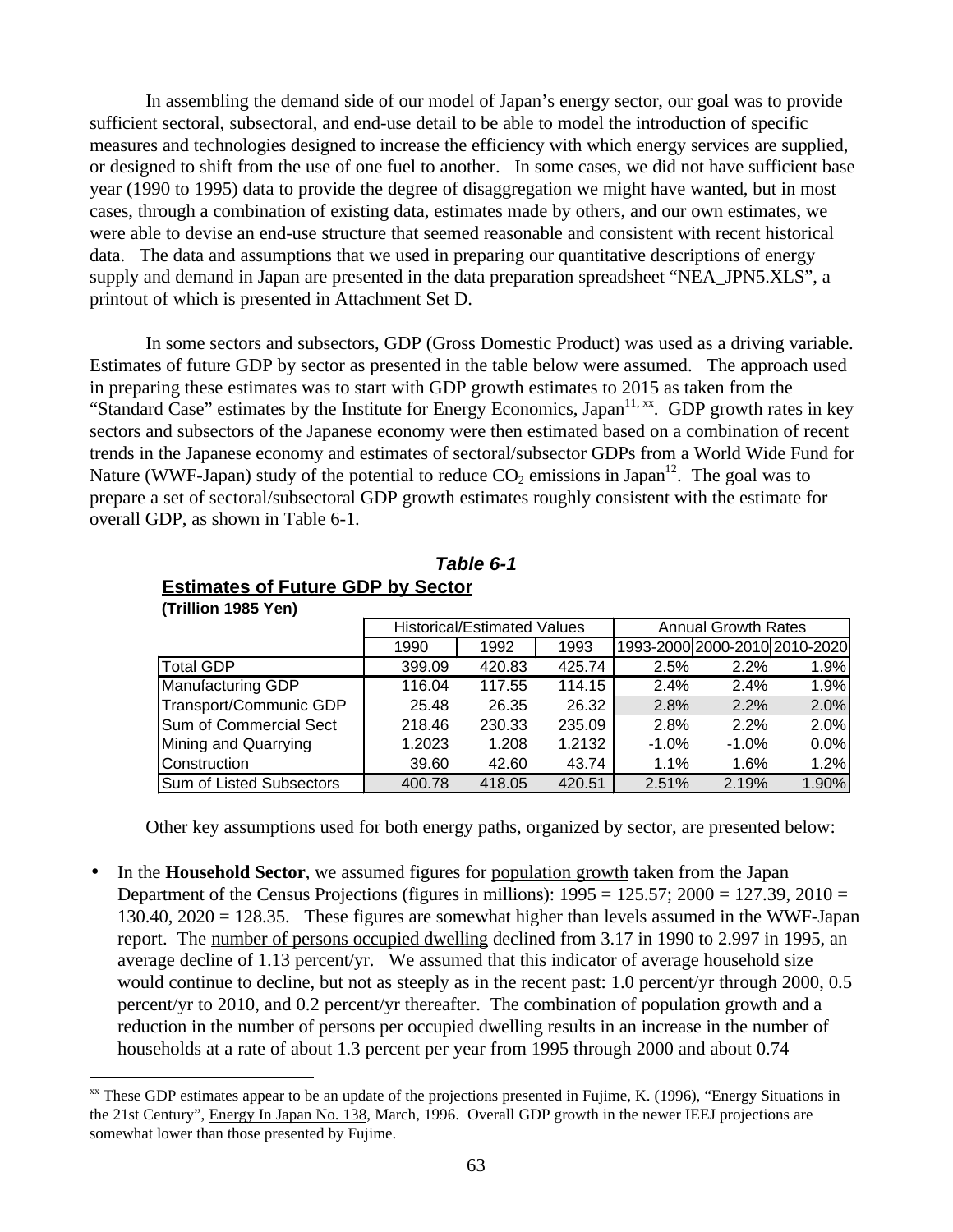In assembling the demand side of our model of Japan's energy sector, our goal was to provide sufficient sectoral, subsectoral, and end-use detail to be able to model the introduction of specific measures and technologies designed to increase the efficiency with which energy services are supplied, or designed to shift from the use of one fuel to another. In some cases, we did not have sufficient base year (1990 to 1995) data to provide the degree of disaggregation we might have wanted, but in most cases, through a combination of existing data, estimates made by others, and our own estimates, we were able to devise an end-use structure that seemed reasonable and consistent with recent historical data. The data and assumptions that we used in preparing our quantitative descriptions of energy supply and demand in Japan are presented in the data preparation spreadsheet "NEA_JPN5.XLS", a printout of which is presented in Attachment Set D.

In some sectors and subsectors, GDP (Gross Domestic Product) was used as a driving variable. Estimates of future GDP by sector as presented in the table below were assumed. The approach used in preparing these estimates was to start with GDP growth estimates to 2015 as taken from the "Standard Case" estimates by the Institute for Energy Economics, Japan[11, xx]. GDP growth rates in key sectors and subsectors of the Japanese economy were then estimated based on a combination of recent trends in the Japanese economy and estimates of sectoral/subsector GDPs from a World Wide Fund for Nature (WWF-Japan) study of the potential to reduce $CO_2$ emissions in Japan[12]. The goal was to prepare a set of sectoral/subsectoral GDP growth estimates roughly consistent with the estimate for overall GDP, as shown in Table 6-1.

***Table 6-1***

**Estimates of Future GDP by Sector**

**(Trillion 1985 Yen)**

| | Historical/Estimated Values | | | Annual Growth Rates | | |
|---|---|---|---|---|---|---|
| | 1990 | 1992 | 1993 | 1993-2000 | 2000-2010 | 2010-2020 |
| Total GDP | 399.09 | 420.83 | 425.74 | 2.5% | 2.2% | 1.9% |
| Manufacturing GDP | 116.04 | 117.55 | 114.15 | 2.4% | 2.4% | 1.9% |
| Transport/Communic GDP | 25.48 | 26.35 | 26.32 | 2.8% | 2.2% | 2.0% |
| Sum of Commercial Sect | 218.46 | 230.33 | 235.09 | 2.8% | 2.2% | 2.0% |
| Mining and Quarrying | 1.2023 | 1.208 | 1.2132 | -1.0% | -1.0% | 0.0% |
| Construction | 39.60 | 42.60 | 43.74 | 1.1% | 1.6% | 1.2% |
| Sum of Listed Subsectors | 400.78 | 418.05 | 420.51 | 2.51% | 2.19% | 1.90% |

Other key assumptions used for both energy paths, organized by sector, are presented below:

- In the **Household Sector**, we assumed figures for <u>population growth</u> taken from the Japan Department of the Census Projections (figures in millions): 1995 = 125.57; 2000 = 127.39, 2010 = 130.40, 2020 = 128.35. These figures are somewhat higher than levels assumed in the WWF-Japan report. The <u>number of persons occupied dwelling</u> declined from 3.17 in 1990 to 2.997 in 1995, an average decline of 1.13 percent/yr. We assumed that this indicator of average household size would continue to decline, but not as steeply as in the recent past: 1.0 percent/yr through 2000, 0.5 percent/yr to 2010, and 0.2 percent/yr thereafter. The combination of population growth and a reduction in the number of persons per occupied dwelling results in an increase in the number of households at a rate of about 1.3 percent per year from 1995 through 2000 and about 0.74

---

[xx] These GDP estimates appear to be an update of the projections presented in Fujime, K. (1996), "Energy Situations in the 21st Century", <u>Energy In Japan No. 138</u>, March, 1996. Overall GDP growth in the newer IEEJ projections are somewhat lower than those presented by Fujime.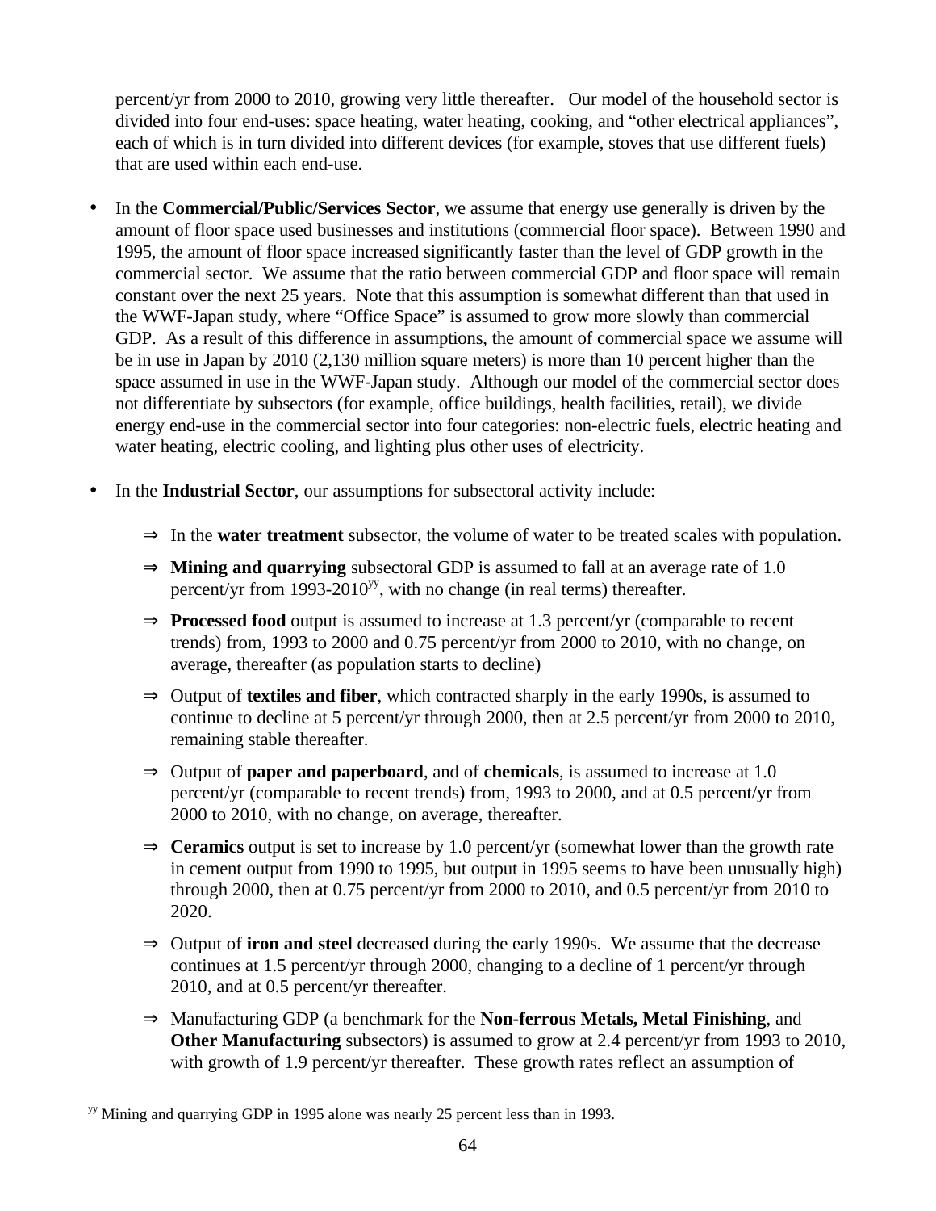percent/yr from 2000 to 2010, growing very little thereafter. Our model of the household sector is divided into four end-uses: space heating, water heating, cooking, and "other electrical appliances", each of which is in turn divided into different devices (for example, stoves that use different fuels) that are used within each end-use.

- In the **Commercial/Public/Services Sector**, we assume that energy use generally is driven by the amount of floor space used businesses and institutions (commercial floor space). Between 1990 and 1995, the amount of floor space increased significantly faster than the level of GDP growth in the commercial sector. We assume that the ratio between commercial GDP and floor space will remain constant over the next 25 years. Note that this assumption is somewhat different than that used in the WWF-Japan study, where "Office Space" is assumed to grow more slowly than commercial GDP. As a result of this difference in assumptions, the amount of commercial space we assume will be in use in Japan by 2010 (2,130 million square meters) is more than 10 percent higher than the space assumed in use in the WWF-Japan study. Although our model of the commercial sector does not differentiate by subsectors (for example, office buildings, health facilities, retail), we divide energy end-use in the commercial sector into four categories: non-electric fuels, electric heating and water heating, electric cooling, and lighting plus other uses of electricity.

- In the **Industrial Sector**, our assumptions for subsectoral activity include:

  - ⇒ In the **water treatment** subsector, the volume of water to be treated scales with population.
  - ⇒ **Mining and quarrying** subsectoral GDP is assumed to fall at an average rate of 1.0 percent/yr from 1993-2010[yy], with no change (in real terms) thereafter.
  - ⇒ **Processed food** output is assumed to increase at 1.3 percent/yr (comparable to recent trends) from, 1993 to 2000 and 0.75 percent/yr from 2000 to 2010, with no change, on average, thereafter (as population starts to decline)
  - ⇒ Output of **textiles and fiber**, which contracted sharply in the early 1990s, is assumed to continue to decline at 5 percent/yr through 2000, then at 2.5 percent/yr from 2000 to 2010, remaining stable thereafter.
  - ⇒ Output of **paper and paperboard**, and of **chemicals**, is assumed to increase at 1.0 percent/yr (comparable to recent trends) from, 1993 to 2000, and at 0.5 percent/yr from 2000 to 2010, with no change, on average, thereafter.
  - ⇒ **Ceramics** output is set to increase by 1.0 percent/yr (somewhat lower than the growth rate in cement output from 1990 to 1995, but output in 1995 seems to have been unusually high) through 2000, then at 0.75 percent/yr from 2000 to 2010, and 0.5 percent/yr from 2010 to 2020.
  - ⇒ Output of **iron and steel** decreased during the early 1990s. We assume that the decrease continues at 1.5 percent/yr through 2000, changing to a decline of 1 percent/yr through 2010, and at 0.5 percent/yr thereafter.
  - ⇒ Manufacturing GDP (a benchmark for the **Non-ferrous Metals, Metal Finishing**, and **Other Manufacturing** subsectors) is assumed to grow at 2.4 percent/yr from 1993 to 2010, with growth of 1.9 percent/yr thereafter. These growth rates reflect an assumption of

---

[yy] Mining and quarrying GDP in 1995 alone was nearly 25 percent less than in 1993.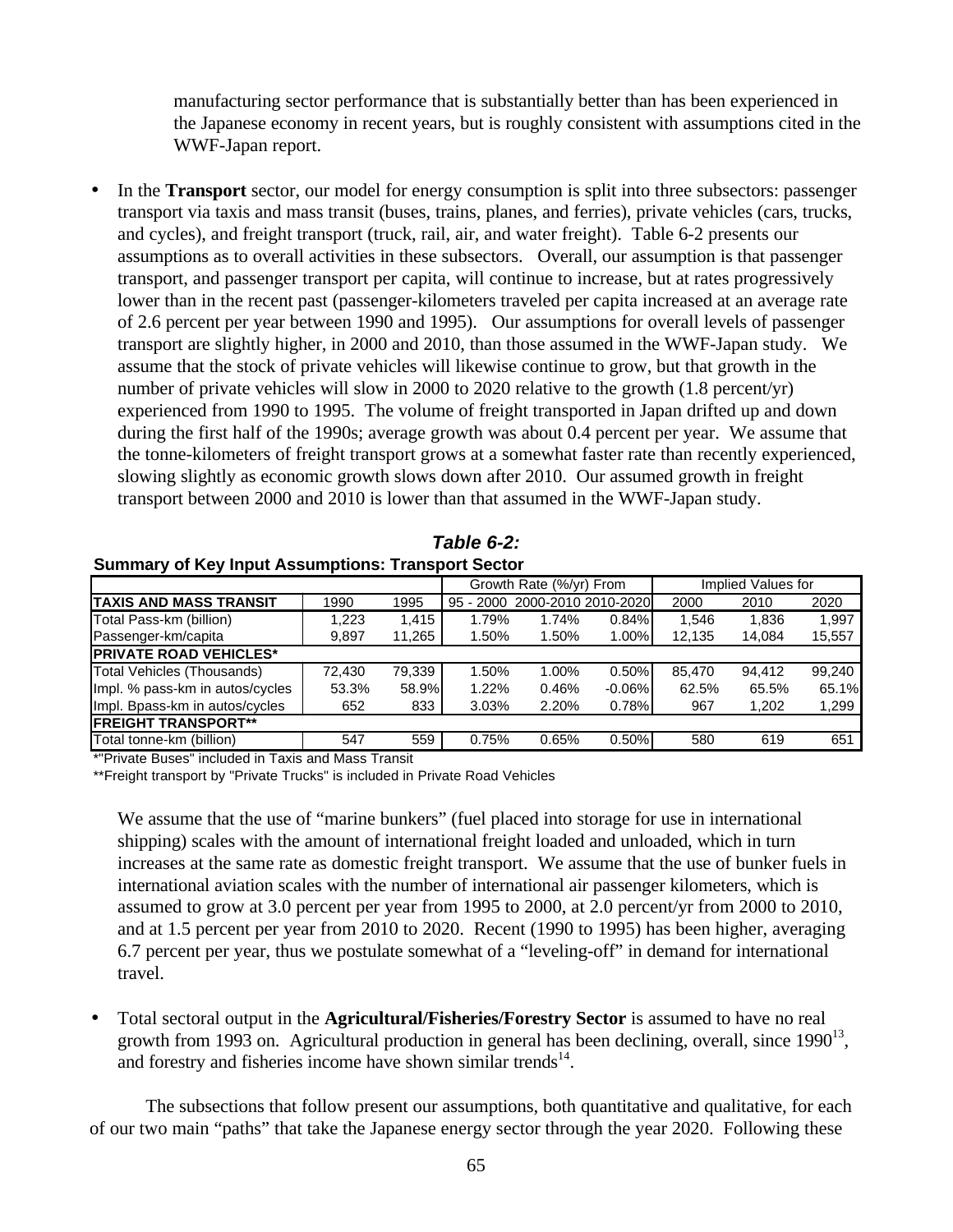manufacturing sector performance that is substantially better than has been experienced in the Japanese economy in recent years, but is roughly consistent with assumptions cited in the WWF-Japan report.

- In the **Transport** sector, our model for energy consumption is split into three subsectors: passenger transport via taxis and mass transit (buses, trains, planes, and ferries), private vehicles (cars, trucks, and cycles), and freight transport (truck, rail, air, and water freight). Table 6-2 presents our assumptions as to overall activities in these subsectors. Overall, our assumption is that passenger transport, and passenger transport per capita, will continue to increase, but at rates progressively lower than in the recent past (passenger-kilometers traveled per capita increased at an average rate of 2.6 percent per year between 1990 and 1995). Our assumptions for overall levels of passenger transport are slightly higher, in 2000 and 2010, than those assumed in the WWF-Japan study. We assume that the stock of private vehicles will likewise continue to grow, but that growth in the number of private vehicles will slow in 2000 to 2020 relative to the growth (1.8 percent/yr) experienced from 1990 to 1995. The volume of freight transported in Japan drifted up and down during the first half of the 1990s; average growth was about 0.4 percent per year. We assume that the tonne-kilometers of freight transport grows at a somewhat faster rate than recently experienced, slowing slightly as economic growth slows down after 2010. Our assumed growth in freight transport between 2000 and 2010 is lower than that assumed in the WWF-Japan study.

***Table 6-2:***
**Summary of Key Input Assumptions: Transport Sector**

| | | | Growth Rate (%/yr) From | | | Implied Values for | | |
|---|---|---|---|---|---|---|---|---|
| **TAXIS AND MASS TRANSIT** | 1990 | 1995 | 95 - 2000 | 2000-2010 | 2010-2020 | 2000 | 2010 | 2020 |
| Total Pass-km (billion) | 1,223 | 1,415 | 1.79% | 1.74% | 0.84% | 1,546 | 1,836 | 1,997 |
| Passenger-km/capita | 9,897 | 11,265 | 1.50% | 1.50% | 1.00% | 12,135 | 14,084 | 15,557 |
| **PRIVATE ROAD VEHICLES*** | | | | | | | | |
| Total Vehicles (Thousands) | 72,430 | 79,339 | 1.50% | 1.00% | 0.50% | 85,470 | 94,412 | 99,240 |
| Impl. % pass-km in autos/cycles | 53.3% | 58.9% | 1.22% | 0.46% | -0.06% | 62.5% | 65.5% | 65.1% |
| Impl. Bpass-km in autos/cycles | 652 | 833 | 3.03% | 2.20% | 0.78% | 967 | 1,202 | 1,299 |
| **FREIGHT TRANSPORT**** | | | | | | | | |
| Total tonne-km (billion) | 547 | 559 | 0.75% | 0.65% | 0.50% | 580 | 619 | 651 |

*"Private Buses" included in Taxis and Mass Transit

**Freight transport by "Private Trucks" is included in Private Road Vehicles

We assume that the use of "marine bunkers" (fuel placed into storage for use in international shipping) scales with the amount of international freight loaded and unloaded, which in turn increases at the same rate as domestic freight transport. We assume that the use of bunker fuels in international aviation scales with the number of international air passenger kilometers, which is assumed to grow at 3.0 percent per year from 1995 to 2000, at 2.0 percent/yr from 2000 to 2010, and at 1.5 percent per year from 2010 to 2020. Recent (1990 to 1995) has been higher, averaging 6.7 percent per year, thus we postulate somewhat of a "leveling-off" in demand for international travel.

- Total sectoral output in the **Agricultural/Fisheries/Forestry Sector** is assumed to have no real growth from 1993 on. Agricultural production in general has been declining, overall, since 1990[13], and forestry and fisheries income have shown similar trends[14].

The subsections that follow present our assumptions, both quantitative and qualitative, for each of our two main "paths" that take the Japanese energy sector through the year 2020. Following these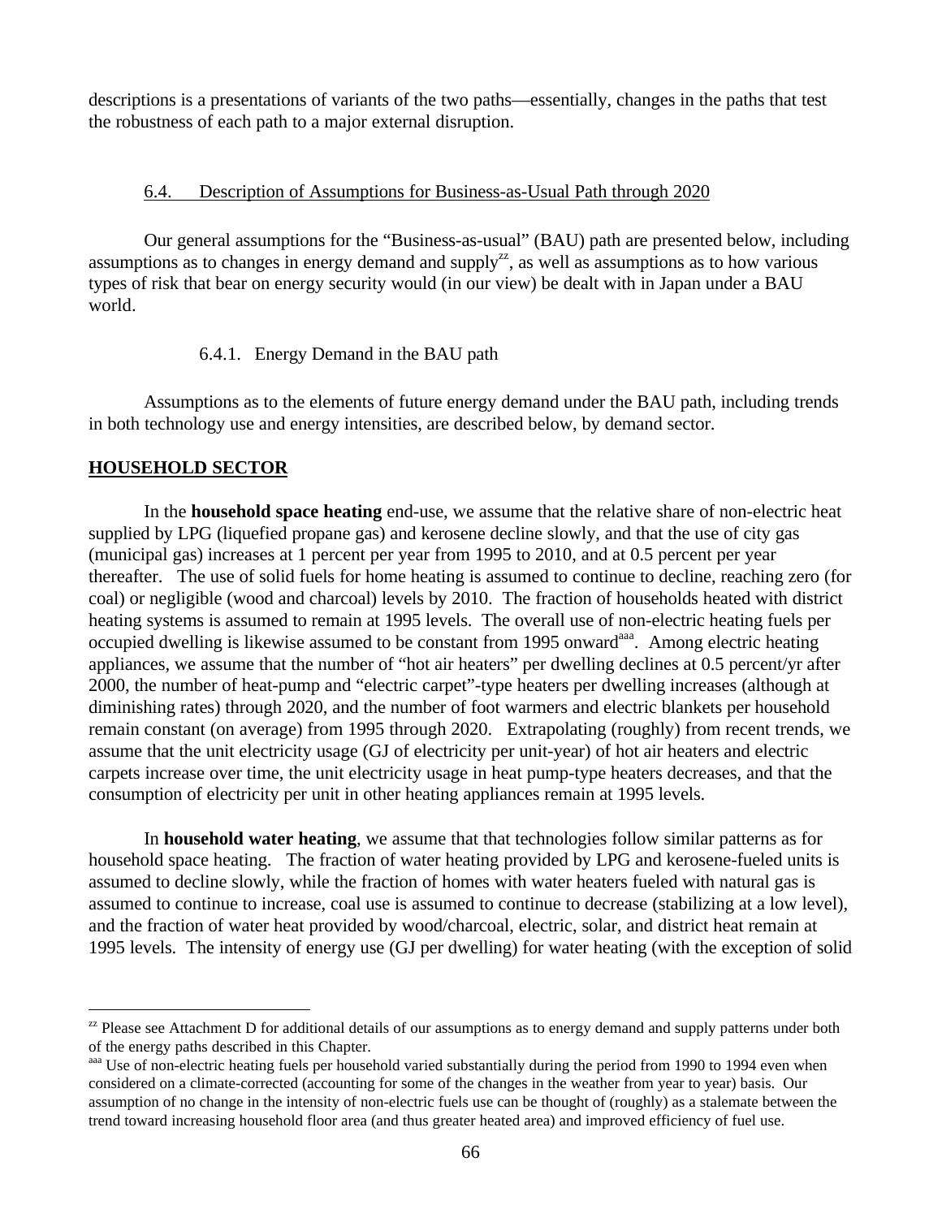descriptions is a presentations of variants of the two paths—essentially, changes in the paths that test the robustness of each path to a major external disruption.

### 6.4. Description of Assumptions for Business-as-Usual Path through 2020

Our general assumptions for the "Business-as-usual" (BAU) path are presented below, including assumptions as to changes in energy demand and supply[zz], as well as assumptions as to how various types of risk that bear on energy security would (in our view) be dealt with in Japan under a BAU world.

#### 6.4.1. Energy Demand in the BAU path

Assumptions as to the elements of future energy demand under the BAU path, including trends in both technology use and energy intensities, are described below, by demand sector.

**HOUSEHOLD SECTOR**

In the **household space heating** end-use, we assume that the relative share of non-electric heat supplied by LPG (liquefied propane gas) and kerosene decline slowly, and that the use of city gas (municipal gas) increases at 1 percent per year from 1995 to 2010, and at 0.5 percent per year thereafter. The use of solid fuels for home heating is assumed to continue to decline, reaching zero (for coal) or negligible (wood and charcoal) levels by 2010. The fraction of households heated with district heating systems is assumed to remain at 1995 levels. The overall use of non-electric heating fuels per occupied dwelling is likewise assumed to be constant from 1995 onward[aaa]. Among electric heating appliances, we assume that the number of "hot air heaters" per dwelling declines at 0.5 percent/yr after 2000, the number of heat-pump and "electric carpet"-type heaters per dwelling increases (although at diminishing rates) through 2020, and the number of foot warmers and electric blankets per household remain constant (on average) from 1995 through 2020. Extrapolating (roughly) from recent trends, we assume that the unit electricity usage (GJ of electricity per unit-year) of hot air heaters and electric carpets increase over time, the unit electricity usage in heat pump-type heaters decreases, and that the consumption of electricity per unit in other heating appliances remain at 1995 levels.

In **household water heating**, we assume that that technologies follow similar patterns as for household space heating. The fraction of water heating provided by LPG and kerosene-fueled units is assumed to decline slowly, while the fraction of homes with water heaters fueled with natural gas is assumed to continue to increase, coal use is assumed to continue to decrease (stabilizing at a low level), and the fraction of water heat provided by wood/charcoal, electric, solar, and district heat remain at 1995 levels. The intensity of energy use (GJ per dwelling) for water heating (with the exception of solid

---

[zz] Please see Attachment D for additional details of our assumptions as to energy demand and supply patterns under both of the energy paths described in this Chapter.

[aaa] Use of non-electric heating fuels per household varied substantially during the period from 1990 to 1994 even when considered on a climate-corrected (accounting for some of the changes in the weather from year to year) basis. Our assumption of no change in the intensity of non-electric fuels use can be thought of (roughly) as a stalemate between the trend toward increasing household floor area (and thus greater heated area) and improved efficiency of fuel use.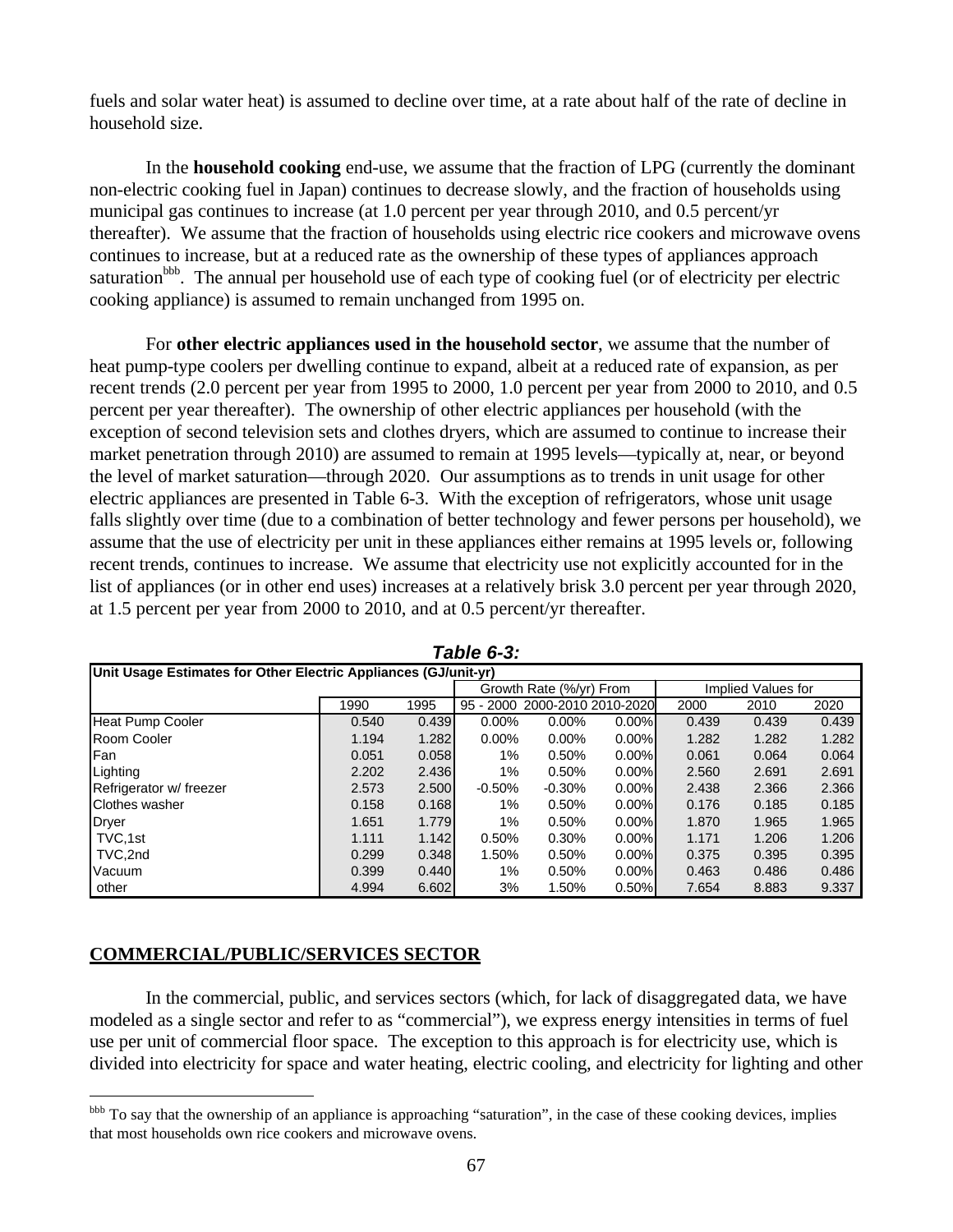fuels and solar water heat) is assumed to decline over time, at a rate about half of the rate of decline in household size.

In the **household cooking** end-use, we assume that the fraction of LPG (currently the dominant non-electric cooking fuel in Japan) continues to decrease slowly, and the fraction of households using municipal gas continues to increase (at 1.0 percent per year through 2010, and 0.5 percent/yr thereafter). We assume that the fraction of households using electric rice cookers and microwave ovens continues to increase, but at a reduced rate as the ownership of these types of appliances approach saturation[bbb]. The annual per household use of each type of cooking fuel (or of electricity per electric cooking appliance) is assumed to remain unchanged from 1995 on.

For **other electric appliances used in the household sector**, we assume that the number of heat pump-type coolers per dwelling continue to expand, albeit at a reduced rate of expansion, as per recent trends (2.0 percent per year from 1995 to 2000, 1.0 percent per year from 2000 to 2010, and 0.5 percent per year thereafter). The ownership of other electric appliances per household (with the exception of second television sets and clothes dryers, which are assumed to continue to increase their market penetration through 2010) are assumed to remain at 1995 levels—typically at, near, or beyond the level of market saturation—through 2020. Our assumptions as to trends in unit usage for other electric appliances are presented in Table 6-3. With the exception of refrigerators, whose unit usage falls slightly over time (due to a combination of better technology and fewer persons per household), we assume that the use of electricity per unit in these appliances either remains at 1995 levels or, following recent trends, continues to increase. We assume that electricity use not explicitly accounted for in the list of appliances (or in other end uses) increases at a relatively brisk 3.0 percent per year through 2020, at 1.5 percent per year from 2000 to 2010, and at 0.5 percent/yr thereafter.

***Table 6-3:***

| Unit Usage Estimates for Other Electric Appliances (GJ/unit-yr) | | | | | | | | |
|---|---|---|---|---|---|---|---|---|
| | | | Growth Rate (%/yr) From | | | Implied Values for | | |
| | 1990 | 1995 | 95 - 2000 | 2000-2010 | 2010-2020 | 2000 | 2010 | 2020 |
| Heat Pump Cooler | 0.540 | 0.439 | 0.00% | 0.00% | 0.00% | 0.439 | 0.439 | 0.439 |
| Room Cooler | 1.194 | 1.282 | 0.00% | 0.00% | 0.00% | 1.282 | 1.282 | 1.282 |
| Fan | 0.051 | 0.058 | 1% | 0.50% | 0.00% | 0.061 | 0.064 | 0.064 |
| Lighting | 2.202 | 2.436 | 1% | 0.50% | 0.00% | 2.560 | 2.691 | 2.691 |
| Refrigerator w/ freezer | 2.573 | 2.500 | -0.50% | -0.30% | 0.00% | 2.438 | 2.366 | 2.366 |
| Clothes washer | 0.158 | 0.168 | 1% | 0.50% | 0.00% | 0.176 | 0.185 | 0.185 |
| Dryer | 1.651 | 1.779 | 1% | 0.50% | 0.00% | 1.870 | 1.965 | 1.965 |
| TVC,1st | 1.111 | 1.142 | 0.50% | 0.30% | 0.00% | 1.171 | 1.206 | 1.206 |
| TVC,2nd | 0.299 | 0.348 | 1.50% | 0.50% | 0.00% | 0.375 | 0.395 | 0.395 |
| Vacuum | 0.399 | 0.440 | 1% | 0.50% | 0.00% | 0.463 | 0.486 | 0.486 |
| other | 4.994 | 6.602 | 3% | 1.50% | 0.50% | 7.654 | 8.883 | 9.337 |

## COMMERCIAL/PUBLIC/SERVICES SECTOR

In the commercial, public, and services sectors (which, for lack of disaggregated data, we have modeled as a single sector and refer to as "commercial"), we express energy intensities in terms of fuel use per unit of commercial floor space. The exception to this approach is for electricity use, which is divided into electricity for space and water heating, electric cooling, and electricity for lighting and other

[bbb] To say that the ownership of an appliance is approaching "saturation", in the case of these cooking devices, implies that most households own rice cookers and microwave ovens.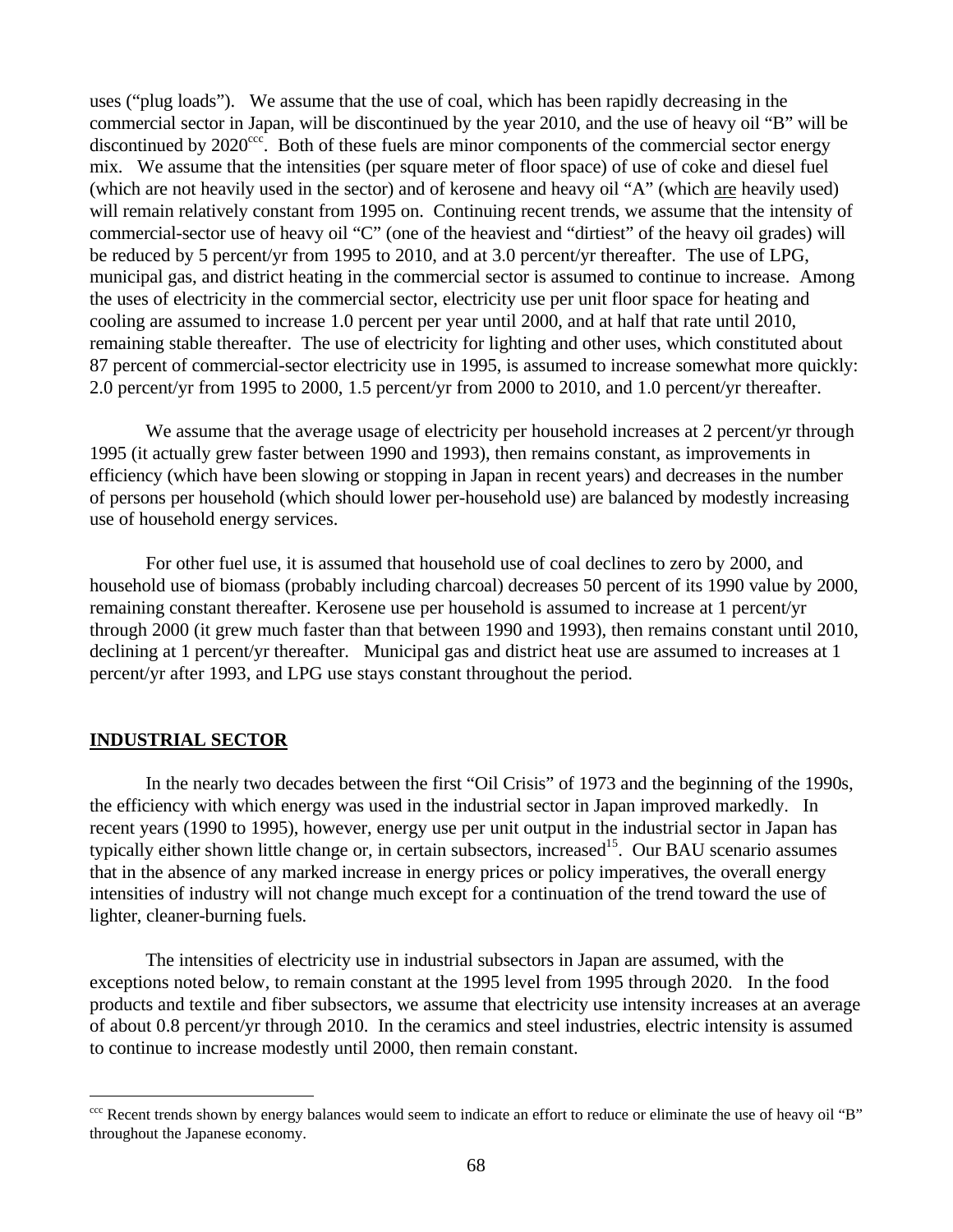uses ("plug loads"). We assume that the use of coal, which has been rapidly decreasing in the commercial sector in Japan, will be discontinued by the year 2010, and the use of heavy oil "B" will be discontinued by 2020[ccc]. Both of these fuels are minor components of the commercial sector energy mix. We assume that the intensities (per square meter of floor space) of use of coke and diesel fuel (which are not heavily used in the sector) and of kerosene and heavy oil "A" (which <u>are</u> heavily used) will remain relatively constant from 1995 on. Continuing recent trends, we assume that the intensity of commercial-sector use of heavy oil "C" (one of the heaviest and "dirtiest" of the heavy oil grades) will be reduced by 5 percent/yr from 1995 to 2010, and at 3.0 percent/yr thereafter. The use of LPG, municipal gas, and district heating in the commercial sector is assumed to continue to increase. Among the uses of electricity in the commercial sector, electricity use per unit floor space for heating and cooling are assumed to increase 1.0 percent per year until 2000, and at half that rate until 2010, remaining stable thereafter. The use of electricity for lighting and other uses, which constituted about 87 percent of commercial-sector electricity use in 1995, is assumed to increase somewhat more quickly: 2.0 percent/yr from 1995 to 2000, 1.5 percent/yr from 2000 to 2010, and 1.0 percent/yr thereafter.

We assume that the average usage of electricity per household increases at 2 percent/yr through 1995 (it actually grew faster between 1990 and 1993), then remains constant, as improvements in efficiency (which have been slowing or stopping in Japan in recent years) and decreases in the number of persons per household (which should lower per-household use) are balanced by modestly increasing use of household energy services.

For other fuel use, it is assumed that household use of coal declines to zero by 2000, and household use of biomass (probably including charcoal) decreases 50 percent of its 1990 value by 2000, remaining constant thereafter. Kerosene use per household is assumed to increase at 1 percent/yr through 2000 (it grew much faster than that between 1990 and 1993), then remains constant until 2010, declining at 1 percent/yr thereafter. Municipal gas and district heat use are assumed to increases at 1 percent/yr after 1993, and LPG use stays constant throughout the period.

## INDUSTRIAL SECTOR

In the nearly two decades between the first "Oil Crisis" of 1973 and the beginning of the 1990s, the efficiency with which energy was used in the industrial sector in Japan improved markedly. In recent years (1990 to 1995), however, energy use per unit output in the industrial sector in Japan has typically either shown little change or, in certain subsectors, increased[15]. Our BAU scenario assumes that in the absence of any marked increase in energy prices or policy imperatives, the overall energy intensities of industry will not change much except for a continuation of the trend toward the use of lighter, cleaner-burning fuels.

The intensities of electricity use in industrial subsectors in Japan are assumed, with the exceptions noted below, to remain constant at the 1995 level from 1995 through 2020. In the food products and textile and fiber subsectors, we assume that electricity use intensity increases at an average of about 0.8 percent/yr through 2010. In the ceramics and steel industries, electric intensity is assumed to continue to increase modestly until 2000, then remain constant.

[ccc] Recent trends shown by energy balances would seem to indicate an effort to reduce or eliminate the use of heavy oil "B" throughout the Japanese economy.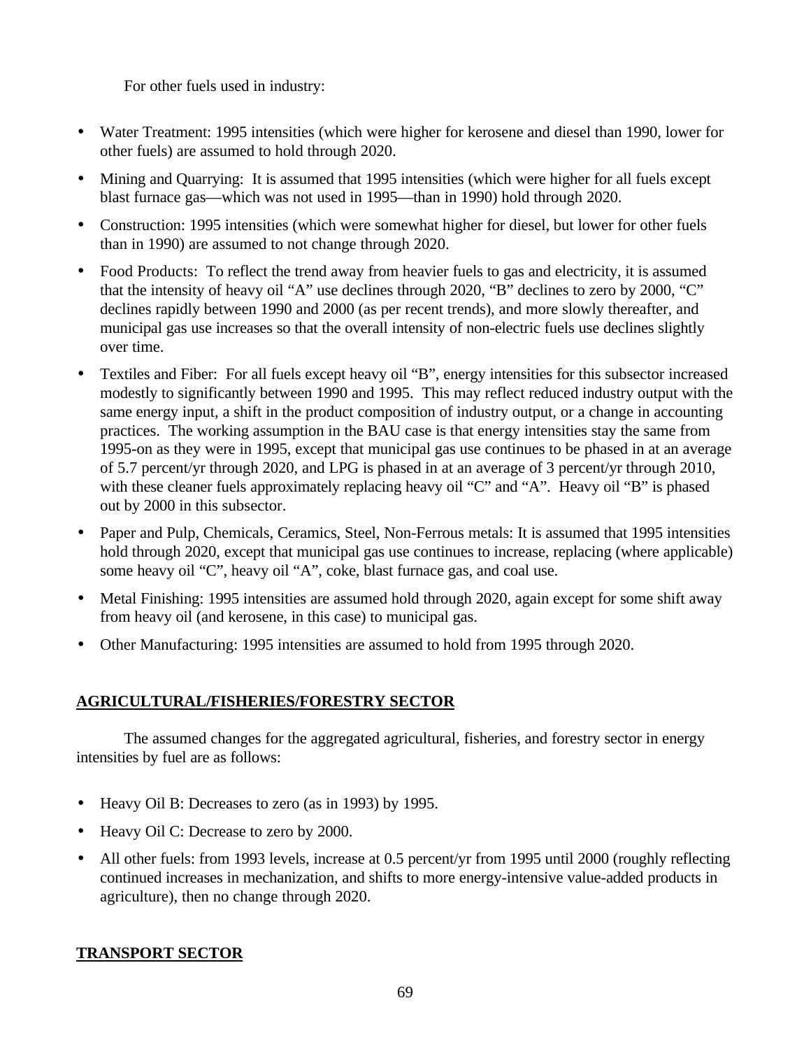For other fuels used in industry:

- Water Treatment: 1995 intensities (which were higher for kerosene and diesel than 1990, lower for other fuels) are assumed to hold through 2020.
- Mining and Quarrying: It is assumed that 1995 intensities (which were higher for all fuels except blast furnace gas—which was not used in 1995—than in 1990) hold through 2020.
- Construction: 1995 intensities (which were somewhat higher for diesel, but lower for other fuels than in 1990) are assumed to not change through 2020.
- Food Products: To reflect the trend away from heavier fuels to gas and electricity, it is assumed that the intensity of heavy oil "A" use declines through 2020, "B" declines to zero by 2000, "C" declines rapidly between 1990 and 2000 (as per recent trends), and more slowly thereafter, and municipal gas use increases so that the overall intensity of non-electric fuels use declines slightly over time.
- Textiles and Fiber: For all fuels except heavy oil "B", energy intensities for this subsector increased modestly to significantly between 1990 and 1995. This may reflect reduced industry output with the same energy input, a shift in the product composition of industry output, or a change in accounting practices. The working assumption in the BAU case is that energy intensities stay the same from 1995-on as they were in 1995, except that municipal gas use continues to be phased in at an average of 5.7 percent/yr through 2020, and LPG is phased in at an average of 3 percent/yr through 2010, with these cleaner fuels approximately replacing heavy oil "C" and "A". Heavy oil "B" is phased out by 2000 in this subsector.
- Paper and Pulp, Chemicals, Ceramics, Steel, Non-Ferrous metals: It is assumed that 1995 intensities hold through 2020, except that municipal gas use continues to increase, replacing (where applicable) some heavy oil "C", heavy oil "A", coke, blast furnace gas, and coal use.
- Metal Finishing: 1995 intensities are assumed hold through 2020, again except for some shift away from heavy oil (and kerosene, in this case) to municipal gas.
- Other Manufacturing: 1995 intensities are assumed to hold from 1995 through 2020.

## AGRICULTURAL/FISHERIES/FORESTRY SECTOR

The assumed changes for the aggregated agricultural, fisheries, and forestry sector in energy intensities by fuel are as follows:

- Heavy Oil B: Decreases to zero (as in 1993) by 1995.
- Heavy Oil C: Decrease to zero by 2000.
- All other fuels: from 1993 levels, increase at 0.5 percent/yr from 1995 until 2000 (roughly reflecting continued increases in mechanization, and shifts to more energy-intensive value-added products in agriculture), then no change through 2020.

## TRANSPORT SECTOR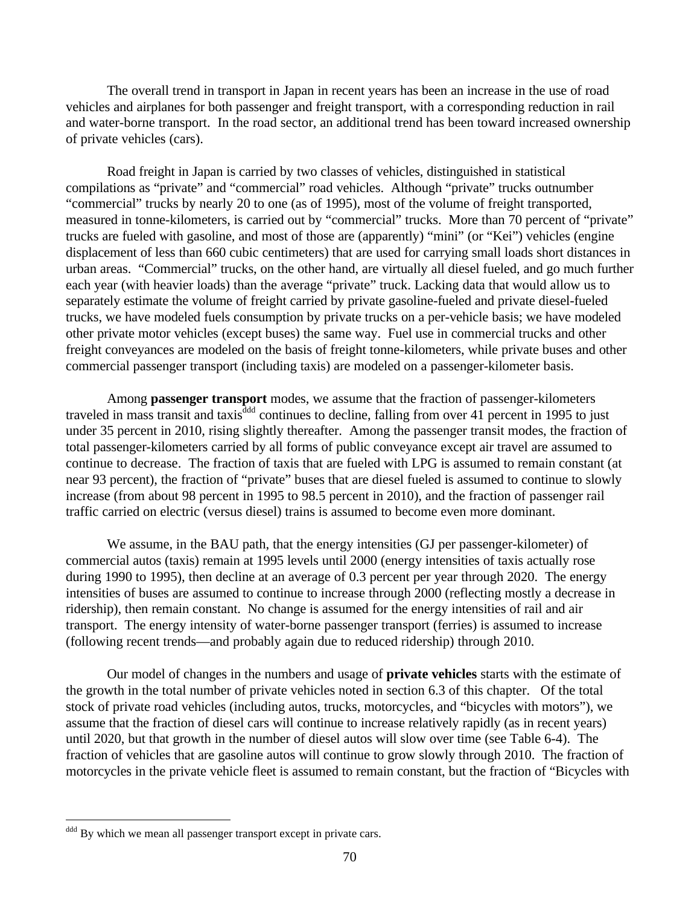The overall trend in transport in Japan in recent years has been an increase in the use of road vehicles and airplanes for both passenger and freight transport, with a corresponding reduction in rail and water-borne transport. In the road sector, an additional trend has been toward increased ownership of private vehicles (cars).

Road freight in Japan is carried by two classes of vehicles, distinguished in statistical compilations as "private" and "commercial" road vehicles. Although "private" trucks outnumber "commercial" trucks by nearly 20 to one (as of 1995), most of the volume of freight transported, measured in tonne-kilometers, is carried out by "commercial" trucks. More than 70 percent of "private" trucks are fueled with gasoline, and most of those are (apparently) "mini" (or "Kei") vehicles (engine displacement of less than 660 cubic centimeters) that are used for carrying small loads short distances in urban areas. "Commercial" trucks, on the other hand, are virtually all diesel fueled, and go much further each year (with heavier loads) than the average "private" truck. Lacking data that would allow us to separately estimate the volume of freight carried by private gasoline-fueled and private diesel-fueled trucks, we have modeled fuels consumption by private trucks on a per-vehicle basis; we have modeled other private motor vehicles (except buses) the same way. Fuel use in commercial trucks and other freight conveyances are modeled on the basis of freight tonne-kilometers, while private buses and other commercial passenger transport (including taxis) are modeled on a passenger-kilometer basis.

Among **passenger transport** modes, we assume that the fraction of passenger-kilometers traveled in mass transit and taxis[ddd] continues to decline, falling from over 41 percent in 1995 to just under 35 percent in 2010, rising slightly thereafter. Among the passenger transit modes, the fraction of total passenger-kilometers carried by all forms of public conveyance except air travel are assumed to continue to decrease. The fraction of taxis that are fueled with LPG is assumed to remain constant (at near 93 percent), the fraction of "private" buses that are diesel fueled is assumed to continue to slowly increase (from about 98 percent in 1995 to 98.5 percent in 2010), and the fraction of passenger rail traffic carried on electric (versus diesel) trains is assumed to become even more dominant.

We assume, in the BAU path, that the energy intensities (GJ per passenger-kilometer) of commercial autos (taxis) remain at 1995 levels until 2000 (energy intensities of taxis actually rose during 1990 to 1995), then decline at an average of 0.3 percent per year through 2020. The energy intensities of buses are assumed to continue to increase through 2000 (reflecting mostly a decrease in ridership), then remain constant. No change is assumed for the energy intensities of rail and air transport. The energy intensity of water-borne passenger transport (ferries) is assumed to increase (following recent trends—and probably again due to reduced ridership) through 2010.

Our model of changes in the numbers and usage of **private vehicles** starts with the estimate of the growth in the total number of private vehicles noted in section 6.3 of this chapter. Of the total stock of private road vehicles (including autos, trucks, motorcycles, and "bicycles with motors"), we assume that the fraction of diesel cars will continue to increase relatively rapidly (as in recent years) until 2020, but that growth in the number of diesel autos will slow over time (see Table 6-4). The fraction of vehicles that are gasoline autos will continue to grow slowly through 2010. The fraction of motorcycles in the private vehicle fleet is assumed to remain constant, but the fraction of "Bicycles with

[ddd] By which we mean all passenger transport except in private cars.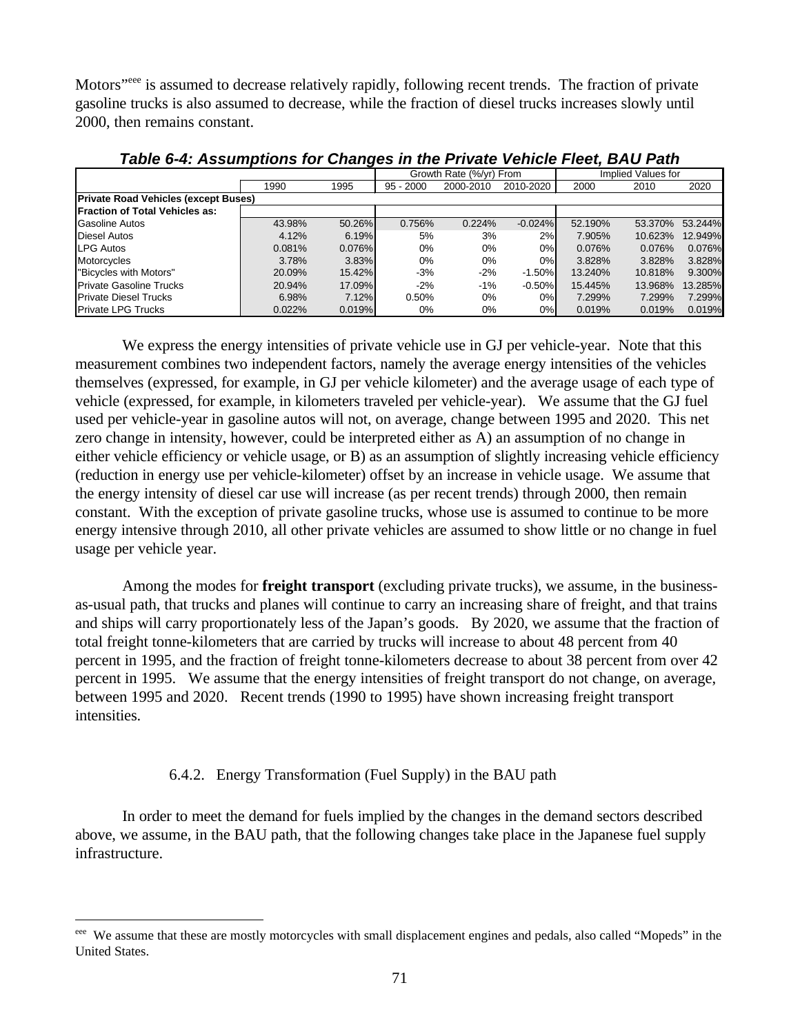Motors"[eee] is assumed to decrease relatively rapidly, following recent trends. The fraction of private gasoline trucks is also assumed to decrease, while the fraction of diesel trucks increases slowly until 2000, then remains constant.

***Table 6-4: Assumptions for Changes in the Private Vehicle Fleet, BAU Path***

| | | | Growth Rate (%/yr) From | | | Implied Values for | | |
|---|---|---|---|---|---|---|---|---|
| | 1990 | 1995 | 95 - 2000 | 2000-2010 | 2010-2020 | 2000 | 2010 | 2020 |
| **Private Road Vehicles (except Buses)** | | | | | | | | |
| **Fraction of Total Vehicles as:** | | | | | | | | |
| Gasoline Autos | 43.98% | 50.26% | 0.756% | 0.224% | -0.024% | 52.190% | 53.370% | 53.244% |
| Diesel Autos | 4.12% | 6.19% | 5% | 3% | 2% | 7.905% | 10.623% | 12.949% |
| LPG Autos | 0.081% | 0.076% | 0% | 0% | 0% | 0.076% | 0.076% | 0.076% |
| Motorcycles | 3.78% | 3.83% | 0% | 0% | 0% | 3.828% | 3.828% | 3.828% |
| "Bicycles with Motors" | 20.09% | 15.42% | -3% | -2% | -1.50% | 13.240% | 10.818% | 9.300% |
| Private Gasoline Trucks | 20.94% | 17.09% | -2% | -1% | -0.50% | 15.445% | 13.968% | 13.285% |
| Private Diesel Trucks | 6.98% | 7.12% | 0.50% | 0% | 0% | 7.299% | 7.299% | 7.299% |
| Private LPG Trucks | 0.022% | 0.019% | 0% | 0% | 0% | 0.019% | 0.019% | 0.019% |

We express the energy intensities of private vehicle use in GJ per vehicle-year. Note that this measurement combines two independent factors, namely the average energy intensities of the vehicles themselves (expressed, for example, in GJ per vehicle kilometer) and the average usage of each type of vehicle (expressed, for example, in kilometers traveled per vehicle-year). We assume that the GJ fuel used per vehicle-year in gasoline autos will not, on average, change between 1995 and 2020. This net zero change in intensity, however, could be interpreted either as A) an assumption of no change in either vehicle efficiency or vehicle usage, or B) as an assumption of slightly increasing vehicle efficiency (reduction in energy use per vehicle-kilometer) offset by an increase in vehicle usage. We assume that the energy intensity of diesel car use will increase (as per recent trends) through 2000, then remain constant. With the exception of private gasoline trucks, whose use is assumed to continue to be more energy intensive through 2010, all other private vehicles are assumed to show little or no change in fuel usage per vehicle year.

Among the modes for **freight transport** (excluding private trucks), we assume, in the business-as-usual path, that trucks and planes will continue to carry an increasing share of freight, and that trains and ships will carry proportionately less of the Japan's goods. By 2020, we assume that the fraction of total freight tonne-kilometers that are carried by trucks will increase to about 48 percent from 40 percent in 1995, and the fraction of freight tonne-kilometers decrease to about 38 percent from over 42 percent in 1995. We assume that the energy intensities of freight transport do not change, on average, between 1995 and 2020. Recent trends (1990 to 1995) have shown increasing freight transport intensities.

### 6.4.2. Energy Transformation (Fuel Supply) in the BAU path

In order to meet the demand for fuels implied by the changes in the demand sectors described above, we assume, in the BAU path, that the following changes take place in the Japanese fuel supply infrastructure.

---

[eee] We assume that these are mostly motorcycles with small displacement engines and pedals, also called "Mopeds" in the United States.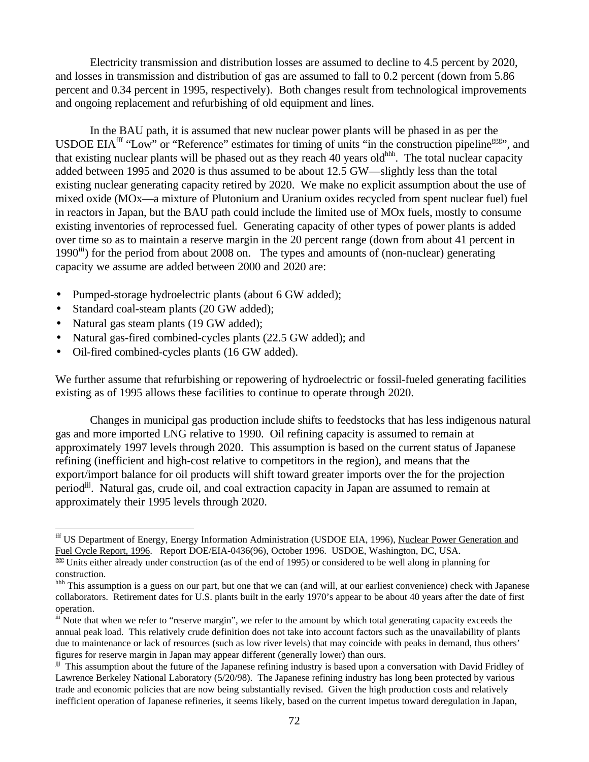Electricity transmission and distribution losses are assumed to decline to 4.5 percent by 2020, and losses in transmission and distribution of gas are assumed to fall to 0.2 percent (down from 5.86 percent and 0.34 percent in 1995, respectively). Both changes result from technological improvements and ongoing replacement and refurbishing of old equipment and lines.

In the BAU path, it is assumed that new nuclear power plants will be phased in as per the USDOE EIA[fff] "Low" or "Reference" estimates for timing of units "in the construction pipeline[ggg]", and that existing nuclear plants will be phased out as they reach 40 years old[hhh]. The total nuclear capacity added between 1995 and 2020 is thus assumed to be about 12.5 GW—slightly less than the total existing nuclear generating capacity retired by 2020. We make no explicit assumption about the use of mixed oxide (MOx—a mixture of Plutonium and Uranium oxides recycled from spent nuclear fuel) fuel in reactors in Japan, but the BAU path could include the limited use of MOx fuels, mostly to consume existing inventories of reprocessed fuel. Generating capacity of other types of power plants is added over time so as to maintain a reserve margin in the 20 percent range (down from about 41 percent in 1990[iii]) for the period from about 2008 on. The types and amounts of (non-nuclear) generating capacity we assume are added between 2000 and 2020 are:

- Pumped-storage hydroelectric plants (about 6 GW added);
- Standard coal-steam plants (20 GW added);
- Natural gas steam plants (19 GW added);
- Natural gas-fired combined-cycles plants (22.5 GW added); and
- Oil-fired combined-cycles plants (16 GW added).

We further assume that refurbishing or repowering of hydroelectric or fossil-fueled generating facilities existing as of 1995 allows these facilities to continue to operate through 2020.

Changes in municipal gas production include shifts to feedstocks that has less indigenous natural gas and more imported LNG relative to 1990. Oil refining capacity is assumed to remain at approximately 1997 levels through 2020. This assumption is based on the current status of Japanese refining (inefficient and high-cost relative to competitors in the region), and means that the export/import balance for oil products will shift toward greater imports over the for the projection period[jjj]. Natural gas, crude oil, and coal extraction capacity in Japan are assumed to remain at approximately their 1995 levels through 2020.

---

[fff] US Department of Energy, Energy Information Administration (USDOE EIA, 1996), Nuclear Power Generation and Fuel Cycle Report, 1996. Report DOE/EIA-0436(96), October 1996. USDOE, Washington, DC, USA.

[ggg] Units either already under construction (as of the end of 1995) or considered to be well along in planning for construction.

[hhh] This assumption is a guess on our part, but one that we can (and will, at our earliest convenience) check with Japanese collaborators. Retirement dates for U.S. plants built in the early 1970's appear to be about 40 years after the date of first operation.

[iii] Note that when we refer to "reserve margin", we refer to the amount by which total generating capacity exceeds the annual peak load. This relatively crude definition does not take into account factors such as the unavailability of plants due to maintenance or lack of resources (such as low river levels) that may coincide with peaks in demand, thus others' figures for reserve margin in Japan may appear different (generally lower) than ours.

[jjj] This assumption about the future of the Japanese refining industry is based upon a conversation with David Fridley of Lawrence Berkeley National Laboratory (5/20/98). The Japanese refining industry has long been protected by various trade and economic policies that are now being substantially revised. Given the high production costs and relatively inefficient operation of Japanese refineries, it seems likely, based on the current impetus toward deregulation in Japan,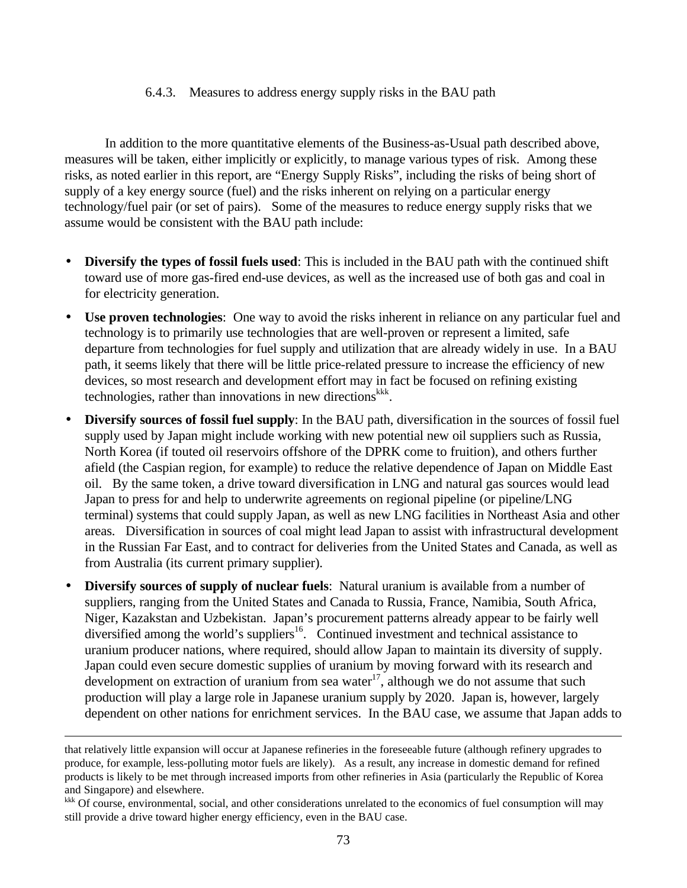#### 6.4.3. Measures to address energy supply risks in the BAU path

In addition to the more quantitative elements of the Business-as-Usual path described above, measures will be taken, either implicitly or explicitly, to manage various types of risk. Among these risks, as noted earlier in this report, are "Energy Supply Risks", including the risks of being short of supply of a key energy source (fuel) and the risks inherent on relying on a particular energy technology/fuel pair (or set of pairs). Some of the measures to reduce energy supply risks that we assume would be consistent with the BAU path include:

- **Diversify the types of fossil fuels used**: This is included in the BAU path with the continued shift toward use of more gas-fired end-use devices, as well as the increased use of both gas and coal in for electricity generation.
- **Use proven technologies**: One way to avoid the risks inherent in reliance on any particular fuel and technology is to primarily use technologies that are well-proven or represent a limited, safe departure from technologies for fuel supply and utilization that are already widely in use. In a BAU path, it seems likely that there will be little price-related pressure to increase the efficiency of new devices, so most research and development effort may in fact be focused on refining existing technologies, rather than innovations in new directions[kkk].
- **Diversify sources of fossil fuel supply**: In the BAU path, diversification in the sources of fossil fuel supply used by Japan might include working with new potential new oil suppliers such as Russia, North Korea (if touted oil reservoirs offshore of the DPRK come to fruition), and others further afield (the Caspian region, for example) to reduce the relative dependence of Japan on Middle East oil. By the same token, a drive toward diversification in LNG and natural gas sources would lead Japan to press for and help to underwrite agreements on regional pipeline (or pipeline/LNG terminal) systems that could supply Japan, as well as new LNG facilities in Northeast Asia and other areas. Diversification in sources of coal might lead Japan to assist with infrastructural development in the Russian Far East, and to contract for deliveries from the United States and Canada, as well as from Australia (its current primary supplier).
- **Diversify sources of supply of nuclear fuels**: Natural uranium is available from a number of suppliers, ranging from the United States and Canada to Russia, France, Namibia, South Africa, Niger, Kazakstan and Uzbekistan. Japan's procurement patterns already appear to be fairly well diversified among the world's suppliers[16]. Continued investment and technical assistance to uranium producer nations, where required, should allow Japan to maintain its diversity of supply. Japan could even secure domestic supplies of uranium by moving forward with its research and development on extraction of uranium from sea water[17], although we do not assume that such production will play a large role in Japanese uranium supply by 2020. Japan is, however, largely dependent on other nations for enrichment services. In the BAU case, we assume that Japan adds to

---

that relatively little expansion will occur at Japanese refineries in the foreseeable future (although refinery upgrades to produce, for example, less-polluting motor fuels are likely). As a result, any increase in domestic demand for refined products is likely to be met through increased imports from other refineries in Asia (particularly the Republic of Korea and Singapore) and elsewhere.

[kkk] Of course, environmental, social, and other considerations unrelated to the economics of fuel consumption will may still provide a drive toward higher energy efficiency, even in the BAU case.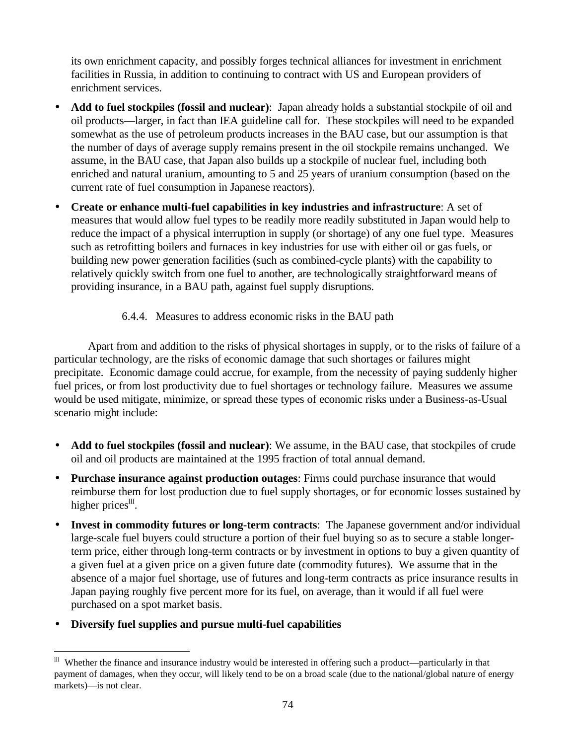its own enrichment capacity, and possibly forges technical alliances for investment in enrichment facilities in Russia, in addition to continuing to contract with US and European providers of enrichment services.

- **Add to fuel stockpiles (fossil and nuclear)**: Japan already holds a substantial stockpile of oil and oil products—larger, in fact than IEA guideline call for. These stockpiles will need to be expanded somewhat as the use of petroleum products increases in the BAU case, but our assumption is that the number of days of average supply remains present in the oil stockpile remains unchanged. We assume, in the BAU case, that Japan also builds up a stockpile of nuclear fuel, including both enriched and natural uranium, amounting to 5 and 25 years of uranium consumption (based on the current rate of fuel consumption in Japanese reactors).

- **Create or enhance multi-fuel capabilities in key industries and infrastructure**: A set of measures that would allow fuel types to be readily more readily substituted in Japan would help to reduce the impact of a physical interruption in supply (or shortage) of any one fuel type. Measures such as retrofitting boilers and furnaces in key industries for use with either oil or gas fuels, or building new power generation facilities (such as combined-cycle plants) with the capability to relatively quickly switch from one fuel to another, are technologically straightforward means of providing insurance, in a BAU path, against fuel supply disruptions.

#### 6.4.4. Measures to address economic risks in the BAU path

Apart from and addition to the risks of physical shortages in supply, or to the risks of failure of a particular technology, are the risks of economic damage that such shortages or failures might precipitate. Economic damage could accrue, for example, from the necessity of paying suddenly higher fuel prices, or from lost productivity due to fuel shortages or technology failure. Measures we assume would be used mitigate, minimize, or spread these types of economic risks under a Business-as-Usual scenario might include:

- **Add to fuel stockpiles (fossil and nuclear)**: We assume, in the BAU case, that stockpiles of crude oil and oil products are maintained at the 1995 fraction of total annual demand.

- **Purchase insurance against production outages**: Firms could purchase insurance that would reimburse them for lost production due to fuel supply shortages, or for economic losses sustained by higher prices[lll].

- **Invest in commodity futures or long-term contracts**: The Japanese government and/or individual large-scale fuel buyers could structure a portion of their fuel buying so as to secure a stable longer-term price, either through long-term contracts or by investment in options to buy a given quantity of a given fuel at a given price on a given future date (commodity futures). We assume that in the absence of a major fuel shortage, use of futures and long-term contracts as price insurance results in Japan paying roughly five percent more for its fuel, on average, than it would if all fuel were purchased on a spot market basis.

- **Diversify fuel supplies and pursue multi-fuel capabilities**

---

[lll] Whether the finance and insurance industry would be interested in offering such a product—particularly in that payment of damages, when they occur, will likely tend to be on a broad scale (due to the national/global nature of energy markets)—is not clear.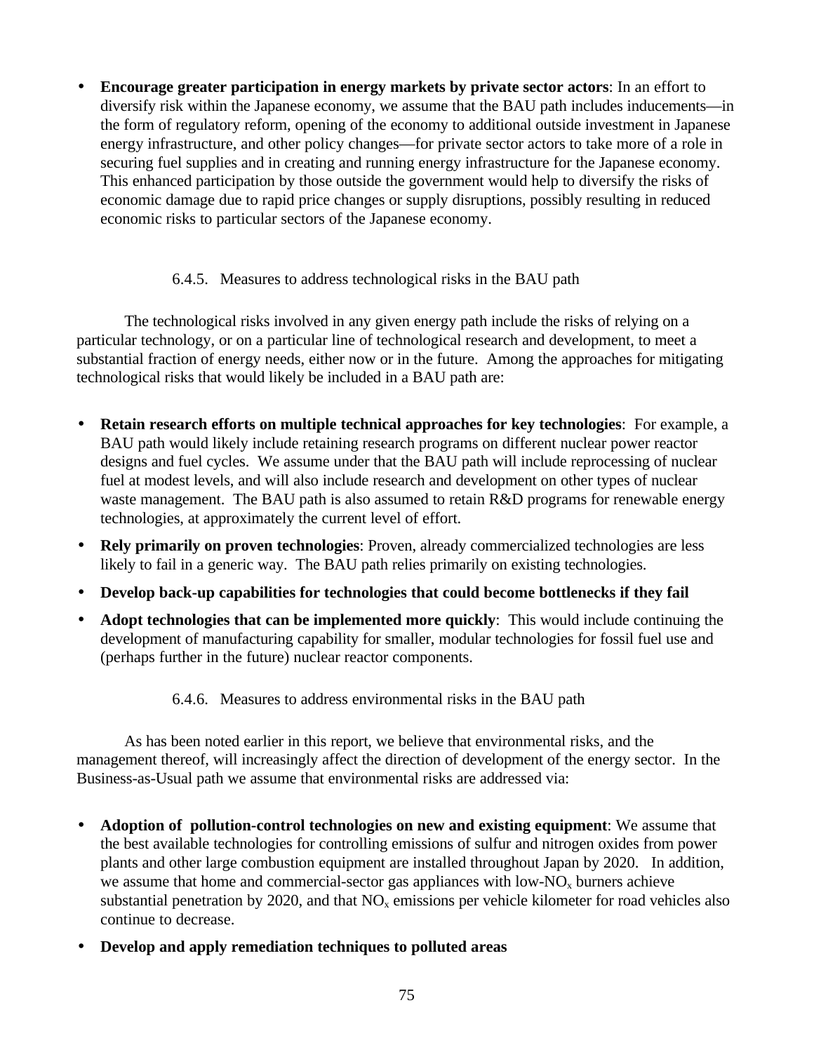- **Encourage greater participation in energy markets by private sector actors**: In an effort to diversify risk within the Japanese economy, we assume that the BAU path includes inducements—in the form of regulatory reform, opening of the economy to additional outside investment in Japanese energy infrastructure, and other policy changes—for private sector actors to take more of a role in securing fuel supplies and in creating and running energy infrastructure for the Japanese economy. This enhanced participation by those outside the government would help to diversify the risks of economic damage due to rapid price changes or supply disruptions, possibly resulting in reduced economic risks to particular sectors of the Japanese economy.

#### 6.4.5. Measures to address technological risks in the BAU path

The technological risks involved in any given energy path include the risks of relying on a particular technology, or on a particular line of technological research and development, to meet a substantial fraction of energy needs, either now or in the future. Among the approaches for mitigating technological risks that would likely be included in a BAU path are:

- **Retain research efforts on multiple technical approaches for key technologies**: For example, a BAU path would likely include retaining research programs on different nuclear power reactor designs and fuel cycles. We assume under that the BAU path will include reprocessing of nuclear fuel at modest levels, and will also include research and development on other types of nuclear waste management. The BAU path is also assumed to retain R&D programs for renewable energy technologies, at approximately the current level of effort.
- **Rely primarily on proven technologies**: Proven, already commercialized technologies are less likely to fail in a generic way. The BAU path relies primarily on existing technologies.
- **Develop back-up capabilities for technologies that could become bottlenecks if they fail**
- **Adopt technologies that can be implemented more quickly**: This would include continuing the development of manufacturing capability for smaller, modular technologies for fossil fuel use and (perhaps further in the future) nuclear reactor components.

#### 6.4.6. Measures to address environmental risks in the BAU path

As has been noted earlier in this report, we believe that environmental risks, and the management thereof, will increasingly affect the direction of development of the energy sector. In the Business-as-Usual path we assume that environmental risks are addressed via:

- **Adoption of pollution-control technologies on new and existing equipment**: We assume that the best available technologies for controlling emissions of sulfur and nitrogen oxides from power plants and other large combustion equipment are installed throughout Japan by 2020. In addition, we assume that home and commercial-sector gas appliances with low-$NO_x$ burners achieve substantial penetration by 2020, and that $NO_x$ emissions per vehicle kilometer for road vehicles also continue to decrease.
- **Develop and apply remediation techniques to polluted areas**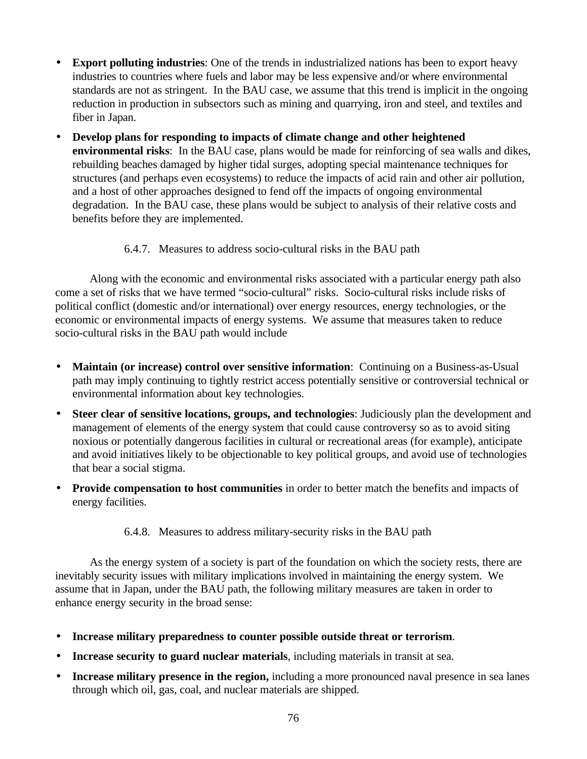- **Export polluting industries**: One of the trends in industrialized nations has been to export heavy industries to countries where fuels and labor may be less expensive and/or where environmental standards are not as stringent. In the BAU case, we assume that this trend is implicit in the ongoing reduction in production in subsectors such as mining and quarrying, iron and steel, and textiles and fiber in Japan.
- **Develop plans for responding to impacts of climate change and other heightened environmental risks**: In the BAU case, plans would be made for reinforcing of sea walls and dikes, rebuilding beaches damaged by higher tidal surges, adopting special maintenance techniques for structures (and perhaps even ecosystems) to reduce the impacts of acid rain and other air pollution, and a host of other approaches designed to fend off the impacts of ongoing environmental degradation. In the BAU case, these plans would be subject to analysis of their relative costs and benefits before they are implemented.

#### 6.4.7. Measures to address socio-cultural risks in the BAU path

Along with the economic and environmental risks associated with a particular energy path also come a set of risks that we have termed “socio-cultural” risks. Socio-cultural risks include risks of political conflict (domestic and/or international) over energy resources, energy technologies, or the economic or environmental impacts of energy systems. We assume that measures taken to reduce socio-cultural risks in the BAU path would include

- **Maintain (or increase) control over sensitive information**: Continuing on a Business-as-Usual path may imply continuing to tightly restrict access potentially sensitive or controversial technical or environmental information about key technologies.
- **Steer clear of sensitive locations, groups, and technologies**: Judiciously plan the development and management of elements of the energy system that could cause controversy so as to avoid siting noxious or potentially dangerous facilities in cultural or recreational areas (for example), anticipate and avoid initiatives likely to be objectionable to key political groups, and avoid use of technologies that bear a social stigma.
- **Provide compensation to host communities** in order to better match the benefits and impacts of energy facilities.

#### 6.4.8. Measures to address military-security risks in the BAU path

As the energy system of a society is part of the foundation on which the society rests, there are inevitably security issues with military implications involved in maintaining the energy system. We assume that in Japan, under the BAU path, the following military measures are taken in order to enhance energy security in the broad sense:

- **Increase military preparedness to counter possible outside threat or terrorism**.
- **Increase security to guard nuclear materials**, including materials in transit at sea.
- **Increase military presence in the region,** including a more pronounced naval presence in sea lanes through which oil, gas, coal, and nuclear materials are shipped.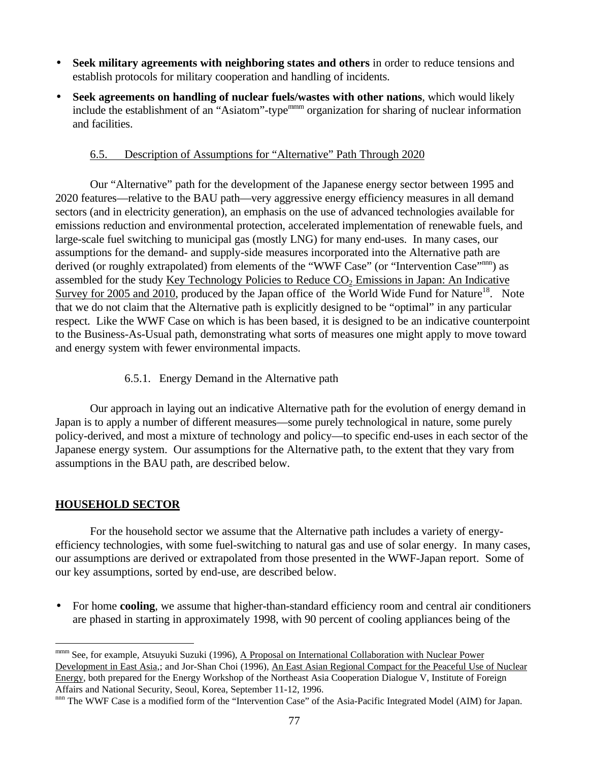- **Seek military agreements with neighboring states and others** in order to reduce tensions and establish protocols for military cooperation and handling of incidents.
- **Seek agreements on handling of nuclear fuels/wastes with other nations**, which would likely include the establishment of an "Asiatom"-type[mmm] organization for sharing of nuclear information and facilities.

### 6.5. Description of Assumptions for "Alternative" Path Through 2020

Our "Alternative" path for the development of the Japanese energy sector between 1995 and 2020 features—relative to the BAU path—very aggressive energy efficiency measures in all demand sectors (and in electricity generation), an emphasis on the use of advanced technologies available for emissions reduction and environmental protection, accelerated implementation of renewable fuels, and large-scale fuel switching to municipal gas (mostly LNG) for many end-uses. In many cases, our assumptions for the demand- and supply-side measures incorporated into the Alternative path are derived (or roughly extrapolated) from elements of the "WWF Case" (or "Intervention Case"[nnn]) as assembled for the study Key Technology Policies to Reduce $CO_2$ Emissions in Japan: An Indicative Survey for 2005 and 2010, produced by the Japan office of the World Wide Fund for Nature[18]. Note that we do not claim that the Alternative path is explicitly designed to be "optimal" in any particular respect. Like the WWF Case on which is has been based, it is designed to be an indicative counterpoint to the Business-As-Usual path, demonstrating what sorts of measures one might apply to move toward and energy system with fewer environmental impacts.

#### 6.5.1. Energy Demand in the Alternative path

Our approach in laying out an indicative Alternative path for the evolution of energy demand in Japan is to apply a number of different measures—some purely technological in nature, some purely policy-derived, and most a mixture of technology and policy—to specific end-uses in each sector of the Japanese energy system. Our assumptions for the Alternative path, to the extent that they vary from assumptions in the BAU path, are described below.

**HOUSEHOLD SECTOR**

For the household sector we assume that the Alternative path includes a variety of energy-efficiency technologies, with some fuel-switching to natural gas and use of solar energy. In many cases, our assumptions are derived or extrapolated from those presented in the WWF-Japan report. Some of our key assumptions, sorted by end-use, are described below.

- For home **cooling**, we assume that higher-than-standard efficiency room and central air conditioners are phased in starting in approximately 1998, with 90 percent of cooling appliances being of the

---

[mmm] See, for example, Atsuyuki Suzuki (1996), A Proposal on International Collaboration with Nuclear Power Development in East Asia,; and Jor-Shan Choi (1996), An East Asian Regional Compact for the Peaceful Use of Nuclear Energy, both prepared for the Energy Workshop of the Northeast Asia Cooperation Dialogue V, Institute of Foreign Affairs and National Security, Seoul, Korea, September 11-12, 1996.

[nnn] The WWF Case is a modified form of the "Intervention Case" of the Asia-Pacific Integrated Model (AIM) for Japan.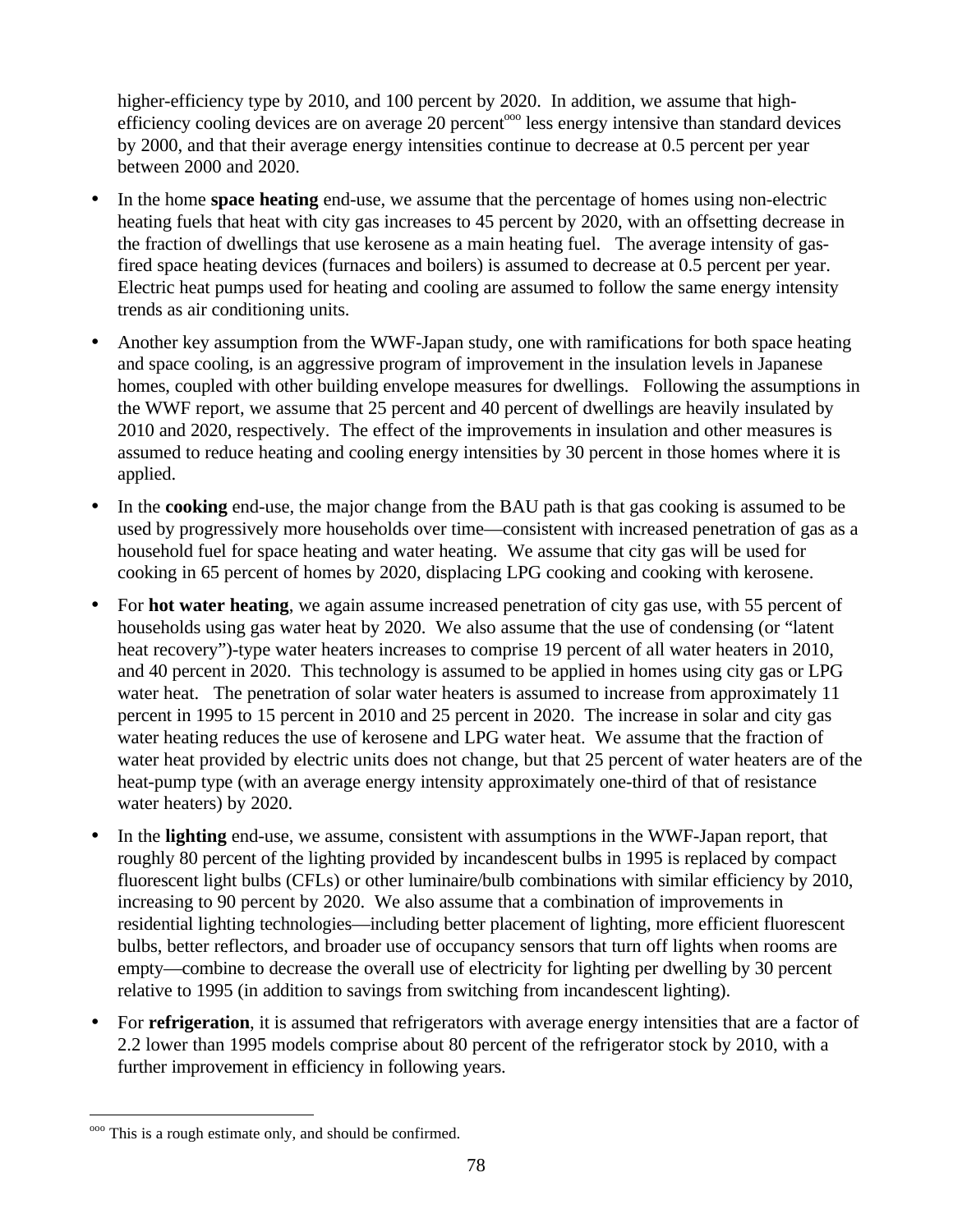higher-efficiency type by 2010, and 100 percent by 2020. In addition, we assume that high-efficiency cooling devices are on average 20 percent[ooo] less energy intensive than standard devices by 2000, and that their average energy intensities continue to decrease at 0.5 percent per year between 2000 and 2020.

- In the home **space heating** end-use, we assume that the percentage of homes using non-electric heating fuels that heat with city gas increases to 45 percent by 2020, with an offsetting decrease in the fraction of dwellings that use kerosene as a main heating fuel. The average intensity of gas-fired space heating devices (furnaces and boilers) is assumed to decrease at 0.5 percent per year. Electric heat pumps used for heating and cooling are assumed to follow the same energy intensity trends as air conditioning units.
- Another key assumption from the WWF-Japan study, one with ramifications for both space heating and space cooling, is an aggressive program of improvement in the insulation levels in Japanese homes, coupled with other building envelope measures for dwellings. Following the assumptions in the WWF report, we assume that 25 percent and 40 percent of dwellings are heavily insulated by 2010 and 2020, respectively. The effect of the improvements in insulation and other measures is assumed to reduce heating and cooling energy intensities by 30 percent in those homes where it is applied.
- In the **cooking** end-use, the major change from the BAU path is that gas cooking is assumed to be used by progressively more households over time—consistent with increased penetration of gas as a household fuel for space heating and water heating. We assume that city gas will be used for cooking in 65 percent of homes by 2020, displacing LPG cooking and cooking with kerosene.
- For **hot water heating**, we again assume increased penetration of city gas use, with 55 percent of households using gas water heat by 2020. We also assume that the use of condensing (or "latent heat recovery")-type water heaters increases to comprise 19 percent of all water heaters in 2010, and 40 percent in 2020. This technology is assumed to be applied in homes using city gas or LPG water heat. The penetration of solar water heaters is assumed to increase from approximately 11 percent in 1995 to 15 percent in 2010 and 25 percent in 2020. The increase in solar and city gas water heating reduces the use of kerosene and LPG water heat. We assume that the fraction of water heat provided by electric units does not change, but that 25 percent of water heaters are of the heat-pump type (with an average energy intensity approximately one-third of that of resistance water heaters) by 2020.
- In the **lighting** end-use, we assume, consistent with assumptions in the WWF-Japan report, that roughly 80 percent of the lighting provided by incandescent bulbs in 1995 is replaced by compact fluorescent light bulbs (CFLs) or other luminaire/bulb combinations with similar efficiency by 2010, increasing to 90 percent by 2020. We also assume that a combination of improvements in residential lighting technologies—including better placement of lighting, more efficient fluorescent bulbs, better reflectors, and broader use of occupancy sensors that turn off lights when rooms are empty—combine to decrease the overall use of electricity for lighting per dwelling by 30 percent relative to 1995 (in addition to savings from switching from incandescent lighting).
- For **refrigeration**, it is assumed that refrigerators with average energy intensities that are a factor of 2.2 lower than 1995 models comprise about 80 percent of the refrigerator stock by 2010, with a further improvement in efficiency in following years.

---

[ooo] This is a rough estimate only, and should be confirmed.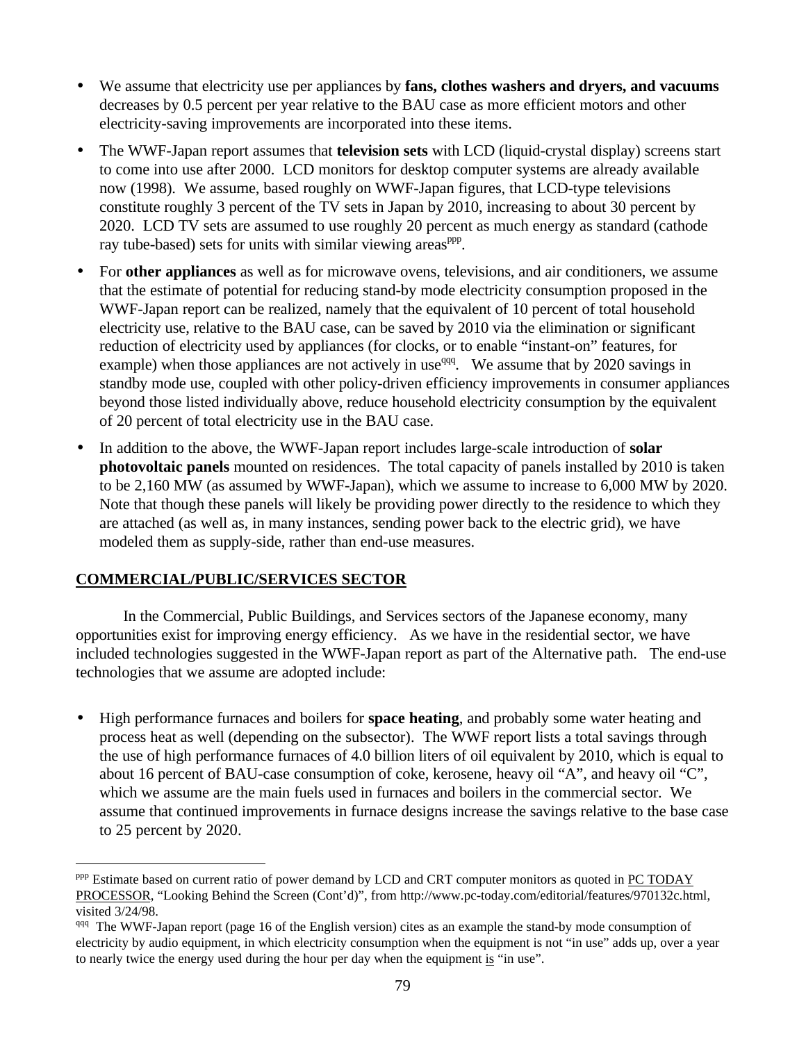- We assume that electricity use per appliances by **fans, clothes washers and dryers, and vacuums** decreases by 0.5 percent per year relative to the BAU case as more efficient motors and other electricity-saving improvements are incorporated into these items.

- The WWF-Japan report assumes that **television sets** with LCD (liquid-crystal display) screens start to come into use after 2000. LCD monitors for desktop computer systems are already available now (1998). We assume, based roughly on WWF-Japan figures, that LCD-type televisions constitute roughly 3 percent of the TV sets in Japan by 2010, increasing to about 30 percent by 2020. LCD TV sets are assumed to use roughly 20 percent as much energy as standard (cathode ray tube-based) sets for units with similar viewing areas[ppp].

- For **other appliances** as well as for microwave ovens, televisions, and air conditioners, we assume that the estimate of potential for reducing stand-by mode electricity consumption proposed in the WWF-Japan report can be realized, namely that the equivalent of 10 percent of total household electricity use, relative to the BAU case, can be saved by 2010 via the elimination or significant reduction of electricity used by appliances (for clocks, or to enable "instant-on" features, for example) when those appliances are not actively in use[qqq]. We assume that by 2020 savings in standby mode use, coupled with other policy-driven efficiency improvements in consumer appliances beyond those listed individually above, reduce household electricity consumption by the equivalent of 20 percent of total electricity use in the BAU case.

- In addition to the above, the WWF-Japan report includes large-scale introduction of **solar photovoltaic panels** mounted on residences. The total capacity of panels installed by 2010 is taken to be 2,160 MW (as assumed by WWF-Japan), which we assume to increase to 6,000 MW by 2020. Note that though these panels will likely be providing power directly to the residence to which they are attached (as well as, in many instances, sending power back to the electric grid), we have modeled them as supply-side, rather than end-use measures.

## COMMERCIAL/PUBLIC/SERVICES SECTOR

In the Commercial, Public Buildings, and Services sectors of the Japanese economy, many opportunities exist for improving energy efficiency. As we have in the residential sector, we have included technologies suggested in the WWF-Japan report as part of the Alternative path. The end-use technologies that we assume are adopted include:

- High performance furnaces and boilers for **space heating**, and probably some water heating and process heat as well (depending on the subsector). The WWF report lists a total savings through the use of high performance furnaces of 4.0 billion liters of oil equivalent by 2010, which is equal to about 16 percent of BAU-case consumption of coke, kerosene, heavy oil "A", and heavy oil "C", which we assume are the main fuels used in furnaces and boilers in the commercial sector. We assume that continued improvements in furnace designs increase the savings relative to the base case to 25 percent by 2020.

---

[ppp] Estimate based on current ratio of power demand by LCD and CRT computer monitors as quoted in PC TODAY PROCESSOR, "Looking Behind the Screen (Cont'd)", from http://www.pc-today.com/editorial/features/970132c.html, visited 3/24/98.

[qqq] The WWF-Japan report (page 16 of the English version) cites as an example the stand-by mode consumption of electricity by audio equipment, in which electricity consumption when the equipment is not "in use" adds up, over a year to nearly twice the energy used during the hour per day when the equipment is "in use".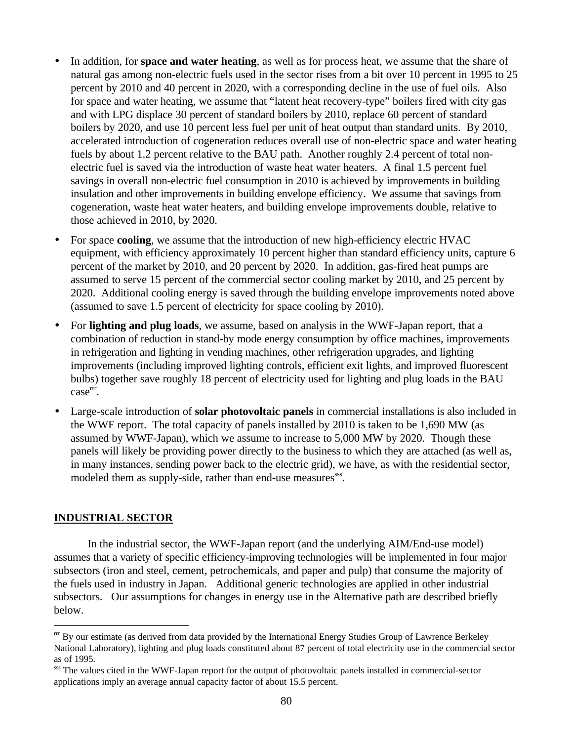- In addition, for **space and water heating**, as well as for process heat, we assume that the share of natural gas among non-electric fuels used in the sector rises from a bit over 10 percent in 1995 to 25 percent by 2010 and 40 percent in 2020, with a corresponding decline in the use of fuel oils. Also for space and water heating, we assume that "latent heat recovery-type" boilers fired with city gas and with LPG displace 30 percent of standard boilers by 2010, replace 60 percent of standard boilers by 2020, and use 10 percent less fuel per unit of heat output than standard units. By 2010, accelerated introduction of cogeneration reduces overall use of non-electric space and water heating fuels by about 1.2 percent relative to the BAU path. Another roughly 2.4 percent of total non-electric fuel is saved via the introduction of waste heat water heaters. A final 1.5 percent fuel savings in overall non-electric fuel consumption in 2010 is achieved by improvements in building insulation and other improvements in building envelope efficiency. We assume that savings from cogeneration, waste heat water heaters, and building envelope improvements double, relative to those achieved in 2010, by 2020.

- For space **cooling**, we assume that the introduction of new high-efficiency electric HVAC equipment, with efficiency approximately 10 percent higher than standard efficiency units, capture 6 percent of the market by 2010, and 20 percent by 2020. In addition, gas-fired heat pumps are assumed to serve 15 percent of the commercial sector cooling market by 2010, and 25 percent by 2020. Additional cooling energy is saved through the building envelope improvements noted above (assumed to save 1.5 percent of electricity for space cooling by 2010).

- For **lighting and plug loads**, we assume, based on analysis in the WWF-Japan report, that a combination of reduction in stand-by mode energy consumption by office machines, improvements in refrigeration and lighting in vending machines, other refrigeration upgrades, and lighting improvements (including improved lighting controls, efficient exit lights, and improved fluorescent bulbs) together save roughly 18 percent of electricity used for lighting and plug loads in the BAU case[rrr].

- Large-scale introduction of **solar photovoltaic panels** in commercial installations is also included in the WWF report. The total capacity of panels installed by 2010 is taken to be 1,690 MW (as assumed by WWF-Japan), which we assume to increase to 5,000 MW by 2020. Though these panels will likely be providing power directly to the business to which they are attached (as well as, in many instances, sending power back to the electric grid), we have, as with the residential sector, modeled them as supply-side, rather than end-use measures[sss].

## INDUSTRIAL SECTOR

In the industrial sector, the WWF-Japan report (and the underlying AIM/End-use model) assumes that a variety of specific efficiency-improving technologies will be implemented in four major subsectors (iron and steel, cement, petrochemicals, and paper and pulp) that consume the majority of the fuels used in industry in Japan. Additional generic technologies are applied in other industrial subsectors. Our assumptions for changes in energy use in the Alternative path are described briefly below.

---

[rrr] By our estimate (as derived from data provided by the International Energy Studies Group of Lawrence Berkeley National Laboratory), lighting and plug loads constituted about 87 percent of total electricity use in the commercial sector as of 1995.

[sss] The values cited in the WWF-Japan report for the output of photovoltaic panels installed in commercial-sector applications imply an average annual capacity factor of about 15.5 percent.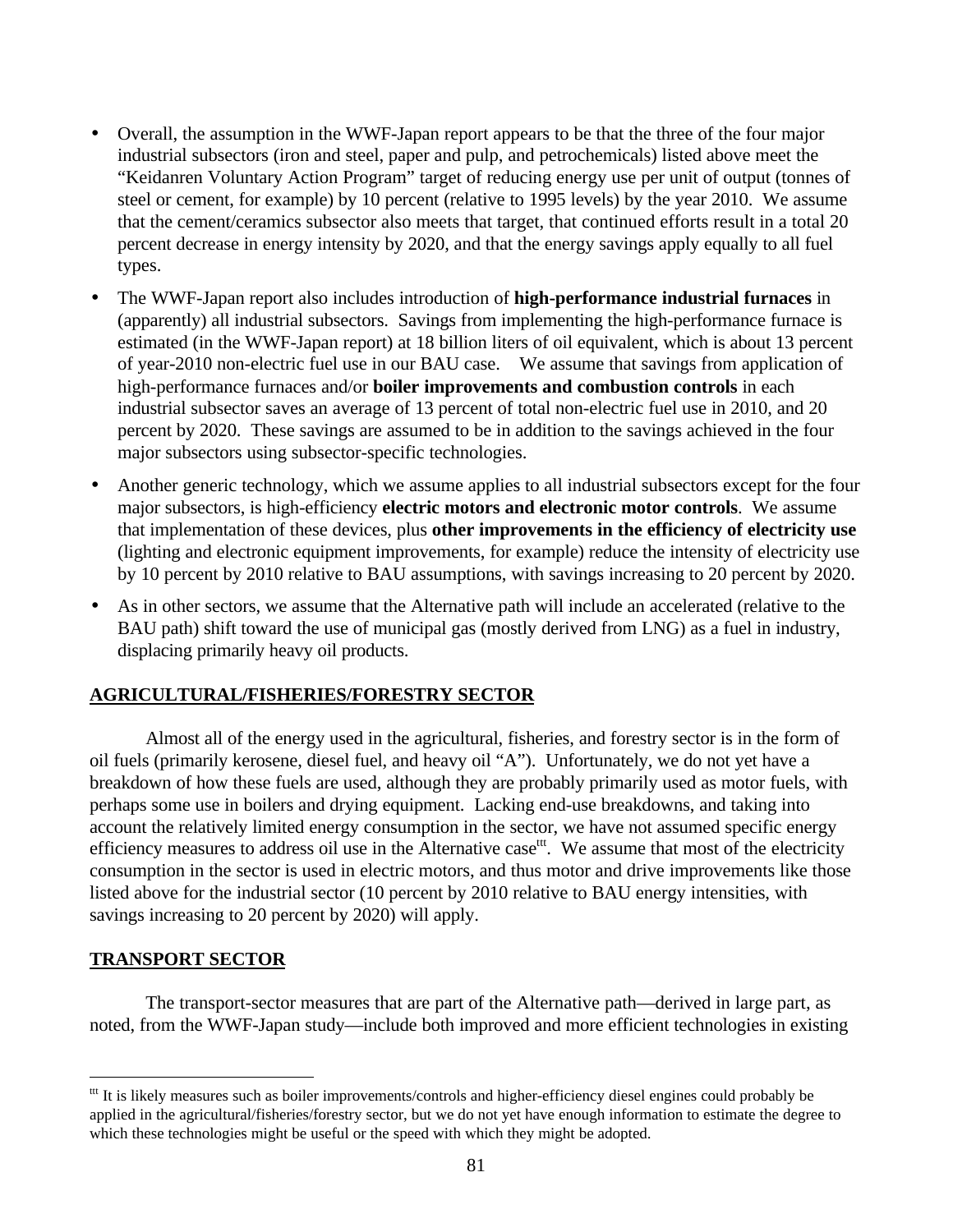- Overall, the assumption in the WWF-Japan report appears to be that the three of the four major industrial subsectors (iron and steel, paper and pulp, and petrochemicals) listed above meet the "Keidanren Voluntary Action Program" target of reducing energy use per unit of output (tonnes of steel or cement, for example) by 10 percent (relative to 1995 levels) by the year 2010. We assume that the cement/ceramics subsector also meets that target, that continued efforts result in a total 20 percent decrease in energy intensity by 2020, and that the energy savings apply equally to all fuel types.
- The WWF-Japan report also includes introduction of **high-performance industrial furnaces** in (apparently) all industrial subsectors. Savings from implementing the high-performance furnace is estimated (in the WWF-Japan report) at 18 billion liters of oil equivalent, which is about 13 percent of year-2010 non-electric fuel use in our BAU case. We assume that savings from application of high-performance furnaces and/or **boiler improvements and combustion controls** in each industrial subsector saves an average of 13 percent of total non-electric fuel use in 2010, and 20 percent by 2020. These savings are assumed to be in addition to the savings achieved in the four major subsectors using subsector-specific technologies.
- Another generic technology, which we assume applies to all industrial subsectors except for the four major subsectors, is high-efficiency **electric motors and electronic motor controls**. We assume that implementation of these devices, plus **other improvements in the efficiency of electricity use** (lighting and electronic equipment improvements, for example) reduce the intensity of electricity use by 10 percent by 2010 relative to BAU assumptions, with savings increasing to 20 percent by 2020.
- As in other sectors, we assume that the Alternative path will include an accelerated (relative to the BAU path) shift toward the use of municipal gas (mostly derived from LNG) as a fuel in industry, displacing primarily heavy oil products.

## AGRICULTURAL/FISHERIES/FORESTRY SECTOR

Almost all of the energy used in the agricultural, fisheries, and forestry sector is in the form of oil fuels (primarily kerosene, diesel fuel, and heavy oil "A"). Unfortunately, we do not yet have a breakdown of how these fuels are used, although they are probably primarily used as motor fuels, with perhaps some use in boilers and drying equipment. Lacking end-use breakdowns, and taking into account the relatively limited energy consumption in the sector, we have not assumed specific energy efficiency measures to address oil use in the Alternative case[ttt]. We assume that most of the electricity consumption in the sector is used in electric motors, and thus motor and drive improvements like those listed above for the industrial sector (10 percent by 2010 relative to BAU energy intensities, with savings increasing to 20 percent by 2020) will apply.

## TRANSPORT SECTOR

The transport-sector measures that are part of the Alternative path—derived in large part, as noted, from the WWF-Japan study—include both improved and more efficient technologies in existing

[ttt] It is likely measures such as boiler improvements/controls and higher-efficiency diesel engines could probably be applied in the agricultural/fisheries/forestry sector, but we do not yet have enough information to estimate the degree to which these technologies might be useful or the speed with which they might be adopted.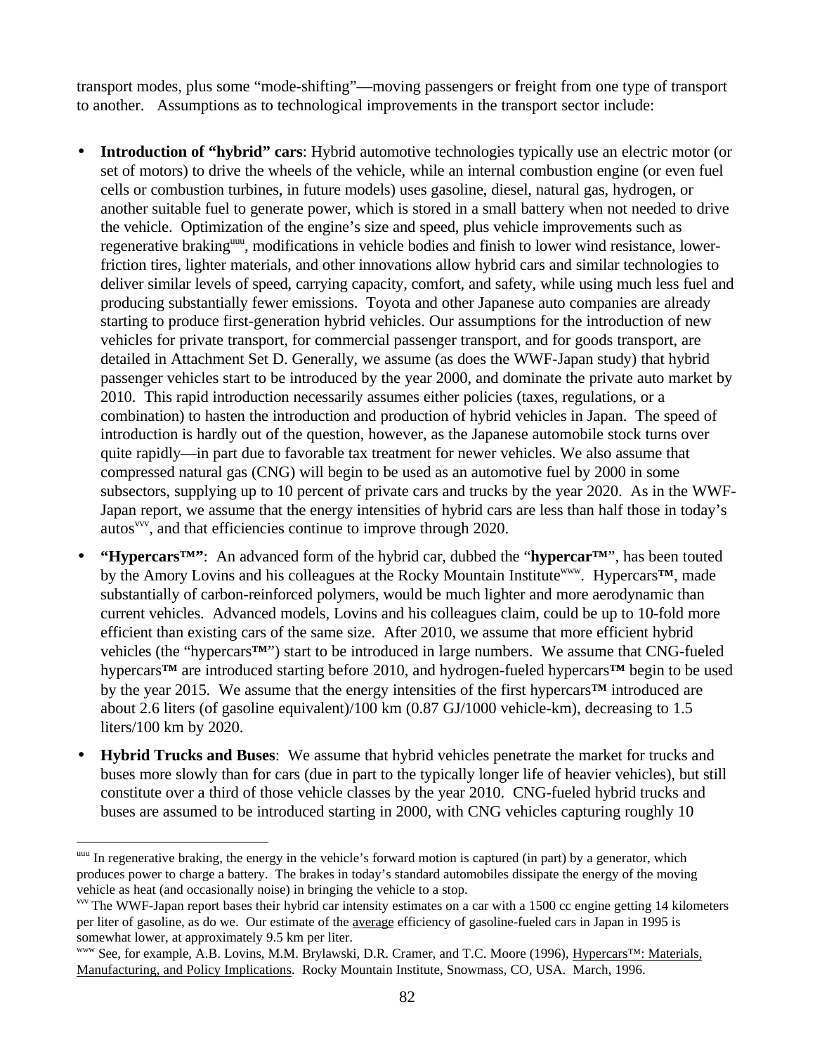transport modes, plus some "mode-shifting"—moving passengers or freight from one type of transport to another. Assumptions as to technological improvements in the transport sector include:

- **Introduction of "hybrid" cars**: Hybrid automotive technologies typically use an electric motor (or set of motors) to drive the wheels of the vehicle, while an internal combustion engine (or even fuel cells or combustion turbines, in future models) uses gasoline, diesel, natural gas, hydrogen, or another suitable fuel to generate power, which is stored in a small battery when not needed to drive the vehicle. Optimization of the engine's size and speed, plus vehicle improvements such as regenerative braking[uuu], modifications in vehicle bodies and finish to lower wind resistance, lower-friction tires, lighter materials, and other innovations allow hybrid cars and similar technologies to deliver similar levels of speed, carrying capacity, comfort, and safety, while using much less fuel and producing substantially fewer emissions. Toyota and other Japanese auto companies are already starting to produce first-generation hybrid vehicles. Our assumptions for the introduction of new vehicles for private transport, for commercial passenger transport, and for goods transport, are detailed in Attachment Set D. Generally, we assume (as does the WWF-Japan study) that hybrid passenger vehicles start to be introduced by the year 2000, and dominate the private auto market by 2010. This rapid introduction necessarily assumes either policies (taxes, regulations, or a combination) to hasten the introduction and production of hybrid vehicles in Japan. The speed of introduction is hardly out of the question, however, as the Japanese automobile stock turns over quite rapidly—in part due to favorable tax treatment for newer vehicles. We also assume that compressed natural gas (CNG) will begin to be used as an automotive fuel by 2000 in some subsectors, supplying up to 10 percent of private cars and trucks by the year 2020. As in the WWF-Japan report, we assume that the energy intensities of hybrid cars are less than half those in today's autos[vvv], and that efficiencies continue to improve through 2020.
- **"Hypercars™"**: An advanced form of the hybrid car, dubbed the "**hypercar™**", has been touted by the Amory Lovins and his colleagues at the Rocky Mountain Institute[www]. Hypercars**™**, made substantially of carbon-reinforced polymers, would be much lighter and more aerodynamic than current vehicles. Advanced models, Lovins and his colleagues claim, could be up to 10-fold more efficient than existing cars of the same size. After 2010, we assume that more efficient hybrid vehicles (the "hypercars**™**") start to be introduced in large numbers. We assume that CNG-fueled hypercars**™** are introduced starting before 2010, and hydrogen-fueled hypercars**™** begin to be used by the year 2015. We assume that the energy intensities of the first hypercars**™** introduced are about 2.6 liters (of gasoline equivalent)/100 km (0.87 GJ/1000 vehicle-km), decreasing to 1.5 liters/100 km by 2020.
- **Hybrid Trucks and Buses**: We assume that hybrid vehicles penetrate the market for trucks and buses more slowly than for cars (due in part to the typically longer life of heavier vehicles), but still constitute over a third of those vehicle classes by the year 2010. CNG-fueled hybrid trucks and buses are assumed to be introduced starting in 2000, with CNG vehicles capturing roughly 10

---

[uuu] In regenerative braking, the energy in the vehicle's forward motion is captured (in part) by a generator, which produces power to charge a battery. The brakes in today's standard automobiles dissipate the energy of the moving vehicle as heat (and occasionally noise) in bringing the vehicle to a stop.

[vvv] The WWF-Japan report bases their hybrid car intensity estimates on a car with a 1500 cc engine getting 14 kilometers per liter of gasoline, as do we. Our estimate of the average efficiency of gasoline-fueled cars in Japan in 1995 is somewhat lower, at approximately 9.5 km per liter.

[www] See, for example, A.B. Lovins, M.M. Brylawski, D.R. Cramer, and T.C. Moore (1996), Hypercars™: Materials, Manufacturing, and Policy Implications. Rocky Mountain Institute, Snowmass, CO, USA. March, 1996.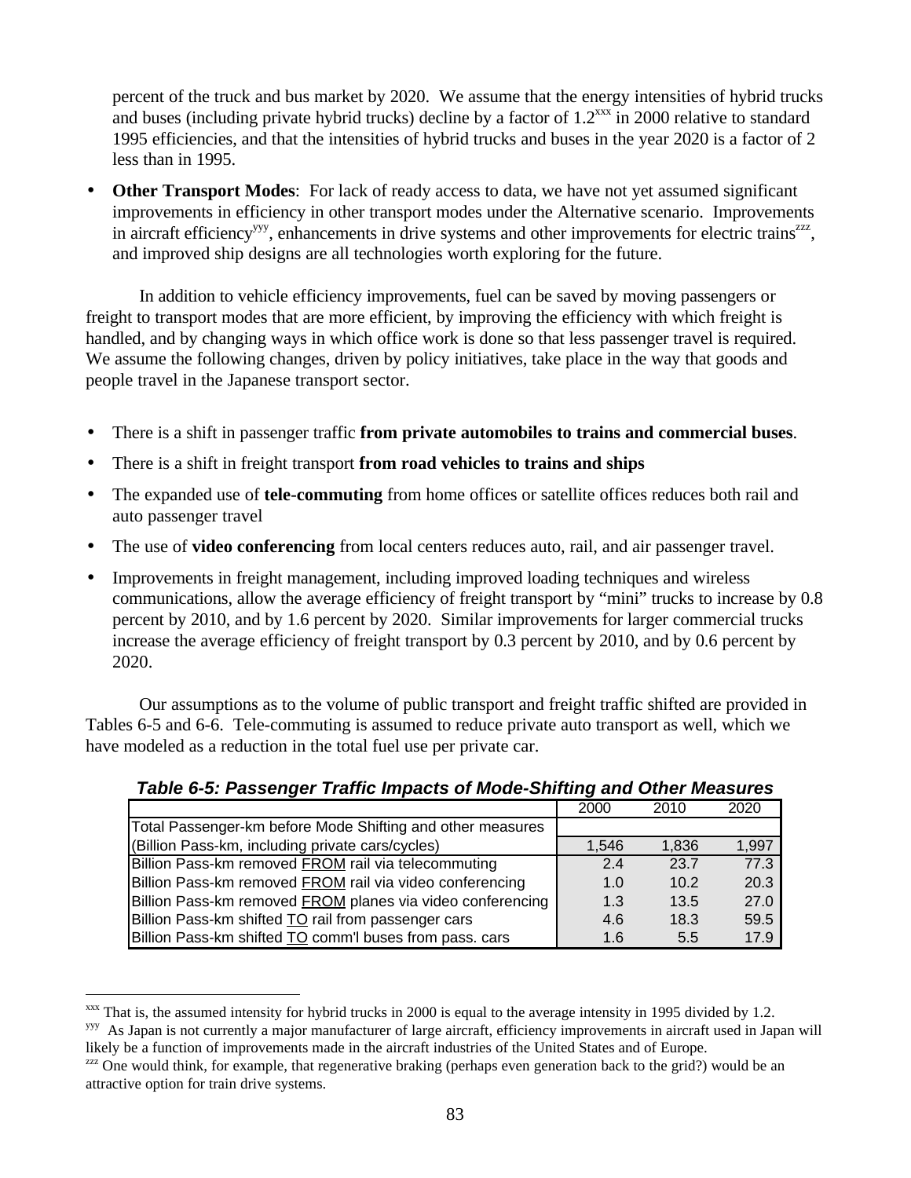percent of the truck and bus market by 2020. We assume that the energy intensities of hybrid trucks and buses (including private hybrid trucks) decline by a factor of 1.2[xxx] in 2000 relative to standard 1995 efficiencies, and that the intensities of hybrid trucks and buses in the year 2020 is a factor of 2 less than in 1995.

- **Other Transport Modes**: For lack of ready access to data, we have not yet assumed significant improvements in efficiency in other transport modes under the Alternative scenario. Improvements in aircraft efficiency[yyy], enhancements in drive systems and other improvements for electric trains[zzz], and improved ship designs are all technologies worth exploring for the future.

In addition to vehicle efficiency improvements, fuel can be saved by moving passengers or freight to transport modes that are more efficient, by improving the efficiency with which freight is handled, and by changing ways in which office work is done so that less passenger travel is required. We assume the following changes, driven by policy initiatives, take place in the way that goods and people travel in the Japanese transport sector.

- There is a shift in passenger traffic **from private automobiles to trains and commercial buses**.
- There is a shift in freight transport **from road vehicles to trains and ships**
- The expanded use of **tele-commuting** from home offices or satellite offices reduces both rail and auto passenger travel
- The use of **video conferencing** from local centers reduces auto, rail, and air passenger travel.
- Improvements in freight management, including improved loading techniques and wireless communications, allow the average efficiency of freight transport by "mini" trucks to increase by 0.8 percent by 2010, and by 1.6 percent by 2020. Similar improvements for larger commercial trucks increase the average efficiency of freight transport by 0.3 percent by 2010, and by 0.6 percent by 2020.

Our assumptions as to the volume of public transport and freight traffic shifted are provided in Tables 6-5 and 6-6. Tele-commuting is assumed to reduce private auto transport as well, which we have modeled as a reduction in the total fuel use per private car.

***Table 6-5: Passenger Traffic Impacts of Mode-Shifting and Other Measures***

| | 2000 | 2010 | 2020 |
|---|---|---|---|
| Total Passenger-km before Mode Shifting and other measures (Billion Pass-km, including private cars/cycles) | 1,546 | 1,836 | 1,997 |
| Billion Pass-km removed FROM rail via telecommuting | 2.4 | 23.7 | 77.3 |
| Billion Pass-km removed FROM rail via video conferencing | 1.0 | 10.2 | 20.3 |
| Billion Pass-km removed FROM planes via video conferencing | 1.3 | 13.5 | 27.0 |
| Billion Pass-km shifted TO rail from passenger cars | 4.6 | 18.3 | 59.5 |
| Billion Pass-km shifted TO comm'l buses from pass. cars | 1.6 | 5.5 | 17.9 |

---

[xxx] That is, the assumed intensity for hybrid trucks in 2000 is equal to the average intensity in 1995 divided by 1.2.

[yyy] As Japan is not currently a major manufacturer of large aircraft, efficiency improvements in aircraft used in Japan will likely be a function of improvements made in the aircraft industries of the United States and of Europe.

[zzz] One would think, for example, that regenerative braking (perhaps even generation back to the grid?) would be an attractive option for train drive systems.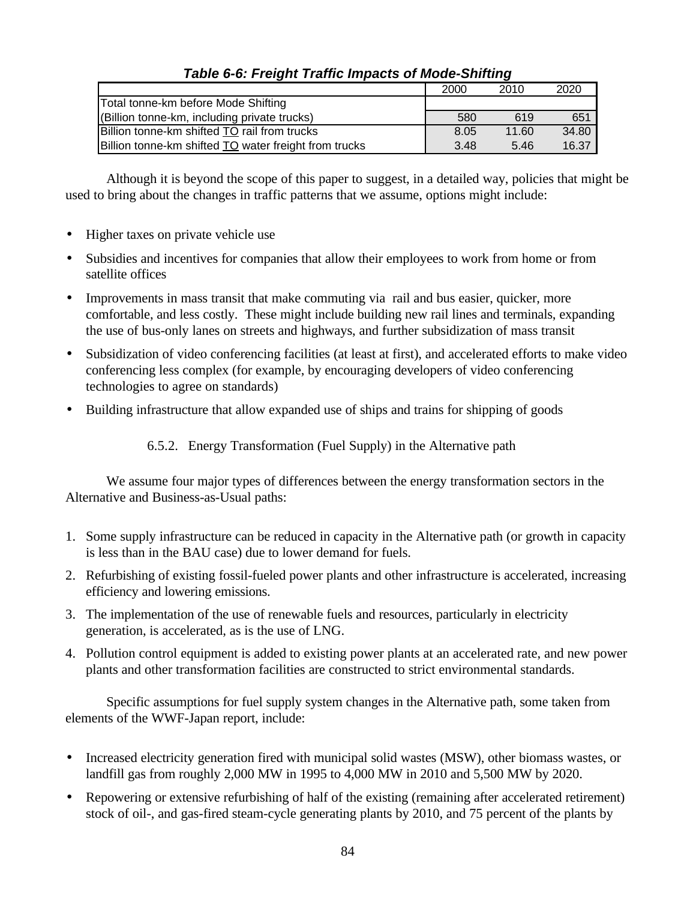***Table 6-6: Freight Traffic Impacts of Mode-Shifting***

| | 2000 | 2010 | 2020 |
|---|---|---|---|
| Total tonne-km before Mode Shifting (Billion tonne-km, including private trucks) | 580 | 619 | 651 |
| Billion tonne-km shifted TO rail from trucks | 8.05 | 11.60 | 34.80 |
| Billion tonne-km shifted TO water freight from trucks | 3.48 | 5.46 | 16.37 |

Although it is beyond the scope of this paper to suggest, in a detailed way, policies that might be used to bring about the changes in traffic patterns that we assume, options might include:

- Higher taxes on private vehicle use
- Subsidies and incentives for companies that allow their employees to work from home or from satellite offices
- Improvements in mass transit that make commuting via rail and bus easier, quicker, more comfortable, and less costly. These might include building new rail lines and terminals, expanding the use of bus-only lanes on streets and highways, and further subsidization of mass transit
- Subsidization of video conferencing facilities (at least at first), and accelerated efforts to make video conferencing less complex (for example, by encouraging developers of video conferencing technologies to agree on standards)
- Building infrastructure that allow expanded use of ships and trains for shipping of goods

### 6.5.2. Energy Transformation (Fuel Supply) in the Alternative path

We assume four major types of differences between the energy transformation sectors in the Alternative and Business-as-Usual paths:

1. Some supply infrastructure can be reduced in capacity in the Alternative path (or growth in capacity is less than in the BAU case) due to lower demand for fuels.
2. Refurbishing of existing fossil-fueled power plants and other infrastructure is accelerated, increasing efficiency and lowering emissions.
3. The implementation of the use of renewable fuels and resources, particularly in electricity generation, is accelerated, as is the use of LNG.
4. Pollution control equipment is added to existing power plants at an accelerated rate, and new power plants and other transformation facilities are constructed to strict environmental standards.

Specific assumptions for fuel supply system changes in the Alternative path, some taken from elements of the WWF-Japan report, include:

- Increased electricity generation fired with municipal solid wastes (MSW), other biomass wastes, or landfill gas from roughly 2,000 MW in 1995 to 4,000 MW in 2010 and 5,500 MW by 2020.
- Repowering or extensive refurbishing of half of the existing (remaining after accelerated retirement) stock of oil-, and gas-fired steam-cycle generating plants by 2010, and 75 percent of the plants by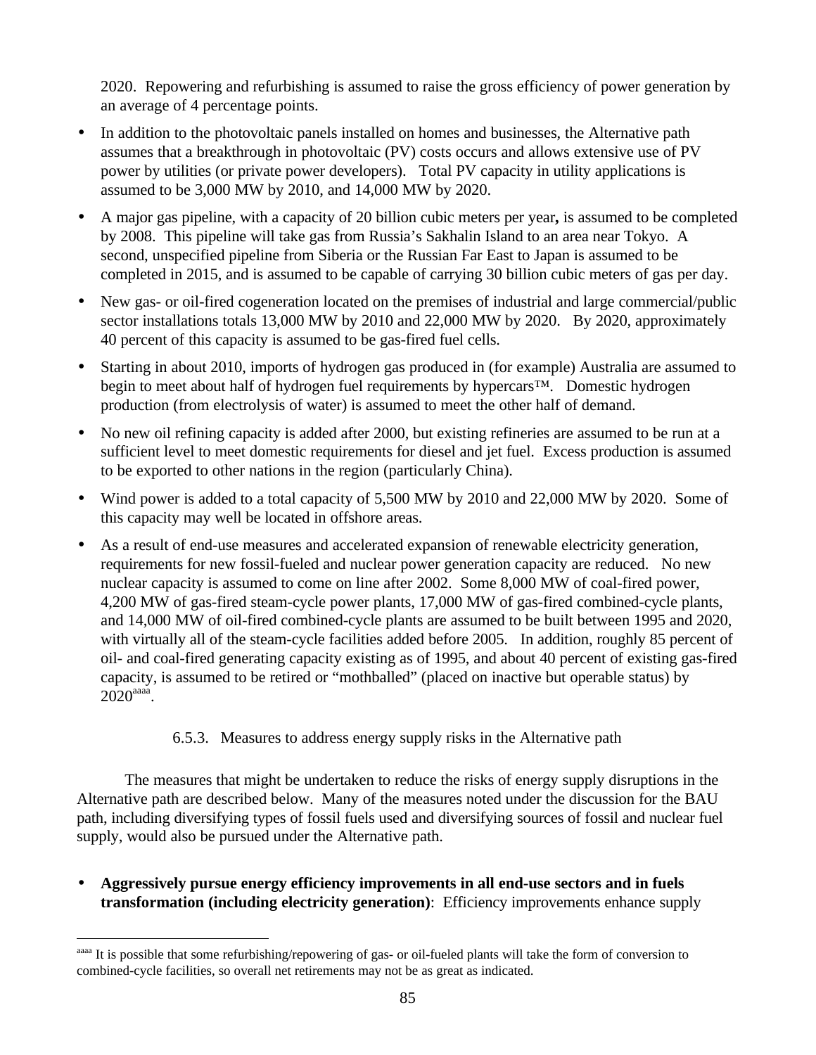2020. Repowering and refurbishing is assumed to raise the gross efficiency of power generation by an average of 4 percentage points.

- In addition to the photovoltaic panels installed on homes and businesses, the Alternative path assumes that a breakthrough in photovoltaic (PV) costs occurs and allows extensive use of PV power by utilities (or private power developers). Total PV capacity in utility applications is assumed to be 3,000 MW by 2010, and 14,000 MW by 2020.
- A major gas pipeline, with a capacity of 20 billion cubic meters per year**,** is assumed to be completed by 2008. This pipeline will take gas from Russia's Sakhalin Island to an area near Tokyo. A second, unspecified pipeline from Siberia or the Russian Far East to Japan is assumed to be completed in 2015, and is assumed to be capable of carrying 30 billion cubic meters of gas per day.
- New gas- or oil-fired cogeneration located on the premises of industrial and large commercial/public sector installations totals 13,000 MW by 2010 and 22,000 MW by 2020. By 2020, approximately 40 percent of this capacity is assumed to be gas-fired fuel cells.
- Starting in about 2010, imports of hydrogen gas produced in (for example) Australia are assumed to begin to meet about half of hydrogen fuel requirements by hypercars™. Domestic hydrogen production (from electrolysis of water) is assumed to meet the other half of demand.
- No new oil refining capacity is added after 2000, but existing refineries are assumed to be run at a sufficient level to meet domestic requirements for diesel and jet fuel. Excess production is assumed to be exported to other nations in the region (particularly China).
- Wind power is added to a total capacity of 5,500 MW by 2010 and 22,000 MW by 2020. Some of this capacity may well be located in offshore areas.
- As a result of end-use measures and accelerated expansion of renewable electricity generation, requirements for new fossil-fueled and nuclear power generation capacity are reduced. No new nuclear capacity is assumed to come on line after 2002. Some 8,000 MW of coal-fired power, 4,200 MW of gas-fired steam-cycle power plants, 17,000 MW of gas-fired combined-cycle plants, and 14,000 MW of oil-fired combined-cycle plants are assumed to be built between 1995 and 2020, with virtually all of the steam-cycle facilities added before 2005. In addition, roughly 85 percent of oil- and coal-fired generating capacity existing as of 1995, and about 40 percent of existing gas-fired capacity, is assumed to be retired or "mothballed" (placed on inactive but operable status) by 2020[aaaa].

### 6.5.3. Measures to address energy supply risks in the Alternative path

The measures that might be undertaken to reduce the risks of energy supply disruptions in the Alternative path are described below. Many of the measures noted under the discussion for the BAU path, including diversifying types of fossil fuels used and diversifying sources of fossil and nuclear fuel supply, would also be pursued under the Alternative path.

- **Aggressively pursue energy efficiency improvements in all end-use sectors and in fuels transformation (including electricity generation)**: Efficiency improvements enhance supply

[aaaa] It is possible that some refurbishing/repowering of gas- or oil-fueled plants will take the form of conversion to combined-cycle facilities, so overall net retirements may not be as great as indicated.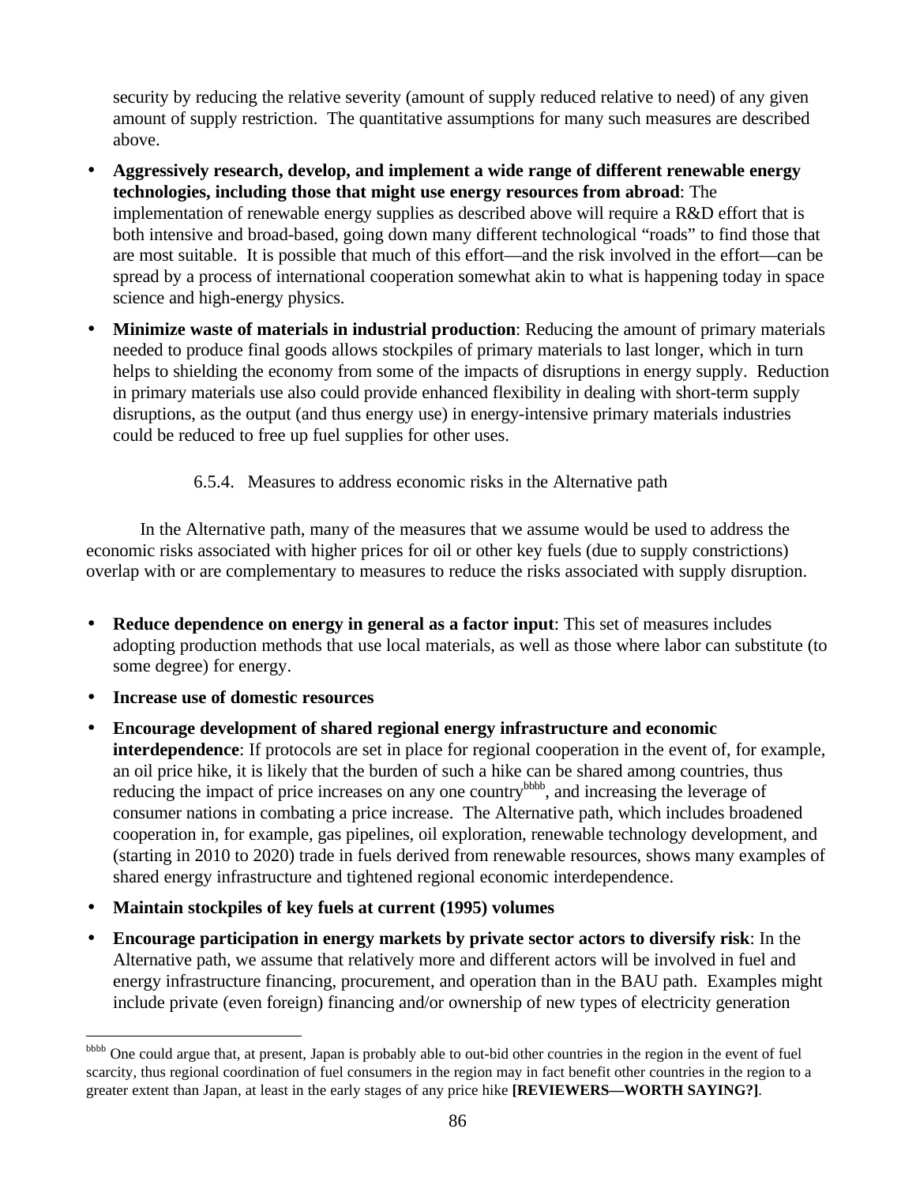security by reducing the relative severity (amount of supply reduced relative to need) of any given amount of supply restriction. The quantitative assumptions for many such measures are described above.

- **Aggressively research, develop, and implement a wide range of different renewable energy technologies, including those that might use energy resources from abroad**: The implementation of renewable energy supplies as described above will require a R&D effort that is both intensive and broad-based, going down many different technological "roads" to find those that are most suitable. It is possible that much of this effort—and the risk involved in the effort—can be spread by a process of international cooperation somewhat akin to what is happening today in space science and high-energy physics.
- **Minimize waste of materials in industrial production**: Reducing the amount of primary materials needed to produce final goods allows stockpiles of primary materials to last longer, which in turn helps to shielding the economy from some of the impacts of disruptions in energy supply. Reduction in primary materials use also could provide enhanced flexibility in dealing with short-term supply disruptions, as the output (and thus energy use) in energy-intensive primary materials industries could be reduced to free up fuel supplies for other uses.

#### 6.5.4. Measures to address economic risks in the Alternative path

In the Alternative path, many of the measures that we assume would be used to address the economic risks associated with higher prices for oil or other key fuels (due to supply constrictions) overlap with or are complementary to measures to reduce the risks associated with supply disruption.

- **Reduce dependence on energy in general as a factor input**: This set of measures includes adopting production methods that use local materials, as well as those where labor can substitute (to some degree) for energy.
- **Increase use of domestic resources**
- **Encourage development of shared regional energy infrastructure and economic interdependence**: If protocols are set in place for regional cooperation in the event of, for example, an oil price hike, it is likely that the burden of such a hike can be shared among countries, thus reducing the impact of price increases on any one country[bbbb], and increasing the leverage of consumer nations in combating a price increase. The Alternative path, which includes broadened cooperation in, for example, gas pipelines, oil exploration, renewable technology development, and (starting in 2010 to 2020) trade in fuels derived from renewable resources, shows many examples of shared energy infrastructure and tightened regional economic interdependence.
- **Maintain stockpiles of key fuels at current (1995) volumes**
- **Encourage participation in energy markets by private sector actors to diversify risk**: In the Alternative path, we assume that relatively more and different actors will be involved in fuel and energy infrastructure financing, procurement, and operation than in the BAU path. Examples might include private (even foreign) financing and/or ownership of new types of electricity generation

---

[bbbb] One could argue that, at present, Japan is probably able to out-bid other countries in the region in the event of fuel scarcity, thus regional coordination of fuel consumers in the region may in fact benefit other countries in the region to a greater extent than Japan, at least in the early stages of any price hike **[REVIEWERS—WORTH SAYING?]**.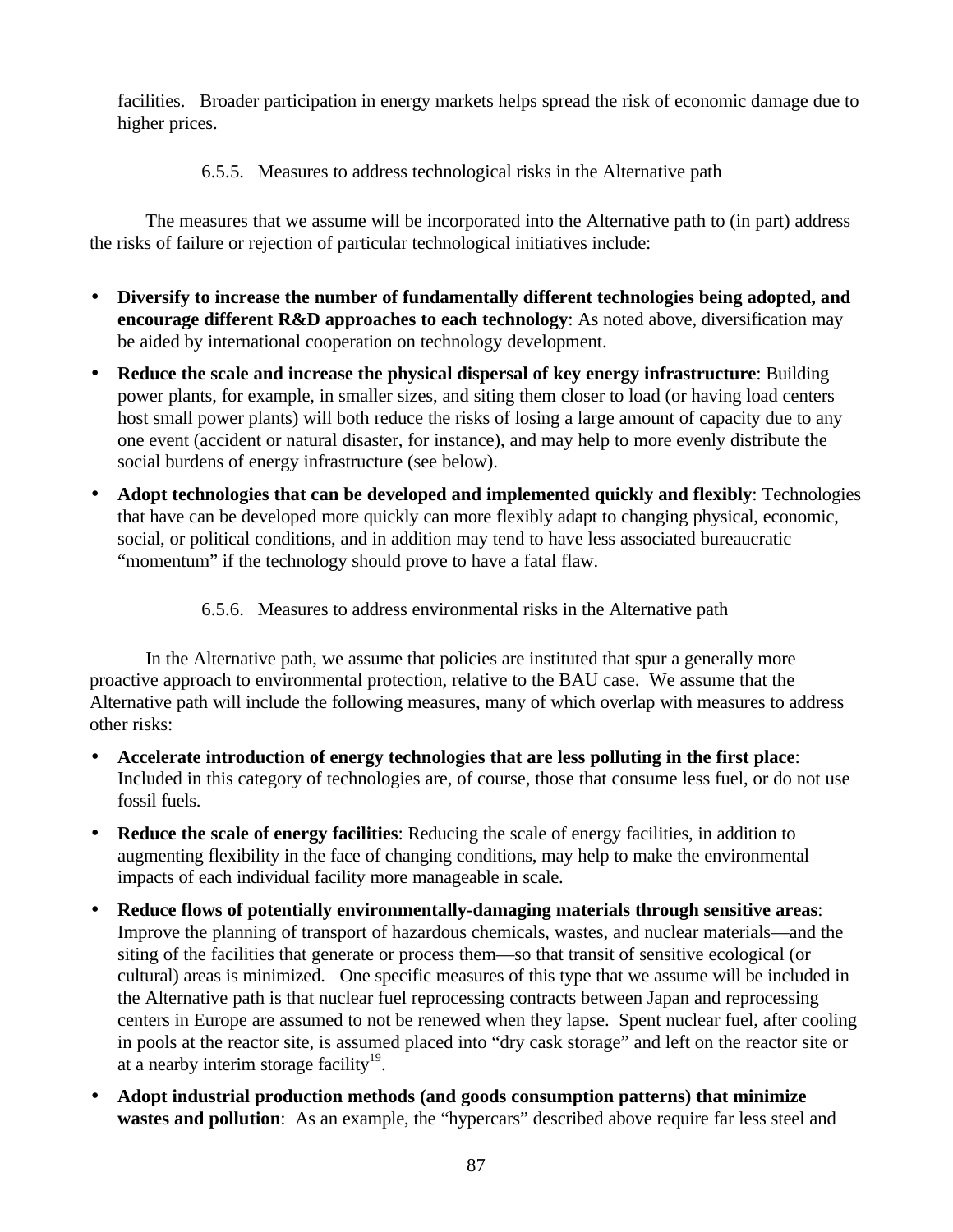facilities. Broader participation in energy markets helps spread the risk of economic damage due to higher prices.

#### 6.5.5. Measures to address technological risks in the Alternative path

The measures that we assume will be incorporated into the Alternative path to (in part) address the risks of failure or rejection of particular technological initiatives include:

- **Diversify to increase the number of fundamentally different technologies being adopted, and encourage different R&D approaches to each technology**: As noted above, diversification may be aided by international cooperation on technology development.
- **Reduce the scale and increase the physical dispersal of key energy infrastructure**: Building power plants, for example, in smaller sizes, and siting them closer to load (or having load centers host small power plants) will both reduce the risks of losing a large amount of capacity due to any one event (accident or natural disaster, for instance), and may help to more evenly distribute the social burdens of energy infrastructure (see below).
- **Adopt technologies that can be developed and implemented quickly and flexibly**: Technologies that have can be developed more quickly can more flexibly adapt to changing physical, economic, social, or political conditions, and in addition may tend to have less associated bureaucratic "momentum" if the technology should prove to have a fatal flaw.

#### 6.5.6. Measures to address environmental risks in the Alternative path

In the Alternative path, we assume that policies are instituted that spur a generally more proactive approach to environmental protection, relative to the BAU case. We assume that the Alternative path will include the following measures, many of which overlap with measures to address other risks:

- **Accelerate introduction of energy technologies that are less polluting in the first place**: Included in this category of technologies are, of course, those that consume less fuel, or do not use fossil fuels.
- **Reduce the scale of energy facilities**: Reducing the scale of energy facilities, in addition to augmenting flexibility in the face of changing conditions, may help to make the environmental impacts of each individual facility more manageable in scale.
- **Reduce flows of potentially environmentally-damaging materials through sensitive areas**: Improve the planning of transport of hazardous chemicals, wastes, and nuclear materials—and the siting of the facilities that generate or process them—so that transit of sensitive ecological (or cultural) areas is minimized. One specific measures of this type that we assume will be included in the Alternative path is that nuclear fuel reprocessing contracts between Japan and reprocessing centers in Europe are assumed to not be renewed when they lapse. Spent nuclear fuel, after cooling in pools at the reactor site, is assumed placed into "dry cask storage" and left on the reactor site or at a nearby interim storage facility[19].
- **Adopt industrial production methods (and goods consumption patterns) that minimize wastes and pollution**: As an example, the "hypercars" described above require far less steel and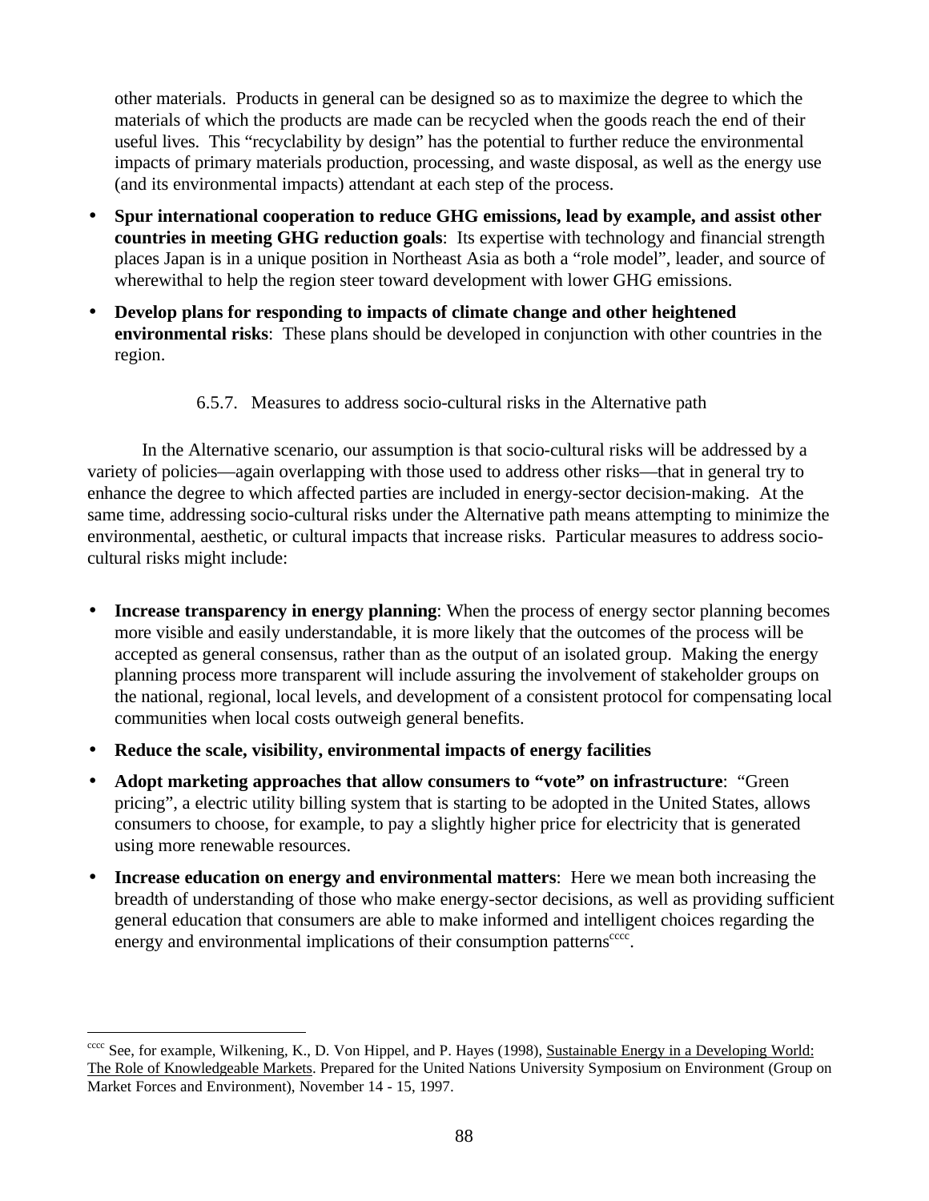other materials. Products in general can be designed so as to maximize the degree to which the materials of which the products are made can be recycled when the goods reach the end of their useful lives. This "recyclability by design" has the potential to further reduce the environmental impacts of primary materials production, processing, and waste disposal, as well as the energy use (and its environmental impacts) attendant at each step of the process.

- **Spur international cooperation to reduce GHG emissions, lead by example, and assist other countries in meeting GHG reduction goals**: Its expertise with technology and financial strength places Japan is in a unique position in Northeast Asia as both a "role model", leader, and source of wherewithal to help the region steer toward development with lower GHG emissions.
- **Develop plans for responding to impacts of climate change and other heightened environmental risks**: These plans should be developed in conjunction with other countries in the region.

#### 6.5.7. Measures to address socio-cultural risks in the Alternative path

In the Alternative scenario, our assumption is that socio-cultural risks will be addressed by a variety of policies—again overlapping with those used to address other risks—that in general try to enhance the degree to which affected parties are included in energy-sector decision-making. At the same time, addressing socio-cultural risks under the Alternative path means attempting to minimize the environmental, aesthetic, or cultural impacts that increase risks. Particular measures to address socio-cultural risks might include:

- **Increase transparency in energy planning**: When the process of energy sector planning becomes more visible and easily understandable, it is more likely that the outcomes of the process will be accepted as general consensus, rather than as the output of an isolated group. Making the energy planning process more transparent will include assuring the involvement of stakeholder groups on the national, regional, local levels, and development of a consistent protocol for compensating local communities when local costs outweigh general benefits.
- **Reduce the scale, visibility, environmental impacts of energy facilities**
- **Adopt marketing approaches that allow consumers to "vote" on infrastructure**: "Green pricing", a electric utility billing system that is starting to be adopted in the United States, allows consumers to choose, for example, to pay a slightly higher price for electricity that is generated using more renewable resources.
- **Increase education on energy and environmental matters**: Here we mean both increasing the breadth of understanding of those who make energy-sector decisions, as well as providing sufficient general education that consumers are able to make informed and intelligent choices regarding the energy and environmental implications of their consumption patterns[cccc].

---

[cccc] See, for example, Wilkening, K., D. Von Hippel, and P. Hayes (1998), Sustainable Energy in a Developing World: The Role of Knowledgeable Markets. Prepared for the United Nations University Symposium on Environment (Group on Market Forces and Environment), November 14 - 15, 1997.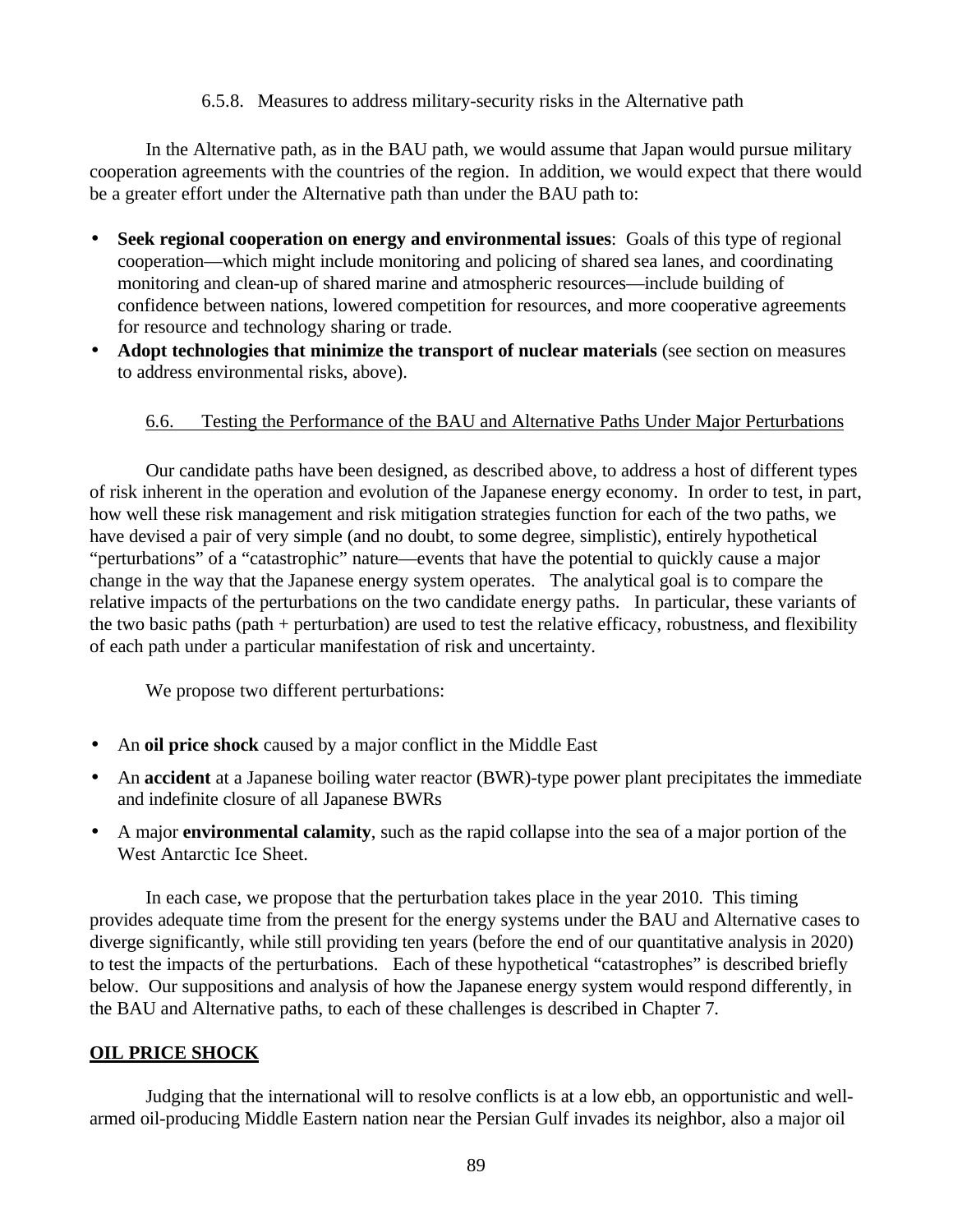#### 6.5.8. Measures to address military-security risks in the Alternative path

In the Alternative path, as in the BAU path, we would assume that Japan would pursue military cooperation agreements with the countries of the region. In addition, we would expect that there would be a greater effort under the Alternative path than under the BAU path to:

- **Seek regional cooperation on energy and environmental issues**: Goals of this type of regional cooperation—which might include monitoring and policing of shared sea lanes, and coordinating monitoring and clean-up of shared marine and atmospheric resources—include building of confidence between nations, lowered competition for resources, and more cooperative agreements for resource and technology sharing or trade.
- **Adopt technologies that minimize the transport of nuclear materials** (see section on measures to address environmental risks, above).

### 6.6. Testing the Performance of the BAU and Alternative Paths Under Major Perturbations

Our candidate paths have been designed, as described above, to address a host of different types of risk inherent in the operation and evolution of the Japanese energy economy. In order to test, in part, how well these risk management and risk mitigation strategies function for each of the two paths, we have devised a pair of very simple (and no doubt, to some degree, simplistic), entirely hypothetical "perturbations" of a "catastrophic" nature—events that have the potential to quickly cause a major change in the way that the Japanese energy system operates. The analytical goal is to compare the relative impacts of the perturbations on the two candidate energy paths. In particular, these variants of the two basic paths (path + perturbation) are used to test the relative efficacy, robustness, and flexibility of each path under a particular manifestation of risk and uncertainty.

We propose two different perturbations:

- An **oil price shock** caused by a major conflict in the Middle East
- An **accident** at a Japanese boiling water reactor (BWR)-type power plant precipitates the immediate and indefinite closure of all Japanese BWRs
- A major **environmental calamity**, such as the rapid collapse into the sea of a major portion of the West Antarctic Ice Sheet.

In each case, we propose that the perturbation takes place in the year 2010. This timing provides adequate time from the present for the energy systems under the BAU and Alternative cases to diverge significantly, while still providing ten years (before the end of our quantitative analysis in 2020) to test the impacts of the perturbations. Each of these hypothetical "catastrophes" is described briefly below. Our suppositions and analysis of how the Japanese energy system would respond differently, in the BAU and Alternative paths, to each of these challenges is described in Chapter 7.

**OIL PRICE SHOCK**

Judging that the international will to resolve conflicts is at a low ebb, an opportunistic and well-armed oil-producing Middle Eastern nation near the Persian Gulf invades its neighbor, also a major oil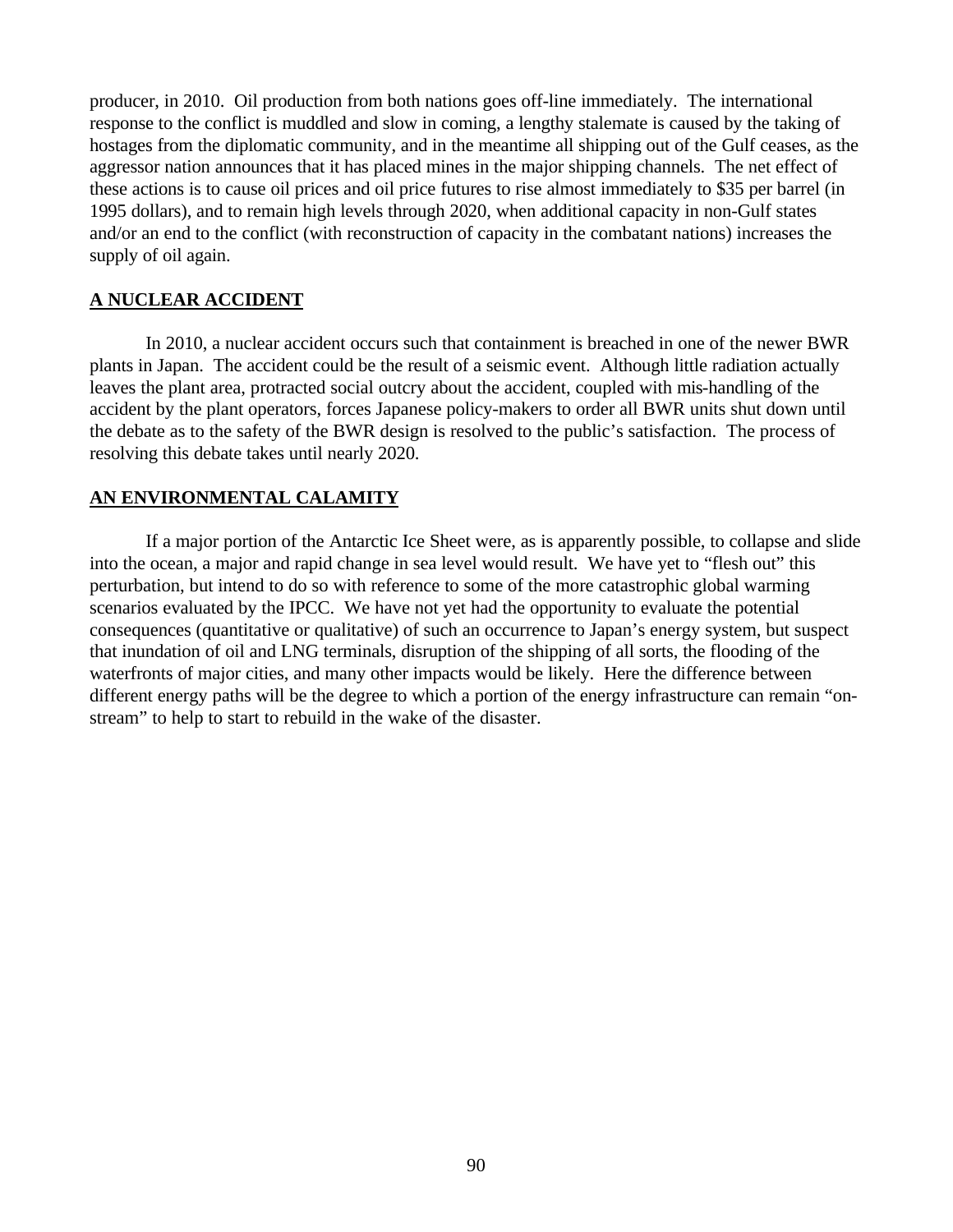producer, in 2010. Oil production from both nations goes off-line immediately. The international response to the conflict is muddled and slow in coming, a lengthy stalemate is caused by the taking of hostages from the diplomatic community, and in the meantime all shipping out of the Gulf ceases, as the aggressor nation announces that it has placed mines in the major shipping channels. The net effect of these actions is to cause oil prices and oil price futures to rise almost immediately to $35 per barrel (in 1995 dollars), and to remain high levels through 2020, when additional capacity in non-Gulf states and/or an end to the conflict (with reconstruction of capacity in the combatant nations) increases the supply of oil again.

## A NUCLEAR ACCIDENT

In 2010, a nuclear accident occurs such that containment is breached in one of the newer BWR plants in Japan. The accident could be the result of a seismic event. Although little radiation actually leaves the plant area, protracted social outcry about the accident, coupled with mis-handling of the accident by the plant operators, forces Japanese policy-makers to order all BWR units shut down until the debate as to the safety of the BWR design is resolved to the public's satisfaction. The process of resolving this debate takes until nearly 2020.

## AN ENVIRONMENTAL CALAMITY

If a major portion of the Antarctic Ice Sheet were, as is apparently possible, to collapse and slide into the ocean, a major and rapid change in sea level would result. We have yet to "flesh out" this perturbation, but intend to do so with reference to some of the more catastrophic global warming scenarios evaluated by the IPCC. We have not yet had the opportunity to evaluate the potential consequences (quantitative or qualitative) of such an occurrence to Japan's energy system, but suspect that inundation of oil and LNG terminals, disruption of the shipping of all sorts, the flooding of the waterfronts of major cities, and many other impacts would be likely. Here the difference between different energy paths will be the degree to which a portion of the energy infrastructure can remain "on-stream" to help to start to rebuild in the wake of the disaster.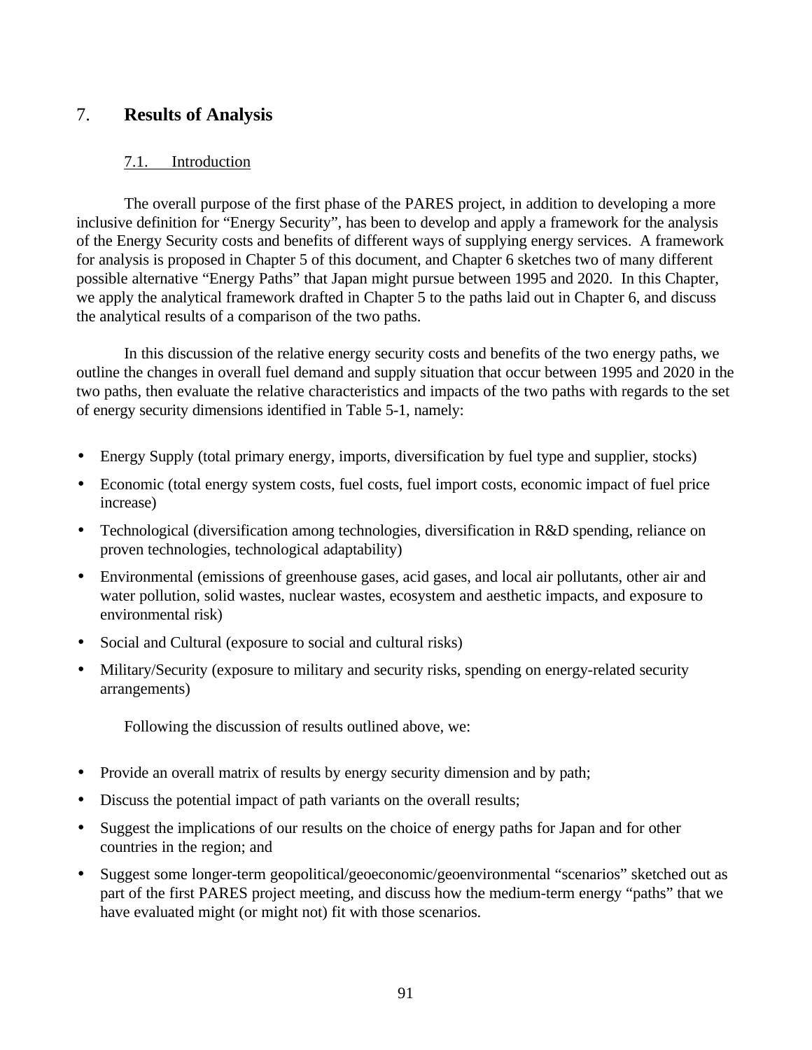# 7. Results of Analysis

## 7.1. Introduction

The overall purpose of the first phase of the PARES project, in addition to developing a more inclusive definition for “Energy Security”, has been to develop and apply a framework for the analysis of the Energy Security costs and benefits of different ways of supplying energy services. A framework for analysis is proposed in Chapter 5 of this document, and Chapter 6 sketches two of many different possible alternative “Energy Paths” that Japan might pursue between 1995 and 2020. In this Chapter, we apply the analytical framework drafted in Chapter 5 to the paths laid out in Chapter 6, and discuss the analytical results of a comparison of the two paths.

In this discussion of the relative energy security costs and benefits of the two energy paths, we outline the changes in overall fuel demand and supply situation that occur between 1995 and 2020 in the two paths, then evaluate the relative characteristics and impacts of the two paths with regards to the set of energy security dimensions identified in Table 5-1, namely:

- Energy Supply (total primary energy, imports, diversification by fuel type and supplier, stocks)
- Economic (total energy system costs, fuel costs, fuel import costs, economic impact of fuel price increase)
- Technological (diversification among technologies, diversification in R&D spending, reliance on proven technologies, technological adaptability)
- Environmental (emissions of greenhouse gases, acid gases, and local air pollutants, other air and water pollution, solid wastes, nuclear wastes, ecosystem and aesthetic impacts, and exposure to environmental risk)
- Social and Cultural (exposure to social and cultural risks)
- Military/Security (exposure to military and security risks, spending on energy-related security arrangements)

Following the discussion of results outlined above, we:

- Provide an overall matrix of results by energy security dimension and by path;
- Discuss the potential impact of path variants on the overall results;
- Suggest the implications of our results on the choice of energy paths for Japan and for other countries in the region; and
- Suggest some longer-term geopolitical/geoeconomic/geoenvironmental “scenarios” sketched out as part of the first PARES project meeting, and discuss how the medium-term energy “paths” that we have evaluated might (or might not) fit with those scenarios.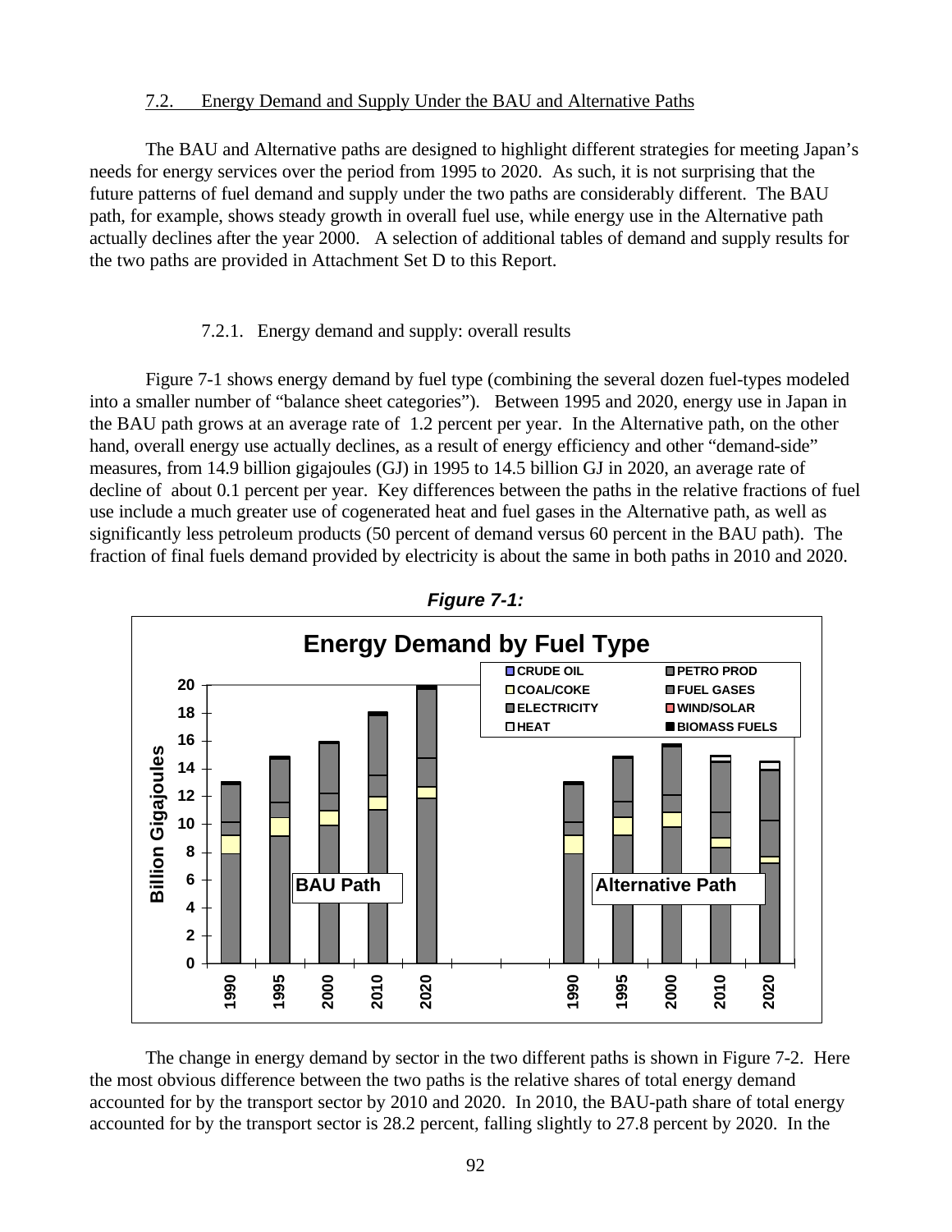## 7.2. Energy Demand and Supply Under the BAU and Alternative Paths

The BAU and Alternative paths are designed to highlight different strategies for meeting Japan's needs for energy services over the period from 1995 to 2020. As such, it is not surprising that the future patterns of fuel demand and supply under the two paths are considerably different. The BAU path, for example, shows steady growth in overall fuel use, while energy use in the Alternative path actually declines after the year 2000. A selection of additional tables of demand and supply results for the two paths are provided in Attachment Set D to this Report.

### 7.2.1. Energy demand and supply: overall results

Figure 7-1 shows energy demand by fuel type (combining the several dozen fuel-types modeled into a smaller number of "balance sheet categories"). Between 1995 and 2020, energy use in Japan in the BAU path grows at an average rate of 1.2 percent per year. In the Alternative path, on the other hand, overall energy use actually declines, as a result of energy efficiency and other "demand-side" measures, from 14.9 billion gigajoules (GJ) in 1995 to 14.5 billion GJ in 2020, an average rate of decline of about 0.1 percent per year. Key differences between the paths in the relative fractions of fuel use include a much greater use of cogenerated heat and fuel gases in the Alternative path, as well as significantly less petroleum products (50 percent of demand versus 60 percent in the BAU path). The fraction of final fuels demand provided by electricity is about the same in both paths in 2010 and 2020.

***Figure 7-1:***

**Energy Demand by Fuel Type**

Legend: CRUDE OIL, PETRO PROD, COAL/COKE, FUEL GASES, ELECTRICITY, WIND/SOLAR, HEAT, BIOMASS FUELS

Y-axis: Billion Gigajoules (0–20). X-axis: BAU Path (1990, 1995, 2000, 2010, 2020); Alternative Path (1990, 1995, 2000, 2010, 2020).

The change in energy demand by sector in the two different paths is shown in Figure 7-2. Here the most obvious difference between the two paths is the relative shares of total energy demand accounted for by the transport sector by 2010 and 2020. In 2010, the BAU-path share of total energy accounted for by the transport sector is 28.2 percent, falling slightly to 27.8 percent by 2020. In the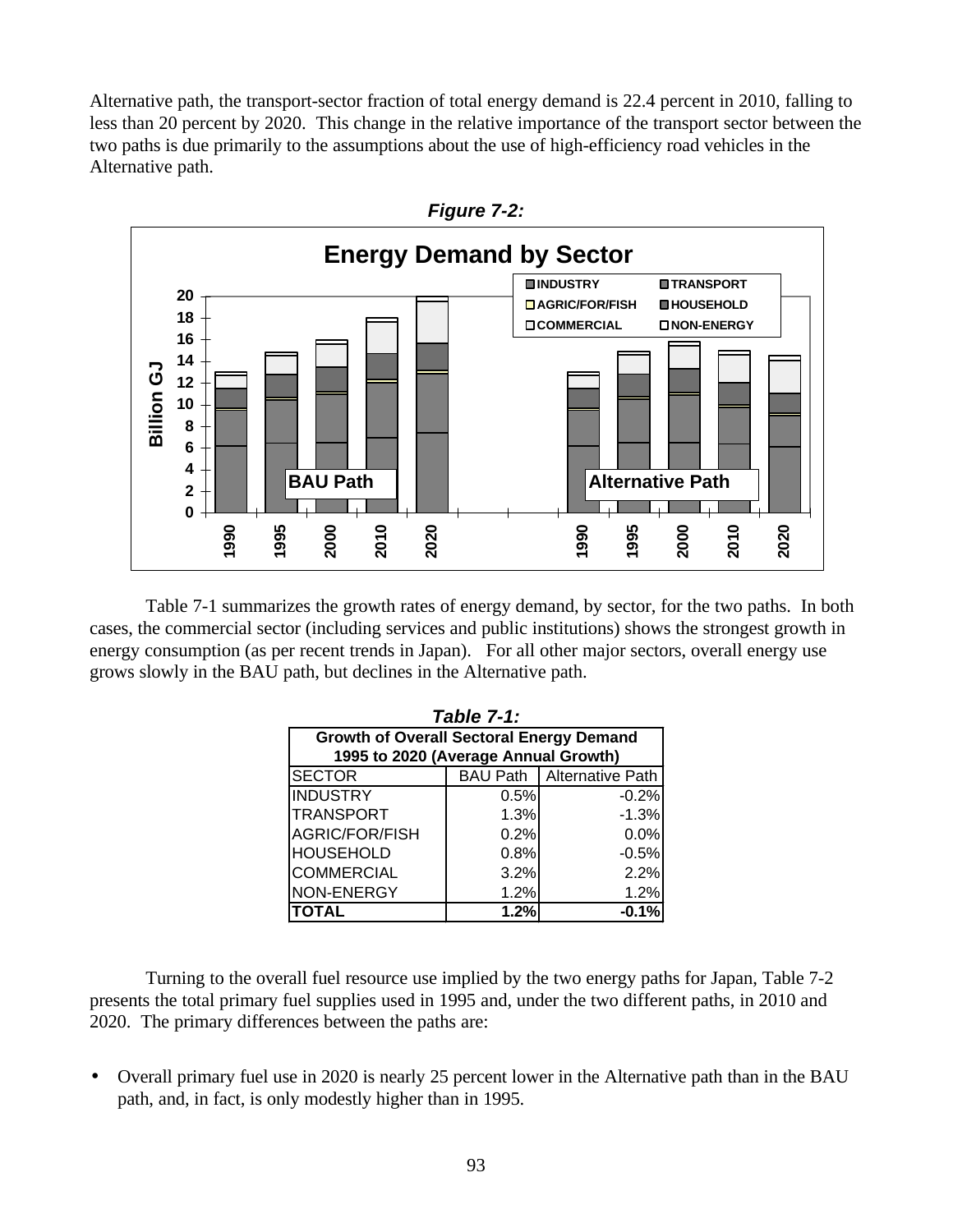Alternative path, the transport-sector fraction of total energy demand is 22.4 percent in 2010, falling to less than 20 percent by 2020. This change in the relative importance of the transport sector between the two paths is due primarily to the assumptions about the use of high-efficiency road vehicles in the Alternative path.

***Figure 7-2:***

Table 7-1 summarizes the growth rates of energy demand, by sector, for the two paths. In both cases, the commercial sector (including services and public institutions) shows the strongest growth in energy consumption (as per recent trends in Japan). For all other major sectors, overall energy use grows slowly in the BAU path, but declines in the Alternative path.

***Table 7-1:***

**Growth of Overall Sectoral Energy Demand 1995 to 2020 (Average Annual Growth)**

| SECTOR | BAU Path | Alternative Path |
|---|---|---|
| INDUSTRY | 0.5% | -0.2% |
| TRANSPORT | 1.3% | -1.3% |
| AGRIC/FOR/FISH | 0.2% | 0.0% |
| HOUSEHOLD | 0.8% | -0.5% |
| COMMERCIAL | 3.2% | 2.2% |
| NON-ENERGY | 1.2% | 1.2% |
| **TOTAL** | **1.2%** | **-0.1%** |

Turning to the overall fuel resource use implied by the two energy paths for Japan, Table 7-2 presents the total primary fuel supplies used in 1995 and, under the two different paths, in 2010 and 2020. The primary differences between the paths are:

- Overall primary fuel use in 2020 is nearly 25 percent lower in the Alternative path than in the BAU path, and, in fact, is only modestly higher than in 1995.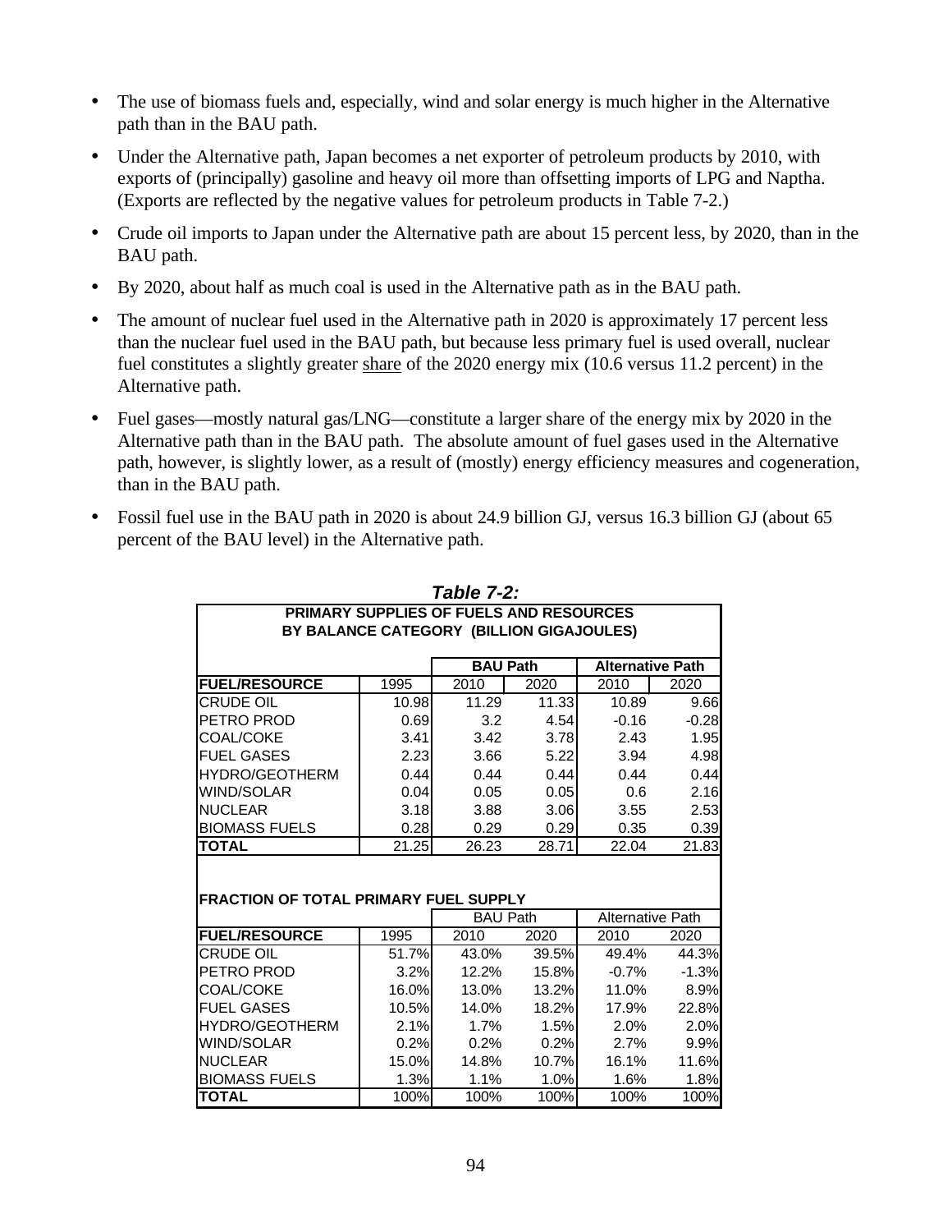- The use of biomass fuels and, especially, wind and solar energy is much higher in the Alternative path than in the BAU path.
- Under the Alternative path, Japan becomes a net exporter of petroleum products by 2010, with exports of (principally) gasoline and heavy oil more than offsetting imports of LPG and Naptha. (Exports are reflected by the negative values for petroleum products in Table 7-2.)
- Crude oil imports to Japan under the Alternative path are about 15 percent less, by 2020, than in the BAU path.
- By 2020, about half as much coal is used in the Alternative path as in the BAU path.
- The amount of nuclear fuel used in the Alternative path in 2020 is approximately 17 percent less than the nuclear fuel used in the BAU path, but because less primary fuel is used overall, nuclear fuel constitutes a slightly greater share of the 2020 energy mix (10.6 versus 11.2 percent) in the Alternative path.
- Fuel gases—mostly natural gas/LNG—constitute a larger share of the energy mix by 2020 in the Alternative path than in the BAU path. The absolute amount of fuel gases used in the Alternative path, however, is slightly lower, as a result of (mostly) energy efficiency measures and cogeneration, than in the BAU path.
- Fossil fuel use in the BAU path in 2020 is about 24.9 billion GJ, versus 16.3 billion GJ (about 65 percent of the BAU level) in the Alternative path.

***Table 7-2:***

**PRIMARY SUPPLIES OF FUELS AND RESOURCES BY BALANCE CATEGORY (BILLION GIGAJOULES)**

| | | BAU Path | | Alternative Path | |
|---|---|---|---|---|---|
| **FUEL/RESOURCE** | 1995 | 2010 | 2020 | 2010 | 2020 |
| CRUDE OIL | 10.98 | 11.29 | 11.33 | 10.89 | 9.66 |
| PETRO PROD | 0.69 | 3.2 | 4.54 | -0.16 | -0.28 |
| COAL/COKE | 3.41 | 3.42 | 3.78 | 2.43 | 1.95 |
| FUEL GASES | 2.23 | 3.66 | 5.22 | 3.94 | 4.98 |
| HYDRO/GEOTHERM | 0.44 | 0.44 | 0.44 | 0.44 | 0.44 |
| WIND/SOLAR | 0.04 | 0.05 | 0.05 | 0.6 | 2.16 |
| NUCLEAR | 3.18 | 3.88 | 3.06 | 3.55 | 2.53 |
| BIOMASS FUELS | 0.28 | 0.29 | 0.29 | 0.35 | 0.39 |
| **TOTAL** | 21.25 | 26.23 | 28.71 | 22.04 | 21.83 |

**FRACTION OF TOTAL PRIMARY FUEL SUPPLY**

| | | BAU Path | | Alternative Path | |
|---|---|---|---|---|---|
| **FUEL/RESOURCE** | 1995 | 2010 | 2020 | 2010 | 2020 |
| CRUDE OIL | 51.7% | 43.0% | 39.5% | 49.4% | 44.3% |
| PETRO PROD | 3.2% | 12.2% | 15.8% | -0.7% | -1.3% |
| COAL/COKE | 16.0% | 13.0% | 13.2% | 11.0% | 8.9% |
| FUEL GASES | 10.5% | 14.0% | 18.2% | 17.9% | 22.8% |
| HYDRO/GEOTHERM | 2.1% | 1.7% | 1.5% | 2.0% | 2.0% |
| WIND/SOLAR | 0.2% | 0.2% | 0.2% | 2.7% | 9.9% |
| NUCLEAR | 15.0% | 14.8% | 10.7% | 16.1% | 11.6% |
| BIOMASS FUELS | 1.3% | 1.1% | 1.0% | 1.6% | 1.8% |
| **TOTAL** | 100% | 100% | 100% | 100% | 100% |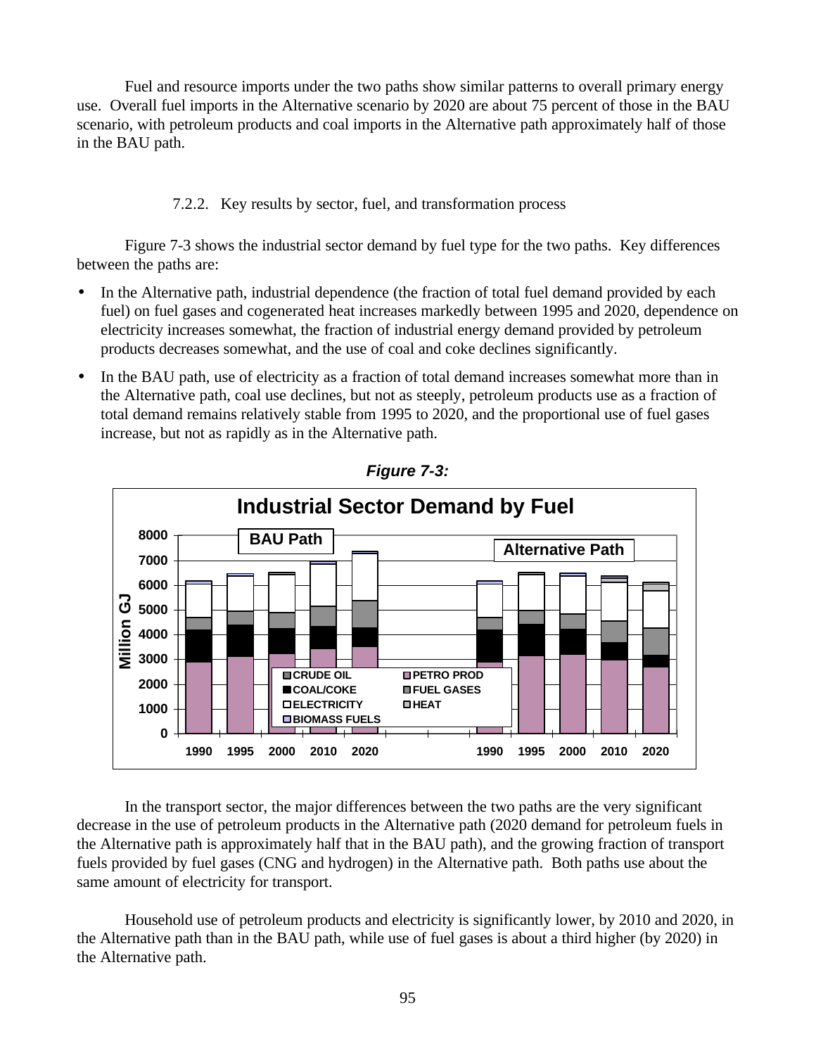Fuel and resource imports under the two paths show similar patterns to overall primary energy use. Overall fuel imports in the Alternative scenario by 2020 are about 75 percent of those in the BAU scenario, with petroleum products and coal imports in the Alternative path approximately half of those in the BAU path.

### 7.2.2. Key results by sector, fuel, and transformation process

Figure 7-3 shows the industrial sector demand by fuel type for the two paths. Key differences between the paths are:

- In the Alternative path, industrial dependence (the fraction of total fuel demand provided by each fuel) on fuel gases and cogenerated heat increases markedly between 1995 and 2020, dependence on electricity increases somewhat, the fraction of industrial energy demand provided by petroleum products decreases somewhat, and the use of coal and coke declines significantly.
- In the BAU path, use of electricity as a fraction of total demand increases somewhat more than in the Alternative path, coal use declines, but not as steeply, petroleum products use as a fraction of total demand remains relatively stable from 1995 to 2020, and the proportional use of fuel gases increase, but not as rapidly as in the Alternative path.

***Figure 7-3:***

**Industrial Sector Demand by Fuel**

(Stacked bar chart, Million GJ, BAU Path and Alternative Path, 1990–2020; legend: CRUDE OIL, PETRO PROD, COAL/COKE, FUEL GASES, ELECTRICITY, HEAT, BIOMASS FUELS)

In the transport sector, the major differences between the two paths are the very significant decrease in the use of petroleum products in the Alternative path (2020 demand for petroleum fuels in the Alternative path is approximately half that in the BAU path), and the growing fraction of transport fuels provided by fuel gases (CNG and hydrogen) in the Alternative path. Both paths use about the same amount of electricity for transport.

Household use of petroleum products and electricity is significantly lower, by 2010 and 2020, in the Alternative path than in the BAU path, while use of fuel gases is about a third higher (by 2020) in the Alternative path.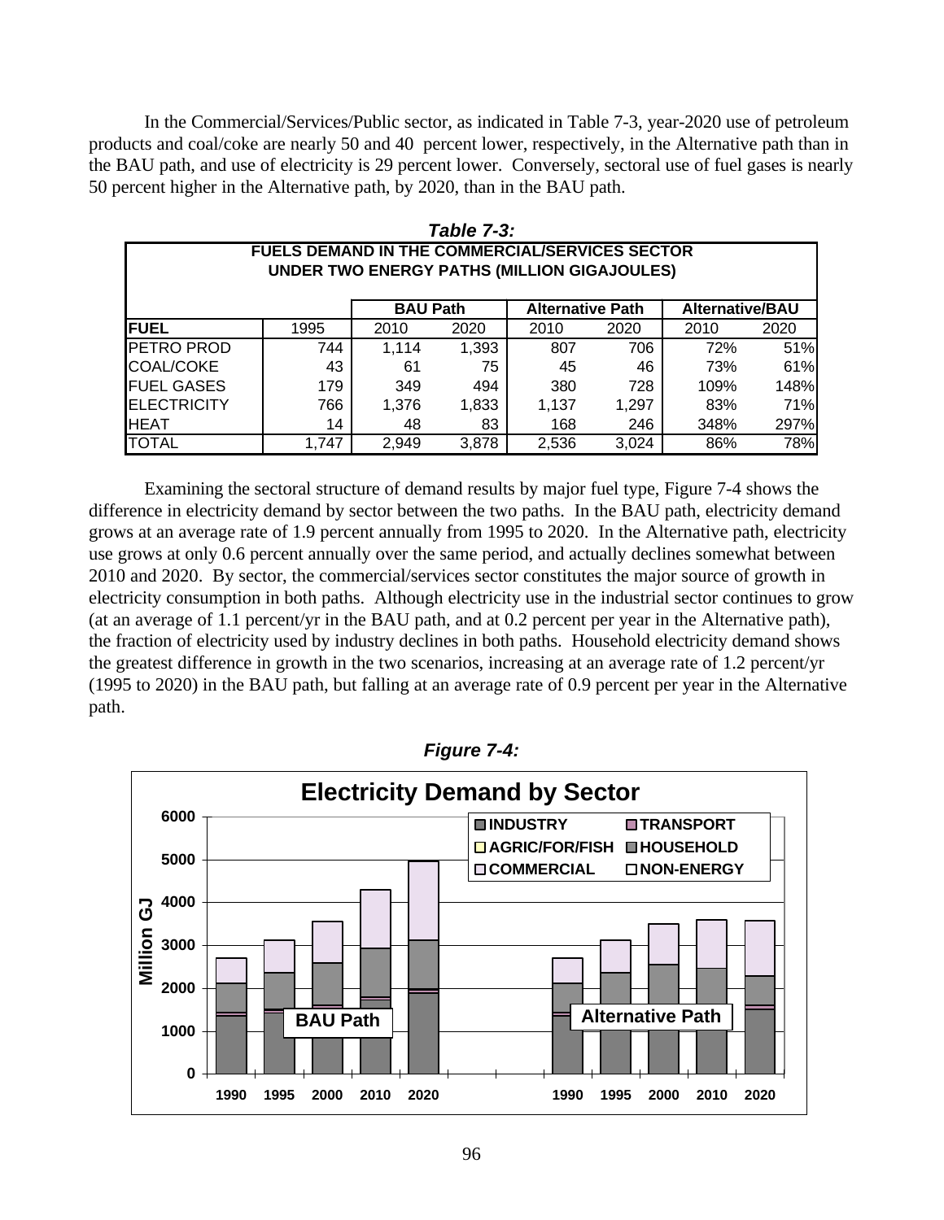In the Commercial/Services/Public sector, as indicated in Table 7-3, year-2020 use of petroleum products and coal/coke are nearly 50 and 40 percent lower, respectively, in the Alternative path than in the BAU path, and use of electricity is 29 percent lower. Conversely, sectoral use of fuel gases is nearly 50 percent higher in the Alternative path, by 2020, than in the BAU path.

***Table 7-3:***

**FUELS DEMAND IN THE COMMERCIAL/SERVICES SECTOR UNDER TWO ENERGY PATHS (MILLION GIGAJOULES)**

| | | BAU Path | | Alternative Path | | Alternative/BAU | |
|---|---|---|---|---|---|---|---|
| **FUEL** | 1995 | 2010 | 2020 | 2010 | 2020 | 2010 | 2020 |
| PETRO PROD | 744 | 1,114 | 1,393 | 807 | 706 | 72% | 51% |
| COAL/COKE | 43 | 61 | 75 | 45 | 46 | 73% | 61% |
| FUEL GASES | 179 | 349 | 494 | 380 | 728 | 109% | 148% |
| ELECTRICITY | 766 | 1,376 | 1,833 | 1,137 | 1,297 | 83% | 71% |
| HEAT | 14 | 48 | 83 | 168 | 246 | 348% | 297% |
| TOTAL | 1,747 | 2,949 | 3,878 | 2,536 | 3,024 | 86% | 78% |

Examining the sectoral structure of demand results by major fuel type, Figure 7-4 shows the difference in electricity demand by sector between the two paths. In the BAU path, electricity demand grows at an average rate of 1.9 percent annually from 1995 to 2020. In the Alternative path, electricity use grows at only 0.6 percent annually over the same period, and actually declines somewhat between 2010 and 2020. By sector, the commercial/services sector constitutes the major source of growth in electricity consumption in both paths. Although electricity use in the industrial sector continues to grow (at an average of 1.1 percent/yr in the BAU path, and at 0.2 percent per year in the Alternative path), the fraction of electricity used by industry declines in both paths. Household electricity demand shows the greatest difference in growth in the two scenarios, increasing at an average rate of 1.2 percent/yr (1995 to 2020) in the BAU path, but falling at an average rate of 0.9 percent per year in the Alternative path.

***Figure 7-4:***

**Electricity Demand by Sector**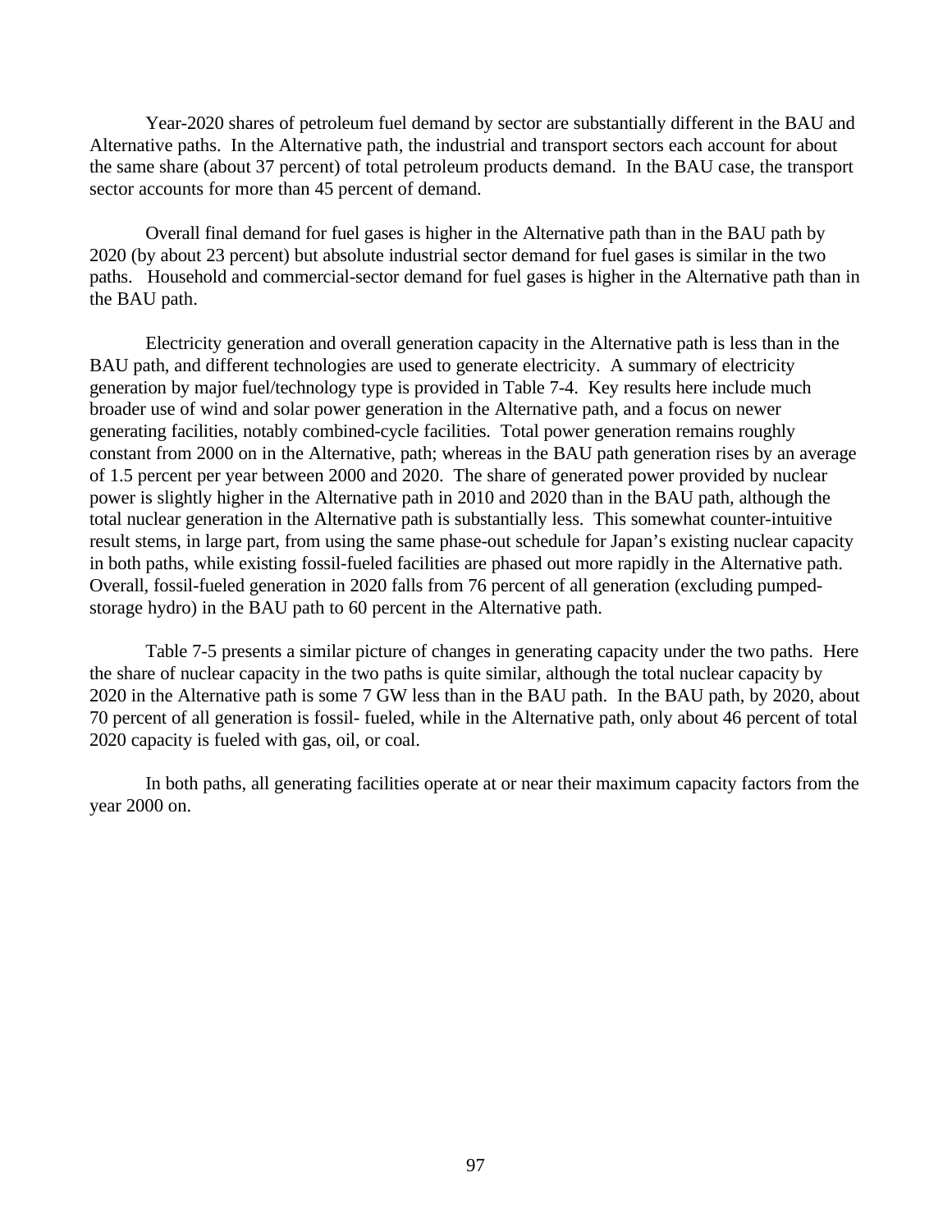Year-2020 shares of petroleum fuel demand by sector are substantially different in the BAU and Alternative paths. In the Alternative path, the industrial and transport sectors each account for about the same share (about 37 percent) of total petroleum products demand. In the BAU case, the transport sector accounts for more than 45 percent of demand.

Overall final demand for fuel gases is higher in the Alternative path than in the BAU path by 2020 (by about 23 percent) but absolute industrial sector demand for fuel gases is similar in the two paths. Household and commercial-sector demand for fuel gases is higher in the Alternative path than in the BAU path.

Electricity generation and overall generation capacity in the Alternative path is less than in the BAU path, and different technologies are used to generate electricity. A summary of electricity generation by major fuel/technology type is provided in Table 7-4. Key results here include much broader use of wind and solar power generation in the Alternative path, and a focus on newer generating facilities, notably combined-cycle facilities. Total power generation remains roughly constant from 2000 on in the Alternative, path; whereas in the BAU path generation rises by an average of 1.5 percent per year between 2000 and 2020. The share of generated power provided by nuclear power is slightly higher in the Alternative path in 2010 and 2020 than in the BAU path, although the total nuclear generation in the Alternative path is substantially less. This somewhat counter-intuitive result stems, in large part, from using the same phase-out schedule for Japan's existing nuclear capacity in both paths, while existing fossil-fueled facilities are phased out more rapidly in the Alternative path. Overall, fossil-fueled generation in 2020 falls from 76 percent of all generation (excluding pumped-storage hydro) in the BAU path to 60 percent in the Alternative path.

Table 7-5 presents a similar picture of changes in generating capacity under the two paths. Here the share of nuclear capacity in the two paths is quite similar, although the total nuclear capacity by 2020 in the Alternative path is some 7 GW less than in the BAU path. In the BAU path, by 2020, about 70 percent of all generation is fossil- fueled, while in the Alternative path, only about 46 percent of total 2020 capacity is fueled with gas, oil, or coal.

In both paths, all generating facilities operate at or near their maximum capacity factors from the year 2000 on.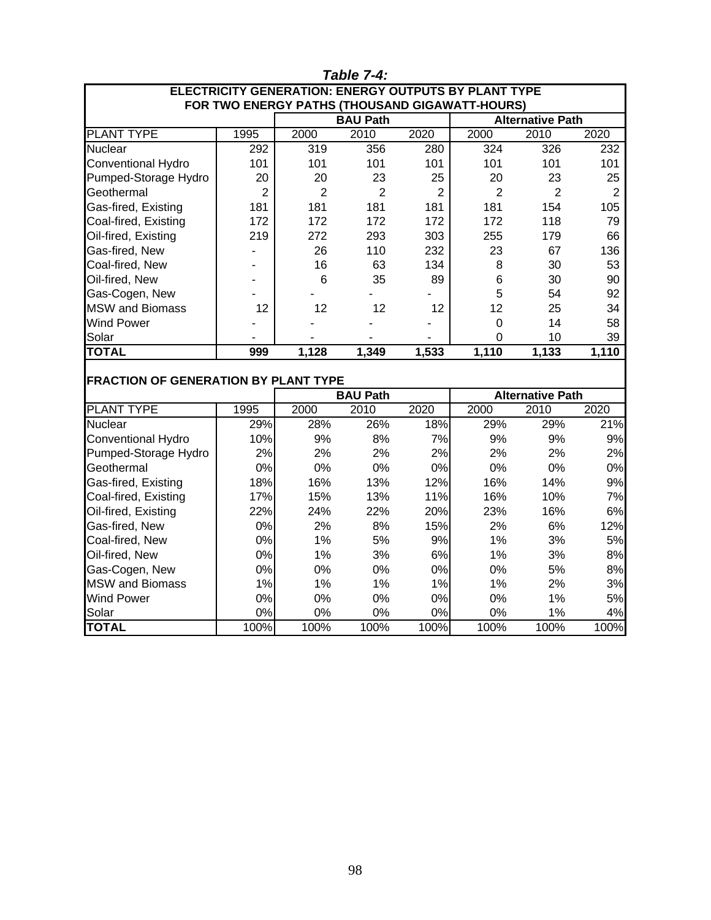*Table 7-4:*

**ELECTRICITY GENERATION: ENERGY OUTPUTS BY PLANT TYPE FOR TWO ENERGY PATHS (THOUSAND GIGAWATT-HOURS)**

| | | **BAU Path** | | | **Alternative Path** | | |
|---|---|---|---|---|---|---|---|
| PLANT TYPE | 1995 | 2000 | 2010 | 2020 | 2000 | 2010 | 2020 |
| Nuclear | 292 | 319 | 356 | 280 | 324 | 326 | 232 |
| Conventional Hydro | 101 | 101 | 101 | 101 | 101 | 101 | 101 |
| Pumped-Storage Hydro | 20 | 20 | 23 | 25 | 20 | 23 | 25 |
| Geothermal | 2 | 2 | 2 | 2 | 2 | 2 | 2 |
| Gas-fired, Existing | 181 | 181 | 181 | 181 | 181 | 154 | 105 |
| Coal-fired, Existing | 172 | 172 | 172 | 172 | 172 | 118 | 79 |
| Oil-fired, Existing | 219 | 272 | 293 | 303 | 255 | 179 | 66 |
| Gas-fired, New | - | 26 | 110 | 232 | 23 | 67 | 136 |
| Coal-fired, New | - | 16 | 63 | 134 | 8 | 30 | 53 |
| Oil-fired, New | - | 6 | 35 | 89 | 6 | 30 | 90 |
| Gas-Cogen, New | - | - | - | - | 5 | 54 | 92 |
| MSW and Biomass | 12 | 12 | 12 | 12 | 12 | 25 | 34 |
| Wind Power | - | - | - | - | 0 | 14 | 58 |
| Solar | - | - | - | - | 0 | 10 | 39 |
| **TOTAL** | **999** | **1,128** | **1,349** | **1,533** | **1,110** | **1,133** | **1,110** |

**FRACTION OF GENERATION BY PLANT TYPE**

| | | **BAU Path** | | | **Alternative Path** | | |
|---|---|---|---|---|---|---|---|
| PLANT TYPE | 1995 | 2000 | 2010 | 2020 | 2000 | 2010 | 2020 |
| Nuclear | 29% | 28% | 26% | 18% | 29% | 29% | 21% |
| Conventional Hydro | 10% | 9% | 8% | 7% | 9% | 9% | 9% |
| Pumped-Storage Hydro | 2% | 2% | 2% | 2% | 2% | 2% | 2% |
| Geothermal | 0% | 0% | 0% | 0% | 0% | 0% | 0% |
| Gas-fired, Existing | 18% | 16% | 13% | 12% | 16% | 14% | 9% |
| Coal-fired, Existing | 17% | 15% | 13% | 11% | 16% | 10% | 7% |
| Oil-fired, Existing | 22% | 24% | 22% | 20% | 23% | 16% | 6% |
| Gas-fired, New | 0% | 2% | 8% | 15% | 2% | 6% | 12% |
| Coal-fired, New | 0% | 1% | 5% | 9% | 1% | 3% | 5% |
| Oil-fired, New | 0% | 1% | 3% | 6% | 1% | 3% | 8% |
| Gas-Cogen, New | 0% | 0% | 0% | 0% | 0% | 5% | 8% |
| MSW and Biomass | 1% | 1% | 1% | 1% | 1% | 2% | 3% |
| Wind Power | 0% | 0% | 0% | 0% | 0% | 1% | 5% |
| Solar | 0% | 0% | 0% | 0% | 0% | 1% | 4% |
| **TOTAL** | 100% | 100% | 100% | 100% | 100% | 100% | 100% |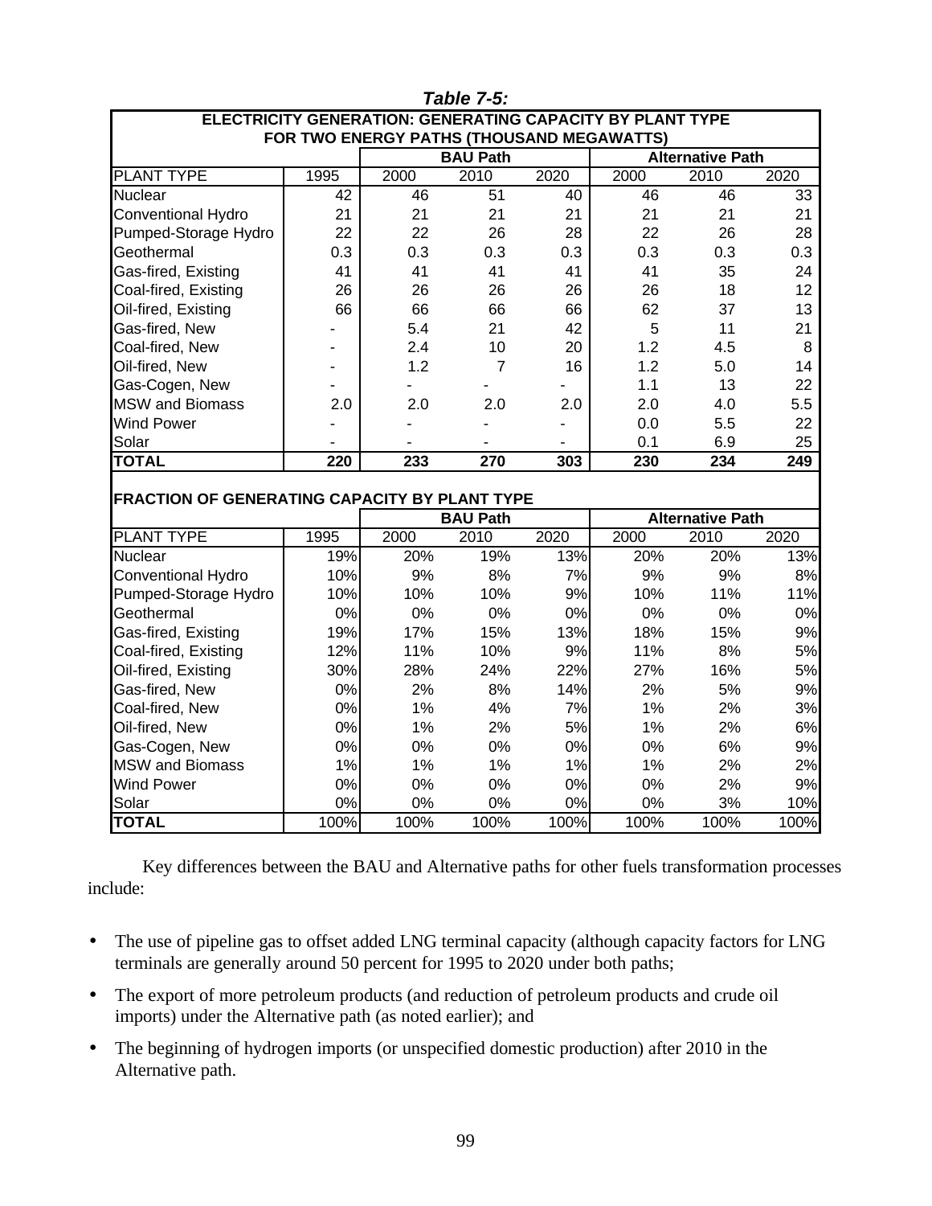***Table 7-5:***

**ELECTRICITY GENERATION: GENERATING CAPACITY BY PLANT TYPE FOR TWO ENERGY PATHS (THOUSAND MEGAWATTS)**

| | | BAU Path | | | Alternative Path | | |
|---|---|---|---|---|---|---|---|
| PLANT TYPE | 1995 | 2000 | 2010 | 2020 | 2000 | 2010 | 2020 |
| Nuclear | 42 | 46 | 51 | 40 | 46 | 46 | 33 |
| Conventional Hydro | 21 | 21 | 21 | 21 | 21 | 21 | 21 |
| Pumped-Storage Hydro | 22 | 22 | 26 | 28 | 22 | 26 | 28 |
| Geothermal | 0.3 | 0.3 | 0.3 | 0.3 | 0.3 | 0.3 | 0.3 |
| Gas-fired, Existing | 41 | 41 | 41 | 41 | 41 | 35 | 24 |
| Coal-fired, Existing | 26 | 26 | 26 | 26 | 26 | 18 | 12 |
| Oil-fired, Existing | 66 | 66 | 66 | 66 | 62 | 37 | 13 |
| Gas-fired, New | - | 5.4 | 21 | 42 | 5 | 11 | 21 |
| Coal-fired, New | - | 2.4 | 10 | 20 | 1.2 | 4.5 | 8 |
| Oil-fired, New | - | 1.2 | 7 | 16 | 1.2 | 5.0 | 14 |
| Gas-Cogen, New | - | - | - | - | 1.1 | 13 | 22 |
| MSW and Biomass | 2.0 | 2.0 | 2.0 | 2.0 | 2.0 | 4.0 | 5.5 |
| Wind Power | - | - | - | - | 0.0 | 5.5 | 22 |
| Solar | - | - | - | - | 0.1 | 6.9 | 25 |
| **TOTAL** | **220** | **233** | **270** | **303** | **230** | **234** | **249** |

**FRACTION OF GENERATING CAPACITY BY PLANT TYPE**

| | | BAU Path | | | Alternative Path | | |
|---|---|---|---|---|---|---|---|
| PLANT TYPE | 1995 | 2000 | 2010 | 2020 | 2000 | 2010 | 2020 |
| Nuclear | 19% | 20% | 19% | 13% | 20% | 20% | 13% |
| Conventional Hydro | 10% | 9% | 8% | 7% | 9% | 9% | 8% |
| Pumped-Storage Hydro | 10% | 10% | 10% | 9% | 10% | 11% | 11% |
| Geothermal | 0% | 0% | 0% | 0% | 0% | 0% | 0% |
| Gas-fired, Existing | 19% | 17% | 15% | 13% | 18% | 15% | 9% |
| Coal-fired, Existing | 12% | 11% | 10% | 9% | 11% | 8% | 5% |
| Oil-fired, Existing | 30% | 28% | 24% | 22% | 27% | 16% | 5% |
| Gas-fired, New | 0% | 2% | 8% | 14% | 2% | 5% | 9% |
| Coal-fired, New | 0% | 1% | 4% | 7% | 1% | 2% | 3% |
| Oil-fired, New | 0% | 1% | 2% | 5% | 1% | 2% | 6% |
| Gas-Cogen, New | 0% | 0% | 0% | 0% | 0% | 6% | 9% |
| MSW and Biomass | 1% | 1% | 1% | 1% | 1% | 2% | 2% |
| Wind Power | 0% | 0% | 0% | 0% | 0% | 2% | 9% |
| Solar | 0% | 0% | 0% | 0% | 0% | 3% | 10% |
| **TOTAL** | 100% | 100% | 100% | 100% | 100% | 100% | 100% |

Key differences between the BAU and Alternative paths for other fuels transformation processes include:

- The use of pipeline gas to offset added LNG terminal capacity (although capacity factors for LNG terminals are generally around 50 percent for 1995 to 2020 under both paths;
- The export of more petroleum products (and reduction of petroleum products and crude oil imports) under the Alternative path (as noted earlier); and
- The beginning of hydrogen imports (or unspecified domestic production) after 2010 in the Alternative path.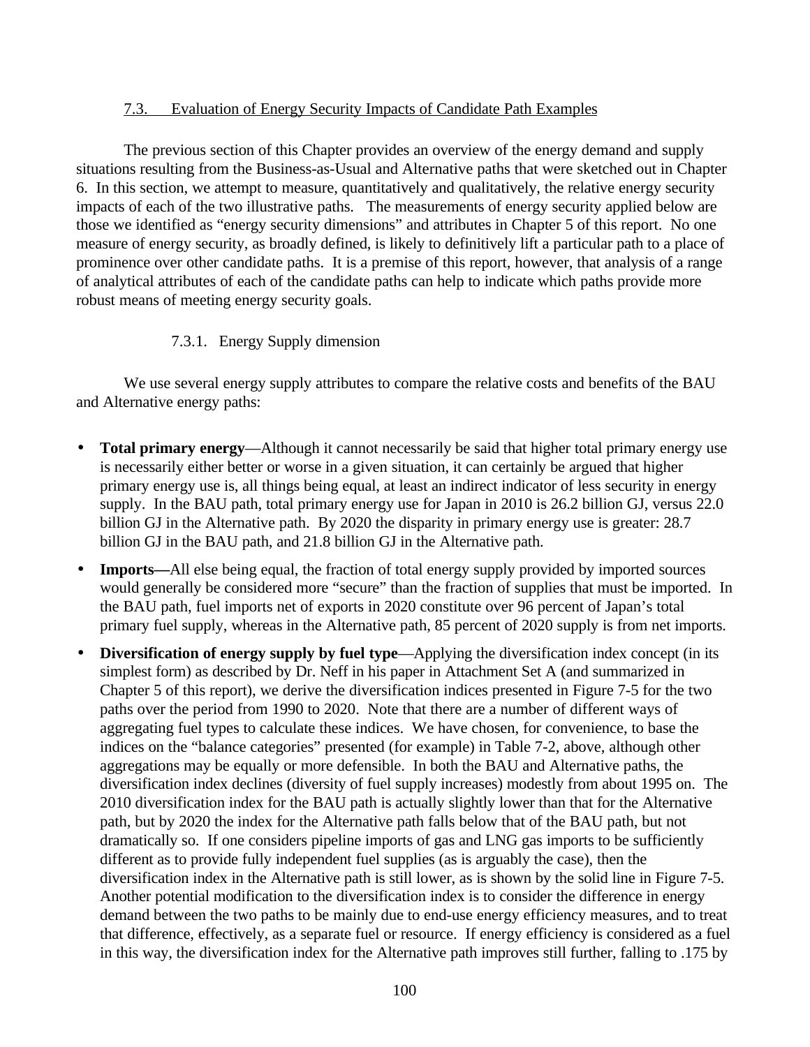## 7.3. Evaluation of Energy Security Impacts of Candidate Path Examples

The previous section of this Chapter provides an overview of the energy demand and supply situations resulting from the Business-as-Usual and Alternative paths that were sketched out in Chapter 6. In this section, we attempt to measure, quantitatively and qualitatively, the relative energy security impacts of each of the two illustrative paths. The measurements of energy security applied below are those we identified as "energy security dimensions" and attributes in Chapter 5 of this report. No one measure of energy security, as broadly defined, is likely to definitively lift a particular path to a place of prominence over other candidate paths. It is a premise of this report, however, that analysis of a range of analytical attributes of each of the candidate paths can help to indicate which paths provide more robust means of meeting energy security goals.

### 7.3.1. Energy Supply dimension

We use several energy supply attributes to compare the relative costs and benefits of the BAU and Alternative energy paths:

- **Total primary energy**—Although it cannot necessarily be said that higher total primary energy use is necessarily either better or worse in a given situation, it can certainly be argued that higher primary energy use is, all things being equal, at least an indirect indicator of less security in energy supply. In the BAU path, total primary energy use for Japan in 2010 is 26.2 billion GJ, versus 22.0 billion GJ in the Alternative path. By 2020 the disparity in primary energy use is greater: 28.7 billion GJ in the BAU path, and 21.8 billion GJ in the Alternative path.
- **Imports—**All else being equal, the fraction of total energy supply provided by imported sources would generally be considered more "secure" than the fraction of supplies that must be imported. In the BAU path, fuel imports net of exports in 2020 constitute over 96 percent of Japan's total primary fuel supply, whereas in the Alternative path, 85 percent of 2020 supply is from net imports.
- **Diversification of energy supply by fuel type**—Applying the diversification index concept (in its simplest form) as described by Dr. Neff in his paper in Attachment Set A (and summarized in Chapter 5 of this report), we derive the diversification indices presented in Figure 7-5 for the two paths over the period from 1990 to 2020. Note that there are a number of different ways of aggregating fuel types to calculate these indices. We have chosen, for convenience, to base the indices on the "balance categories" presented (for example) in Table 7-2, above, although other aggregations may be equally or more defensible. In both the BAU and Alternative paths, the diversification index declines (diversity of fuel supply increases) modestly from about 1995 on. The 2010 diversification index for the BAU path is actually slightly lower than that for the Alternative path, but by 2020 the index for the Alternative path falls below that of the BAU path, but not dramatically so. If one considers pipeline imports of gas and LNG gas imports to be sufficiently different as to provide fully independent fuel supplies (as is arguably the case), then the diversification index in the Alternative path is still lower, as is shown by the solid line in Figure 7-5. Another potential modification to the diversification index is to consider the difference in energy demand between the two paths to be mainly due to end-use energy efficiency measures, and to treat that difference, effectively, as a separate fuel or resource. If energy efficiency is considered as a fuel in this way, the diversification index for the Alternative path improves still further, falling to .175 by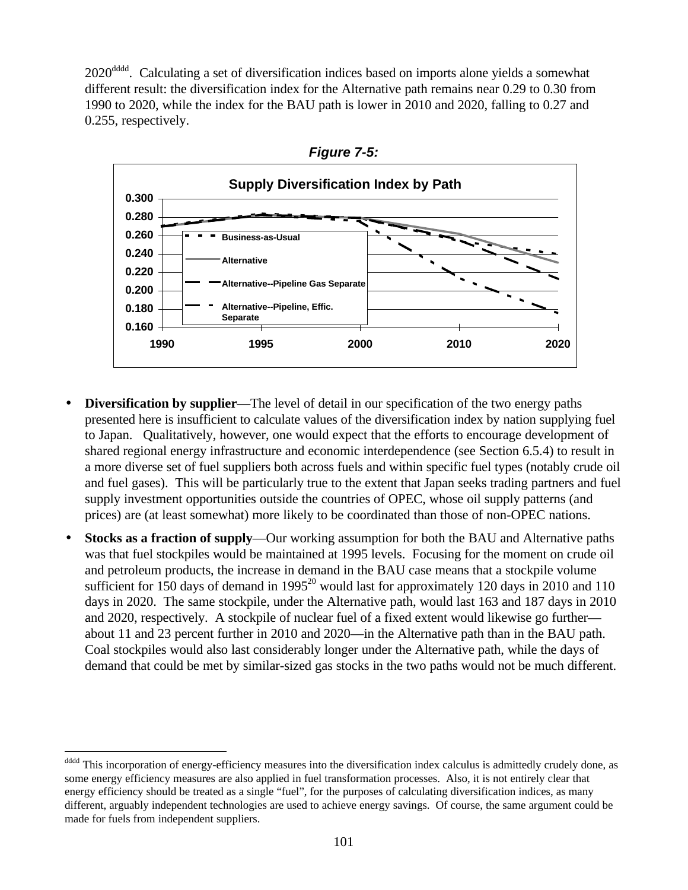2020[dddd]. Calculating a set of diversification indices based on imports alone yields a somewhat different result: the diversification index for the Alternative path remains near 0.29 to 0.30 from 1990 to 2020, while the index for the BAU path is lower in 2010 and 2020, falling to 0.27 and 0.255, respectively.

***Figure 7-5:***

**Supply Diversification Index by Path**

- **Diversification by supplier**—The level of detail in our specification of the two energy paths presented here is insufficient to calculate values of the diversification index by nation supplying fuel to Japan. Qualitatively, however, one would expect that the efforts to encourage development of shared regional energy infrastructure and economic interdependence (see Section 6.5.4) to result in a more diverse set of fuel suppliers both across fuels and within specific fuel types (notably crude oil and fuel gases). This will be particularly true to the extent that Japan seeks trading partners and fuel supply investment opportunities outside the countries of OPEC, whose oil supply patterns (and prices) are (at least somewhat) more likely to be coordinated than those of non-OPEC nations.
- **Stocks as a fraction of supply**—Our working assumption for both the BAU and Alternative paths was that fuel stockpiles would be maintained at 1995 levels. Focusing for the moment on crude oil and petroleum products, the increase in demand in the BAU case means that a stockpile volume sufficient for 150 days of demand in 1995[20] would last for approximately 120 days in 2010 and 110 days in 2020. The same stockpile, under the Alternative path, would last 163 and 187 days in 2010 and 2020, respectively. A stockpile of nuclear fuel of a fixed extent would likewise go further—about 11 and 23 percent further in 2010 and 2020—in the Alternative path than in the BAU path. Coal stockpiles would also last considerably longer under the Alternative path, while the days of demand that could be met by similar-sized gas stocks in the two paths would not be much different.

[dddd] This incorporation of energy-efficiency measures into the diversification index calculus is admittedly crudely done, as some energy efficiency measures are also applied in fuel transformation processes. Also, it is not entirely clear that energy efficiency should be treated as a single "fuel", for the purposes of calculating diversification indices, as many different, arguably independent technologies are used to achieve energy savings. Of course, the same argument could be made for fuels from independent suppliers.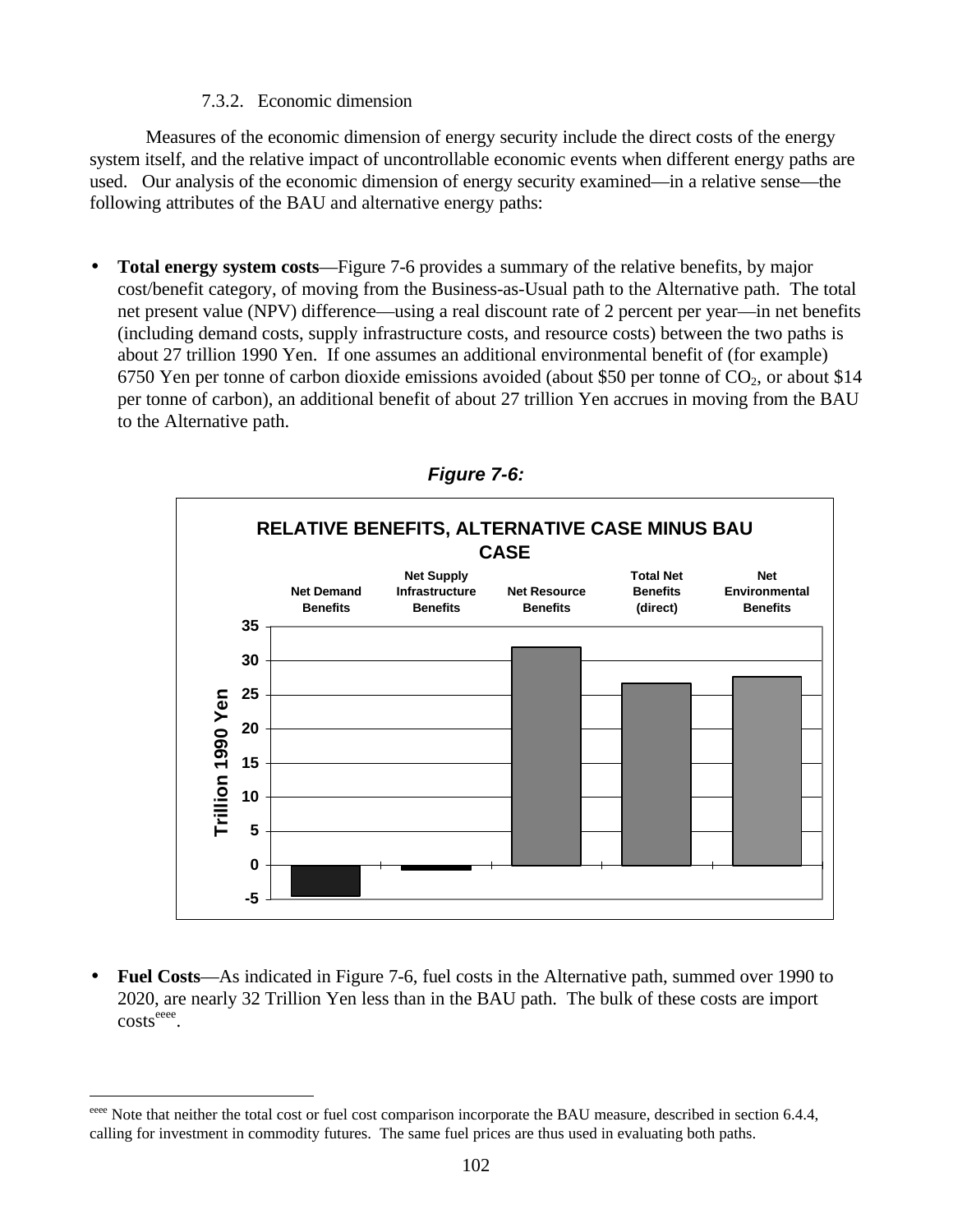#### 7.3.2. Economic dimension

Measures of the economic dimension of energy security include the direct costs of the energy system itself, and the relative impact of uncontrollable economic events when different energy paths are used. Our analysis of the economic dimension of energy security examined—in a relative sense—the following attributes of the BAU and alternative energy paths:

- **Total energy system costs**—Figure 7-6 provides a summary of the relative benefits, by major cost/benefit category, of moving from the Business-as-Usual path to the Alternative path. The total net present value (NPV) difference—using a real discount rate of 2 percent per year—in net benefits (including demand costs, supply infrastructure costs, and resource costs) between the two paths is about 27 trillion 1990 Yen. If one assumes an additional environmental benefit of (for example) 6750 Yen per tonne of carbon dioxide emissions avoided (about \$50 per tonne of $CO_2$, or about \$14 per tonne of carbon), an additional benefit of about 27 trillion Yen accrues in moving from the BAU to the Alternative path.

***Figure 7-6:***

**RELATIVE BENEFITS, ALTERNATIVE CASE MINUS BAU CASE**

- **Fuel Costs**—As indicated in Figure 7-6, fuel costs in the Alternative path, summed over 1990 to 2020, are nearly 32 Trillion Yen less than in the BAU path. The bulk of these costs are import costs[eeee].

---

[eeee] Note that neither the total cost or fuel cost comparison incorporate the BAU measure, described in section 6.4.4, calling for investment in commodity futures. The same fuel prices are thus used in evaluating both paths.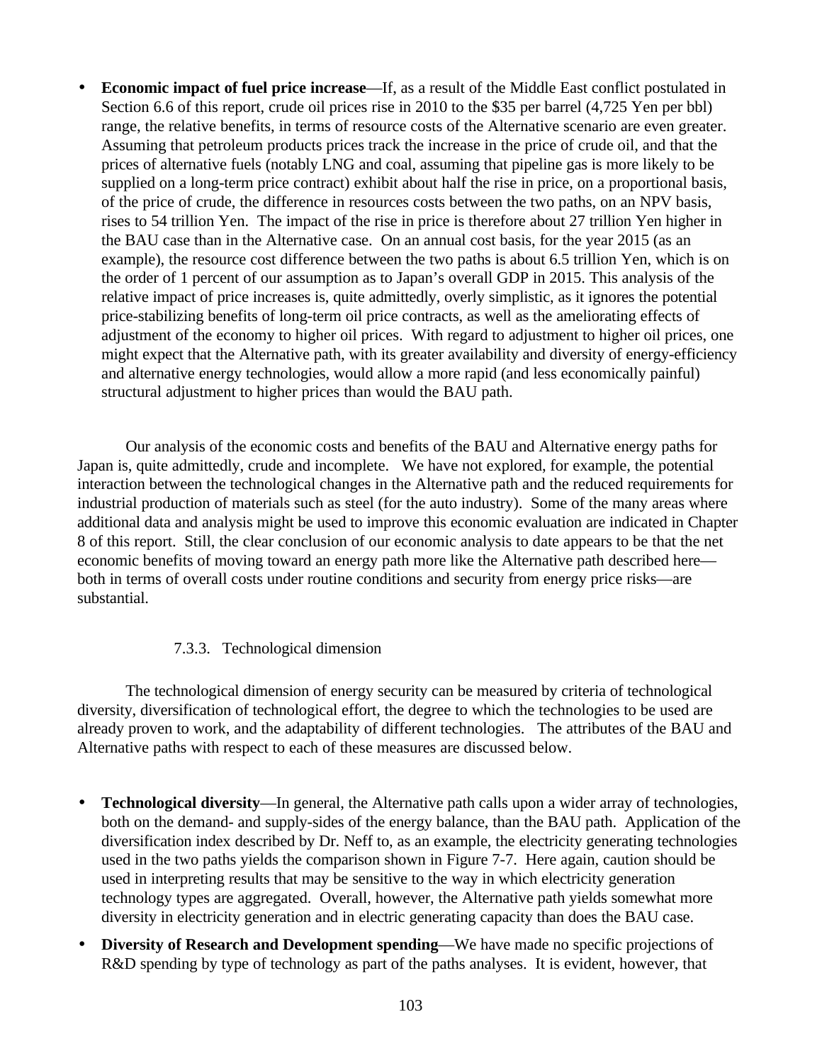- **Economic impact of fuel price increase**—If, as a result of the Middle East conflict postulated in Section 6.6 of this report, crude oil prices rise in 2010 to the $35 per barrel (4,725 Yen per bbl) range, the relative benefits, in terms of resource costs of the Alternative scenario are even greater. Assuming that petroleum products prices track the increase in the price of crude oil, and that the prices of alternative fuels (notably LNG and coal, assuming that pipeline gas is more likely to be supplied on a long-term price contract) exhibit about half the rise in price, on a proportional basis, of the price of crude, the difference in resources costs between the two paths, on an NPV basis, rises to 54 trillion Yen. The impact of the rise in price is therefore about 27 trillion Yen higher in the BAU case than in the Alternative case. On an annual cost basis, for the year 2015 (as an example), the resource cost difference between the two paths is about 6.5 trillion Yen, which is on the order of 1 percent of our assumption as to Japan's overall GDP in 2015. This analysis of the relative impact of price increases is, quite admittedly, overly simplistic, as it ignores the potential price-stabilizing benefits of long-term oil price contracts, as well as the ameliorating effects of adjustment of the economy to higher oil prices. With regard to adjustment to higher oil prices, one might expect that the Alternative path, with its greater availability and diversity of energy-efficiency and alternative energy technologies, would allow a more rapid (and less economically painful) structural adjustment to higher prices than would the BAU path.

Our analysis of the economic costs and benefits of the BAU and Alternative energy paths for Japan is, quite admittedly, crude and incomplete. We have not explored, for example, the potential interaction between the technological changes in the Alternative path and the reduced requirements for industrial production of materials such as steel (for the auto industry). Some of the many areas where additional data and analysis might be used to improve this economic evaluation are indicated in Chapter 8 of this report. Still, the clear conclusion of our economic analysis to date appears to be that the net economic benefits of moving toward an energy path more like the Alternative path described here—both in terms of overall costs under routine conditions and security from energy price risks—are substantial.

#### 7.3.3. Technological dimension

The technological dimension of energy security can be measured by criteria of technological diversity, diversification of technological effort, the degree to which the technologies to be used are already proven to work, and the adaptability of different technologies. The attributes of the BAU and Alternative paths with respect to each of these measures are discussed below.

- **Technological diversity**—In general, the Alternative path calls upon a wider array of technologies, both on the demand- and supply-sides of the energy balance, than the BAU path. Application of the diversification index described by Dr. Neff to, as an example, the electricity generating technologies used in the two paths yields the comparison shown in Figure 7-7. Here again, caution should be used in interpreting results that may be sensitive to the way in which electricity generation technology types are aggregated. Overall, however, the Alternative path yields somewhat more diversity in electricity generation and in electric generating capacity than does the BAU case.
- **Diversity of Research and Development spending**—We have made no specific projections of R&D spending by type of technology as part of the paths analyses. It is evident, however, that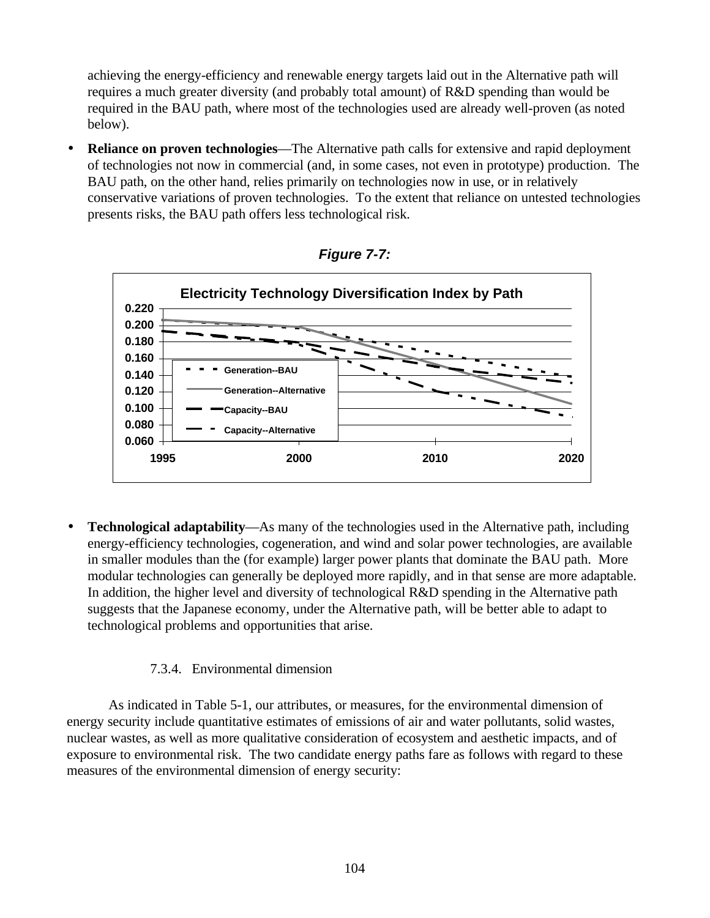achieving the energy-efficiency and renewable energy targets laid out in the Alternative path will requires a much greater diversity (and probably total amount) of R&D spending than would be required in the BAU path, where most of the technologies used are already well-proven (as noted below).

- **Reliance on proven technologies**—The Alternative path calls for extensive and rapid deployment of technologies not now in commercial (and, in some cases, not even in prototype) production. The BAU path, on the other hand, relies primarily on technologies now in use, or in relatively conservative variations of proven technologies. To the extent that reliance on untested technologies presents risks, the BAU path offers less technological risk.

***Figure 7-7:***

**Electricity Technology Diversification Index by Path**

- **Technological adaptability**—As many of the technologies used in the Alternative path, including energy-efficiency technologies, cogeneration, and wind and solar power technologies, are available in smaller modules than the (for example) larger power plants that dominate the BAU path. More modular technologies can generally be deployed more rapidly, and in that sense are more adaptable. In addition, the higher level and diversity of technological R&D spending in the Alternative path suggests that the Japanese economy, under the Alternative path, will be better able to adapt to technological problems and opportunities that arise.

### 7.3.4. Environmental dimension

As indicated in Table 5-1, our attributes, or measures, for the environmental dimension of energy security include quantitative estimates of emissions of air and water pollutants, solid wastes, nuclear wastes, as well as more qualitative consideration of ecosystem and aesthetic impacts, and of exposure to environmental risk. The two candidate energy paths fare as follows with regard to these measures of the environmental dimension of energy security: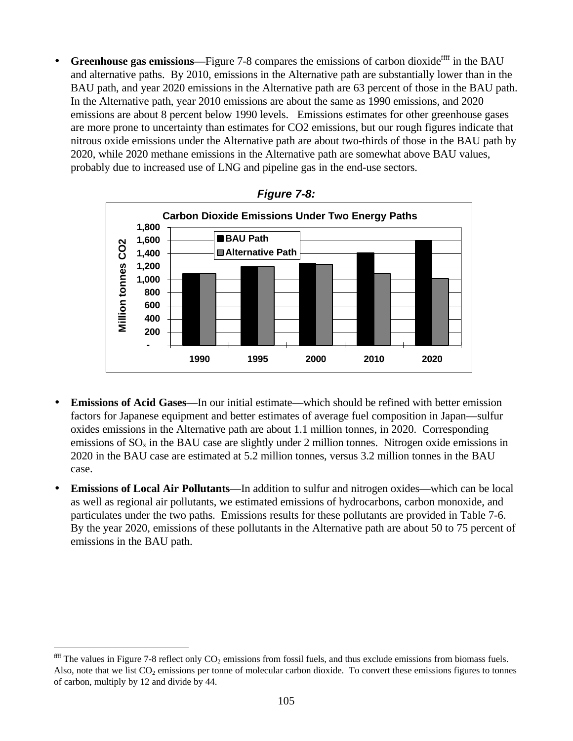- **Greenhouse gas emissions—**Figure 7-8 compares the emissions of carbon dioxide[ffff] in the BAU and alternative paths. By 2010, emissions in the Alternative path are substantially lower than in the BAU path, and year 2020 emissions in the Alternative path are 63 percent of those in the BAU path. In the Alternative path, year 2010 emissions are about the same as 1990 emissions, and 2020 emissions are about 8 percent below 1990 levels. Emissions estimates for other greenhouse gases are more prone to uncertainty than estimates for CO2 emissions, but our rough figures indicate that nitrous oxide emissions under the Alternative path are about two-thirds of those in the BAU path by 2020, while 2020 methane emissions in the Alternative path are somewhat above BAU values, probably due to increased use of LNG and pipeline gas in the end-use sectors.

***Figure 7-8:***

**Carbon Dioxide Emissions Under Two Energy Paths**

- **Emissions of Acid Gases**—In our initial estimate—which should be refined with better emission factors for Japanese equipment and better estimates of average fuel composition in Japan—sulfur oxides emissions in the Alternative path are about 1.1 million tonnes, in 2020. Corresponding emissions of $SO_x$ in the BAU case are slightly under 2 million tonnes. Nitrogen oxide emissions in 2020 in the BAU case are estimated at 5.2 million tonnes, versus 3.2 million tonnes in the BAU case.

- **Emissions of Local Air Pollutants**—In addition to sulfur and nitrogen oxides—which can be local as well as regional air pollutants, we estimated emissions of hydrocarbons, carbon monoxide, and particulates under the two paths. Emissions results for these pollutants are provided in Table 7-6. By the year 2020, emissions of these pollutants in the Alternative path are about 50 to 75 percent of emissions in the BAU path.

---

[ffff] The values in Figure 7-8 reflect only $CO_2$ emissions from fossil fuels, and thus exclude emissions from biomass fuels. Also, note that we list $CO_2$ emissions per tonne of molecular carbon dioxide. To convert these emissions figures to tonnes of carbon, multiply by 12 and divide by 44.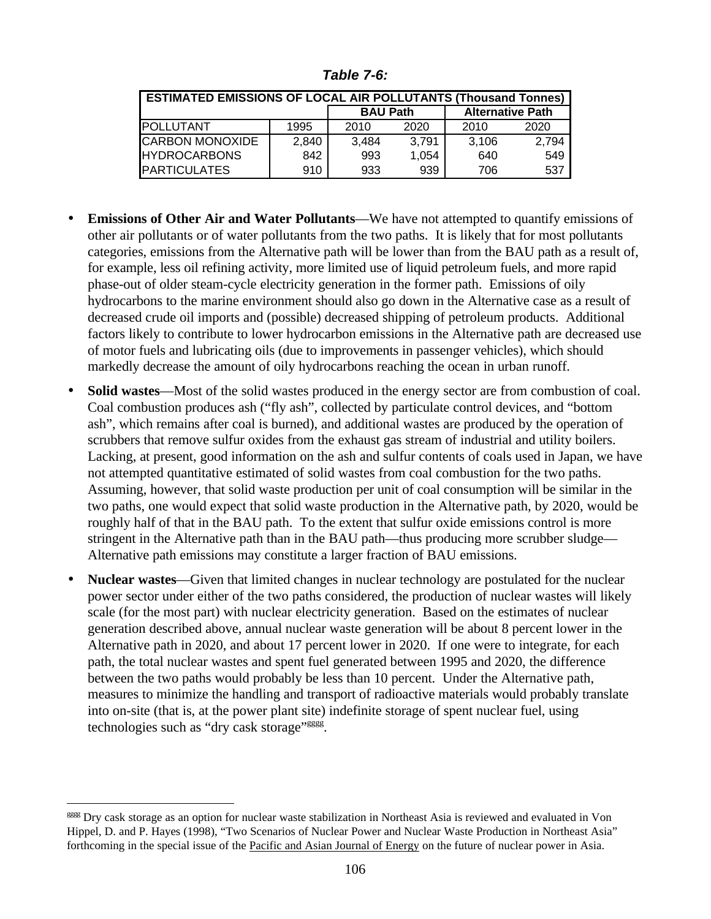***Table 7-6:***

| ESTIMATED EMISSIONS OF LOCAL AIR POLLUTANTS (Thousand Tonnes) | | | | | |
|---|---|---|---|---|---|
| | | BAU Path | | Alternative Path | |
| POLLUTANT | 1995 | 2010 | 2020 | 2010 | 2020 |
| CARBON MONOXIDE | 2,840 | 3,484 | 3,791 | 3,106 | 2,794 |
| HYDROCARBONS | 842 | 993 | 1,054 | 640 | 549 |
| PARTICULATES | 910 | 933 | 939 | 706 | 537 |

- **Emissions of Other Air and Water Pollutants**—We have not attempted to quantify emissions of other air pollutants or of water pollutants from the two paths. It is likely that for most pollutants categories, emissions from the Alternative path will be lower than from the BAU path as a result of, for example, less oil refining activity, more limited use of liquid petroleum fuels, and more rapid phase-out of older steam-cycle electricity generation in the former path. Emissions of oily hydrocarbons to the marine environment should also go down in the Alternative case as a result of decreased crude oil imports and (possible) decreased shipping of petroleum products. Additional factors likely to contribute to lower hydrocarbon emissions in the Alternative path are decreased use of motor fuels and lubricating oils (due to improvements in passenger vehicles), which should markedly decrease the amount of oily hydrocarbons reaching the ocean in urban runoff.

- **Solid wastes**—Most of the solid wastes produced in the energy sector are from combustion of coal. Coal combustion produces ash ("fly ash", collected by particulate control devices, and "bottom ash", which remains after coal is burned), and additional wastes are produced by the operation of scrubbers that remove sulfur oxides from the exhaust gas stream of industrial and utility boilers. Lacking, at present, good information on the ash and sulfur contents of coals used in Japan, we have not attempted quantitative estimated of solid wastes from coal combustion for the two paths. Assuming, however, that solid waste production per unit of coal consumption will be similar in the two paths, one would expect that solid waste production in the Alternative path, by 2020, would be roughly half of that in the BAU path. To the extent that sulfur oxide emissions control is more stringent in the Alternative path than in the BAU path—thus producing more scrubber sludge—Alternative path emissions may constitute a larger fraction of BAU emissions.

- **Nuclear wastes**—Given that limited changes in nuclear technology are postulated for the nuclear power sector under either of the two paths considered, the production of nuclear wastes will likely scale (for the most part) with nuclear electricity generation. Based on the estimates of nuclear generation described above, annual nuclear waste generation will be about 8 percent lower in the Alternative path in 2020, and about 17 percent lower in 2020. If one were to integrate, for each path, the total nuclear wastes and spent fuel generated between 1995 and 2020, the difference between the two paths would probably be less than 10 percent. Under the Alternative path, measures to minimize the handling and transport of radioactive materials would probably translate into on-site (that is, at the power plant site) indefinite storage of spent nuclear fuel, using technologies such as "dry cask storage"[gggg].

---

[gggg] Dry cask storage as an option for nuclear waste stabilization in Northeast Asia is reviewed and evaluated in Von Hippel, D. and P. Hayes (1998), "Two Scenarios of Nuclear Power and Nuclear Waste Production in Northeast Asia" forthcoming in the special issue of the Pacific and Asian Journal of Energy on the future of nuclear power in Asia.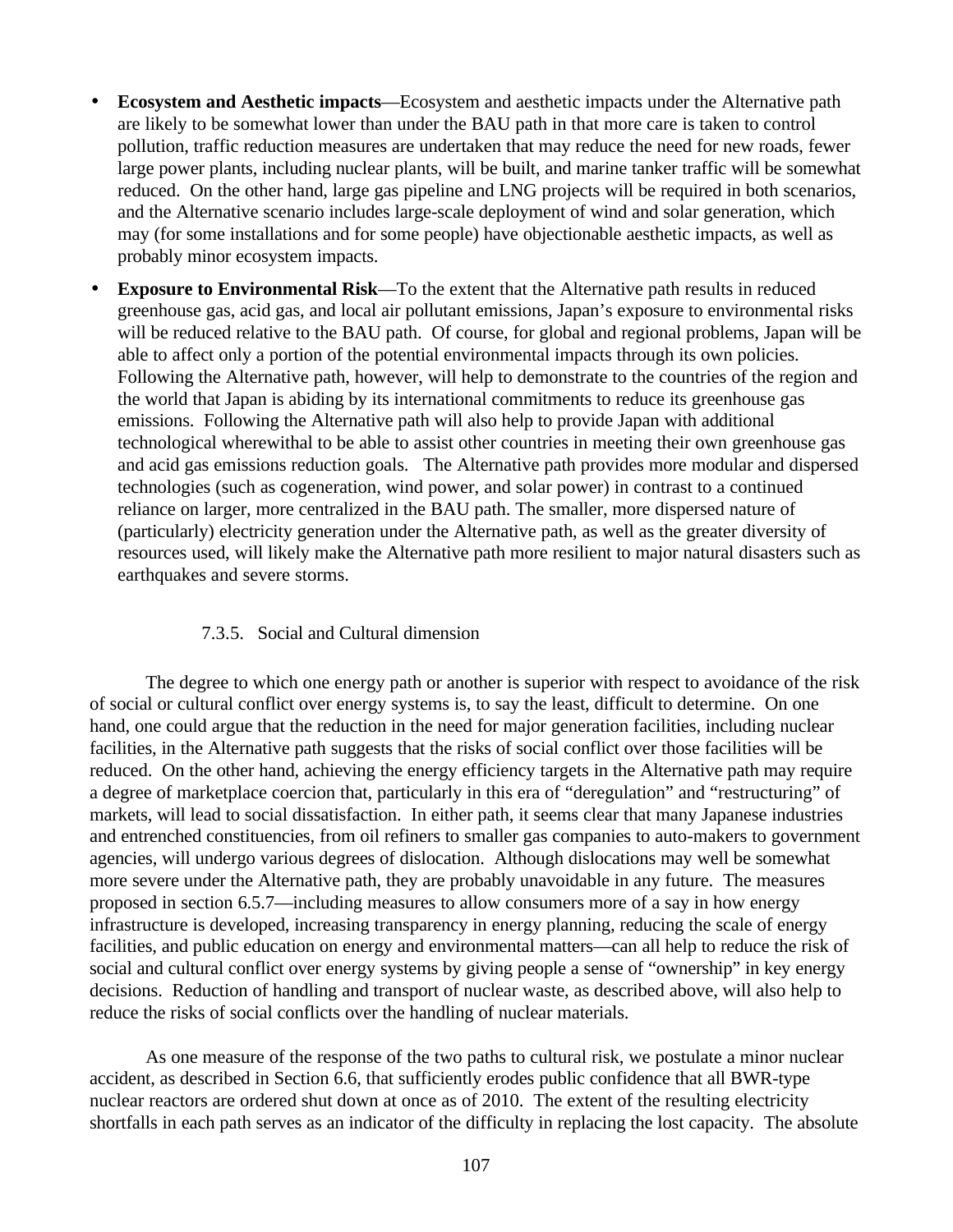- **Ecosystem and Aesthetic impacts**—Ecosystem and aesthetic impacts under the Alternative path are likely to be somewhat lower than under the BAU path in that more care is taken to control pollution, traffic reduction measures are undertaken that may reduce the need for new roads, fewer large power plants, including nuclear plants, will be built, and marine tanker traffic will be somewhat reduced. On the other hand, large gas pipeline and LNG projects will be required in both scenarios, and the Alternative scenario includes large-scale deployment of wind and solar generation, which may (for some installations and for some people) have objectionable aesthetic impacts, as well as probably minor ecosystem impacts.
- **Exposure to Environmental Risk**—To the extent that the Alternative path results in reduced greenhouse gas, acid gas, and local air pollutant emissions, Japan's exposure to environmental risks will be reduced relative to the BAU path. Of course, for global and regional problems, Japan will be able to affect only a portion of the potential environmental impacts through its own policies. Following the Alternative path, however, will help to demonstrate to the countries of the region and the world that Japan is abiding by its international commitments to reduce its greenhouse gas emissions. Following the Alternative path will also help to provide Japan with additional technological wherewithal to be able to assist other countries in meeting their own greenhouse gas and acid gas emissions reduction goals. The Alternative path provides more modular and dispersed technologies (such as cogeneration, wind power, and solar power) in contrast to a continued reliance on larger, more centralized in the BAU path. The smaller, more dispersed nature of (particularly) electricity generation under the Alternative path, as well as the greater diversity of resources used, will likely make the Alternative path more resilient to major natural disasters such as earthquakes and severe storms.

#### 7.3.5. Social and Cultural dimension

The degree to which one energy path or another is superior with respect to avoidance of the risk of social or cultural conflict over energy systems is, to say the least, difficult to determine. On one hand, one could argue that the reduction in the need for major generation facilities, including nuclear facilities, in the Alternative path suggests that the risks of social conflict over those facilities will be reduced. On the other hand, achieving the energy efficiency targets in the Alternative path may require a degree of marketplace coercion that, particularly in this era of "deregulation" and "restructuring" of markets, will lead to social dissatisfaction. In either path, it seems clear that many Japanese industries and entrenched constituencies, from oil refiners to smaller gas companies to auto-makers to government agencies, will undergo various degrees of dislocation. Although dislocations may well be somewhat more severe under the Alternative path, they are probably unavoidable in any future. The measures proposed in section 6.5.7—including measures to allow consumers more of a say in how energy infrastructure is developed, increasing transparency in energy planning, reducing the scale of energy facilities, and public education on energy and environmental matters—can all help to reduce the risk of social and cultural conflict over energy systems by giving people a sense of "ownership" in key energy decisions. Reduction of handling and transport of nuclear waste, as described above, will also help to reduce the risks of social conflicts over the handling of nuclear materials.

As one measure of the response of the two paths to cultural risk, we postulate a minor nuclear accident, as described in Section 6.6, that sufficiently erodes public confidence that all BWR-type nuclear reactors are ordered shut down at once as of 2010. The extent of the resulting electricity shortfalls in each path serves as an indicator of the difficulty in replacing the lost capacity. The absolute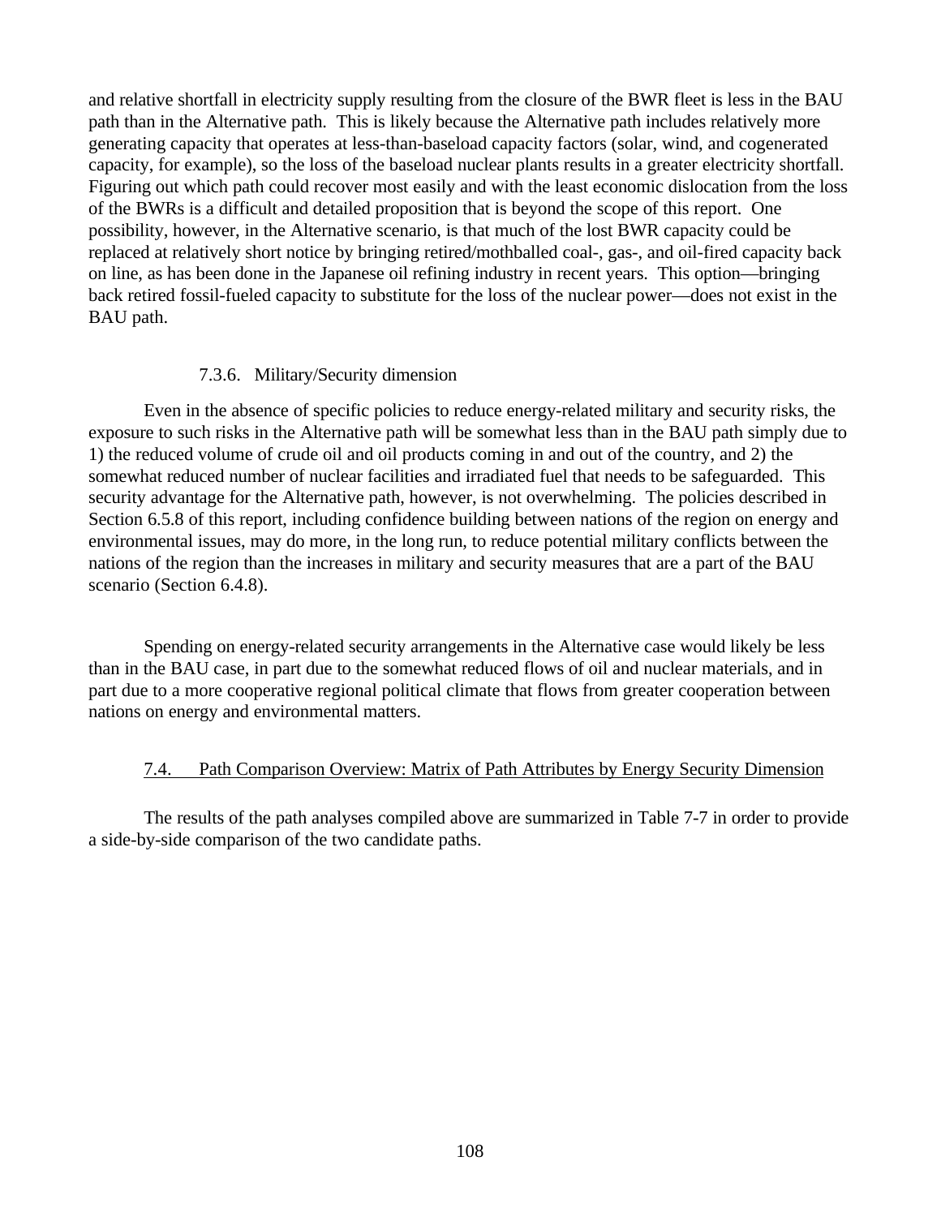and relative shortfall in electricity supply resulting from the closure of the BWR fleet is less in the BAU path than in the Alternative path. This is likely because the Alternative path includes relatively more generating capacity that operates at less-than-baseload capacity factors (solar, wind, and cogenerated capacity, for example), so the loss of the baseload nuclear plants results in a greater electricity shortfall. Figuring out which path could recover most easily and with the least economic dislocation from the loss of the BWRs is a difficult and detailed proposition that is beyond the scope of this report. One possibility, however, in the Alternative scenario, is that much of the lost BWR capacity could be replaced at relatively short notice by bringing retired/mothballed coal-, gas-, and oil-fired capacity back on line, as has been done in the Japanese oil refining industry in recent years. This option—bringing back retired fossil-fueled capacity to substitute for the loss of the nuclear power—does not exist in the BAU path.

#### 7.3.6. Military/Security dimension

Even in the absence of specific policies to reduce energy-related military and security risks, the exposure to such risks in the Alternative path will be somewhat less than in the BAU path simply due to 1) the reduced volume of crude oil and oil products coming in and out of the country, and 2) the somewhat reduced number of nuclear facilities and irradiated fuel that needs to be safeguarded. This security advantage for the Alternative path, however, is not overwhelming. The policies described in Section 6.5.8 of this report, including confidence building between nations of the region on energy and environmental issues, may do more, in the long run, to reduce potential military conflicts between the nations of the region than the increases in military and security measures that are a part of the BAU scenario (Section 6.4.8).

Spending on energy-related security arrangements in the Alternative case would likely be less than in the BAU case, in part due to the somewhat reduced flows of oil and nuclear materials, and in part due to a more cooperative regional political climate that flows from greater cooperation between nations on energy and environmental matters.

### 7.4. Path Comparison Overview: Matrix of Path Attributes by Energy Security Dimension

The results of the path analyses compiled above are summarized in Table 7-7 in order to provide a side-by-side comparison of the two candidate paths.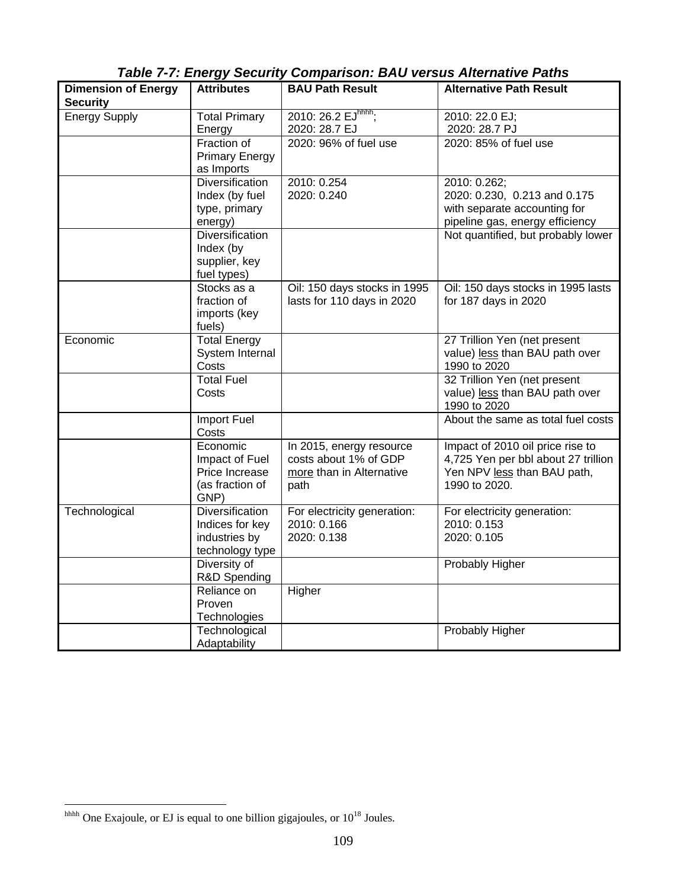***Table 7-7: Energy Security Comparison: BAU versus Alternative Paths***

| Dimension of Energy Security | Attributes | BAU Path Result | Alternative Path Result |
|---|---|---|---|
| Energy Supply | Total Primary Energy | 2010: 26.2 EJ[hhhh]; 2020: 28.7 EJ | 2010: 22.0 EJ; 2020: 28.7 PJ |
| | Fraction of Primary Energy as Imports | 2020: 96% of fuel use | 2020: 85% of fuel use |
| | Diversification Index (by fuel type, primary energy) | 2010: 0.254 2020: 0.240 | 2010: 0.262; 2020: 0.230, 0.213 and 0.175 with separate accounting for pipeline gas, energy efficiency |
| | Diversification Index (by supplier, key fuel types) | | Not quantified, but probably lower |
| | Stocks as a fraction of imports (key fuels) | Oil: 150 days stocks in 1995 lasts for 110 days in 2020 | Oil: 150 days stocks in 1995 lasts for 187 days in 2020 |
| Economic | Total Energy System Internal Costs | | 27 Trillion Yen (net present value) less than BAU path over 1990 to 2020 |
| | Total Fuel Costs | | 32 Trillion Yen (net present value) less than BAU path over 1990 to 2020 |
| | Import Fuel Costs | | About the same as total fuel costs |
| | Economic Impact of Fuel Price Increase (as fraction of GNP) | In 2015, energy resource costs about 1% of GDP more than in Alternative path | Impact of 2010 oil price rise to 4,725 Yen per bbl about 27 trillion Yen NPV less than BAU path, 1990 to 2020. |
| Technological | Diversification Indices for key industries by technology type | For electricity generation: 2010: 0.166 2020: 0.138 | For electricity generation: 2010: 0.153 2020: 0.105 |
| | Diversity of R&D Spending | | Probably Higher |
| | Reliance on Proven Technologies | Higher | |
| | Technological Adaptability | | Probably Higher |

[hhhh] One Exajoule, or EJ is equal to one billion gigajoules, or $10^{18}$ Joules.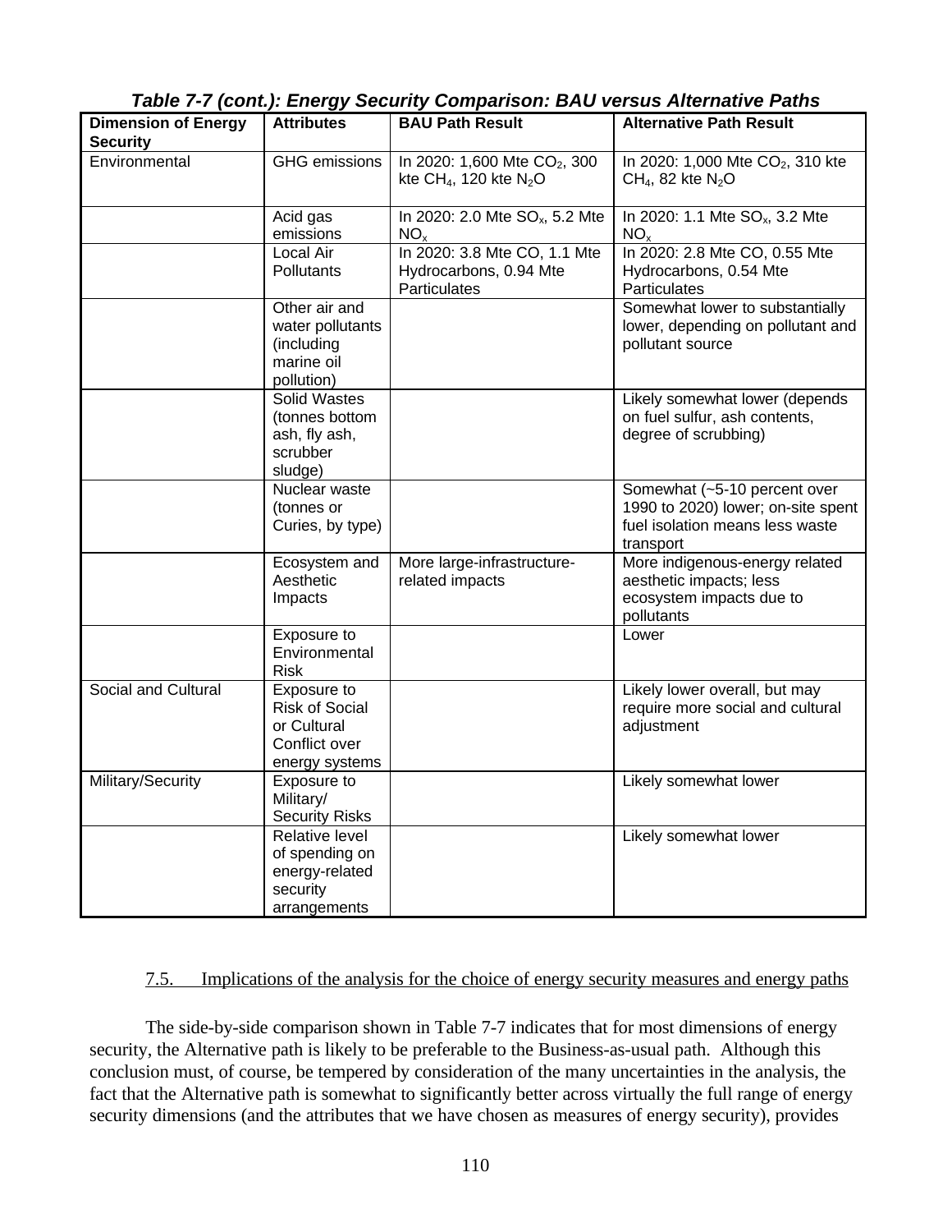**Table 7-7 (cont.): Energy Security Comparison: BAU versus Alternative Paths**

| Dimension of Energy Security | Attributes | BAU Path Result | Alternative Path Result |
|---|---|---|---|
| Environmental | GHG emissions | In 2020: 1,600 Mte $CO_2$, 300 kte $CH_4$, 120 kte $N_2O$ | In 2020: 1,000 Mte $CO_2$, 310 kte $CH_4$, 82 kte $N_2O$ |
| | Acid gas emissions | In 2020: 2.0 Mte $SO_x$, 5.2 Mte $NO_x$ | In 2020: 1.1 Mte $SO_x$, 3.2 Mte $NO_x$ |
| | Local Air Pollutants | In 2020: 3.8 Mte CO, 1.1 Mte Hydrocarbons, 0.94 Mte Particulates | In 2020: 2.8 Mte CO, 0.55 Mte Hydrocarbons, 0.54 Mte Particulates |
| | Other air and water pollutants (including marine oil pollution) | | Somewhat lower to substantially lower, depending on pollutant and pollutant source |
| | Solid Wastes (tonnes bottom ash, fly ash, scrubber sludge) | | Likely somewhat lower (depends on fuel sulfur, ash contents, degree of scrubbing) |
| | Nuclear waste (tonnes or Curies, by type) | | Somewhat (~5-10 percent over 1990 to 2020) lower; on-site spent fuel isolation means less waste transport |
| | Ecosystem and Aesthetic Impacts | More large-infrastructure-related impacts | More indigenous-energy related aesthetic impacts; less ecosystem impacts due to pollutants |
| | Exposure to Environmental Risk | | Lower |
| Social and Cultural | Exposure to Risk of Social or Cultural Conflict over energy systems | | Likely lower overall, but may require more social and cultural adjustment |
| Military/Security | Exposure to Military/ Security Risks | | Likely somewhat lower |
| | Relative level of spending on energy-related security arrangements | | Likely somewhat lower |

## 7.5. Implications of the analysis for the choice of energy security measures and energy paths

The side-by-side comparison shown in Table 7-7 indicates that for most dimensions of energy security, the Alternative path is likely to be preferable to the Business-as-usual path. Although this conclusion must, of course, be tempered by consideration of the many uncertainties in the analysis, the fact that the Alternative path is somewhat to significantly better across virtually the full range of energy security dimensions (and the attributes that we have chosen as measures of energy security), provides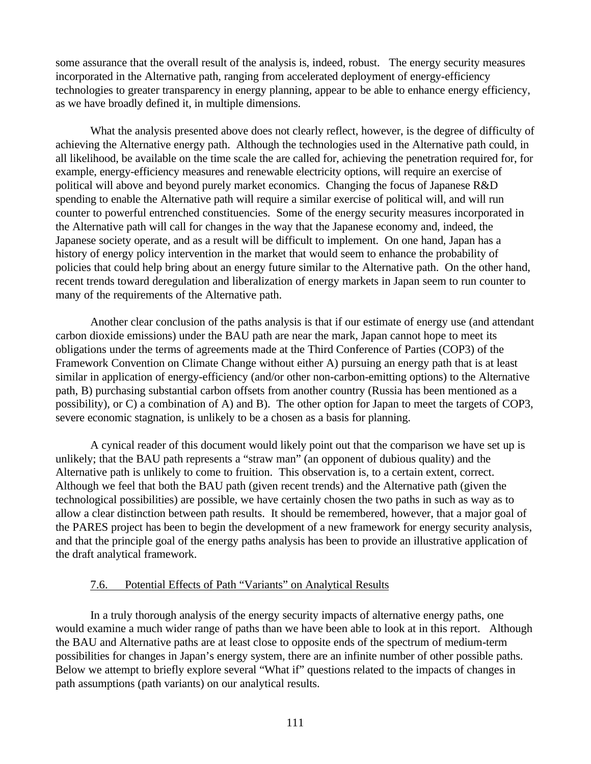some assurance that the overall result of the analysis is, indeed, robust. The energy security measures incorporated in the Alternative path, ranging from accelerated deployment of energy-efficiency technologies to greater transparency in energy planning, appear to be able to enhance energy efficiency, as we have broadly defined it, in multiple dimensions.

What the analysis presented above does not clearly reflect, however, is the degree of difficulty of achieving the Alternative energy path. Although the technologies used in the Alternative path could, in all likelihood, be available on the time scale the are called for, achieving the penetration required for, for example, energy-efficiency measures and renewable electricity options, will require an exercise of political will above and beyond purely market economics. Changing the focus of Japanese R&D spending to enable the Alternative path will require a similar exercise of political will, and will run counter to powerful entrenched constituencies. Some of the energy security measures incorporated in the Alternative path will call for changes in the way that the Japanese economy and, indeed, the Japanese society operate, and as a result will be difficult to implement. On one hand, Japan has a history of energy policy intervention in the market that would seem to enhance the probability of policies that could help bring about an energy future similar to the Alternative path. On the other hand, recent trends toward deregulation and liberalization of energy markets in Japan seem to run counter to many of the requirements of the Alternative path.

Another clear conclusion of the paths analysis is that if our estimate of energy use (and attendant carbon dioxide emissions) under the BAU path are near the mark, Japan cannot hope to meet its obligations under the terms of agreements made at the Third Conference of Parties (COP3) of the Framework Convention on Climate Change without either A) pursuing an energy path that is at least similar in application of energy-efficiency (and/or other non-carbon-emitting options) to the Alternative path, B) purchasing substantial carbon offsets from another country (Russia has been mentioned as a possibility), or C) a combination of A) and B). The other option for Japan to meet the targets of COP3, severe economic stagnation, is unlikely to be a chosen as a basis for planning.

A cynical reader of this document would likely point out that the comparison we have set up is unlikely; that the BAU path represents a "straw man" (an opponent of dubious quality) and the Alternative path is unlikely to come to fruition. This observation is, to a certain extent, correct. Although we feel that both the BAU path (given recent trends) and the Alternative path (given the technological possibilities) are possible, we have certainly chosen the two paths in such as way as to allow a clear distinction between path results. It should be remembered, however, that a major goal of the PARES project has been to begin the development of a new framework for energy security analysis, and that the principle goal of the energy paths analysis has been to provide an illustrative application of the draft analytical framework.

### 7.6. Potential Effects of Path "Variants" on Analytical Results

In a truly thorough analysis of the energy security impacts of alternative energy paths, one would examine a much wider range of paths than we have been able to look at in this report. Although the BAU and Alternative paths are at least close to opposite ends of the spectrum of medium-term possibilities for changes in Japan's energy system, there are an infinite number of other possible paths. Below we attempt to briefly explore several "What if" questions related to the impacts of changes in path assumptions (path variants) on our analytical results.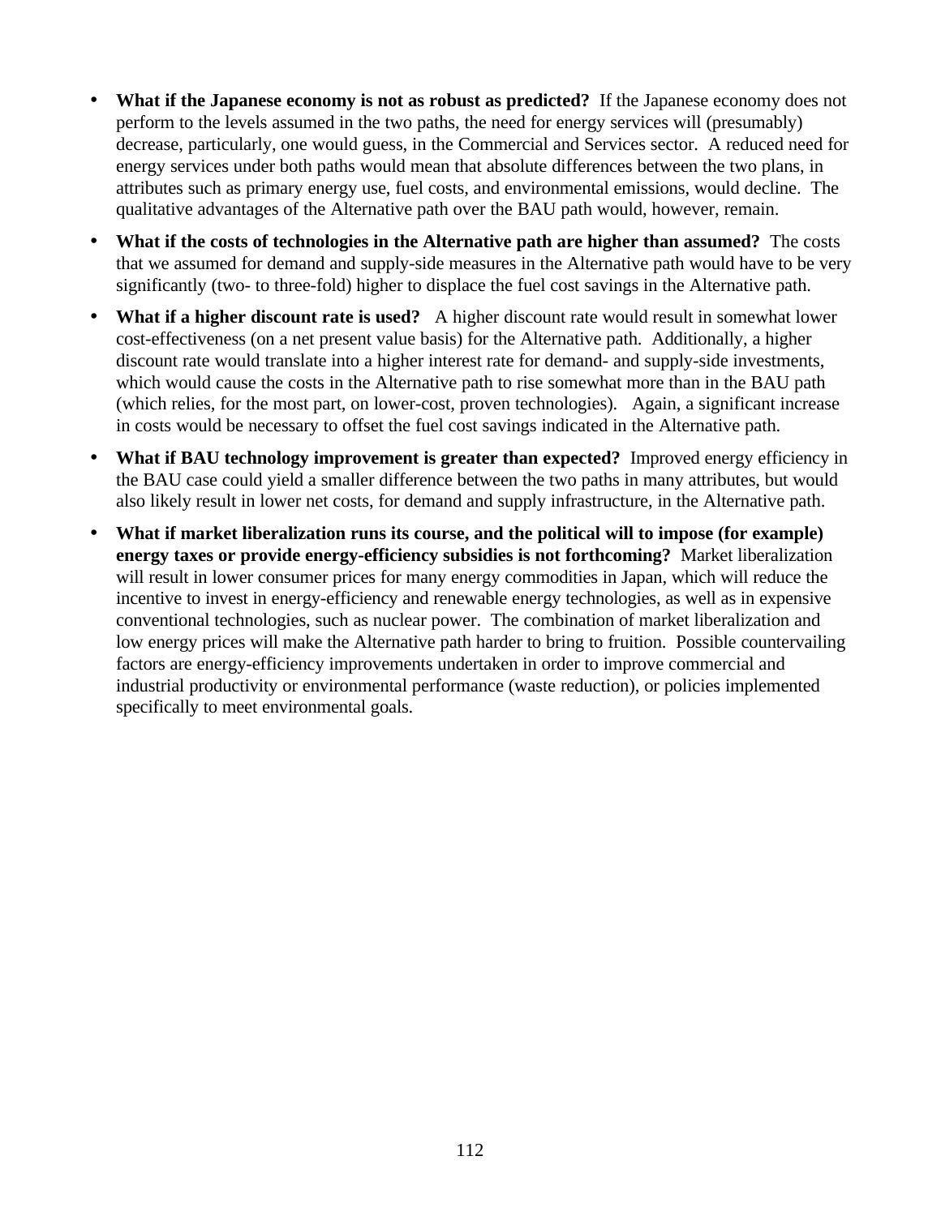- **What if the Japanese economy is not as robust as predicted?** If the Japanese economy does not perform to the levels assumed in the two paths, the need for energy services will (presumably) decrease, particularly, one would guess, in the Commercial and Services sector. A reduced need for energy services under both paths would mean that absolute differences between the two plans, in attributes such as primary energy use, fuel costs, and environmental emissions, would decline. The qualitative advantages of the Alternative path over the BAU path would, however, remain.

- **What if the costs of technologies in the Alternative path are higher than assumed?** The costs that we assumed for demand and supply-side measures in the Alternative path would have to be very significantly (two- to three-fold) higher to displace the fuel cost savings in the Alternative path.

- **What if a higher discount rate is used?** A higher discount rate would result in somewhat lower cost-effectiveness (on a net present value basis) for the Alternative path. Additionally, a higher discount rate would translate into a higher interest rate for demand- and supply-side investments, which would cause the costs in the Alternative path to rise somewhat more than in the BAU path (which relies, for the most part, on lower-cost, proven technologies). Again, a significant increase in costs would be necessary to offset the fuel cost savings indicated in the Alternative path.

- **What if BAU technology improvement is greater than expected?** Improved energy efficiency in the BAU case could yield a smaller difference between the two paths in many attributes, but would also likely result in lower net costs, for demand and supply infrastructure, in the Alternative path.

- **What if market liberalization runs its course, and the political will to impose (for example) energy taxes or provide energy-efficiency subsidies is not forthcoming?** Market liberalization will result in lower consumer prices for many energy commodities in Japan, which will reduce the incentive to invest in energy-efficiency and renewable energy technologies, as well as in expensive conventional technologies, such as nuclear power. The combination of market liberalization and low energy prices will make the Alternative path harder to bring to fruition. Possible countervailing factors are energy-efficiency improvements undertaken in order to improve commercial and industrial productivity or environmental performance (waste reduction), or policies implemented specifically to meet environmental goals.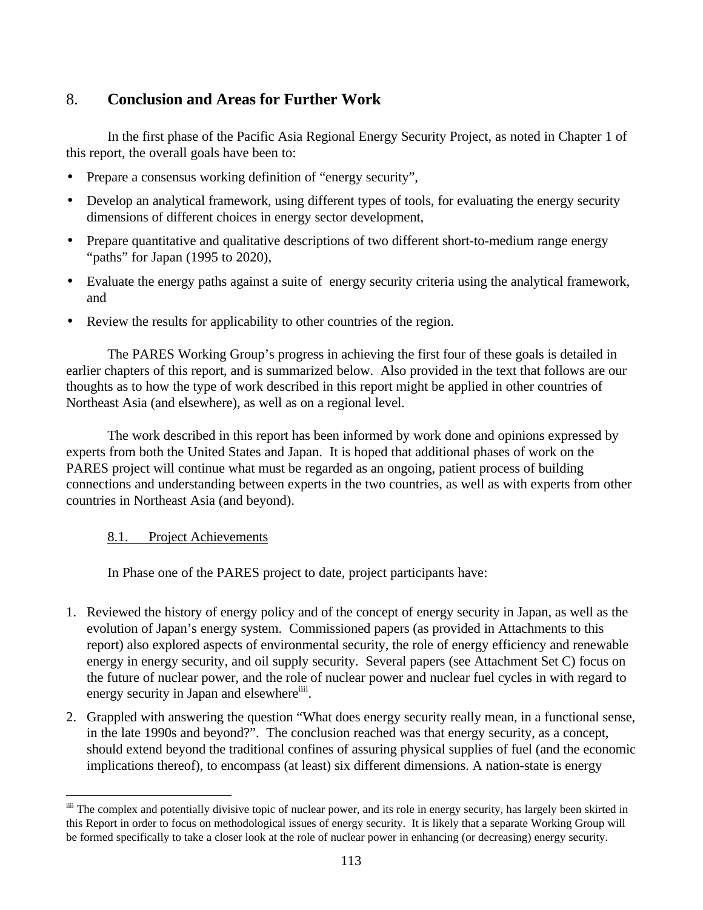# 8. Conclusion and Areas for Further Work

In the first phase of the Pacific Asia Regional Energy Security Project, as noted in Chapter 1 of this report, the overall goals have been to:

- Prepare a consensus working definition of "energy security",
- Develop an analytical framework, using different types of tools, for evaluating the energy security dimensions of different choices in energy sector development,
- Prepare quantitative and qualitative descriptions of two different short-to-medium range energy "paths" for Japan (1995 to 2020),
- Evaluate the energy paths against a suite of energy security criteria using the analytical framework, and
- Review the results for applicability to other countries of the region.

The PARES Working Group's progress in achieving the first four of these goals is detailed in earlier chapters of this report, and is summarized below. Also provided in the text that follows are our thoughts as to how the type of work described in this report might be applied in other countries of Northeast Asia (and elsewhere), as well as on a regional level.

The work described in this report has been informed by work done and opinions expressed by experts from both the United States and Japan. It is hoped that additional phases of work on the PARES project will continue what must be regarded as an ongoing, patient process of building connections and understanding between experts in the two countries, as well as with experts from other countries in Northeast Asia (and beyond).

## 8.1. Project Achievements

In Phase one of the PARES project to date, project participants have:

1. Reviewed the history of energy policy and of the concept of energy security in Japan, as well as the evolution of Japan's energy system. Commissioned papers (as provided in Attachments to this report) also explored aspects of environmental security, the role of energy efficiency and renewable energy in energy security, and oil supply security. Several papers (see Attachment Set C) focus on the future of nuclear power, and the role of nuclear power and nuclear fuel cycles in with regard to energy security in Japan and elsewhere[iiii].
2. Grappled with answering the question "What does energy security really mean, in a functional sense, in the late 1990s and beyond?". The conclusion reached was that energy security, as a concept, should extend beyond the traditional confines of assuring physical supplies of fuel (and the economic implications thereof), to encompass (at least) six different dimensions. A nation-state is energy

[iiii] The complex and potentially divisive topic of nuclear power, and its role in energy security, has largely been skirted in this Report in order to focus on methodological issues of energy security. It is likely that a separate Working Group will be formed specifically to take a closer look at the role of nuclear power in enhancing (or decreasing) energy security.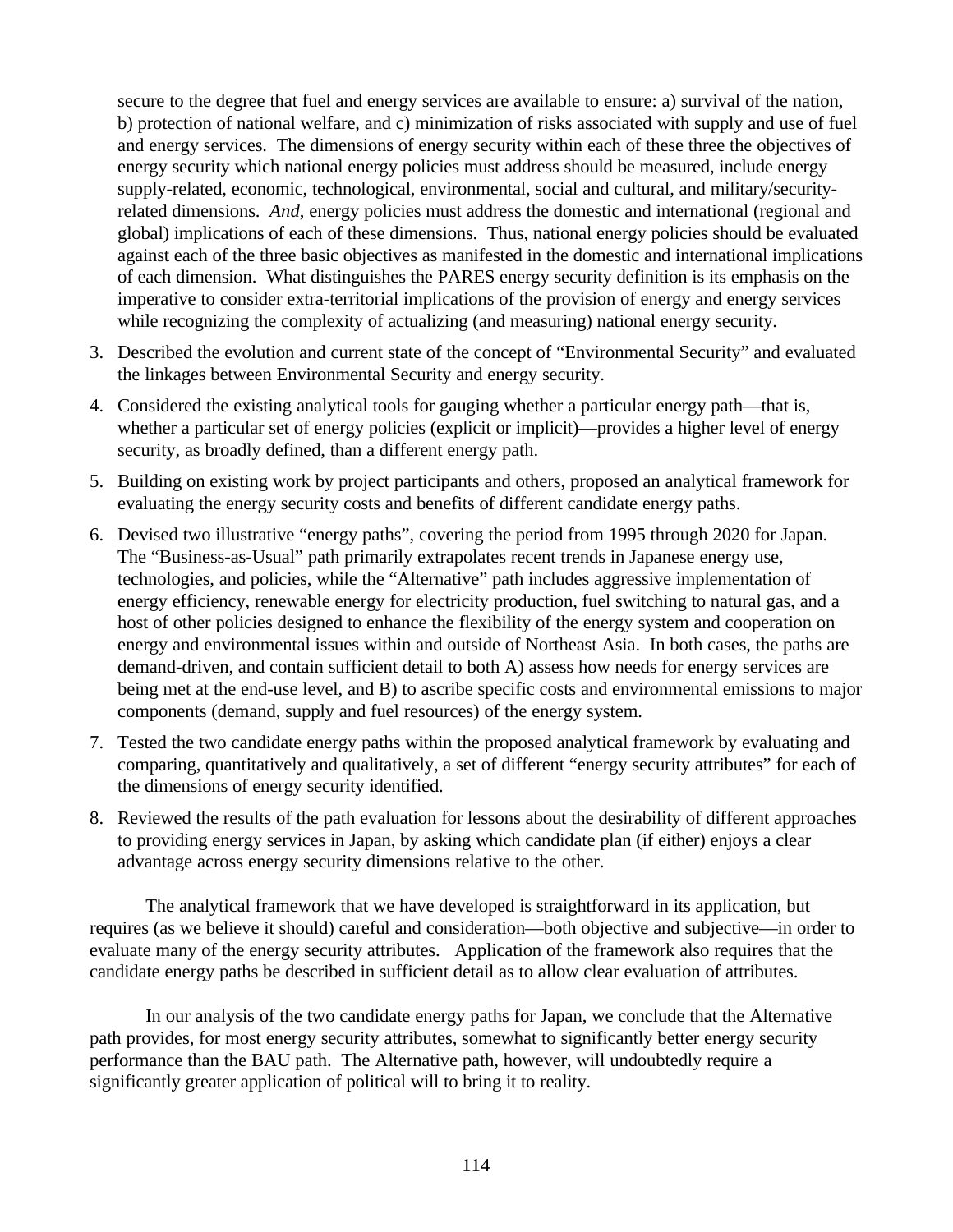secure to the degree that fuel and energy services are available to ensure: a) survival of the nation, b) protection of national welfare, and c) minimization of risks associated with supply and use of fuel and energy services. The dimensions of energy security within each of these three the objectives of energy security which national energy policies must address should be measured, include energy supply-related, economic, technological, environmental, social and cultural, and military/security-related dimensions. *And*, energy policies must address the domestic and international (regional and global) implications of each of these dimensions. Thus, national energy policies should be evaluated against each of the three basic objectives as manifested in the domestic and international implications of each dimension. What distinguishes the PARES energy security definition is its emphasis on the imperative to consider extra-territorial implications of the provision of energy and energy services while recognizing the complexity of actualizing (and measuring) national energy security.

3. Described the evolution and current state of the concept of "Environmental Security" and evaluated the linkages between Environmental Security and energy security.
4. Considered the existing analytical tools for gauging whether a particular energy path—that is, whether a particular set of energy policies (explicit or implicit)—provides a higher level of energy security, as broadly defined, than a different energy path.
5. Building on existing work by project participants and others, proposed an analytical framework for evaluating the energy security costs and benefits of different candidate energy paths.
6. Devised two illustrative "energy paths", covering the period from 1995 through 2020 for Japan. The "Business-as-Usual" path primarily extrapolates recent trends in Japanese energy use, technologies, and policies, while the "Alternative" path includes aggressive implementation of energy efficiency, renewable energy for electricity production, fuel switching to natural gas, and a host of other policies designed to enhance the flexibility of the energy system and cooperation on energy and environmental issues within and outside of Northeast Asia. In both cases, the paths are demand-driven, and contain sufficient detail to both A) assess how needs for energy services are being met at the end-use level, and B) to ascribe specific costs and environmental emissions to major components (demand, supply and fuel resources) of the energy system.
7. Tested the two candidate energy paths within the proposed analytical framework by evaluating and comparing, quantitatively and qualitatively, a set of different "energy security attributes" for each of the dimensions of energy security identified.
8. Reviewed the results of the path evaluation for lessons about the desirability of different approaches to providing energy services in Japan, by asking which candidate plan (if either) enjoys a clear advantage across energy security dimensions relative to the other.

The analytical framework that we have developed is straightforward in its application, but requires (as we believe it should) careful and consideration—both objective and subjective—in order to evaluate many of the energy security attributes. Application of the framework also requires that the candidate energy paths be described in sufficient detail as to allow clear evaluation of attributes.

In our analysis of the two candidate energy paths for Japan, we conclude that the Alternative path provides, for most energy security attributes, somewhat to significantly better energy security performance than the BAU path. The Alternative path, however, will undoubtedly require a significantly greater application of political will to bring it to reality.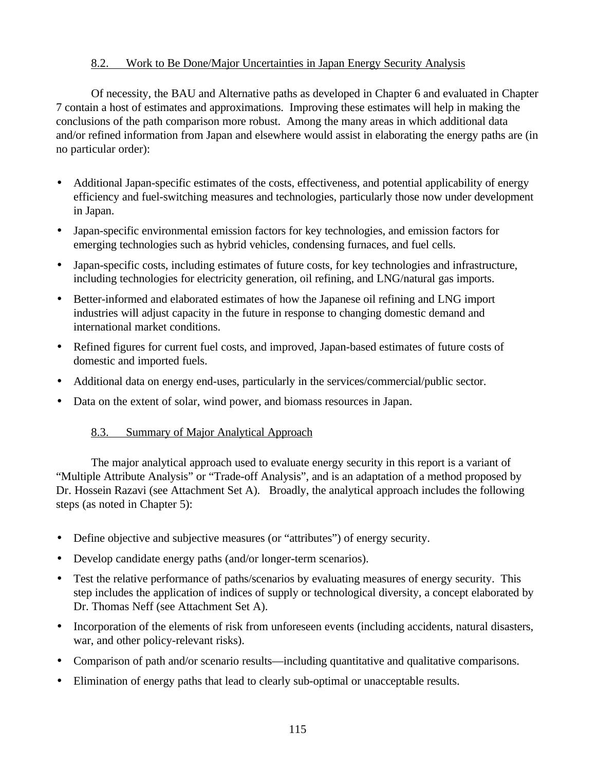### 8.2. Work to Be Done/Major Uncertainties in Japan Energy Security Analysis

Of necessity, the BAU and Alternative paths as developed in Chapter 6 and evaluated in Chapter 7 contain a host of estimates and approximations. Improving these estimates will help in making the conclusions of the path comparison more robust. Among the many areas in which additional data and/or refined information from Japan and elsewhere would assist in elaborating the energy paths are (in no particular order):

- Additional Japan-specific estimates of the costs, effectiveness, and potential applicability of energy efficiency and fuel-switching measures and technologies, particularly those now under development in Japan.
- Japan-specific environmental emission factors for key technologies, and emission factors for emerging technologies such as hybrid vehicles, condensing furnaces, and fuel cells.
- Japan-specific costs, including estimates of future costs, for key technologies and infrastructure, including technologies for electricity generation, oil refining, and LNG/natural gas imports.
- Better-informed and elaborated estimates of how the Japanese oil refining and LNG import industries will adjust capacity in the future in response to changing domestic demand and international market conditions.
- Refined figures for current fuel costs, and improved, Japan-based estimates of future costs of domestic and imported fuels.
- Additional data on energy end-uses, particularly in the services/commercial/public sector.
- Data on the extent of solar, wind power, and biomass resources in Japan.

### 8.3. Summary of Major Analytical Approach

The major analytical approach used to evaluate energy security in this report is a variant of "Multiple Attribute Analysis" or "Trade-off Analysis", and is an adaptation of a method proposed by Dr. Hossein Razavi (see Attachment Set A). Broadly, the analytical approach includes the following steps (as noted in Chapter 5):

- Define objective and subjective measures (or "attributes") of energy security.
- Develop candidate energy paths (and/or longer-term scenarios).
- Test the relative performance of paths/scenarios by evaluating measures of energy security. This step includes the application of indices of supply or technological diversity, a concept elaborated by Dr. Thomas Neff (see Attachment Set A).
- Incorporation of the elements of risk from unforeseen events (including accidents, natural disasters, war, and other policy-relevant risks).
- Comparison of path and/or scenario results—including quantitative and qualitative comparisons.
- Elimination of energy paths that lead to clearly sub-optimal or unacceptable results.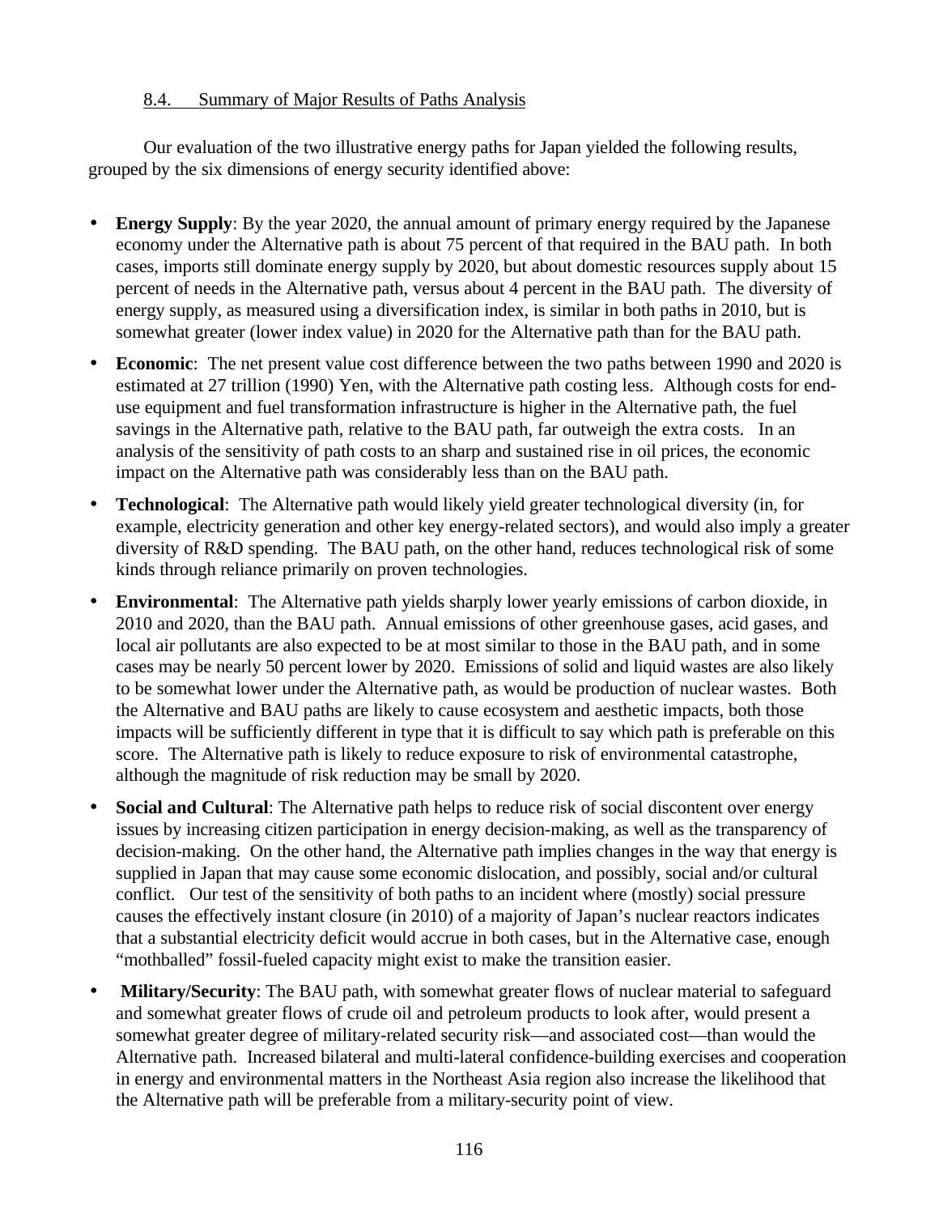### 8.4. Summary of Major Results of Paths Analysis

Our evaluation of the two illustrative energy paths for Japan yielded the following results, grouped by the six dimensions of energy security identified above:

- **Energy Supply**: By the year 2020, the annual amount of primary energy required by the Japanese economy under the Alternative path is about 75 percent of that required in the BAU path. In both cases, imports still dominate energy supply by 2020, but about domestic resources supply about 15 percent of needs in the Alternative path, versus about 4 percent in the BAU path. The diversity of energy supply, as measured using a diversification index, is similar in both paths in 2010, but is somewhat greater (lower index value) in 2020 for the Alternative path than for the BAU path.
- **Economic**: The net present value cost difference between the two paths between 1990 and 2020 is estimated at 27 trillion (1990) Yen, with the Alternative path costing less. Although costs for end-use equipment and fuel transformation infrastructure is higher in the Alternative path, the fuel savings in the Alternative path, relative to the BAU path, far outweigh the extra costs. In an analysis of the sensitivity of path costs to an sharp and sustained rise in oil prices, the economic impact on the Alternative path was considerably less than on the BAU path.
- **Technological**: The Alternative path would likely yield greater technological diversity (in, for example, electricity generation and other key energy-related sectors), and would also imply a greater diversity of R&D spending. The BAU path, on the other hand, reduces technological risk of some kinds through reliance primarily on proven technologies.
- **Environmental**: The Alternative path yields sharply lower yearly emissions of carbon dioxide, in 2010 and 2020, than the BAU path. Annual emissions of other greenhouse gases, acid gases, and local air pollutants are also expected to be at most similar to those in the BAU path, and in some cases may be nearly 50 percent lower by 2020. Emissions of solid and liquid wastes are also likely to be somewhat lower under the Alternative path, as would be production of nuclear wastes. Both the Alternative and BAU paths are likely to cause ecosystem and aesthetic impacts, both those impacts will be sufficiently different in type that it is difficult to say which path is preferable on this score. The Alternative path is likely to reduce exposure to risk of environmental catastrophe, although the magnitude of risk reduction may be small by 2020.
- **Social and Cultural**: The Alternative path helps to reduce risk of social discontent over energy issues by increasing citizen participation in energy decision-making, as well as the transparency of decision-making. On the other hand, the Alternative path implies changes in the way that energy is supplied in Japan that may cause some economic dislocation, and possibly, social and/or cultural conflict. Our test of the sensitivity of both paths to an incident where (mostly) social pressure causes the effectively instant closure (in 2010) of a majority of Japan's nuclear reactors indicates that a substantial electricity deficit would accrue in both cases, but in the Alternative case, enough "mothballed" fossil-fueled capacity might exist to make the transition easier.
- **Military/Security**: The BAU path, with somewhat greater flows of nuclear material to safeguard and somewhat greater flows of crude oil and petroleum products to look after, would present a somewhat greater degree of military-related security risk—and associated cost—than would the Alternative path. Increased bilateral and multi-lateral confidence-building exercises and cooperation in energy and environmental matters in the Northeast Asia region also increase the likelihood that the Alternative path will be preferable from a military-security point of view.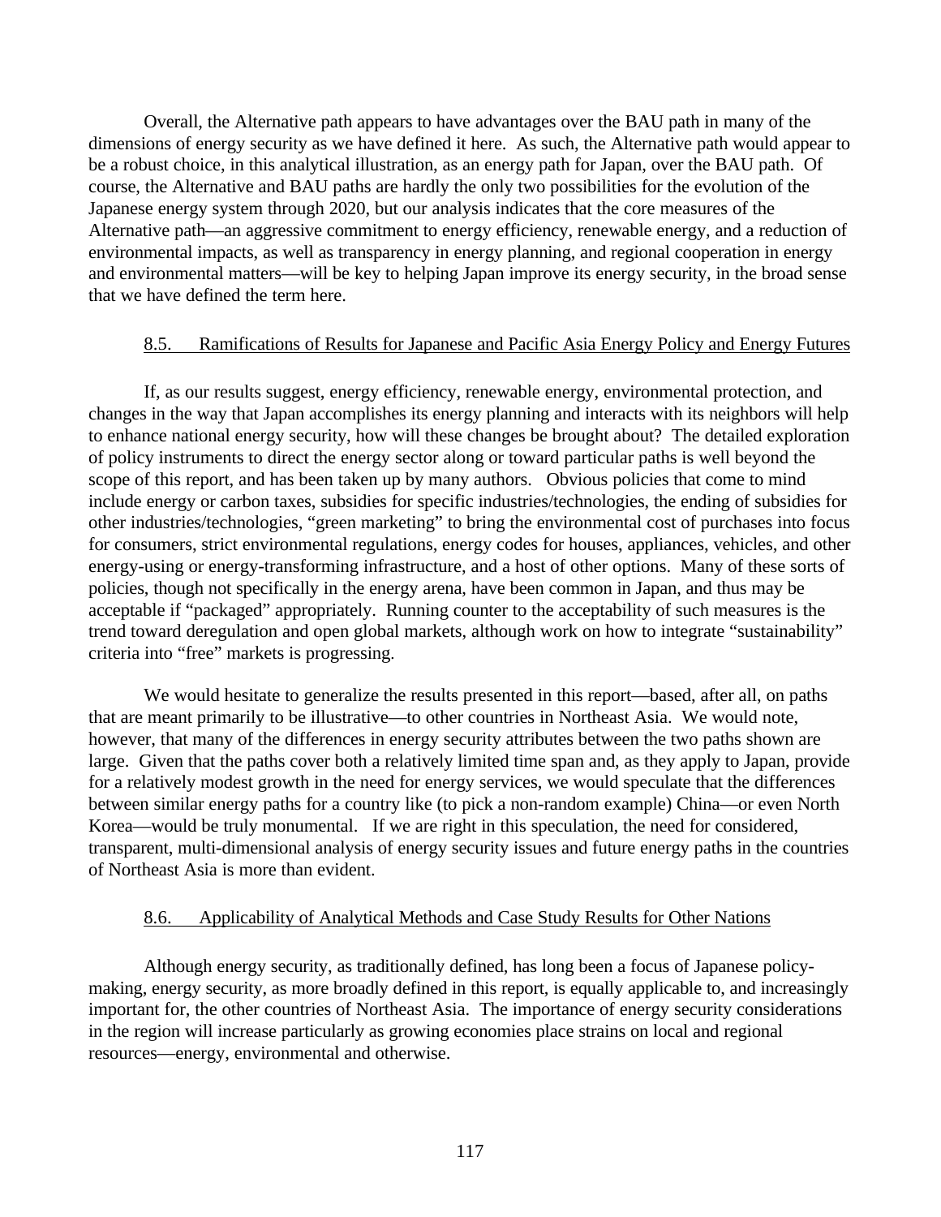Overall, the Alternative path appears to have advantages over the BAU path in many of the dimensions of energy security as we have defined it here. As such, the Alternative path would appear to be a robust choice, in this analytical illustration, as an energy path for Japan, over the BAU path. Of course, the Alternative and BAU paths are hardly the only two possibilities for the evolution of the Japanese energy system through 2020, but our analysis indicates that the core measures of the Alternative path—an aggressive commitment to energy efficiency, renewable energy, and a reduction of environmental impacts, as well as transparency in energy planning, and regional cooperation in energy and environmental matters—will be key to helping Japan improve its energy security, in the broad sense that we have defined the term here.

### 8.5. Ramifications of Results for Japanese and Pacific Asia Energy Policy and Energy Futures

If, as our results suggest, energy efficiency, renewable energy, environmental protection, and changes in the way that Japan accomplishes its energy planning and interacts with its neighbors will help to enhance national energy security, how will these changes be brought about? The detailed exploration of policy instruments to direct the energy sector along or toward particular paths is well beyond the scope of this report, and has been taken up by many authors. Obvious policies that come to mind include energy or carbon taxes, subsidies for specific industries/technologies, the ending of subsidies for other industries/technologies, "green marketing" to bring the environmental cost of purchases into focus for consumers, strict environmental regulations, energy codes for houses, appliances, vehicles, and other energy-using or energy-transforming infrastructure, and a host of other options. Many of these sorts of policies, though not specifically in the energy arena, have been common in Japan, and thus may be acceptable if "packaged" appropriately. Running counter to the acceptability of such measures is the trend toward deregulation and open global markets, although work on how to integrate "sustainability" criteria into "free" markets is progressing.

We would hesitate to generalize the results presented in this report—based, after all, on paths that are meant primarily to be illustrative—to other countries in Northeast Asia. We would note, however, that many of the differences in energy security attributes between the two paths shown are large. Given that the paths cover both a relatively limited time span and, as they apply to Japan, provide for a relatively modest growth in the need for energy services, we would speculate that the differences between similar energy paths for a country like (to pick a non-random example) China—or even North Korea—would be truly monumental. If we are right in this speculation, the need for considered, transparent, multi-dimensional analysis of energy security issues and future energy paths in the countries of Northeast Asia is more than evident.

### 8.6. Applicability of Analytical Methods and Case Study Results for Other Nations

Although energy security, as traditionally defined, has long been a focus of Japanese policy-making, energy security, as more broadly defined in this report, is equally applicable to, and increasingly important for, the other countries of Northeast Asia. The importance of energy security considerations in the region will increase particularly as growing economies place strains on local and regional resources—energy, environmental and otherwise.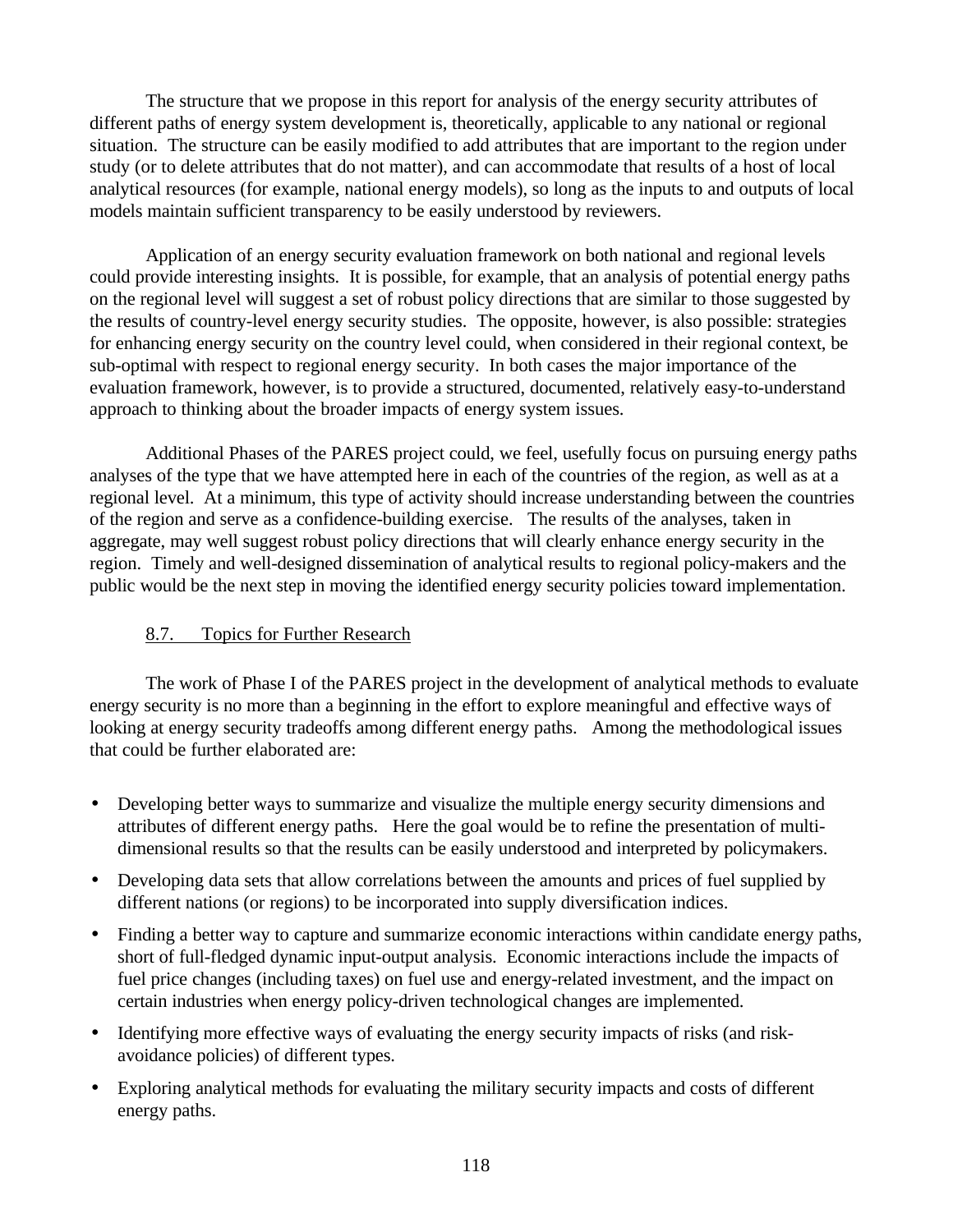The structure that we propose in this report for analysis of the energy security attributes of different paths of energy system development is, theoretically, applicable to any national or regional situation. The structure can be easily modified to add attributes that are important to the region under study (or to delete attributes that do not matter), and can accommodate that results of a host of local analytical resources (for example, national energy models), so long as the inputs to and outputs of local models maintain sufficient transparency to be easily understood by reviewers.

Application of an energy security evaluation framework on both national and regional levels could provide interesting insights. It is possible, for example, that an analysis of potential energy paths on the regional level will suggest a set of robust policy directions that are similar to those suggested by the results of country-level energy security studies. The opposite, however, is also possible: strategies for enhancing energy security on the country level could, when considered in their regional context, be sub-optimal with respect to regional energy security. In both cases the major importance of the evaluation framework, however, is to provide a structured, documented, relatively easy-to-understand approach to thinking about the broader impacts of energy system issues.

Additional Phases of the PARES project could, we feel, usefully focus on pursuing energy paths analyses of the type that we have attempted here in each of the countries of the region, as well as at a regional level. At a minimum, this type of activity should increase understanding between the countries of the region and serve as a confidence-building exercise. The results of the analyses, taken in aggregate, may well suggest robust policy directions that will clearly enhance energy security in the region. Timely and well-designed dissemination of analytical results to regional policy-makers and the public would be the next step in moving the identified energy security policies toward implementation.

### 8.7. Topics for Further Research

The work of Phase I of the PARES project in the development of analytical methods to evaluate energy security is no more than a beginning in the effort to explore meaningful and effective ways of looking at energy security tradeoffs among different energy paths. Among the methodological issues that could be further elaborated are:

- Developing better ways to summarize and visualize the multiple energy security dimensions and attributes of different energy paths. Here the goal would be to refine the presentation of multi-dimensional results so that the results can be easily understood and interpreted by policymakers.
- Developing data sets that allow correlations between the amounts and prices of fuel supplied by different nations (or regions) to be incorporated into supply diversification indices.
- Finding a better way to capture and summarize economic interactions within candidate energy paths, short of full-fledged dynamic input-output analysis. Economic interactions include the impacts of fuel price changes (including taxes) on fuel use and energy-related investment, and the impact on certain industries when energy policy-driven technological changes are implemented.
- Identifying more effective ways of evaluating the energy security impacts of risks (and risk-avoidance policies) of different types.
- Exploring analytical methods for evaluating the military security impacts and costs of different energy paths.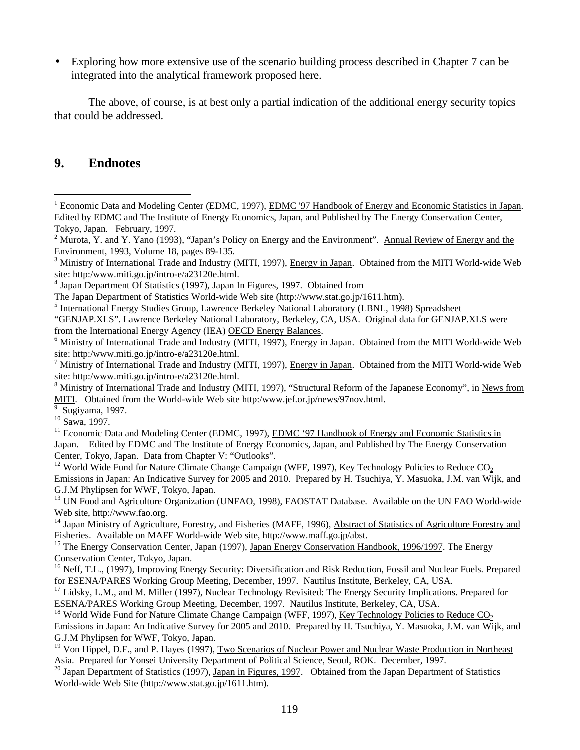- Exploring how more extensive use of the scenario building process described in Chapter 7 can be integrated into the analytical framework proposed here.

The above, of course, is at best only a partial indication of the additional energy security topics that could be addressed.

## 9. Endnotes

---

[1] Economic Data and Modeling Center (EDMC, 1997), EDMC '97 Handbook of Energy and Economic Statistics in Japan. Edited by EDMC and The Institute of Energy Economics, Japan, and Published by The Energy Conservation Center, Tokyo, Japan. February, 1997.

[2] Murota, Y. and Y. Yano (1993), "Japan's Policy on Energy and the Environment". Annual Review of Energy and the Environment, 1993, Volume 18, pages 89-135.

[3] Ministry of International Trade and Industry (MITI, 1997), Energy in Japan. Obtained from the MITI World-wide Web site: http:/www.miti.go.jp/intro-e/a23120e.html.

[4] Japan Department Of Statistics (1997), Japan In Figures, 1997. Obtained from The Japan Department of Statistics World-wide Web site (http://www.stat.go.jp/1611.htm).

[5] International Energy Studies Group, Lawrence Berkeley National Laboratory (LBNL, 1998) Spreadsheet "GENJAP.XLS". Lawrence Berkeley National Laboratory, Berkeley, CA, USA. Original data for GENJAP.XLS were from the International Energy Agency (IEA) OECD Energy Balances.

[6] Ministry of International Trade and Industry (MITI, 1997), Energy in Japan. Obtained from the MITI World-wide Web site: http:/www.miti.go.jp/intro-e/a23120e.html.

[7] Ministry of International Trade and Industry (MITI, 1997), Energy in Japan. Obtained from the MITI World-wide Web site: http:/www.miti.go.jp/intro-e/a23120e.html.

[8] Ministry of International Trade and Industry (MITI, 1997), "Structural Reform of the Japanese Economy", in News from MITI. Obtained from the World-wide Web site http:/www.jef.or.jp/news/97nov.html.

[9] Sugiyama, 1997.

[10] Sawa, 1997.

[11] Economic Data and Modeling Center (EDMC, 1997), EDMC '97 Handbook of Energy and Economic Statistics in Japan. Edited by EDMC and The Institute of Energy Economics, Japan, and Published by The Energy Conservation Center, Tokyo, Japan. Data from Chapter V: "Outlooks".

[12] World Wide Fund for Nature Climate Change Campaign (WFF, 1997), Key Technology Policies to Reduce $CO_2$ Emissions in Japan: An Indicative Survey for 2005 and 2010. Prepared by H. Tsuchiya, Y. Masuoka, J.M. van Wijk, and G.J.M Phylipsen for WWF, Tokyo, Japan.

[13] UN Food and Agriculture Organization (UNFAO, 1998), FAOSTAT Database. Available on the UN FAO World-wide Web site, http://www.fao.org.

[14] Japan Ministry of Agriculture, Forestry, and Fisheries (MAFF, 1996), Abstract of Statistics of Agriculture Forestry and Fisheries. Available on MAFF World-wide Web site, http://www.maff.go.jp/abst.

[15] The Energy Conservation Center, Japan (1997), Japan Energy Conservation Handbook, 1996/1997. The Energy Conservation Center, Tokyo, Japan.

[16] Neff, T.L., (1997), Improving Energy Security: Diversification and Risk Reduction, Fossil and Nuclear Fuels. Prepared for ESENA/PARES Working Group Meeting, December, 1997. Nautilus Institute, Berkeley, CA, USA.

[17] Lidsky, L.M., and M. Miller (1997), Nuclear Technology Revisited: The Energy Security Implications. Prepared for ESENA/PARES Working Group Meeting, December, 1997. Nautilus Institute, Berkeley, CA, USA.

[18] World Wide Fund for Nature Climate Change Campaign (WFF, 1997), Key Technology Policies to Reduce $CO_2$ Emissions in Japan: An Indicative Survey for 2005 and 2010. Prepared by H. Tsuchiya, Y. Masuoka, J.M. van Wijk, and G.J.M Phylipsen for WWF, Tokyo, Japan.

[19] Von Hippel, D.F., and P. Hayes (1997), Two Scenarios of Nuclear Power and Nuclear Waste Production in Northeast Asia. Prepared for Yonsei University Department of Political Science, Seoul, ROK. December, 1997.

[20] Japan Department of Statistics (1997), Japan in Figures, 1997. Obtained from the Japan Department of Statistics World-wide Web Site (http://www.stat.go.jp/1611.htm).